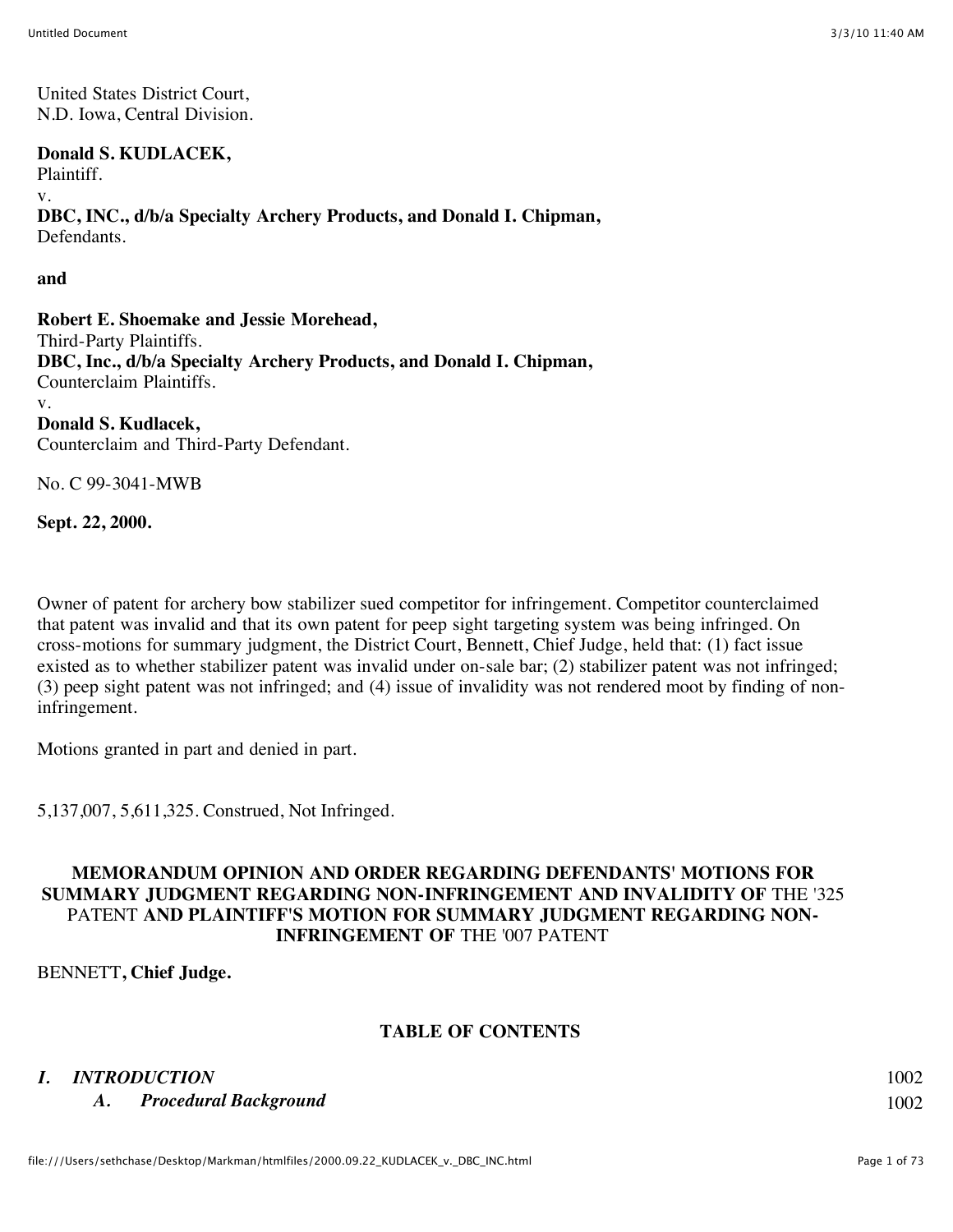United States District Court,
N.D. Iowa, Central Division.

**Donald S. KUDLACEK,**
Plaintiff.
v.
**DBC, INC., d/b/a Specialty Archery Products, and Donald I. Chipman,**
Defendants.

**and**

**Robert E. Shoemake and Jessie Morehead,**
Third-Party Plaintiffs.
**DBC, Inc., d/b/a Specialty Archery Products, and Donald I. Chipman,**
Counterclaim Plaintiffs.
v.
**Donald S. Kudlacek,**
Counterclaim and Third-Party Defendant.

No. C 99-3041-MWB

**Sept. 22, 2000.**

Owner of patent for archery bow stabilizer sued competitor for infringement. Competitor counterclaimed that patent was invalid and that its own patent for peep sight targeting system was being infringed. On cross-motions for summary judgment, the District Court, Bennett, Chief Judge, held that: (1) fact issue existed as to whether stabilizer patent was invalid under on-sale bar; (2) stabilizer patent was not infringed; (3) peep sight patent was not infringed; and (4) issue of invalidity was not rendered moot by finding of non-infringement.

Motions granted in part and denied in part.

5,137,007, 5,611,325. Construed, Not Infringed.

**MEMORANDUM OPINION AND ORDER REGARDING DEFENDANTS' MOTIONS FOR SUMMARY JUDGMENT REGARDING NON-INFRINGEMENT AND INVALIDITY OF** THE '325 PATENT **AND PLAINTIFF'S MOTION FOR SUMMARY JUDGMENT REGARDING NON-INFRINGEMENT OF** THE '007 PATENT

BENNETT**, Chief Judge.**

**TABLE OF CONTENTS**

| | |
|---|---|
| ***I. INTRODUCTION*** | 1002 |
| ***A. Procedural Background*** | 1002 |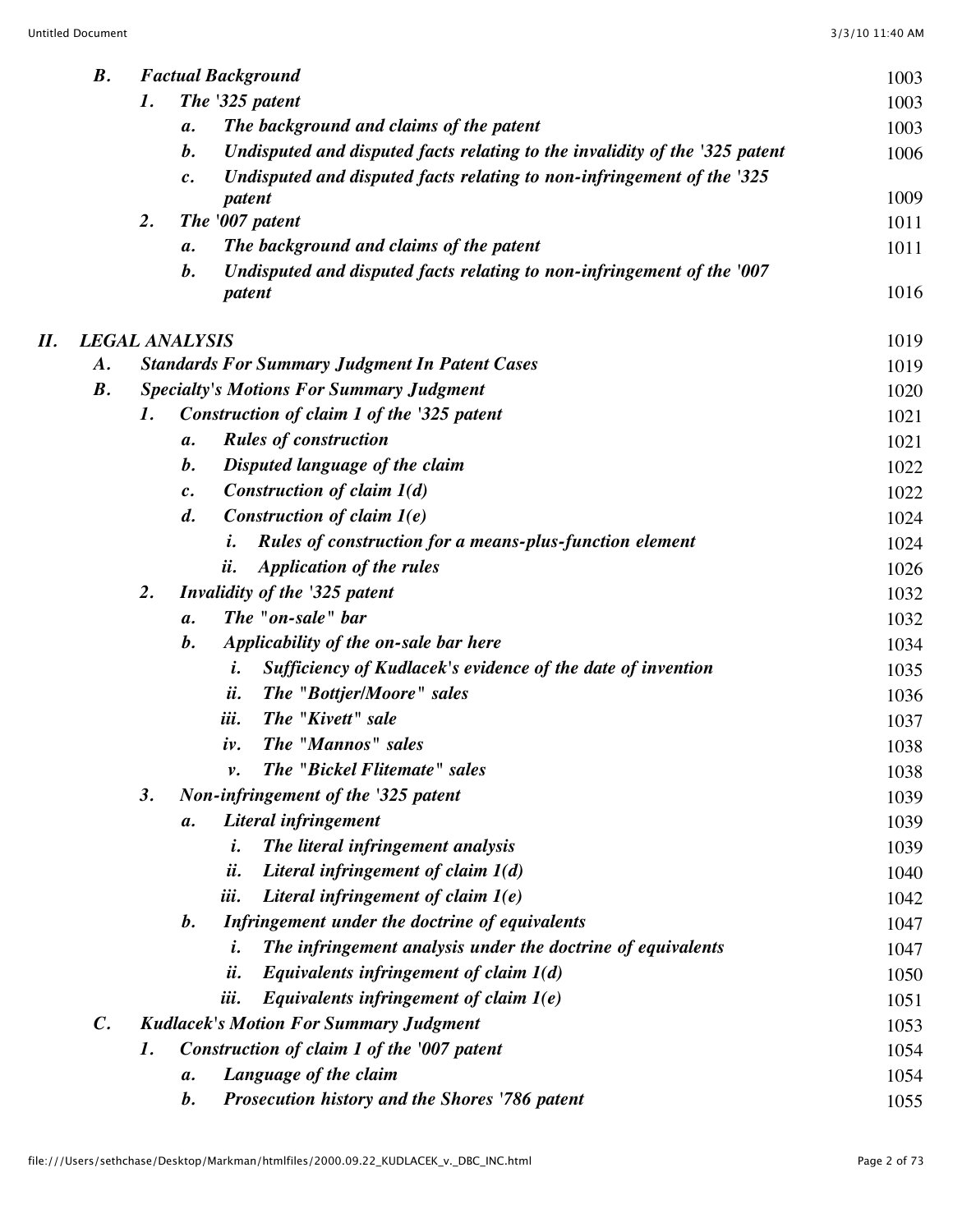- ***B. Factual Background*** 1003
  - ***1. The '325 patent*** 1003
    - ***a. The background and claims of the patent*** 1003
    - ***b. Undisputed and disputed facts relating to the invalidity of the '325 patent*** 1006
    - ***c. Undisputed and disputed facts relating to non-infringement of the '325 patent*** 1009
  - ***2. The '007 patent*** 1011
    - ***a. The background and claims of the patent*** 1011
    - ***b. Undisputed and disputed facts relating to non-infringement of the '007 patent*** 1016

***II. LEGAL ANALYSIS*** 1019

- ***A. Standards For Summary Judgment In Patent Cases*** 1019
- ***B. Specialty's Motions For Summary Judgment*** 1020
  - ***1. Construction of claim 1 of the '325 patent*** 1021
    - ***a. Rules of construction*** 1021
    - ***b. Disputed language of the claim*** 1022
    - ***c. Construction of claim 1(d)*** 1022
    - ***d. Construction of claim 1(e)*** 1024
      - ***i. Rules of construction for a means-plus-function element*** 1024
      - ***ii. Application of the rules*** 1026
  - ***2. Invalidity of the '325 patent*** 1032
    - ***a. The "on-sale" bar*** 1032
    - ***b. Applicability of the on-sale bar here*** 1034
      - ***i. Sufficiency of Kudlacek's evidence of the date of invention*** 1035
      - ***ii. The "Bottjer/Moore" sales*** 1036
      - ***iii. The "Kivett" sale*** 1037
      - ***iv. The "Mannos" sales*** 1038
      - ***v. The "Bickel Flitemate" sales*** 1038
  - ***3. Non-infringement of the '325 patent*** 1039
    - ***a. Literal infringement*** 1039
      - ***i. The literal infringement analysis*** 1039
      - ***ii. Literal infringement of claim 1(d)*** 1040
      - ***iii. Literal infringement of claim 1(e)*** 1042
    - ***b. Infringement under the doctrine of equivalents*** 1047
      - ***i. The infringement analysis under the doctrine of equivalents*** 1047
      - ***ii. Equivalents infringement of claim 1(d)*** 1050
      - ***iii. Equivalents infringement of claim 1(e)*** 1051
- ***C. Kudlacek's Motion For Summary Judgment*** 1053
  - ***1. Construction of claim 1 of the '007 patent*** 1054
    - ***a. Language of the claim*** 1054
    - ***b. Prosecution history and the Shores '786 patent*** 1055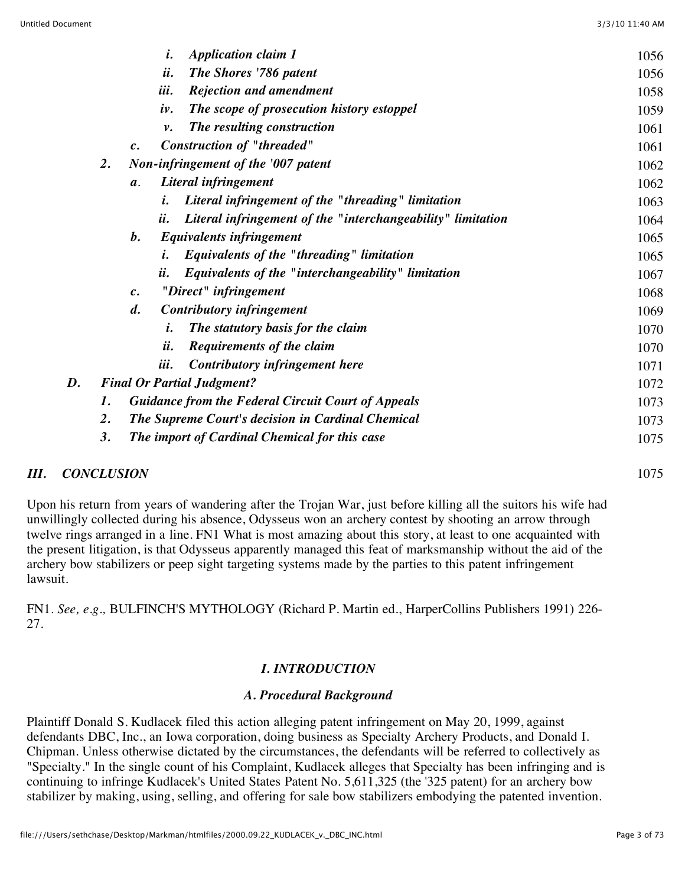| | | | |
|---|---|---|---|
| | *i.* | ***Application claim 1*** | 1056 |
| | *ii.* | ***The Shores '786 patent*** | 1056 |
| | *iii.* | ***Rejection and amendment*** | 1058 |
| | *iv.* | ***The scope of prosecution history estoppel*** | 1059 |
| | *v.* | ***The resulting construction*** | 1061 |
| | *c.* | ***Construction of "threaded"*** | 1061 |
| *2.* | | ***Non-infringement of the '007 patent*** | 1062 |
| | *a.* | ***Literal infringement*** | 1062 |
| | *i.* | ***Literal infringement of the "threading" limitation*** | 1063 |
| | *ii.* | ***Literal infringement of the "interchangeability" limitation*** | 1064 |
| | *b.* | ***Equivalents infringement*** | 1065 |
| | *i.* | ***Equivalents of the "threading" limitation*** | 1065 |
| | *ii.* | ***Equivalents of the "interchangeability" limitation*** | 1067 |
| | *c.* | ***"Direct" infringement*** | 1068 |
| | *d.* | ***Contributory infringement*** | 1069 |
| | *i.* | ***The statutory basis for the claim*** | 1070 |
| | *ii.* | ***Requirements of the claim*** | 1070 |
| | *iii.* | ***Contributory infringement here*** | 1071 |
| *D.* | | ***Final Or Partial Judgment?*** | 1072 |
| *1.* | | ***Guidance from the Federal Circuit Court of Appeals*** | 1073 |
| *2.* | | ***The Supreme Court's decision in Cardinal Chemical*** | 1073 |
| *3.* | | ***The import of Cardinal Chemical for this case*** | 1075 |
| *III.* | | ***CONCLUSION*** | 1075 |

Upon his return from years of wandering after the Trojan War, just before killing all the suitors his wife had unwillingly collected during his absence, Odysseus won an archery contest by shooting an arrow through twelve rings arranged in a line. FN1 What is most amazing about this story, at least to one acquainted with the present litigation, is that Odysseus apparently managed this feat of marksmanship without the aid of the archery bow stabilizers or peep sight targeting systems made by the parties to this patent infringement lawsuit.

FN1. *See, e.g.,* BULFINCH'S MYTHOLOGY (Richard P. Martin ed., HarperCollins Publishers 1991) 226-27.

## *I. INTRODUCTION*

### *A. Procedural Background*

Plaintiff Donald S. Kudlacek filed this action alleging patent infringement on May 20, 1999, against defendants DBC, Inc., an Iowa corporation, doing business as Specialty Archery Products, and Donald I. Chipman. Unless otherwise dictated by the circumstances, the defendants will be referred to collectively as "Specialty." In the single count of his Complaint, Kudlacek alleges that Specialty has been infringing and is continuing to infringe Kudlacek's United States Patent No. 5,611,325 (the '325 patent) for an archery bow stabilizer by making, using, selling, and offering for sale bow stabilizers embodying the patented invention.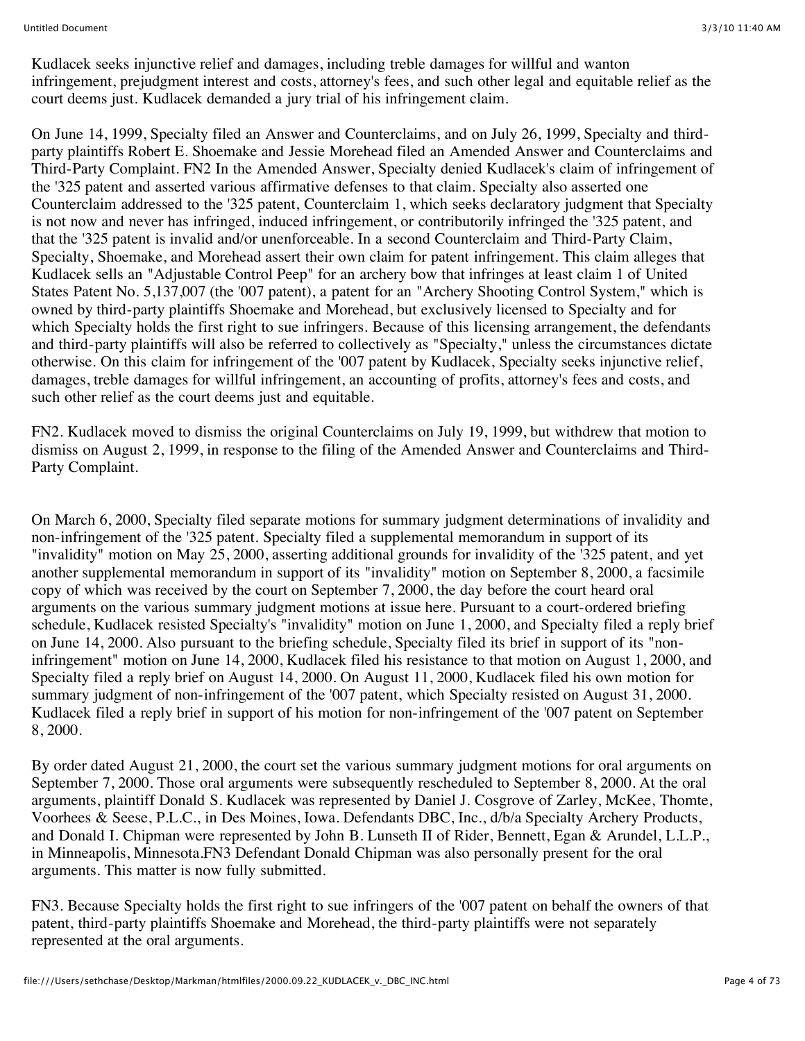Kudlacek seeks injunctive relief and damages, including treble damages for willful and wanton infringement, prejudgment interest and costs, attorney's fees, and such other legal and equitable relief as the court deems just. Kudlacek demanded a jury trial of his infringement claim.

On June 14, 1999, Specialty filed an Answer and Counterclaims, and on July 26, 1999, Specialty and third-party plaintiffs Robert E. Shoemake and Jessie Morehead filed an Amended Answer and Counterclaims and Third-Party Complaint. FN2 In the Amended Answer, Specialty denied Kudlacek's claim of infringement of the '325 patent and asserted various affirmative defenses to that claim. Specialty also asserted one Counterclaim addressed to the '325 patent, Counterclaim 1, which seeks declaratory judgment that Specialty is not now and never has infringed, induced infringement, or contributorily infringed the '325 patent, and that the '325 patent is invalid and/or unenforceable. In a second Counterclaim and Third-Party Claim, Specialty, Shoemake, and Morehead assert their own claim for patent infringement. This claim alleges that Kudlacek sells an "Adjustable Control Peep" for an archery bow that infringes at least claim 1 of United States Patent No. 5,137,007 (the '007 patent), a patent for an "Archery Shooting Control System," which is owned by third-party plaintiffs Shoemake and Morehead, but exclusively licensed to Specialty and for which Specialty holds the first right to sue infringers. Because of this licensing arrangement, the defendants and third-party plaintiffs will also be referred to collectively as "Specialty," unless the circumstances dictate otherwise. On this claim for infringement of the '007 patent by Kudlacek, Specialty seeks injunctive relief, damages, treble damages for willful infringement, an accounting of profits, attorney's fees and costs, and such other relief as the court deems just and equitable.

FN2. Kudlacek moved to dismiss the original Counterclaims on July 19, 1999, but withdrew that motion to dismiss on August 2, 1999, in response to the filing of the Amended Answer and Counterclaims and Third-Party Complaint.

On March 6, 2000, Specialty filed separate motions for summary judgment determinations of invalidity and non-infringement of the '325 patent. Specialty filed a supplemental memorandum in support of its "invalidity" motion on May 25, 2000, asserting additional grounds for invalidity of the '325 patent, and yet another supplemental memorandum in support of its "invalidity" motion on September 8, 2000, a facsimile copy of which was received by the court on September 7, 2000, the day before the court heard oral arguments on the various summary judgment motions at issue here. Pursuant to a court-ordered briefing schedule, Kudlacek resisted Specialty's "invalidity" motion on June 1, 2000, and Specialty filed a reply brief on June 14, 2000. Also pursuant to the briefing schedule, Specialty filed its brief in support of its "non-infringement" motion on June 14, 2000, Kudlacek filed his resistance to that motion on August 1, 2000, and Specialty filed a reply brief on August 14, 2000. On August 11, 2000, Kudlacek filed his own motion for summary judgment of non-infringement of the '007 patent, which Specialty resisted on August 31, 2000. Kudlacek filed a reply brief in support of his motion for non-infringement of the '007 patent on September 8, 2000.

By order dated August 21, 2000, the court set the various summary judgment motions for oral arguments on September 7, 2000. Those oral arguments were subsequently rescheduled to September 8, 2000. At the oral arguments, plaintiff Donald S. Kudlacek was represented by Daniel J. Cosgrove of Zarley, McKee, Thomte, Voorhees & Seese, P.L.C., in Des Moines, Iowa. Defendants DBC, Inc., d/b/a Specialty Archery Products, and Donald I. Chipman were represented by John B. Lunseth II of Rider, Bennett, Egan & Arundel, L.L.P., in Minneapolis, Minnesota.FN3 Defendant Donald Chipman was also personally present for the oral arguments. This matter is now fully submitted.

FN3. Because Specialty holds the first right to sue infringers of the '007 patent on behalf the owners of that patent, third-party plaintiffs Shoemake and Morehead, the third-party plaintiffs were not separately represented at the oral arguments.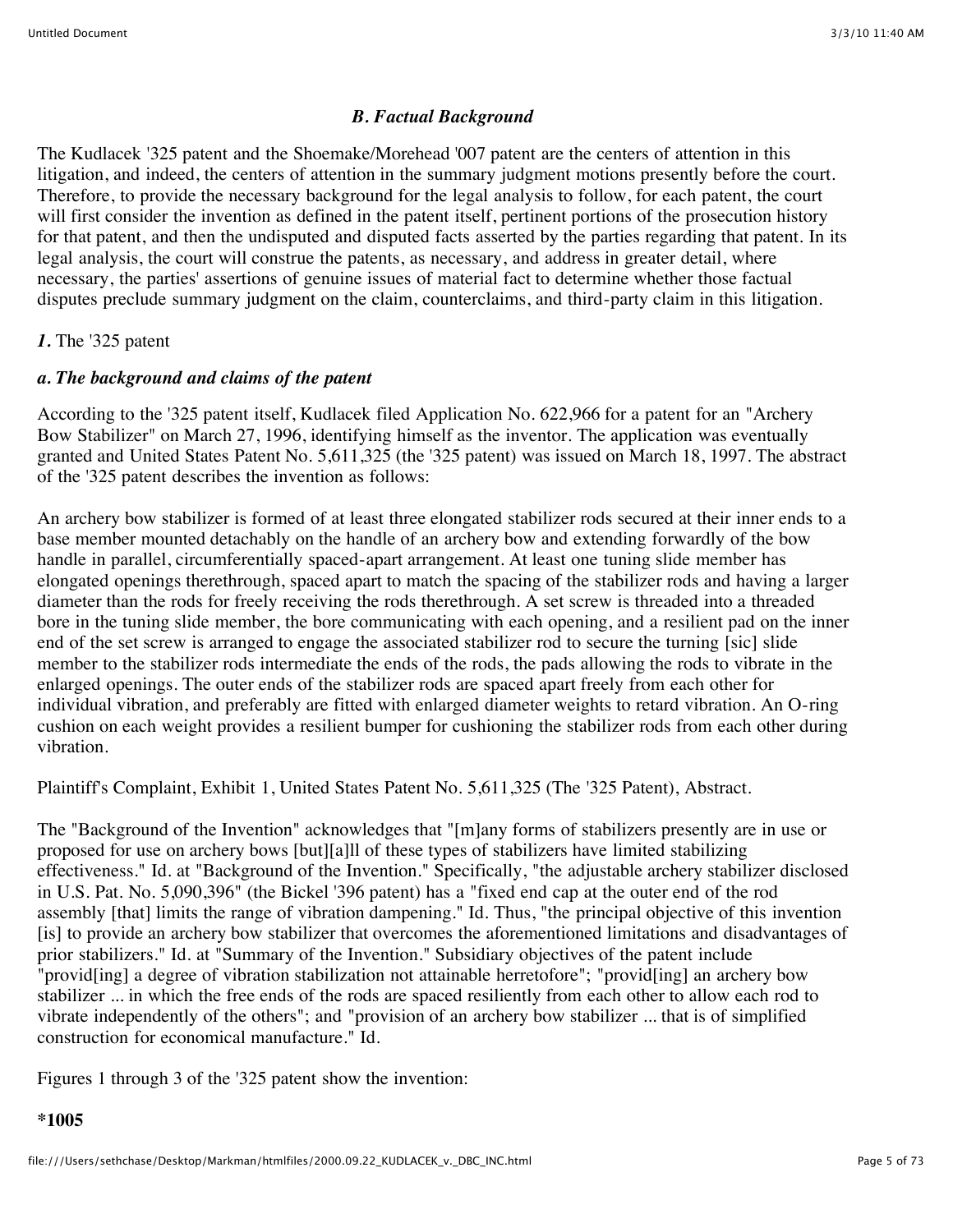### *B. Factual Background*

The Kudlacek '325 patent and the Shoemake/Morehead '007 patent are the centers of attention in this litigation, and indeed, the centers of attention in the summary judgment motions presently before the court. Therefore, to provide the necessary background for the legal analysis to follow, for each patent, the court will first consider the invention as defined in the patent itself, pertinent portions of the prosecution history for that patent, and then the undisputed and disputed facts asserted by the parties regarding that patent. In its legal analysis, the court will construe the patents, as necessary, and address in greater detail, where necessary, the parties' assertions of genuine issues of material fact to determine whether those factual disputes preclude summary judgment on the claim, counterclaims, and third-party claim in this litigation.

*1.* The '325 patent

#### *a. The background and claims of the patent*

According to the '325 patent itself, Kudlacek filed Application No. 622,966 for a patent for an "Archery Bow Stabilizer" on March 27, 1996, identifying himself as the inventor. The application was eventually granted and United States Patent No. 5,611,325 (the '325 patent) was issued on March 18, 1997. The abstract of the '325 patent describes the invention as follows:

An archery bow stabilizer is formed of at least three elongated stabilizer rods secured at their inner ends to a base member mounted detachably on the handle of an archery bow and extending forwardly of the bow handle in parallel, circumferentially spaced-apart arrangement. At least one tuning slide member has elongated openings therethrough, spaced apart to match the spacing of the stabilizer rods and having a larger diameter than the rods for freely receiving the rods therethrough. A set screw is threaded into a threaded bore in the tuning slide member, the bore communicating with each opening, and a resilient pad on the inner end of the set screw is arranged to engage the associated stabilizer rod to secure the turning [sic] slide member to the stabilizer rods intermediate the ends of the rods, the pads allowing the rods to vibrate in the enlarged openings. The outer ends of the stabilizer rods are spaced apart freely from each other for individual vibration, and preferably are fitted with enlarged diameter weights to retard vibration. An O-ring cushion on each weight provides a resilient bumper for cushioning the stabilizer rods from each other during vibration.

Plaintiff's Complaint, Exhibit 1, United States Patent No. 5,611,325 (The '325 Patent), Abstract.

The "Background of the Invention" acknowledges that "[m]any forms of stabilizers presently are in use or proposed for use on archery bows [but][a]ll of these types of stabilizers have limited stabilizing effectiveness." Id. at "Background of the Invention." Specifically, "the adjustable archery stabilizer disclosed in U.S. Pat. No. 5,090,396" (the Bickel '396 patent) has a "fixed end cap at the outer end of the rod assembly [that] limits the range of vibration dampening." Id. Thus, "the principal objective of this invention [is] to provide an archery bow stabilizer that overcomes the aforementioned limitations and disadvantages of prior stabilizers." Id. at "Summary of the Invention." Subsidiary objectives of the patent include "provid[ing] a degree of vibration stabilization not attainable herretofore"; "provid[ing] an archery bow stabilizer ... in which the free ends of the rods are spaced resiliently from each other to allow each rod to vibrate independently of the others"; and "provision of an archery bow stabilizer ... that is of simplified construction for economical manufacture." Id.

Figures 1 through 3 of the '325 patent show the invention:

**\*1005**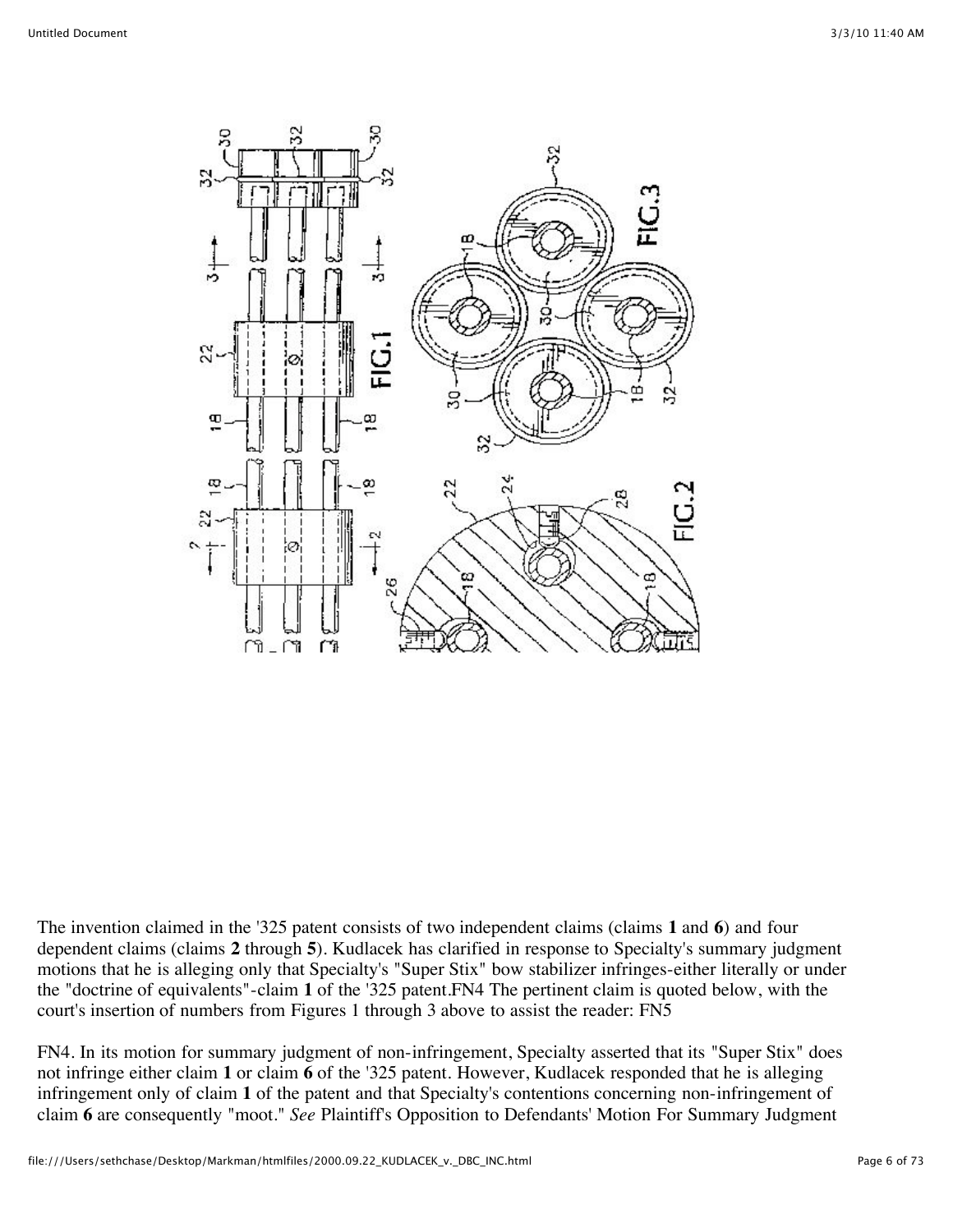The invention claimed in the '325 patent consists of two independent claims (claims **1** and **6**) and four dependent claims (claims **2** through **5**). Kudlacek has clarified in response to Specialty's summary judgment motions that he is alleging only that Specialty's "Super Stix" bow stabilizer infringes-either literally or under the "doctrine of equivalents"-claim **1** of the '325 patent.FN4 The pertinent claim is quoted below, with the court's insertion of numbers from Figures 1 through 3 above to assist the reader: FN5

FN4. In its motion for summary judgment of non-infringement, Specialty asserted that its "Super Stix" does not infringe either claim **1** or claim **6** of the '325 patent. However, Kudlacek responded that he is alleging infringement only of claim **1** of the patent and that Specialty's contentions concerning non-infringement of claim **6** are consequently "moot." *See* Plaintiff's Opposition to Defendants' Motion For Summary Judgment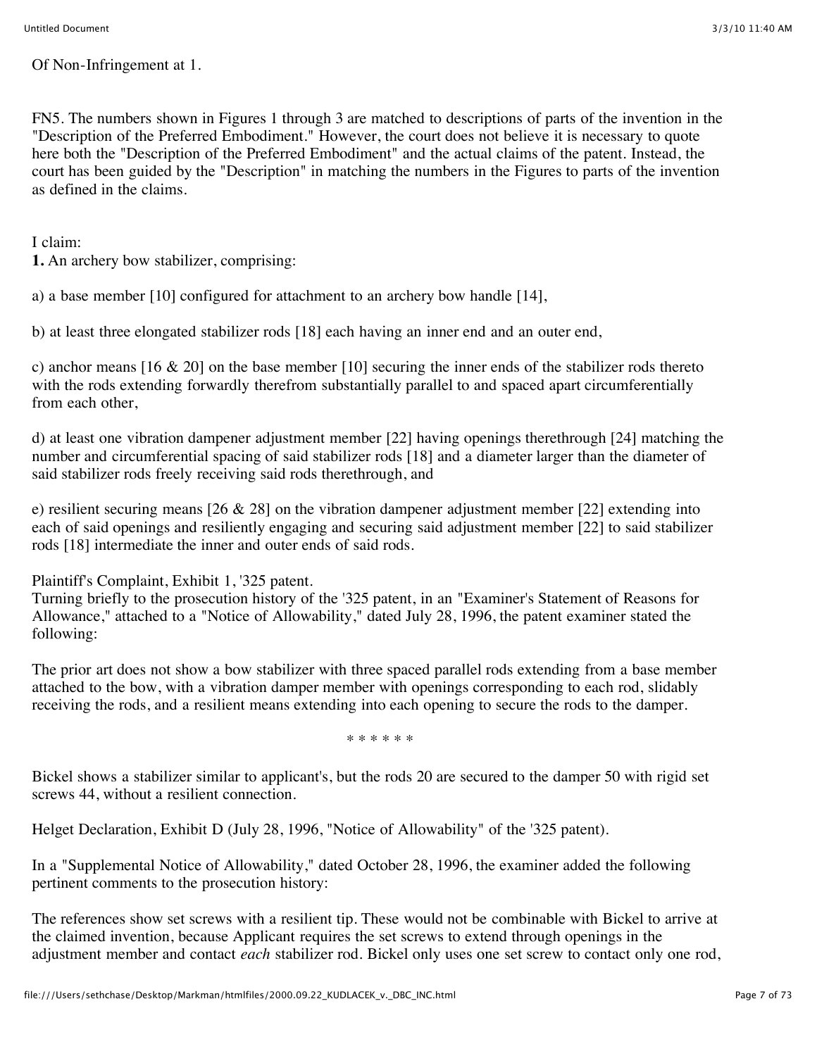Of Non-Infringement at 1.

FN5. The numbers shown in Figures 1 through 3 are matched to descriptions of parts of the invention in the "Description of the Preferred Embodiment." However, the court does not believe it is necessary to quote here both the "Description of the Preferred Embodiment" and the actual claims of the patent. Instead, the court has been guided by the "Description" in matching the numbers in the Figures to parts of the invention as defined in the claims.

I claim:
**1.** An archery bow stabilizer, comprising:

a) a base member [10] configured for attachment to an archery bow handle [14],

b) at least three elongated stabilizer rods [18] each having an inner end and an outer end,

c) anchor means [16 & 20] on the base member [10] securing the inner ends of the stabilizer rods thereto with the rods extending forwardly therefrom substantially parallel to and spaced apart circumferentially from each other,

d) at least one vibration dampener adjustment member [22] having openings therethrough [24] matching the number and circumferential spacing of said stabilizer rods [18] and a diameter larger than the diameter of said stabilizer rods freely receiving said rods therethrough, and

e) resilient securing means [26 & 28] on the vibration dampener adjustment member [22] extending into each of said openings and resiliently engaging and securing said adjustment member [22] to said stabilizer rods [18] intermediate the inner and outer ends of said rods.

Plaintiff's Complaint, Exhibit 1, '325 patent.
Turning briefly to the prosecution history of the '325 patent, in an "Examiner's Statement of Reasons for Allowance," attached to a "Notice of Allowability," dated July 28, 1996, the patent examiner stated the following:

The prior art does not show a bow stabilizer with three spaced parallel rods extending from a base member attached to the bow, with a vibration damper member with openings corresponding to each rod, slidably receiving the rods, and a resilient means extending into each opening to secure the rods to the damper.

\* \* \* \* \* \*

Bickel shows a stabilizer similar to applicant's, but the rods 20 are secured to the damper 50 with rigid set screws 44, without a resilient connection.

Helget Declaration, Exhibit D (July 28, 1996, "Notice of Allowability" of the '325 patent).

In a "Supplemental Notice of Allowability," dated October 28, 1996, the examiner added the following pertinent comments to the prosecution history:

The references show set screws with a resilient tip. These would not be combinable with Bickel to arrive at the claimed invention, because Applicant requires the set screws to extend through openings in the adjustment member and contact *each* stabilizer rod. Bickel only uses one set screw to contact only one rod,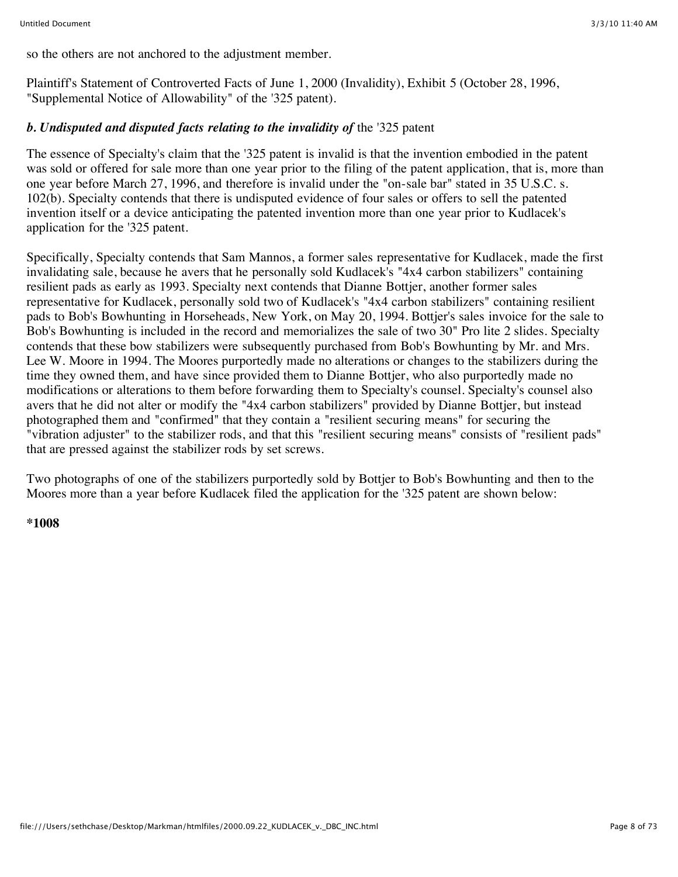so the others are not anchored to the adjustment member.

Plaintiff's Statement of Controverted Facts of June 1, 2000 (Invalidity), Exhibit 5 (October 28, 1996, "Supplemental Notice of Allowability" of the '325 patent).

***b. Undisputed and disputed facts relating to the invalidity of*** the '325 patent

The essence of Specialty's claim that the '325 patent is invalid is that the invention embodied in the patent was sold or offered for sale more than one year prior to the filing of the patent application, that is, more than one year before March 27, 1996, and therefore is invalid under the "on-sale bar" stated in 35 U.S.C. s. 102(b). Specialty contends that there is undisputed evidence of four sales or offers to sell the patented invention itself or a device anticipating the patented invention more than one year prior to Kudlacek's application for the '325 patent.

Specifically, Specialty contends that Sam Mannos, a former sales representative for Kudlacek, made the first invalidating sale, because he avers that he personally sold Kudlacek's "4x4 carbon stabilizers" containing resilient pads as early as 1993. Specialty next contends that Dianne Bottjer, another former sales representative for Kudlacek, personally sold two of Kudlacek's "4x4 carbon stabilizers" containing resilient pads to Bob's Bowhunting in Horseheads, New York, on May 20, 1994. Bottjer's sales invoice for the sale to Bob's Bowhunting is included in the record and memorializes the sale of two 30" Pro lite 2 slides. Specialty contends that these bow stabilizers were subsequently purchased from Bob's Bowhunting by Mr. and Mrs. Lee W. Moore in 1994. The Moores purportedly made no alterations or changes to the stabilizers during the time they owned them, and have since provided them to Dianne Bottjer, who also purportedly made no modifications or alterations to them before forwarding them to Specialty's counsel. Specialty's counsel also avers that he did not alter or modify the "4x4 carbon stabilizers" provided by Dianne Bottjer, but instead photographed them and "confirmed" that they contain a "resilient securing means" for securing the "vibration adjuster" to the stabilizer rods, and that this "resilient securing means" consists of "resilient pads" that are pressed against the stabilizer rods by set screws.

Two photographs of one of the stabilizers purportedly sold by Bottjer to Bob's Bowhunting and then to the Moores more than a year before Kudlacek filed the application for the '325 patent are shown below:

**\*1008**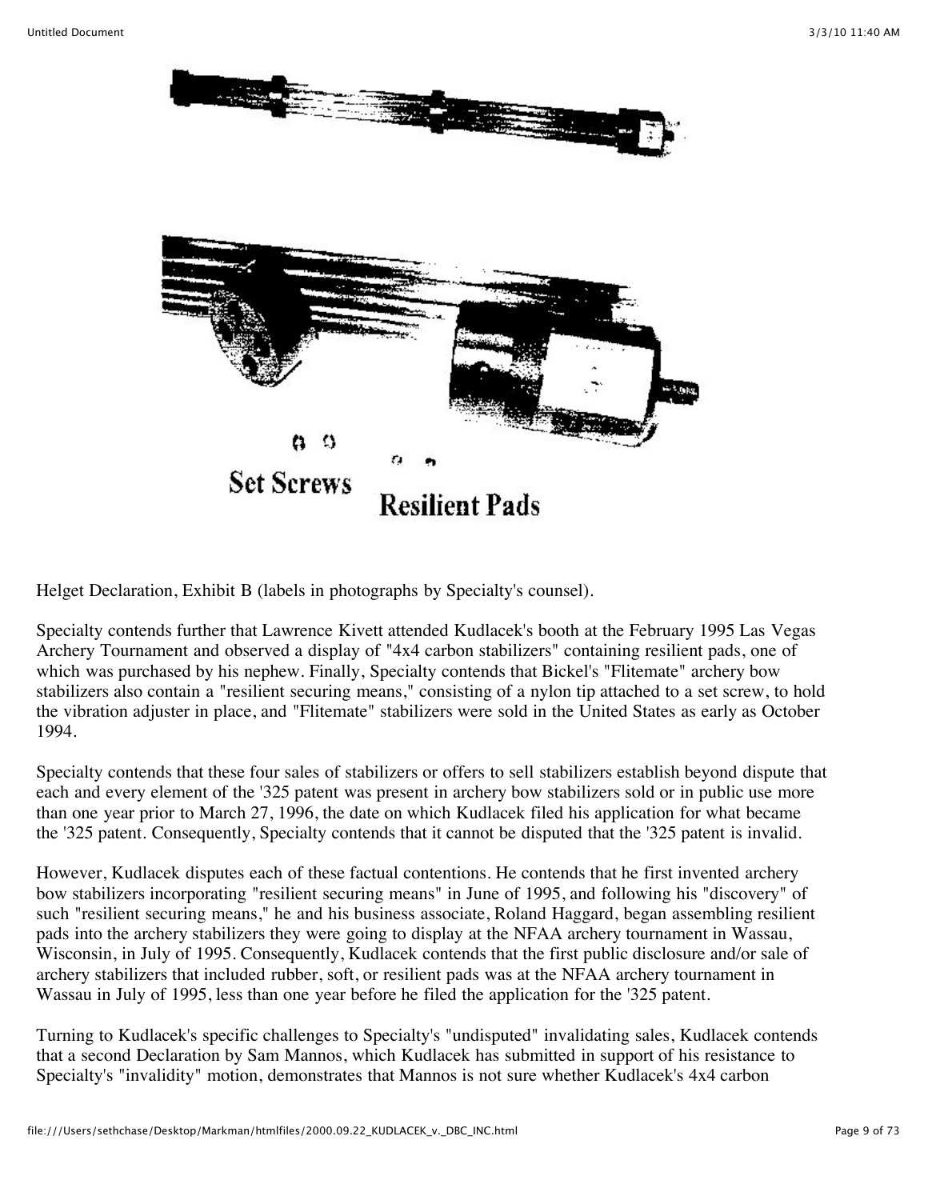Set Screws

Resilient Pads

Helget Declaration, Exhibit B (labels in photographs by Specialty's counsel).

Specialty contends further that Lawrence Kivett attended Kudlacek's booth at the February 1995 Las Vegas Archery Tournament and observed a display of "4x4 carbon stabilizers" containing resilient pads, one of which was purchased by his nephew. Finally, Specialty contends that Bickel's "Flitemate" archery bow stabilizers also contain a "resilient securing means," consisting of a nylon tip attached to a set screw, to hold the vibration adjuster in place, and "Flitemate" stabilizers were sold in the United States as early as October 1994.

Specialty contends that these four sales of stabilizers or offers to sell stabilizers establish beyond dispute that each and every element of the '325 patent was present in archery bow stabilizers sold or in public use more than one year prior to March 27, 1996, the date on which Kudlacek filed his application for what became the '325 patent. Consequently, Specialty contends that it cannot be disputed that the '325 patent is invalid.

However, Kudlacek disputes each of these factual contentions. He contends that he first invented archery bow stabilizers incorporating "resilient securing means" in June of 1995, and following his "discovery" of such "resilient securing means," he and his business associate, Roland Haggard, began assembling resilient pads into the archery stabilizers they were going to display at the NFAA archery tournament in Wassau, Wisconsin, in July of 1995. Consequently, Kudlacek contends that the first public disclosure and/or sale of archery stabilizers that included rubber, soft, or resilient pads was at the NFAA archery tournament in Wassau in July of 1995, less than one year before he filed the application for the '325 patent.

Turning to Kudlacek's specific challenges to Specialty's "undisputed" invalidating sales, Kudlacek contends that a second Declaration by Sam Mannos, which Kudlacek has submitted in support of his resistance to Specialty's "invalidity" motion, demonstrates that Mannos is not sure whether Kudlacek's 4x4 carbon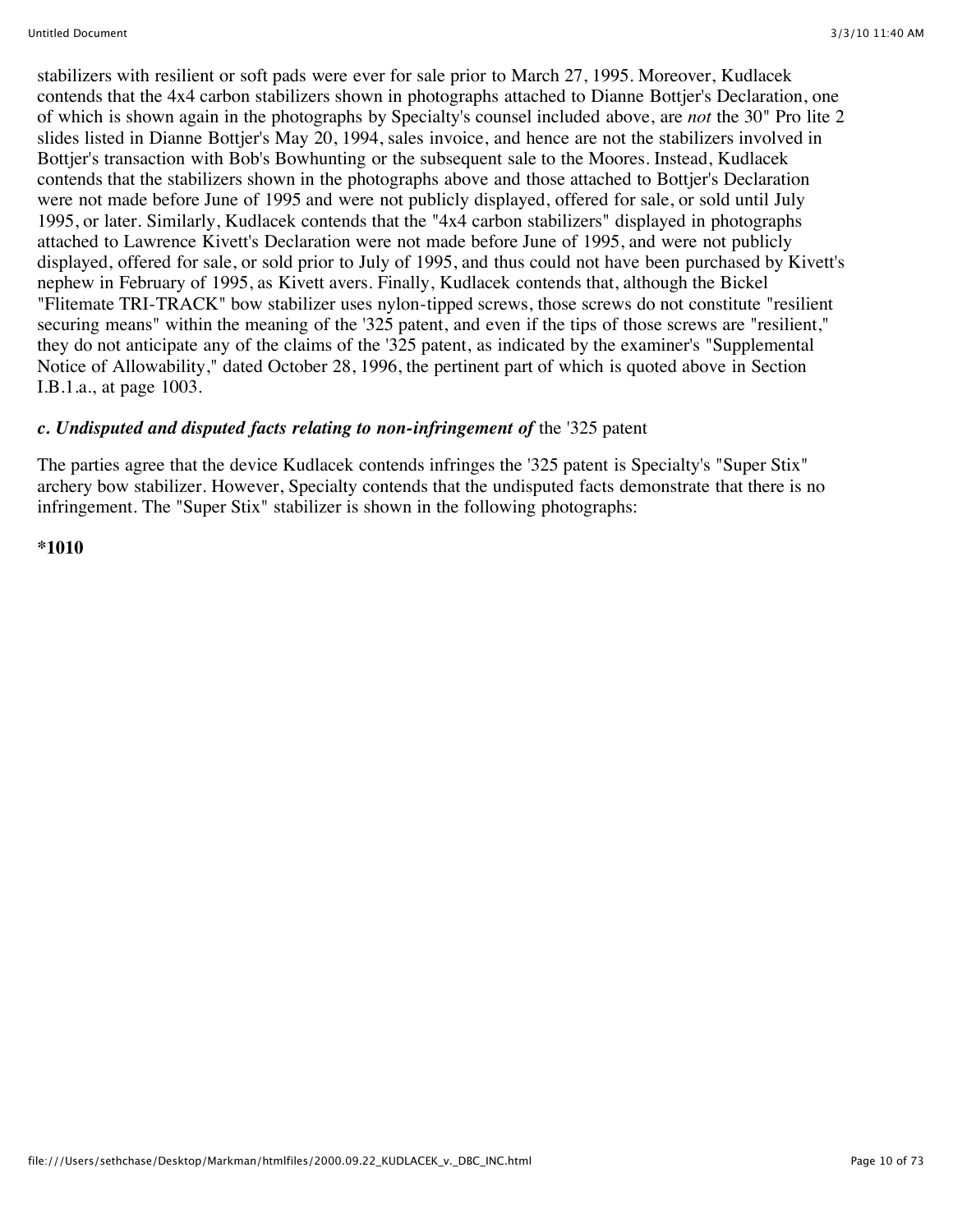stabilizers with resilient or soft pads were ever for sale prior to March 27, 1995. Moreover, Kudlacek contends that the 4x4 carbon stabilizers shown in photographs attached to Dianne Bottjer's Declaration, one of which is shown again in the photographs by Specialty's counsel included above, are *not* the 30" Pro lite 2 slides listed in Dianne Bottjer's May 20, 1994, sales invoice, and hence are not the stabilizers involved in Bottjer's transaction with Bob's Bowhunting or the subsequent sale to the Moores. Instead, Kudlacek contends that the stabilizers shown in the photographs above and those attached to Bottjer's Declaration were not made before June of 1995 and were not publicly displayed, offered for sale, or sold until July 1995, or later. Similarly, Kudlacek contends that the "4x4 carbon stabilizers" displayed in photographs attached to Lawrence Kivett's Declaration were not made before June of 1995, and were not publicly displayed, offered for sale, or sold prior to July of 1995, and thus could not have been purchased by Kivett's nephew in February of 1995, as Kivett avers. Finally, Kudlacek contends that, although the Bickel "Flitemate TRI-TRACK" bow stabilizer uses nylon-tipped screws, those screws do not constitute "resilient securing means" within the meaning of the '325 patent, and even if the tips of those screws are "resilient," they do not anticipate any of the claims of the '325 patent, as indicated by the examiner's "Supplemental Notice of Allowability," dated October 28, 1996, the pertinent part of which is quoted above in Section I.B.1.a., at page 1003.

***c. Undisputed and disputed facts relating to non-infringement of*** the '325 patent

The parties agree that the device Kudlacek contends infringes the '325 patent is Specialty's "Super Stix" archery bow stabilizer. However, Specialty contends that the undisputed facts demonstrate that there is no infringement. The "Super Stix" stabilizer is shown in the following photographs:

**\*1010**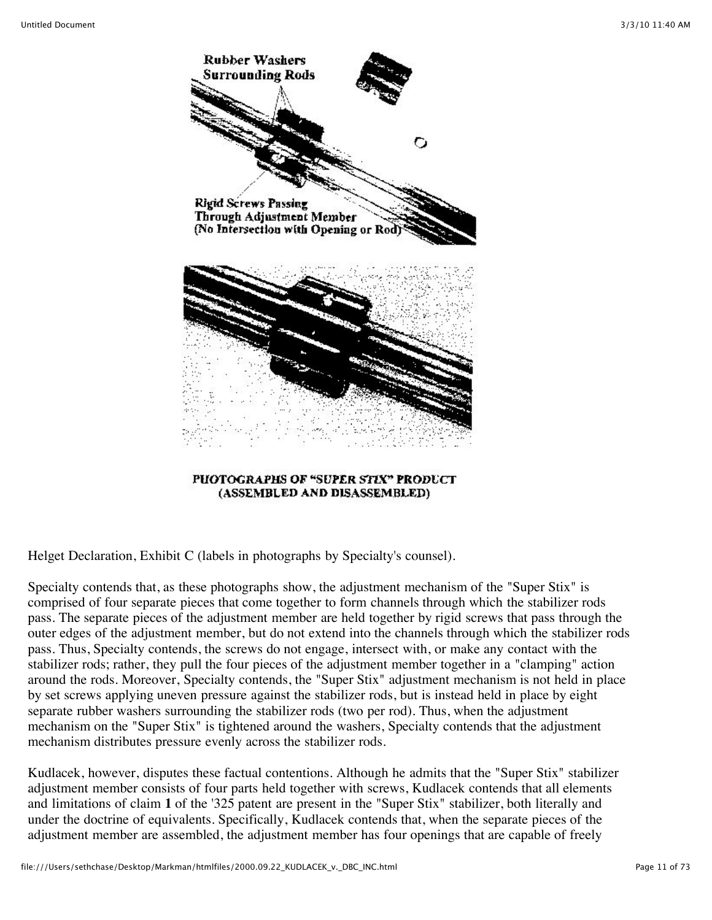Rubber Washers Surrounding Rods

Rigid Screws Passing Through Adjustment Member (No Intersection with Opening or Rod)

PHOTOGRAPHS OF "SUPER STIX" PRODUCT (ASSEMBLED AND DISASSEMBLED)

Helget Declaration, Exhibit C (labels in photographs by Specialty's counsel).

Specialty contends that, as these photographs show, the adjustment mechanism of the "Super Stix" is comprised of four separate pieces that come together to form channels through which the stabilizer rods pass. The separate pieces of the adjustment member are held together by rigid screws that pass through the outer edges of the adjustment member, but do not extend into the channels through which the stabilizer rods pass. Thus, Specialty contends, the screws do not engage, intersect with, or make any contact with the stabilizer rods; rather, they pull the four pieces of the adjustment member together in a "clamping" action around the rods. Moreover, Specialty contends, the "Super Stix" adjustment mechanism is not held in place by set screws applying uneven pressure against the stabilizer rods, but is instead held in place by eight separate rubber washers surrounding the stabilizer rods (two per rod). Thus, when the adjustment mechanism on the "Super Stix" is tightened around the washers, Specialty contends that the adjustment mechanism distributes pressure evenly across the stabilizer rods.

Kudlacek, however, disputes these factual contentions. Although he admits that the "Super Stix" stabilizer adjustment member consists of four parts held together with screws, Kudlacek contends that all elements and limitations of claim **1** of the '325 patent are present in the "Super Stix" stabilizer, both literally and under the doctrine of equivalents. Specifically, Kudlacek contends that, when the separate pieces of the adjustment member are assembled, the adjustment member has four openings that are capable of freely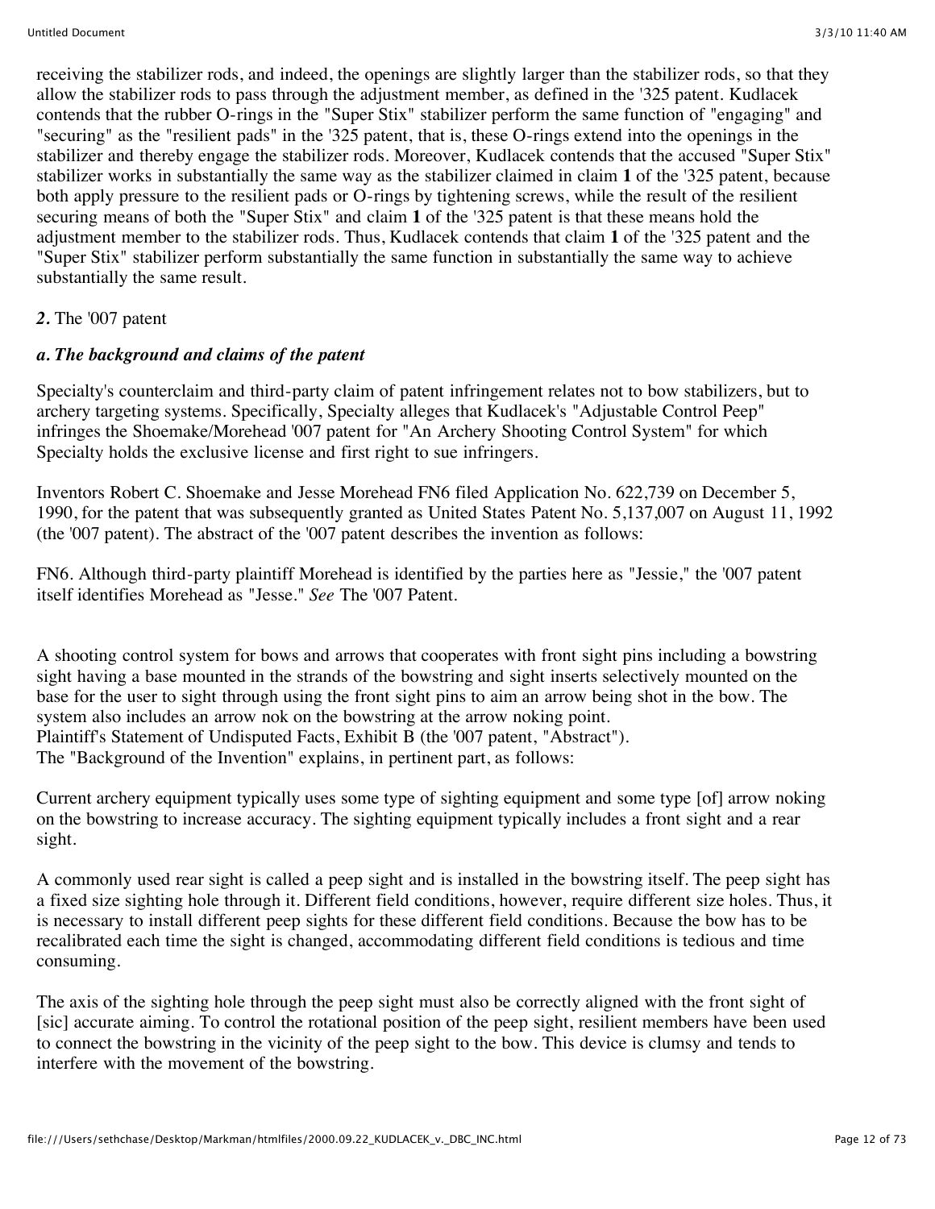receiving the stabilizer rods, and indeed, the openings are slightly larger than the stabilizer rods, so that they allow the stabilizer rods to pass through the adjustment member, as defined in the '325 patent. Kudlacek contends that the rubber O-rings in the "Super Stix" stabilizer perform the same function of "engaging" and "securing" as the "resilient pads" in the '325 patent, that is, these O-rings extend into the openings in the stabilizer and thereby engage the stabilizer rods. Moreover, Kudlacek contends that the accused "Super Stix" stabilizer works in substantially the same way as the stabilizer claimed in claim **1** of the '325 patent, because both apply pressure to the resilient pads or O-rings by tightening screws, while the result of the resilient securing means of both the "Super Stix" and claim **1** of the '325 patent is that these means hold the adjustment member to the stabilizer rods. Thus, Kudlacek contends that claim **1** of the '325 patent and the "Super Stix" stabilizer perform substantially the same function in substantially the same way to achieve substantially the same result.

***2.*** The '007 patent

***a. The background and claims of the patent***

Specialty's counterclaim and third-party claim of patent infringement relates not to bow stabilizers, but to archery targeting systems. Specifically, Specialty alleges that Kudlacek's "Adjustable Control Peep" infringes the Shoemake/Morehead '007 patent for "An Archery Shooting Control System" for which Specialty holds the exclusive license and first right to sue infringers.

Inventors Robert C. Shoemake and Jesse Morehead FN6 filed Application No. 622,739 on December 5, 1990, for the patent that was subsequently granted as United States Patent No. 5,137,007 on August 11, 1992 (the '007 patent). The abstract of the '007 patent describes the invention as follows:

FN6. Although third-party plaintiff Morehead is identified by the parties here as "Jessie," the '007 patent itself identifies Morehead as "Jesse." *See* The '007 Patent.

A shooting control system for bows and arrows that cooperates with front sight pins including a bowstring sight having a base mounted in the strands of the bowstring and sight inserts selectively mounted on the base for the user to sight through using the front sight pins to aim an arrow being shot in the bow. The system also includes an arrow nok on the bowstring at the arrow noking point.
Plaintiff's Statement of Undisputed Facts, Exhibit B (the '007 patent, "Abstract").
The "Background of the Invention" explains, in pertinent part, as follows:

Current archery equipment typically uses some type of sighting equipment and some type [of] arrow noking on the bowstring to increase accuracy. The sighting equipment typically includes a front sight and a rear sight.

A commonly used rear sight is called a peep sight and is installed in the bowstring itself. The peep sight has a fixed size sighting hole through it. Different field conditions, however, require different size holes. Thus, it is necessary to install different peep sights for these different field conditions. Because the bow has to be recalibrated each time the sight is changed, accommodating different field conditions is tedious and time consuming.

The axis of the sighting hole through the peep sight must also be correctly aligned with the front sight of [sic] accurate aiming. To control the rotational position of the peep sight, resilient members have been used to connect the bowstring in the vicinity of the peep sight to the bow. This device is clumsy and tends to interfere with the movement of the bowstring.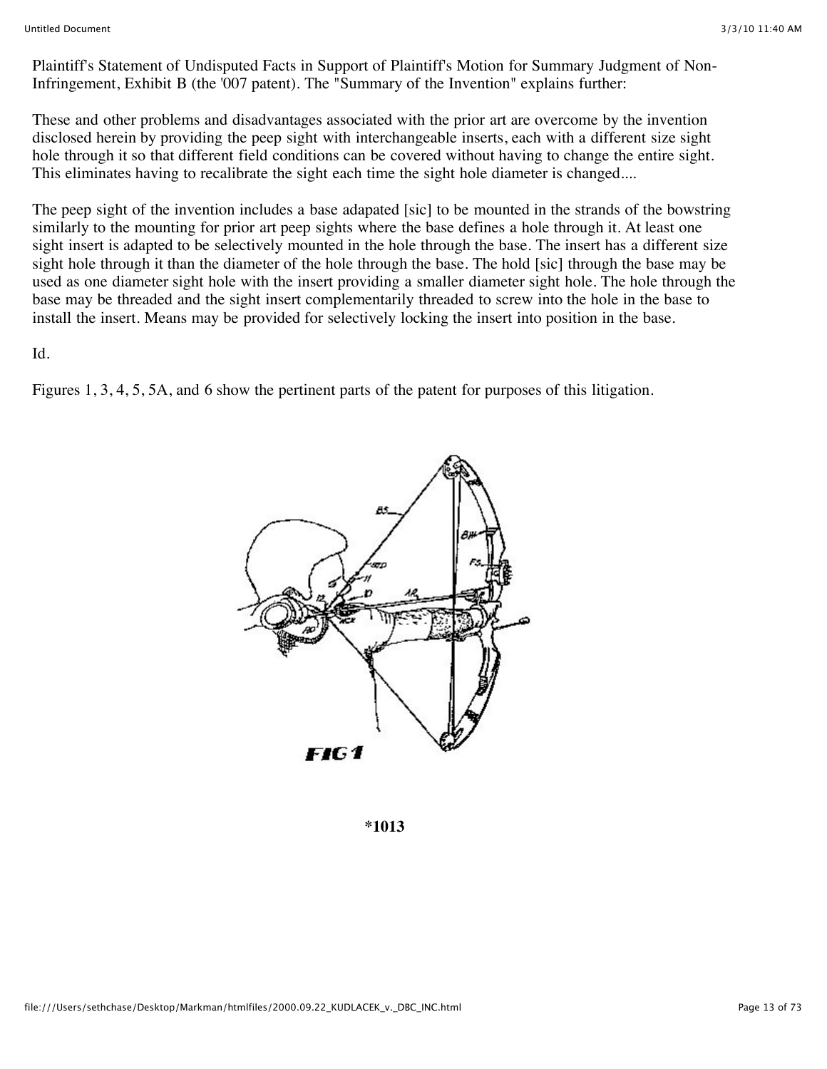Plaintiff's Statement of Undisputed Facts in Support of Plaintiff's Motion for Summary Judgment of Non-Infringement, Exhibit B (the '007 patent). The "Summary of the Invention" explains further:

These and other problems and disadvantages associated with the prior art are overcome by the invention disclosed herein by providing the peep sight with interchangeable inserts, each with a different size sight hole through it so that different field conditions can be covered without having to change the entire sight. This eliminates having to recalibrate the sight each time the sight hole diameter is changed....

The peep sight of the invention includes a base adapated [sic] to be mounted in the strands of the bowstring similarly to the mounting for prior art peep sights where the base defines a hole through it. At least one sight insert is adapted to be selectively mounted in the hole through the base. The insert has a different size sight hole through it than the diameter of the hole through the base. The hold [sic] through the base may be used as one diameter sight hole with the insert providing a smaller diameter sight hole. The hole through the base may be threaded and the sight insert complementarily threaded to screw into the hole in the base to install the insert. Means may be provided for selectively locking the insert into position in the base.

Id.

Figures 1, 3, 4, 5, 5A, and 6 show the pertinent parts of the patent for purposes of this litigation.

FIG 1

*1013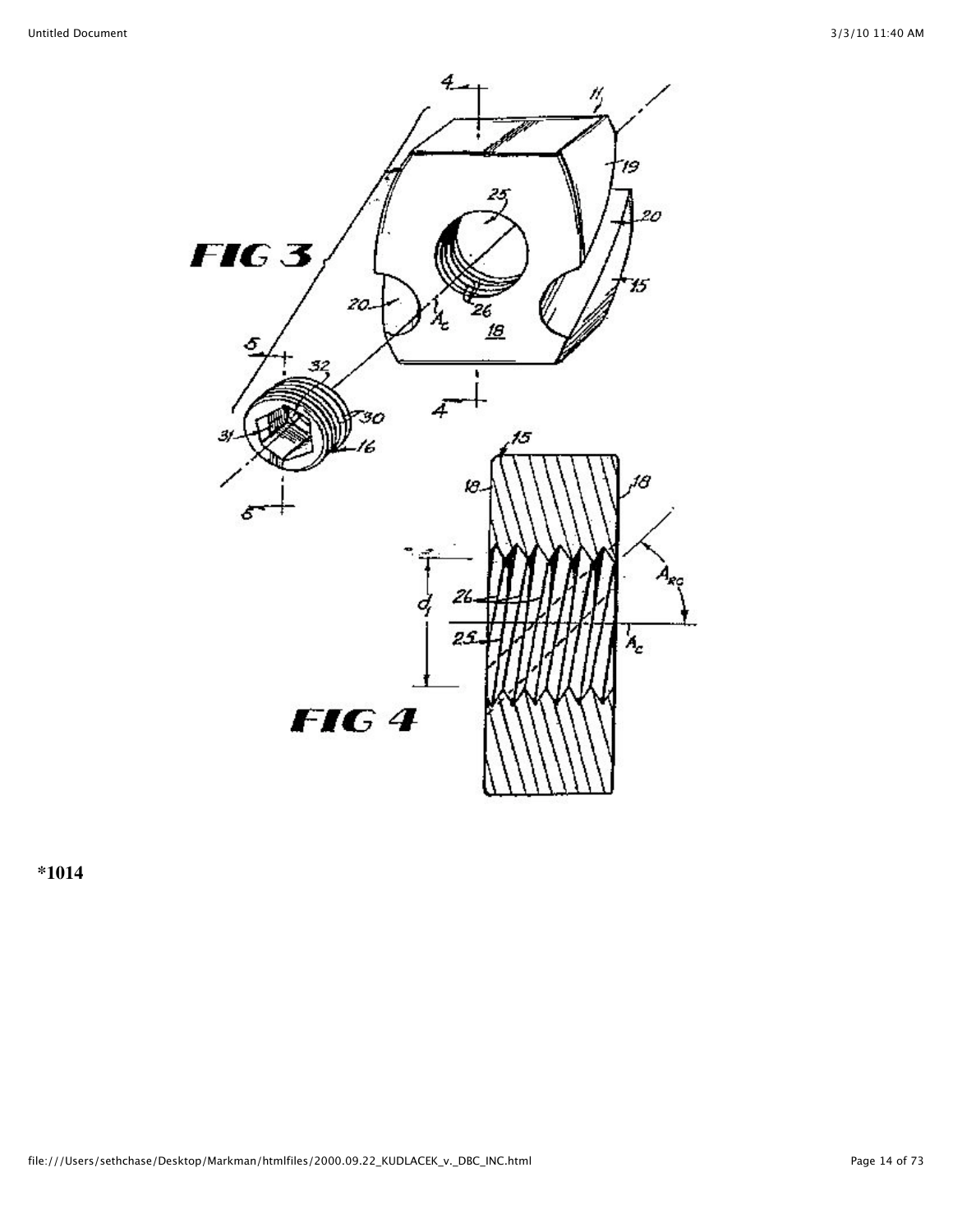*1014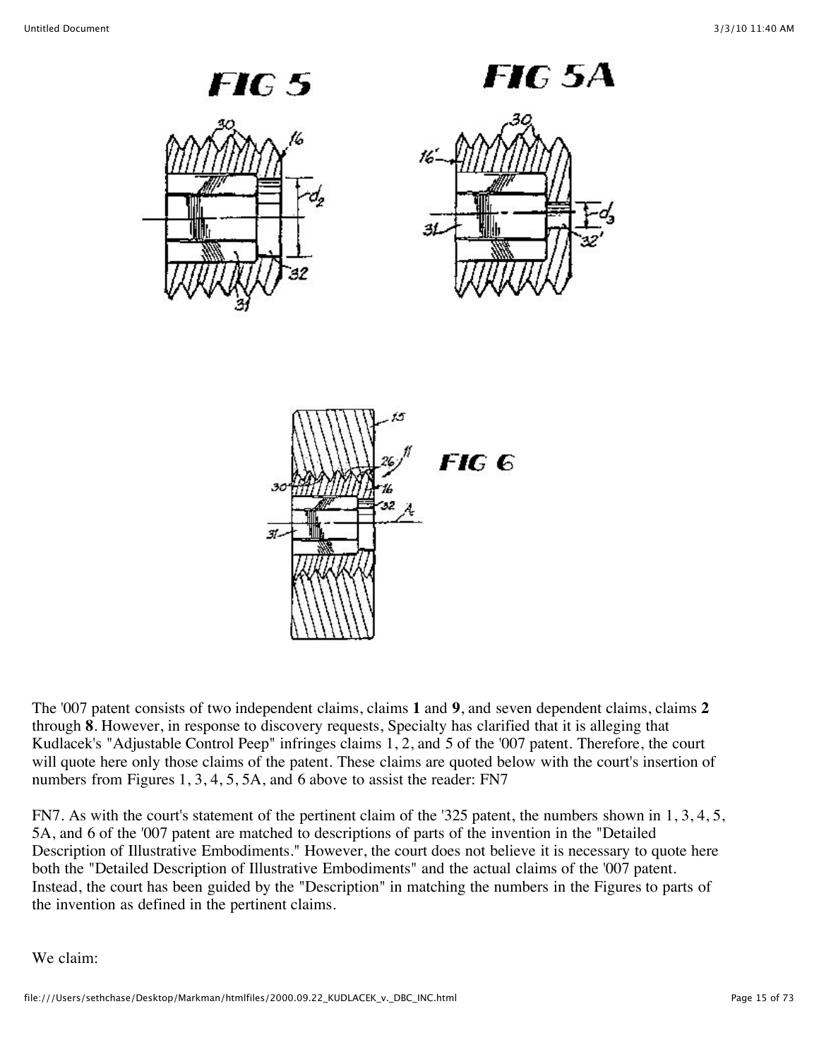The '007 patent consists of two independent claims, claims **1** and **9**, and seven dependent claims, claims **2** through **8**. However, in response to discovery requests, Specialty has clarified that it is alleging that Kudlacek's "Adjustable Control Peep" infringes claims 1, 2, and 5 of the '007 patent. Therefore, the court will quote here only those claims of the patent. These claims are quoted below with the court's insertion of numbers from Figures 1, 3, 4, 5, 5A, and 6 above to assist the reader: FN7

FN7. As with the court's statement of the pertinent claim of the '325 patent, the numbers shown in 1, 3, 4, 5, 5A, and 6 of the '007 are matched to descriptions of parts of the invention in the "Detailed Description of Illustrative Embodiments." However, the court does not believe it is necessary to quote here both the "Detailed Description of Illustrative Embodiments" and the actual claims of the '007 patent. Instead, the court has been guided by the "Description" in matching the numbers in the Figures to parts of the invention as defined in the pertinent claims.

We claim: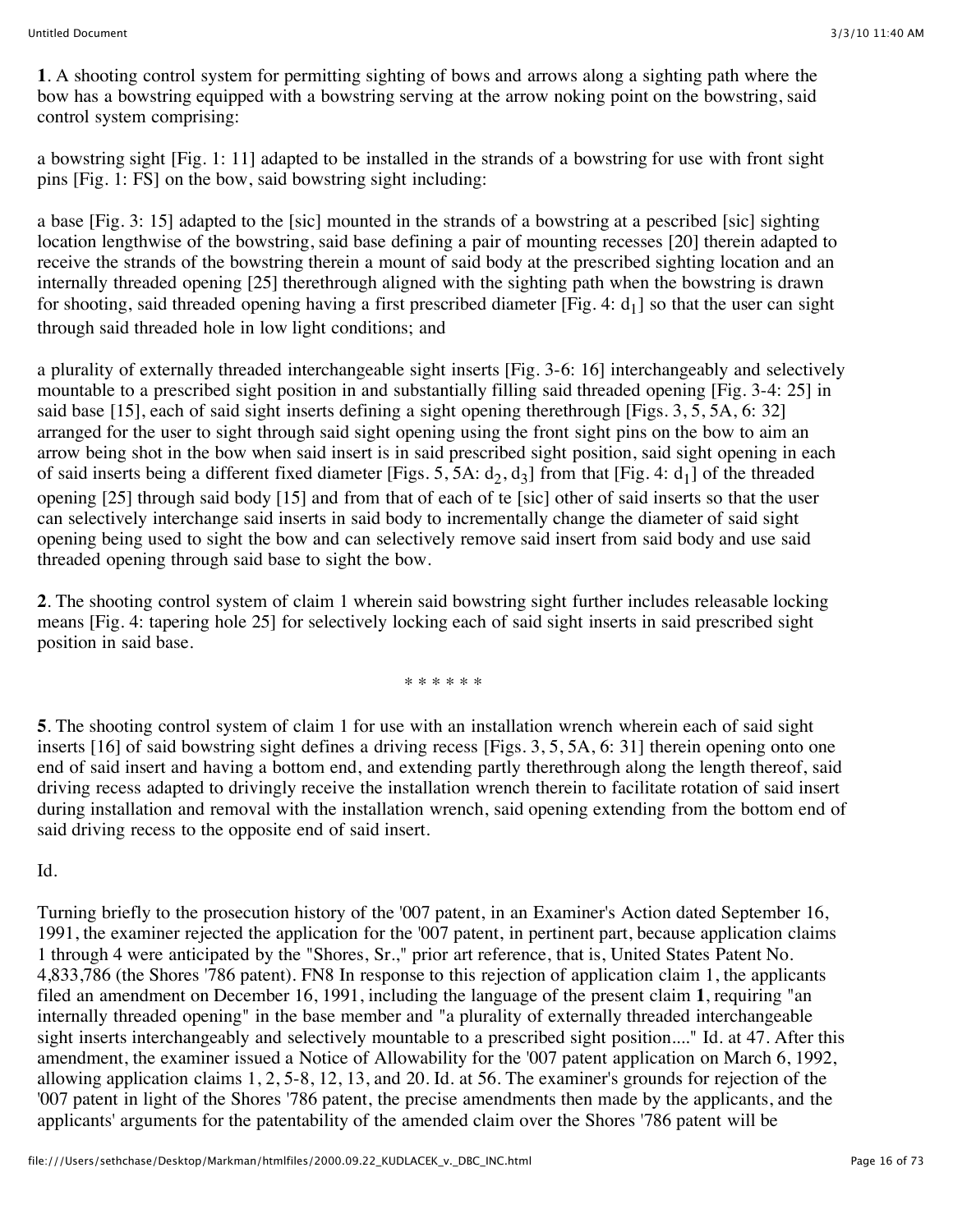**1**. A shooting control system for permitting sighting of bows and arrows along a sighting path where the bow has a bowstring equipped with a bowstring serving at the arrow noking point on the bowstring, said control system comprising:

a bowstring sight [Fig. 1: 11] adapted to be installed in the strands of a bowstring for use with front sight pins [Fig. 1: FS] on the bow, said bowstring sight including:

a base [Fig. 3: 15] adapted to the [sic] mounted in the strands of a bowstring at a pescribed [sic] sighting location lengthwise of the bowstring, said base defining a pair of mounting recesses [20] therein adapted to receive the strands of the bowstring therein a mount of said body at the prescribed sighting location and an internally threaded opening [25] therethrough aligned with the sighting path when the bowstring is drawn for shooting, said threaded opening having a first prescribed diameter [Fig. 4: $d_1$] so that the user can sight through said threaded hole in low light conditions; and

a plurality of externally threaded interchangeable sight inserts [Fig. 3-6: 16] interchangeably and selectively mountable to a prescribed sight position in and substantially filling said threaded opening [Fig. 3-4: 25] in said base [15], each of said sight inserts defining a sight opening therethrough [Figs. 3, 5, 5A, 6: 32] arranged for the user to sight through said sight opening using the front sight pins on the bow to aim an arrow being shot in the bow when said insert is in said prescribed sight position, said sight opening in each of said inserts being a different fixed diameter [Figs. 5, 5A: $d_2$, $d_3$] from that [Fig. 4: $d_1$] of the threaded opening [25] through said body [15] and from that of each of te [sic] other of said inserts so that the user can selectively interchange said inserts in said body to incrementally change the diameter of said sight opening being used to sight the bow and can selectively remove said insert from said body and use said threaded opening through said base to sight the bow.

**2**. The shooting control system of claim 1 wherein said bowstring sight further includes releasable locking means [Fig. 4: tapering hole 25] for selectively locking each of said sight inserts in said prescribed sight position in said base.

\* \* \* \* \* \*

**5**. The shooting control system of claim 1 for use with an installation wrench wherein each of said sight inserts [16] of said bowstring sight defines a driving recess [Figs. 3, 5, 5A, 6: 31] therein opening onto one end of said insert and having a bottom end, and extending partly therethrough along the length thereof, said driving recess adapted to drivingly receive the installation wrench therein to facilitate rotation of said insert during installation and removal with the installation wrench, said opening extending from the bottom end of said driving recess to the opposite end of said insert.

Id.

Turning briefly to the prosecution history of the '007 patent, in an Examiner's Action dated September 16, 1991, the examiner rejected the application for the '007 patent, in pertinent part, because application claims 1 through 4 were anticipated by the "Shores, Sr.," prior art reference, that is, United States Patent No. 4,833,786 (the Shores '786 patent). FN8 In response to this rejection of application claim 1, the applicants filed an amendment on December 16, 1991, including the language of the present claim **1**, requiring "an internally threaded opening" in the base member and "a plurality of externally threaded interchangeable sight inserts interchangeably and selectively mountable to a prescribed sight position...." Id. at 47. After this amendment, the examiner issued a Notice of Allowability for the '007 patent application on March 6, 1992, allowing application claims 1, 2, 5-8, 12, 13, and 20. Id. at 56. The examiner's grounds for rejection of the '007 patent in light of the Shores '786 patent, the precise amendments then made by the applicants, and the applicants' arguments for the patentability of the amended claim over the Shores '786 patent will be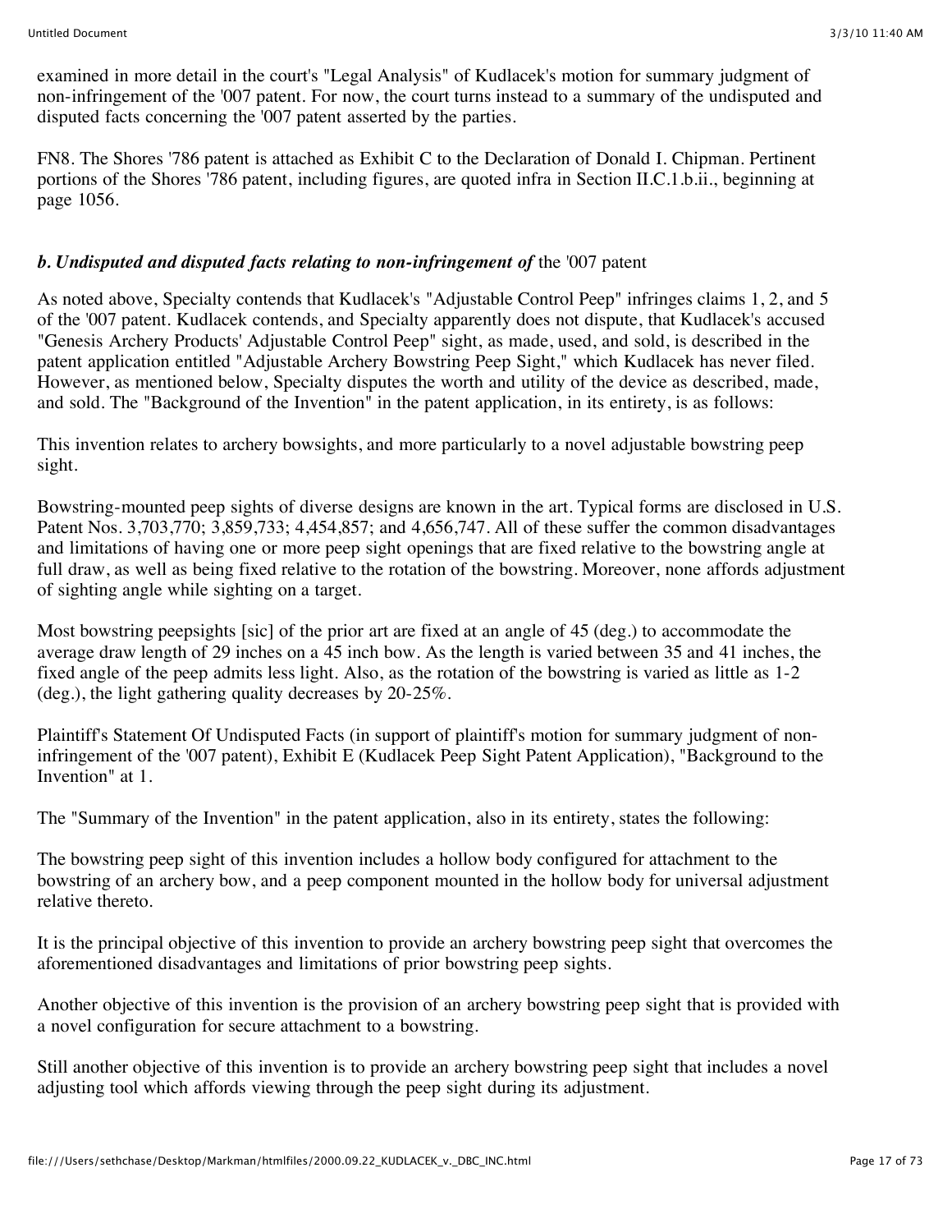examined in more detail in the court's "Legal Analysis" of Kudlacek's motion for summary judgment of non-infringement of the '007 patent. For now, the court turns instead to a summary of the undisputed and disputed facts concerning the '007 patent asserted by the parties.

FN8. The Shores '786 patent is attached as Exhibit C to the Declaration of Donald I. Chipman. Pertinent portions of the Shores '786 patent, including figures, are quoted infra in Section II.C.1.b.ii., beginning at page 1056.

### *b. Undisputed and disputed facts relating to non-infringement of* the '007 patent

As noted above, Specialty contends that Kudlacek's "Adjustable Control Peep" infringes claims 1, 2, and 5 of the '007 patent. Kudlacek contends, and Specialty apparently does not dispute, that Kudlacek's accused "Genesis Archery Products' Adjustable Control Peep" sight, as made, used, and sold, is described in the patent application entitled "Adjustable Archery Bowstring Peep Sight," which Kudlacek has never filed. However, as mentioned below, Specialty disputes the worth and utility of the device as described, made, and sold. The "Background of the Invention" in the patent application, in its entirety, is as follows:

This invention relates to archery bowsights, and more particularly to a novel adjustable bowstring peep sight.

Bowstring-mounted peep sights of diverse designs are known in the art. Typical forms are disclosed in U.S. Patent Nos. 3,703,770; 3,859,733; 4,454,857; and 4,656,747. All of these suffer the common disadvantages and limitations of having one or more peep sight openings that are fixed relative to the bowstring angle at full draw, as well as being fixed relative to the rotation of the bowstring. Moreover, none affords adjustment of sighting angle while sighting on a target.

Most bowstring peepsights [sic] of the prior art are fixed at an angle of 45 (deg.) to accommodate the average draw length of 29 inches on a 45 inch bow. As the length is varied between 35 and 41 inches, the fixed angle of the peep admits less light. Also, as the rotation of the bowstring is varied as little as 1-2 (deg.), the light gathering quality decreases by 20-25%.

Plaintiff's Statement Of Undisputed Facts (in support of plaintiff's motion for summary judgment of non-infringement of the '007 patent), Exhibit E (Kudlacek Peep Sight Patent Application), "Background to the Invention" at 1.

The "Summary of the Invention" in the patent application, also in its entirety, states the following:

The bowstring peep sight of this invention includes a hollow body configured for attachment to the bowstring of an archery bow, and a peep component mounted in the hollow body for universal adjustment relative thereto.

It is the principal objective of this invention to provide an archery bowstring peep sight that overcomes the aforementioned disadvantages and limitations of prior bowstring peep sights.

Another objective of this invention is the provision of an archery bowstring peep sight that is provided with a novel configuration for secure attachment to a bowstring.

Still another objective of this invention is to provide an archery bowstring peep sight that includes a novel adjusting tool which affords viewing through the peep sight during its adjustment.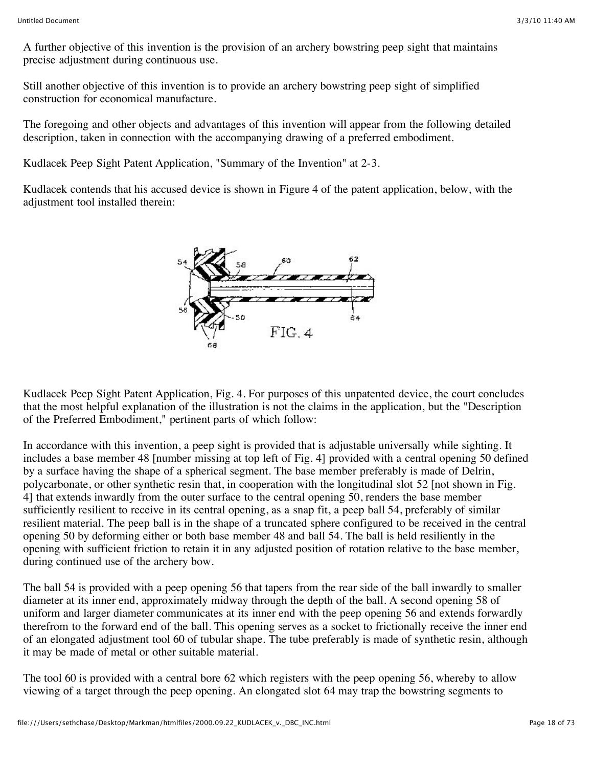A further objective of this invention is the provision of an archery bowstring peep sight that maintains precise adjustment during continuous use.

Still another objective of this invention is to provide an archery bowstring peep sight of simplified construction for economical manufacture.

The foregoing and other objects and advantages of this invention will appear from the following detailed description, taken in connection with the accompanying drawing of a preferred embodiment.

Kudlacek Peep Sight Patent Application, "Summary of the Invention" at 2-3.

Kudlacek contends that his accused device is shown in Figure 4 of the patent application, below, with the adjustment tool installed therein:

FIG. 4

Kudlacek Peep Sight Patent Application, Fig. 4. For purposes of this unpatented device, the court concludes that the most helpful explanation of the illustration is not the claims in the application, but the "Description of the Preferred Embodiment," pertinent parts of which follow:

In accordance with this invention, a peep sight is provided that is adjustable universally while sighting. It includes a base member 48 [number missing at top left of Fig. 4] provided with a central opening 50 defined by a surface having the shape of a spherical segment. The base member preferably is made of Delrin, polycarbonate, or other synthetic resin that, in cooperation with the longitudinal slot 52 [not shown in Fig. 4] that extends inwardly from the outer surface to the central opening 50, renders the base member sufficiently resilient to receive in its central opening, as a snap fit, a peep ball 54, preferably of similar resilient material. The peep ball is in the shape of a truncated sphere configured to be received in the central opening 50 by deforming either or both base member 48 and ball 54. The ball is held resiliently in the opening with sufficient friction to retain it in any adjusted position of rotation relative to the base member, during continued use of the archery bow.

The ball 54 is provided with a peep opening 56 that tapers from the rear side of the ball inwardly to smaller diameter at its inner end, approximately midway through the depth of the ball. A second opening 58 of uniform and larger diameter communicates at its inner end with the peep opening 56 and extends forwardly therefrom to the forward end of the ball. This opening serves as a socket to frictionally receive the inner end of an elongated adjustment tool 60 of tubular shape. The tube preferably is made of synthetic resin, although it may be made of metal or other suitable material.

The tool 60 is provided with a central bore 62 which registers with the peep opening 56, whereby to allow viewing of a target through the peep opening. An elongated slot 64 may trap the bowstring segments to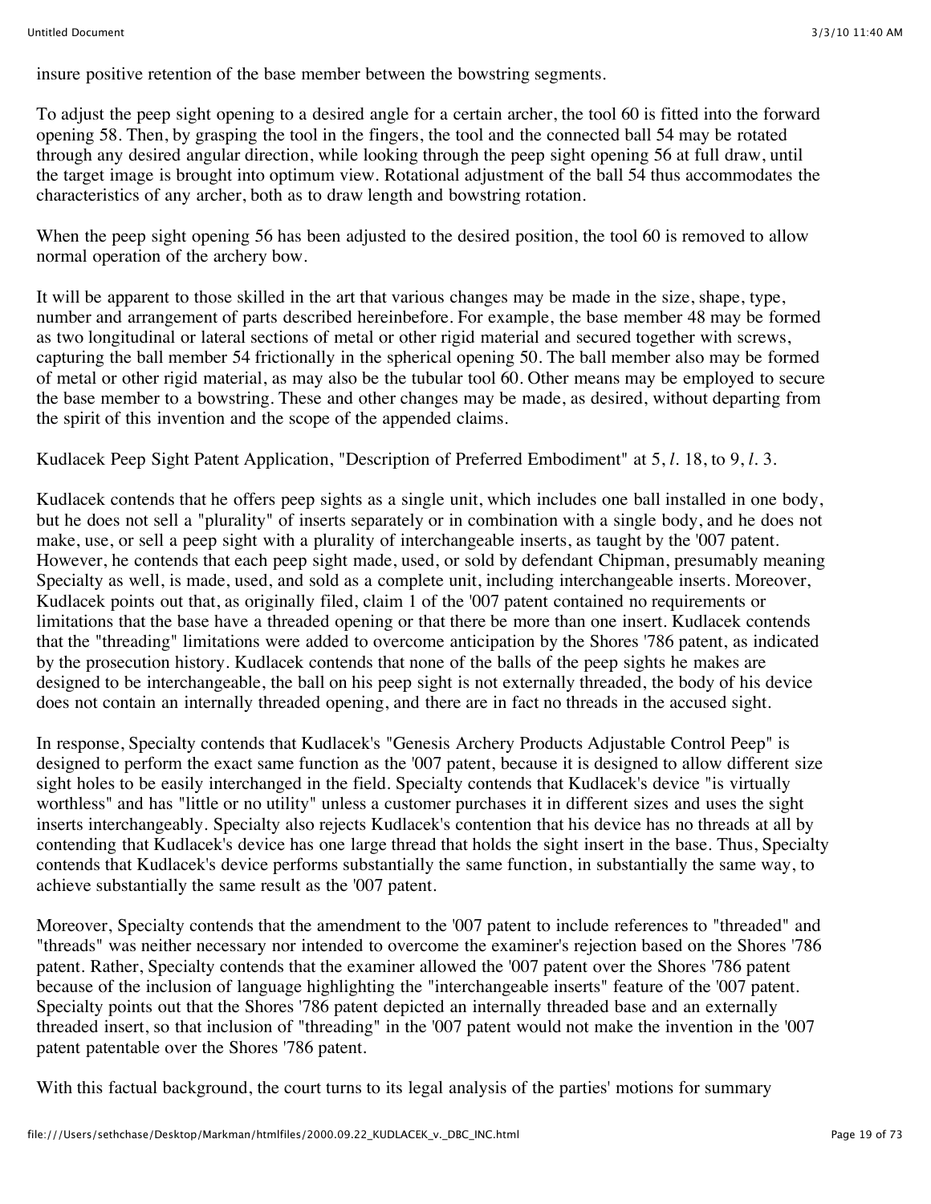insure positive retention of the base member between the bowstring segments.

To adjust the peep sight opening to a desired angle for a certain archer, the tool 60 is fitted into the forward opening 58. Then, by grasping the tool in the fingers, the tool and the connected ball 54 may be rotated through any desired angular direction, while looking through the peep sight opening 56 at full draw, until the target image is brought into optimum view. Rotational adjustment of the ball 54 thus accommodates the characteristics of any archer, both as to draw length and bowstring rotation.

When the peep sight opening 56 has been adjusted to the desired position, the tool 60 is removed to allow normal operation of the archery bow.

It will be apparent to those skilled in the art that various changes may be made in the size, shape, type, number and arrangement of parts described hereinbefore. For example, the base member 48 may be formed as two longitudinal or lateral sections of metal or other rigid material and secured together with screws, capturing the ball member 54 frictionally in the spherical opening 50. The ball member also may be formed of metal or other rigid material, as may also be the tubular tool 60. Other means may be employed to secure the base member to a bowstring. These and other changes may be made, as desired, without departing from the spirit of this invention and the scope of the appended claims.

Kudlacek Peep Sight Patent Application, "Description of Preferred Embodiment" at 5, *l.* 18, to 9, *l.* 3.

Kudlacek contends that he offers peep sights as a single unit, which includes one ball installed in one body, but he does not sell a "plurality" of inserts separately or in combination with a single body, and he does not make, use, or sell a peep sight with a plurality of interchangeable inserts, as taught by the '007 patent. However, he contends that each peep sight made, used, or sold by defendant Chipman, presumably meaning Specialty as well, is made, used, and sold as a complete unit, including interchangeable inserts. Moreover, Kudlacek points out that, as originally filed, claim 1 of the '007 patent contained no requirements or limitations that the base have a threaded opening or that there be more than one insert. Kudlacek contends that the "threading" limitations were added to overcome anticipation by the Shores '786 patent, as indicated by the prosecution history. Kudlacek contends that none of the balls of the peep sights he makes are designed to be interchangeable, the ball on his peep sight is not externally threaded, the body of his device does not contain an internally threaded opening, and there are in fact no threads in the accused sight.

In response, Specialty contends that Kudlacek's "Genesis Archery Products Adjustable Control Peep" is designed to perform the exact same function as the '007 patent, because it is designed to allow different size sight holes to be easily interchanged in the field. Specialty contends that Kudlacek's device "is virtually worthless" and has "little or no utility" unless a customer purchases it in different sizes and uses the sight inserts interchangeably. Specialty also rejects Kudlacek's contention that his device has no threads at all by contending that Kudlacek's device has one large thread that holds the sight insert in the base. Thus, Specialty contends that Kudlacek's device performs substantially the same function, in substantially the same way, to achieve substantially the same result as the '007 patent.

Moreover, Specialty contends that the amendment to the '007 patent to include references to "threaded" and "threads" was neither necessary nor intended to overcome the examiner's rejection based on the Shores '786 patent. Rather, Specialty contends that the examiner allowed the '007 patent over the Shores '786 patent because of the inclusion of language highlighting the "interchangeable inserts" feature of the '007 patent. Specialty points out that the Shores '786 patent depicted an internally threaded base and an externally threaded insert, so that inclusion of "threading" in the '007 patent would not make the invention in the '007 patent patentable over the Shores '786 patent.

With this factual background, the court turns to its legal analysis of the parties' motions for summary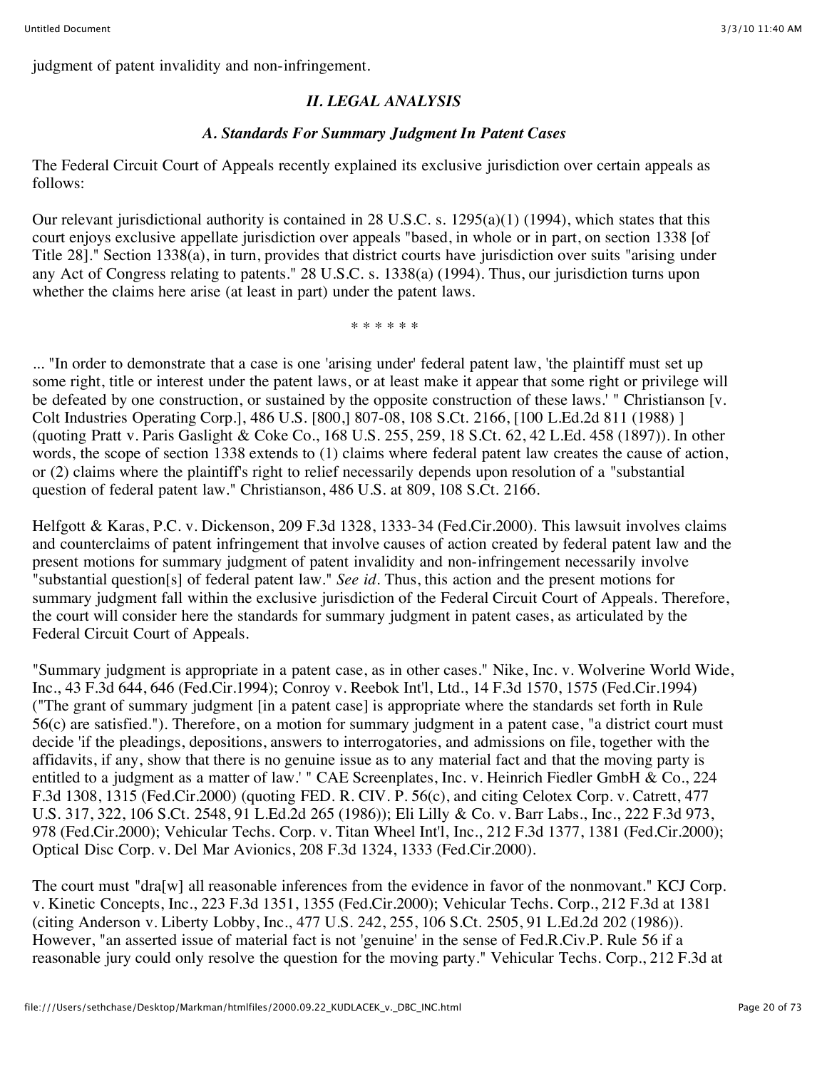judgment of patent invalidity and non-infringement.

## *II. LEGAL ANALYSIS*

### *A. Standards For Summary Judgment In Patent Cases*

The Federal Circuit Court of Appeals recently explained its exclusive jurisdiction over certain appeals as follows:

Our relevant jurisdictional authority is contained in 28 U.S.C. s. 1295(a)(1) (1994), which states that this court enjoys exclusive appellate jurisdiction over appeals "based, in whole or in part, on section 1338 [of Title 28]." Section 1338(a), in turn, provides that district courts have jurisdiction over suits "arising under any Act of Congress relating to patents." 28 U.S.C. s. 1338(a) (1994). Thus, our jurisdiction turns upon whether the claims here arise (at least in part) under the patent laws.

\* \* \* \* \* \*

... "In order to demonstrate that a case is one 'arising under' federal patent law, 'the plaintiff must set up some right, title or interest under the patent laws, or at least make it appear that some right or privilege will be defeated by one construction, or sustained by the opposite construction of these laws.' " Christianson [v. Colt Industries Operating Corp.], 486 U.S. [800,] 807-08, 108 S.Ct. 2166, [100 L.Ed.2d 811 (1988) ] (quoting Pratt v. Paris Gaslight & Coke Co., 168 U.S. 255, 259, 18 S.Ct. 62, 42 L.Ed. 458 (1897)). In other words, the scope of section 1338 extends to (1) claims where federal patent law creates the cause of action, or (2) claims where the plaintiff's right to relief necessarily depends upon resolution of a "substantial question of federal patent law." Christianson, 486 U.S. at 809, 108 S.Ct. 2166.

Helfgott & Karas, P.C. v. Dickenson, 209 F.3d 1328, 1333-34 (Fed.Cir.2000). This lawsuit involves claims and counterclaims of patent infringement that involve causes of action created by federal patent law and the present motions for summary judgment of patent invalidity and non-infringement necessarily involve "substantial question[s] of federal patent law." *See id*. Thus, this action and the present motions for summary judgment fall within the exclusive jurisdiction of the Federal Circuit Court of Appeals. Therefore, the court will consider here the standards for summary judgment in patent cases, as articulated by the Federal Circuit Court of Appeals.

"Summary judgment is appropriate in a patent case, as in other cases." Nike, Inc. v. Wolverine World Wide, Inc., 43 F.3d 644, 646 (Fed.Cir.1994); Conroy v. Reebok Int'l, Ltd., 14 F.3d 1570, 1575 (Fed.Cir.1994) ("The grant of summary judgment [in a patent case] is appropriate where the standards set forth in Rule 56(c) are satisfied."). Therefore, on a motion for summary judgment in a patent case, "a district court must decide 'if the pleadings, depositions, answers to interrogatories, and admissions on file, together with the affidavits, if any, show that there is no genuine issue as to any material fact and that the moving party is entitled to a judgment as a matter of law.' " CAE Screenplates, Inc. v. Heinrich Fiedler GmbH & Co., 224 F.3d 1308, 1315 (Fed.Cir.2000) (quoting FED. R. CIV. P. 56(c), and citing Celotex Corp. v. Catrett, 477 U.S. 317, 322, 106 S.Ct. 2548, 91 L.Ed.2d 265 (1986)); Eli Lilly & Co. v. Barr Labs., Inc., 222 F.3d 973, 978 (Fed.Cir.2000); Vehicular Techs. Corp. v. Titan Wheel Int'l, Inc., 212 F.3d 1377, 1381 (Fed.Cir.2000); Optical Disc Corp. v. Del Mar Avionics, 208 F.3d 1324, 1333 (Fed.Cir.2000).

The court must "dra[w] all reasonable inferences from the evidence in favor of the nonmovant." KCJ Corp. v. Kinetic Concepts, Inc., 223 F.3d 1351, 1355 (Fed.Cir.2000); Vehicular Techs. Corp., 212 F.3d at 1381 (citing Anderson v. Liberty Lobby, Inc., 477 U.S. 242, 255, 106 S.Ct. 2505, 91 L.Ed.2d 202 (1986)). However, "an asserted issue of material fact is not 'genuine' in the sense of Fed.R.Civ.P. Rule 56 if a reasonable jury could only resolve the question for the moving party." Vehicular Techs. Corp., 212 F.3d at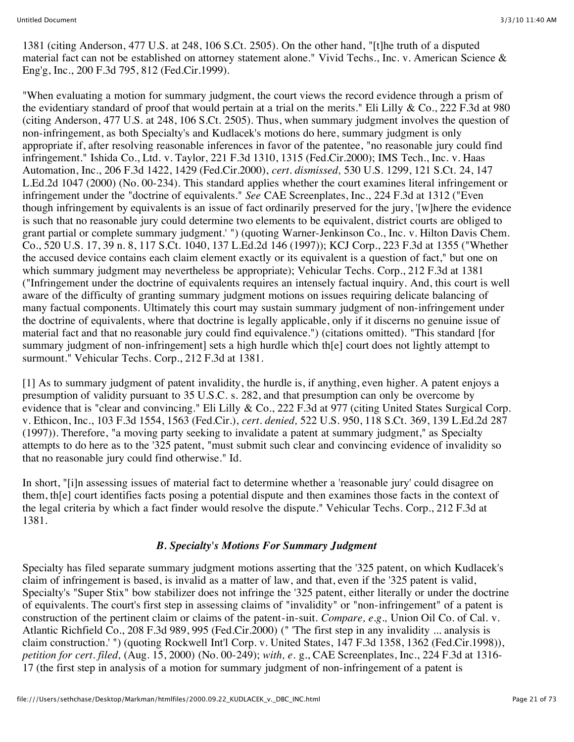1381 (citing Anderson, 477 U.S. at 248, 106 S.Ct. 2505). On the other hand, "[t]he truth of a disputed material fact can not be established on attorney statement alone." Vivid Techs., Inc. v. American Science & Eng'g, Inc., 200 F.3d 795, 812 (Fed.Cir.1999).

"When evaluating a motion for summary judgment, the court views the record evidence through a prism of the evidentiary standard of proof that would pertain at a trial on the merits." Eli Lilly & Co., 222 F.3d at 980 (citing Anderson, 477 U.S. at 248, 106 S.Ct. 2505). Thus, when summary judgment involves the question of non-infringement, as both Specialty's and Kudlacek's motions do here, summary judgment is only appropriate if, after resolving reasonable inferences in favor of the patentee, "no reasonable jury could find infringement." Ishida Co., Ltd. v. Taylor, 221 F.3d 1310, 1315 (Fed.Cir.2000); IMS Tech., Inc. v. Haas Automation, Inc., 206 F.3d 1422, 1429 (Fed.Cir.2000), *cert. dismissed,* 530 U.S. 1299, 121 S.Ct. 24, 147 L.Ed.2d 1047 (2000) (No. 00-234). This standard applies whether the court examines literal infringement or infringement under the "doctrine of equivalents." *See* CAE Screenplates, Inc., 224 F.3d at 1312 ("Even though infringement by equivalents is an issue of fact ordinarily preserved for the jury, '[w]here the evidence is such that no reasonable jury could determine two elements to be equivalent, district courts are obliged to grant partial or complete summary judgment.' ") (quoting Warner-Jenkinson Co., Inc. v. Hilton Davis Chem. Co., 520 U.S. 17, 39 n. 8, 117 S.Ct. 1040, 137 L.Ed.2d 146 (1997)); KCJ Corp., 223 F.3d at 1355 ("Whether the accused device contains each claim element exactly or its equivalent is a question of fact," but one on which summary judgment may nevertheless be appropriate); Vehicular Techs. Corp., 212 F.3d at 1381 ("Infringement under the doctrine of equivalents requires an intensely factual inquiry. And, this court is well aware of the difficulty of granting summary judgment motions on issues requiring delicate balancing of many factual components. Ultimately this court may sustain summary judgment of non-infringement under the doctrine of equivalents, where that doctrine is legally applicable, only if it discerns no genuine issue of material fact and that no reasonable jury could find equivalence.") (citations omitted). "This standard [for summary judgment of non-infringement] sets a high hurdle which th[e] court does not lightly attempt to surmount." Vehicular Techs. Corp., 212 F.3d at 1381.

[1] As to summary judgment of patent invalidity, the hurdle is, if anything, even higher. A patent enjoys a presumption of validity pursuant to 35 U.S.C. s. 282, and that presumption can only be overcome by evidence that is "clear and convincing." Eli Lilly & Co., 222 F.3d at 977 (citing United States Surgical Corp. v. Ethicon, Inc., 103 F.3d 1554, 1563 (Fed.Cir.), *cert. denied,* 522 U.S. 950, 118 S.Ct. 369, 139 L.Ed.2d 287 (1997)). Therefore, "a moving party seeking to invalidate a patent at summary judgment," as Specialty attempts to do here as to the '325 patent, "must submit such clear and convincing evidence of invalidity so that no reasonable jury could find otherwise." Id.

In short, "[i]n assessing issues of material fact to determine whether a 'reasonable jury' could disagree on them, th[e] court identifies facts posing a potential dispute and then examines those facts in the context of the legal criteria by which a fact finder would resolve the dispute." Vehicular Techs. Corp., 212 F.3d at 1381.

### *B. Specialty's Motions For Summary Judgment*

Specialty has filed separate summary judgment motions asserting that the '325 patent, on which Kudlacek's claim of infringement is based, is invalid as a matter of law, and that, even if the '325 patent is valid, Specialty's "Super Stix" bow stabilizer does not infringe the '325 patent, either literally or under the doctrine of equivalents. The court's first step in assessing claims of "invalidity" or "non-infringement" of a patent is construction of the pertinent claim or claims of the patent-in-suit. *Compare, e.g.,* Union Oil Co. of Cal. v. Atlantic Richfield Co., 208 F.3d 989, 995 (Fed.Cir.2000) (" 'The first step in any invalidity ... analysis is claim construction.' ") (quoting Rockwell Int'l Corp. v. United States, 147 F.3d 1358, 1362 (Fed.Cir.1998)), *petition for cert. filed,* (Aug. 15, 2000) (No. 00-249); *with, e.* g., CAE Screenplates, Inc., 224 F.3d at 1316-17 (the first step in analysis of a motion for summary judgment of non-infringement of a patent is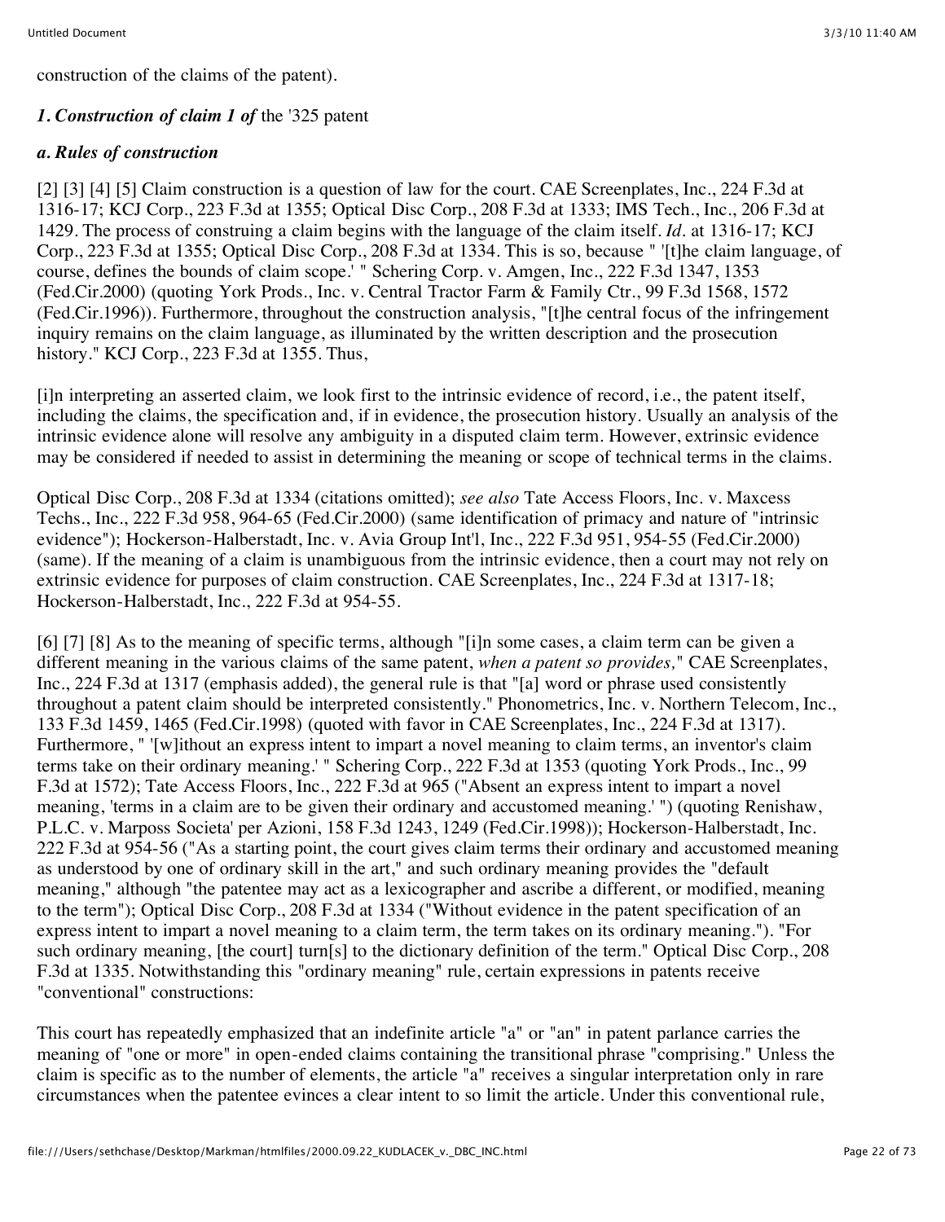construction of the claims of the patent).

*1. Construction of claim 1 of* the '325 patent

*a. Rules of construction*

[2] [3] [4] [5] Claim construction is a question of law for the court. CAE Screenplates, Inc., 224 F.3d at 1316-17; KCJ Corp., 223 F.3d at 1355; Optical Disc Corp., 208 F.3d at 1333; IMS Tech., Inc., 206 F.3d at 1429. The process of construing a claim begins with the language of the claim itself. *Id.* at 1316-17; KCJ Corp., 223 F.3d at 1355; Optical Disc Corp., 208 F.3d at 1334. This is so, because " '[t]he claim language, of course, defines the bounds of claim scope.' " Schering Corp. v. Amgen, Inc., 222 F.3d 1347, 1353 (Fed.Cir.2000) (quoting York Prods., Inc. v. Central Tractor Farm & Family Ctr., 99 F.3d 1568, 1572 (Fed.Cir.1996)). Furthermore, throughout the construction analysis, "[t]he central focus of the infringement inquiry remains on the claim language, as illuminated by the written description and the prosecution history." KCJ Corp., 223 F.3d at 1355. Thus,

[i]n interpreting an asserted claim, we look first to the intrinsic evidence of record, i.e., the patent itself, including the claims, the specification and, if in evidence, the prosecution history. Usually an analysis of the intrinsic evidence alone will resolve any ambiguity in a disputed claim term. However, extrinsic evidence may be considered if needed to assist in determining the meaning or scope of technical terms in the claims.

Optical Disc Corp., 208 F.3d at 1334 (citations omitted); *see also* Tate Access Floors, Inc. v. Maxcess Techs., Inc., 222 F.3d 958, 964-65 (Fed.Cir.2000) (same identification of primacy and nature of "intrinsic evidence"); Hockerson-Halberstadt, Inc. v. Avia Group Int'l, Inc., 222 F.3d 951, 954-55 (Fed.Cir.2000) (same). If the meaning of a claim is unambiguous from the intrinsic evidence, then a court may not rely on extrinsic evidence for purposes of claim construction. CAE Screenplates, Inc., 224 F.3d at 1317-18; Hockerson-Halberstadt, Inc., 222 F.3d at 954-55.

[6] [7] [8] As to the meaning of specific terms, although "[i]n some cases, a claim term can be given a different meaning in the various claims of the same patent, *when a patent so provides,*" CAE Screenplates, Inc., 224 F.3d at 1317 (emphasis added), the general rule is that "[a] word or phrase used consistently throughout a patent claim should be interpreted consistently." Phonometrics, Inc. v. Northern Telecom, Inc., 133 F.3d 1459, 1465 (Fed.Cir.1998) (quoted with favor in CAE Screenplates, Inc., 224 F.3d at 1317). Furthermore, " '[w]ithout an express intent to impart a novel meaning to claim terms, an inventor's claim terms take on their ordinary meaning.' " Schering Corp., 222 F.3d at 1353 (quoting York Prods., Inc., 99 F.3d at 1572); Tate Access Floors, Inc., 222 F.3d at 965 ("Absent an express intent to impart a novel meaning, 'terms in a claim are to be given their ordinary and accustomed meaning.' ") (quoting Renishaw, P.L.C. v. Marposs Societa' per Azioni, 158 F.3d 1243, 1249 (Fed.Cir.1998)); Hockerson-Halberstadt, Inc. 222 F.3d at 954-56 ("As a starting point, the court gives claim terms their ordinary and accustomed meaning as understood by one of ordinary skill in the art," and such ordinary meaning provides the "default meaning," although "the patentee may act as a lexicographer and ascribe a different, or modified, meaning to the term"); Optical Disc Corp., 208 F.3d at 1334 ("Without evidence in the patent specification of an express intent to impart a novel meaning to a claim term, the term takes on its ordinary meaning."). "For such ordinary meaning, [the court] turn[s] to the dictionary definition of the term." Optical Disc Corp., 208 F.3d at 1335. Notwithstanding this "ordinary meaning" rule, certain expressions in patents receive "conventional" constructions:

This court has repeatedly emphasized that an indefinite article "a" or "an" in patent parlance carries the meaning of "one or more" in open-ended claims containing the transitional phrase "comprising." Unless the claim is specific as to the number of elements, the article "a" receives a singular interpretation only in rare circumstances when the patentee evinces a clear intent to so limit the article. Under this conventional rule,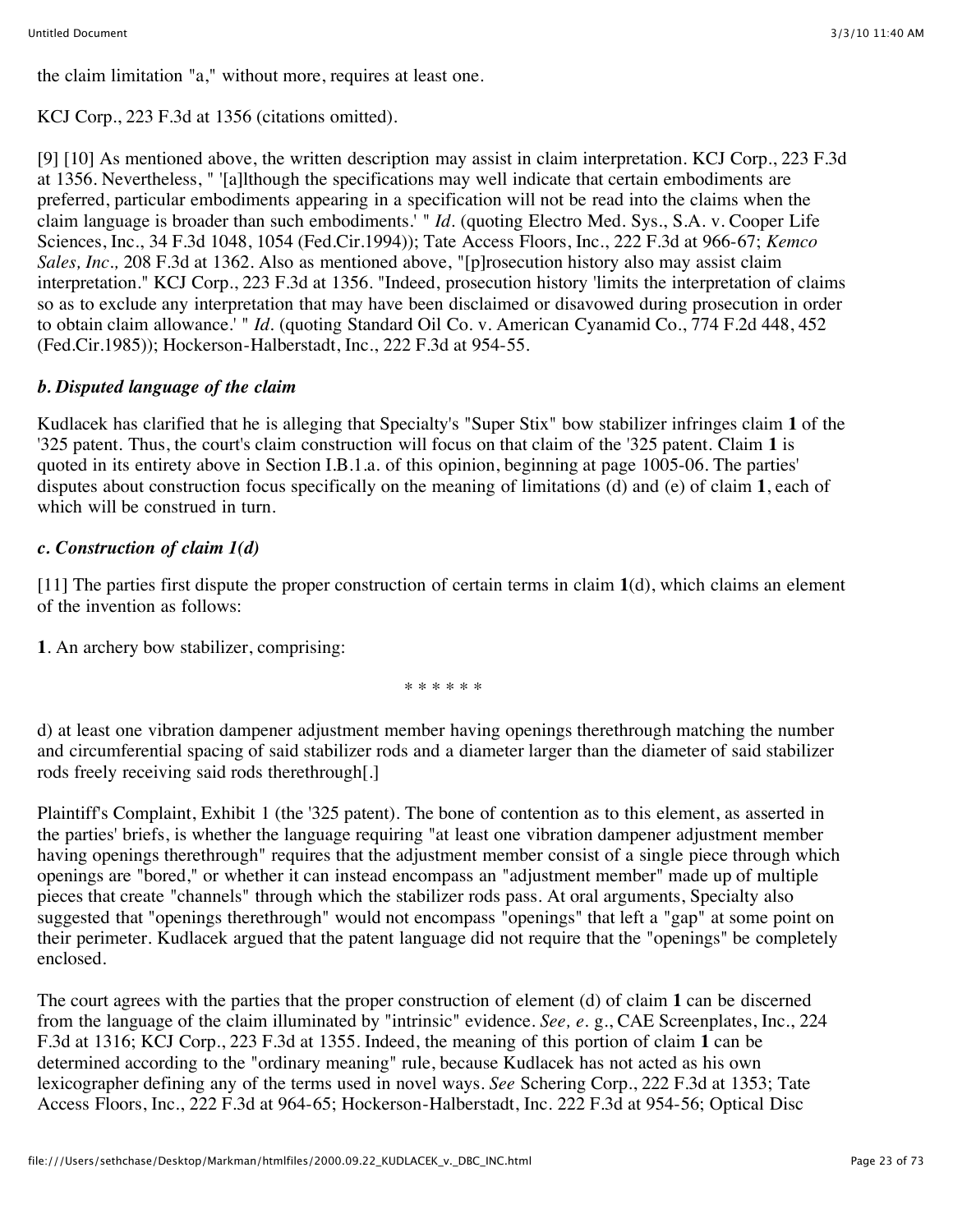the claim limitation "a," without more, requires at least one.

KCJ Corp., 223 F.3d at 1356 (citations omitted).

[9] [10] As mentioned above, the written description may assist in claim interpretation. KCJ Corp., 223 F.3d at 1356. Nevertheless, " '[a]lthough the specifications may well indicate that certain embodiments are preferred, particular embodiments appearing in a specification will not be read into the claims when the claim language is broader than such embodiments.' " *Id.* (quoting Electro Med. Sys., S.A. v. Cooper Life Sciences, Inc., 34 F.3d 1048, 1054 (Fed.Cir.1994)); Tate Access Floors, Inc., 222 F.3d at 966-67; *Kemco Sales, Inc.,* 208 F.3d at 1362. Also as mentioned above, "[p]rosecution history also may assist claim interpretation." KCJ Corp., 223 F.3d at 1356. "Indeed, prosecution history 'limits the interpretation of claims so as to exclude any interpretation that may have been disclaimed or disavowed during prosecution in order to obtain claim allowance.' " *Id.* (quoting Standard Oil Co. v. American Cyanamid Co., 774 F.2d 448, 452 (Fed.Cir.1985)); Hockerson-Halberstadt, Inc., 222 F.3d at 954-55.

### *b. Disputed language of the claim*

Kudlacek has clarified that he is alleging that Specialty's "Super Stix" bow stabilizer infringes claim **1** of the '325 patent. Thus, the court's claim construction will focus on that claim of the '325 patent. Claim **1** is quoted in its entirety above in Section I.B.1.a. of this opinion, beginning at page 1005-06. The parties' disputes about construction focus specifically on the meaning of limitations (d) and (e) of claim **1**, each of which will be construed in turn.

### *c. Construction of claim 1(d)*

[11] The parties first dispute the proper construction of certain terms in claim **1**(d), which claims an element of the invention as follows:

**1**. An archery bow stabilizer, comprising:

\* \* \* \* \* \*

d) at least one vibration dampener adjustment member having openings therethrough matching the number and circumferential spacing of said stabilizer rods and a diameter larger than the diameter of said stabilizer rods freely receiving said rods therethrough[.]

Plaintiff's Complaint, Exhibit 1 (the '325 patent). The bone of contention as to this element, as asserted in the parties' briefs, is whether the language requiring "at least one vibration dampener adjustment member having openings therethrough" requires that the adjustment member consist of a single piece through which openings are "bored," or whether it can instead encompass an "adjustment member" made up of multiple pieces that create "channels" through which the stabilizer rods pass. At oral arguments, Specialty also suggested that "openings therethrough" would not encompass "openings" that left a "gap" at some point on their perimeter. Kudlacek argued that the patent language did not require that the "openings" be completely enclosed.

The court agrees with the parties that the proper construction of element (d) of claim **1** can be discerned from the language of the claim illuminated by "intrinsic" evidence. *See, e.* g., CAE Screenplates, Inc., 224 F.3d at 1316; KCJ Corp., 223 F.3d at 1355. Indeed, the meaning of this portion of claim **1** can be determined according to the "ordinary meaning" rule, because Kudlacek has not acted as his own lexicographer defining any of the terms used in novel ways. *See* Schering Corp., 222 F.3d at 1353; Tate Access Floors, Inc., 222 F.3d at 964-65; Hockerson-Halberstadt, Inc. 222 F.3d at 954-56; Optical Disc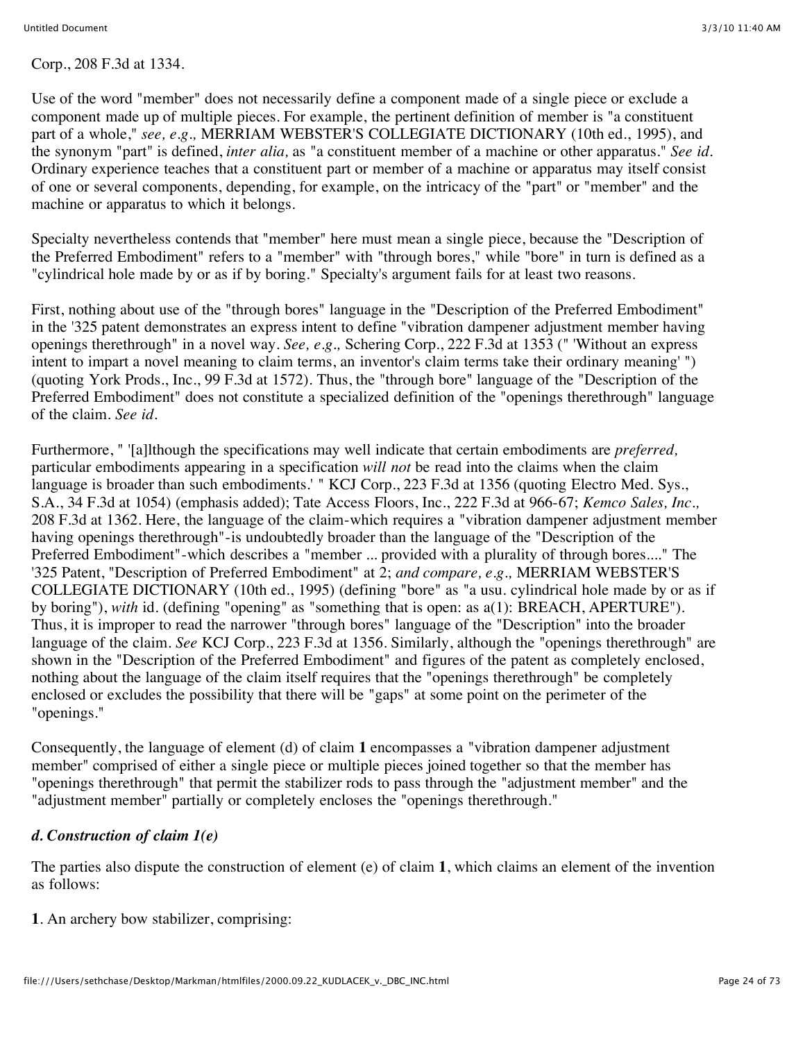Corp., 208 F.3d at 1334.

Use of the word "member" does not necessarily define a component made of a single piece or exclude a component made up of multiple pieces. For example, the pertinent definition of member is "a constituent part of a whole," *see, e.g.,* MERRIAM WEBSTER'S COLLEGIATE DICTIONARY (10th ed., 1995), and the synonym "part" is defined, *inter alia,* as "a constituent member of a machine or other apparatus." *See id.* Ordinary experience teaches that a constituent part or member of a machine or apparatus may itself consist of one or several components, depending, for example, on the intricacy of the "part" or "member" and the machine or apparatus to which it belongs.

Specialty nevertheless contends that "member" here must mean a single piece, because the "Description of the Preferred Embodiment" refers to a "member" with "through bores," while "bore" in turn is defined as a "cylindrical hole made by or as if by boring." Specialty's argument fails for at least two reasons.

First, nothing about use of the "through bores" language in the "Description of the Preferred Embodiment" in the '325 patent demonstrates an express intent to define "vibration dampener adjustment member having openings therethrough" in a novel way. *See, e.g.,* Schering Corp., 222 F.3d at 1353 (" 'Without an express intent to impart a novel meaning to claim terms, an inventor's claim terms take their ordinary meaning' ") (quoting York Prods., Inc., 99 F.3d at 1572). Thus, the "through bore" language of the "Description of the Preferred Embodiment" does not constitute a specialized definition of the "openings therethrough" language of the claim. *See id.*

Furthermore, " '[a]lthough the specifications may well indicate that certain embodiments are *preferred,* particular embodiments appearing in a specification *will not* be read into the claims when the claim language is broader than such embodiments.' " KCJ Corp., 223 F.3d at 1356 (quoting Electro Med. Sys., S.A., 34 F.3d at 1054) (emphasis added); Tate Access Floors, Inc., 222 F.3d at 966-67; *Kemco Sales, Inc.,* 208 F.3d at 1362. Here, the language of the claim-which requires a "vibration dampener adjustment member having openings therethrough"-is undoubtedly broader than the language of the "Description of the Preferred Embodiment"-which describes a "member ... provided with a plurality of through bores...." The '325 Patent, "Description of Preferred Embodiment" at 2; *and compare, e.g.,* MERRIAM WEBSTER'S COLLEGIATE DICTIONARY (10th ed., 1995) (defining "bore" as "a usu. cylindrical hole made by or as if by boring"), *with* id. (defining "opening" as "something that is open: as a(1): BREACH, APERTURE"). Thus, it is improper to read the narrower "through bores" language of the "Description" into the broader language of the claim. *See* KCJ Corp., 223 F.3d at 1356. Similarly, although the "openings therethrough" are shown in the "Description of the Preferred Embodiment" and figures of the patent as completely enclosed, nothing about the language of the claim itself requires that the "openings therethrough" be completely enclosed or excludes the possibility that there will be "gaps" at some point on the perimeter of the "openings."

Consequently, the language of element (d) of claim **1** encompasses a "vibration dampener adjustment member" comprised of either a single piece or multiple pieces joined together so that the member has "openings therethrough" that permit the stabilizer rods to pass through the "adjustment member" and the "adjustment member" partially or completely encloses the "openings therethrough."

***d. Construction of claim 1(e)***

The parties also dispute the construction of element (e) of claim **1**, which claims an element of the invention as follows:

**1**. An archery bow stabilizer, comprising: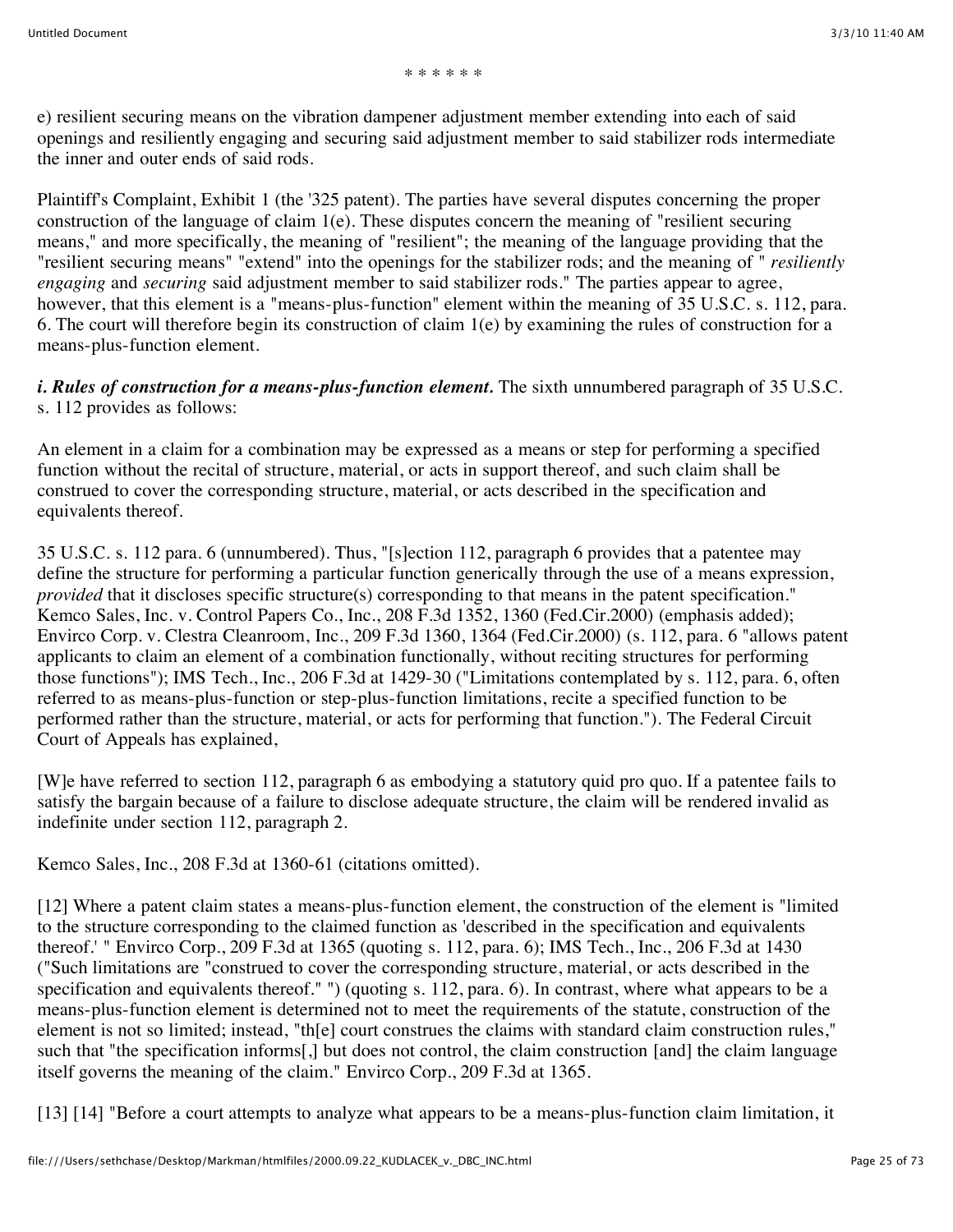* * * * * *

e) resilient securing means on the vibration dampener adjustment member extending into each of said openings and resiliently engaging and securing said adjustment member to said stabilizer rods intermediate the inner and outer ends of said rods.

Plaintiff's Complaint, Exhibit 1 (the '325 patent). The parties have several disputes concerning the proper construction of the language of claim 1(e). These disputes concern the meaning of "resilient securing means," and more specifically, the meaning of "resilient"; the meaning of the language providing that the "resilient securing means" "extend" into the openings for the stabilizer rods; and the meaning of " *resiliently engaging* and *securing* said adjustment member to said stabilizer rods." The parties appear to agree, however, that this element is a "means-plus-function" element within the meaning of 35 U.S.C. s. 112, para. 6. The court will therefore begin its construction of claim 1(e) by examining the rules of construction for a means-plus-function element.

***i. Rules of construction for a means-plus-function element.*** The sixth unnumbered paragraph of 35 U.S.C. s. 112 provides as follows:

An element in a claim for a combination may be expressed as a means or step for performing a specified function without the recital of structure, material, or acts in support thereof, and such claim shall be construed to cover the corresponding structure, material, or acts described in the specification and equivalents thereof.

35 U.S.C. s. 112 para. 6 (unnumbered). Thus, "[s]ection 112, paragraph 6 provides that a patentee may define the structure for performing a particular function generically through the use of a means expression, *provided* that it discloses specific structure(s) corresponding to that means in the patent specification." Kemco Sales, Inc. v. Control Papers Co., Inc., 208 F.3d 1352, 1360 (Fed.Cir.2000) (emphasis added); Envirco Corp. v. Clestra Cleanroom, Inc., 209 F.3d 1360, 1364 (Fed.Cir.2000) (s. 112, para. 6 "allows patent applicants to claim an element of a combination functionally, without reciting structures for performing those functions"); IMS Tech., Inc., 206 F.3d at 1429-30 ("Limitations contemplated by s. 112, para. 6, often referred to as means-plus-function or step-plus-function limitations, recite a specified function to be performed rather than the structure, material, or acts for performing that function."). The Federal Circuit Court of Appeals has explained,

[W]e have referred to section 112, paragraph 6 as embodying a statutory quid pro quo. If a patentee fails to satisfy the bargain because of a failure to disclose adequate structure, the claim will be rendered invalid as indefinite under section 112, paragraph 2.

Kemco Sales, Inc., 208 F.3d at 1360-61 (citations omitted).

[12] Where a patent claim states a means-plus-function element, the construction of the element is "limited to the structure corresponding to the claimed function as 'described in the specification and equivalents thereof.' " Envirco Corp., 209 F.3d at 1365 (quoting s. 112, para. 6); IMS Tech., Inc., 206 F.3d at 1430 ("Such limitations are "construed to cover the corresponding structure, material, or acts described in the specification and equivalents thereof." ") (quoting s. 112, para. 6). In contrast, where what appears to be a means-plus-function element is determined not to meet the requirements of the statute, construction of the element is not so limited; instead, "th[e] court construes the claims with standard claim construction rules," such that "the specification informs[,] but does not control, the claim construction [and] the claim language itself governs the meaning of the claim." Envirco Corp., 209 F.3d at 1365.

[13] [14] "Before a court attempts to analyze what appears to be a means-plus-function claim limitation, it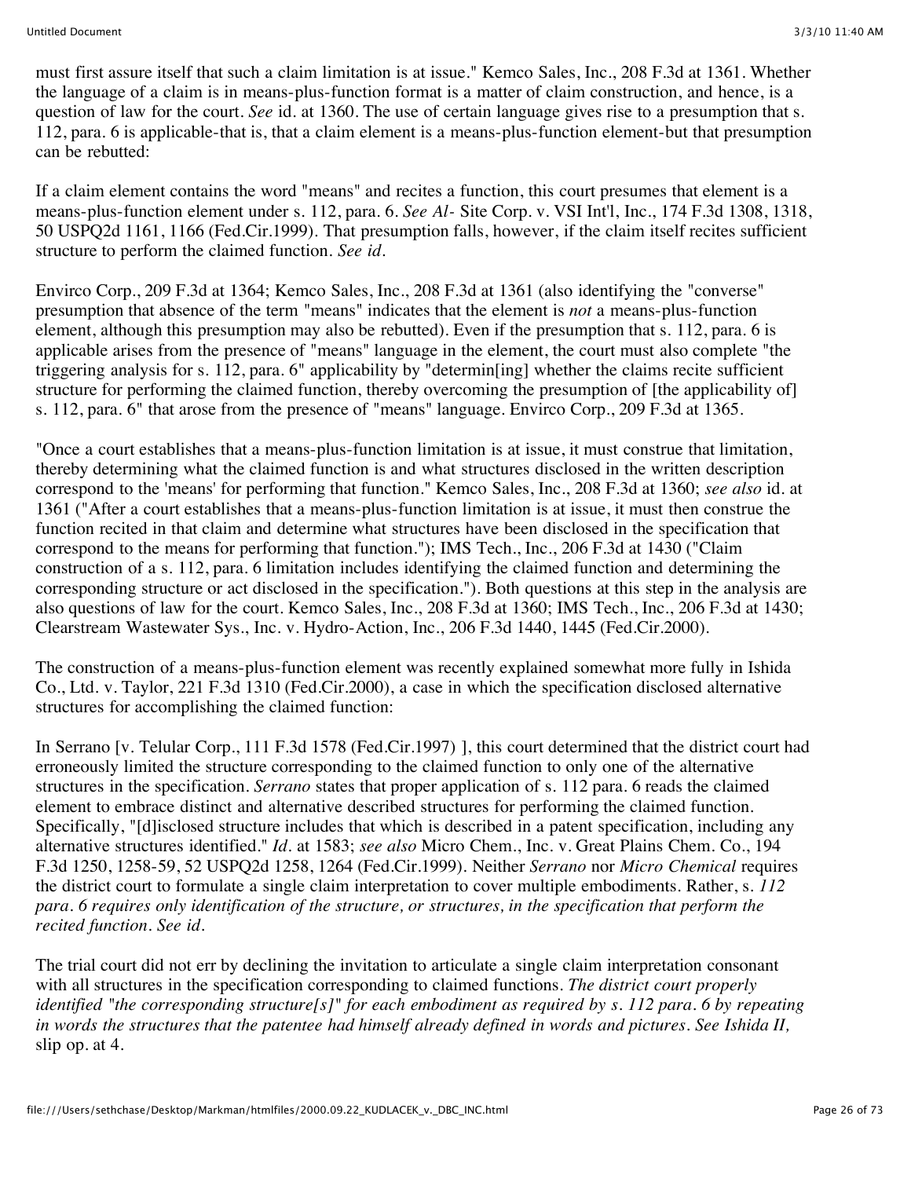must first assure itself that such a claim limitation is at issue." Kemco Sales, Inc., 208 F.3d at 1361. Whether the language of a claim is in means-plus-function format is a matter of claim construction, and hence, is a question of law for the court. *See* id. at 1360. The use of certain language gives rise to a presumption that s. 112, para. 6 is applicable-that is, that a claim element is a means-plus-function element-but that presumption can be rebutted:

If a claim element contains the word "means" and recites a function, this court presumes that element is a means-plus-function element under s. 112, para. 6. *See Al-* Site Corp. v. VSI Int'l, Inc., 174 F.3d 1308, 1318, 50 USPQ2d 1161, 1166 (Fed.Cir.1999). That presumption falls, however, if the claim itself recites sufficient structure to perform the claimed function. *See id.*

Envirco Corp., 209 F.3d at 1364; Kemco Sales, Inc., 208 F.3d at 1361 (also identifying the "converse" presumption that absence of the term "means" indicates that the element is *not* a means-plus-function element, although this presumption may also be rebutted). Even if the presumption that s. 112, para. 6 is applicable arises from the presence of "means" language in the element, the court must also complete "the triggering analysis for s. 112, para. 6" applicability by "determin[ing] whether the claims recite sufficient structure for performing the claimed function, thereby overcoming the presumption of [the applicability of] s. 112, para. 6" that arose from the presence of "means" language. Envirco Corp., 209 F.3d at 1365.

"Once a court establishes that a means-plus-function limitation is at issue, it must construe that limitation, thereby determining what the claimed function is and what structures disclosed in the written description correspond to the 'means' for performing that function." Kemco Sales, Inc., 208 F.3d at 1360; *see also* id. at 1361 ("After a court establishes that a means-plus-function limitation is at issue, it must then construe the function recited in that claim and determine what structures have been disclosed in the specification that correspond to the means for performing that function."); IMS Tech., Inc., 206 F.3d at 1430 ("Claim construction of a s. 112, para. 6 limitation includes identifying the claimed function and determining the corresponding structure or act disclosed in the specification."). Both questions at this step in the analysis are also questions of law for the court. Kemco Sales, Inc., 208 F.3d at 1360; IMS Tech., Inc., 206 F.3d at 1430; Clearstream Wastewater Sys., Inc. v. Hydro-Action, Inc., 206 F.3d 1440, 1445 (Fed.Cir.2000).

The construction of a means-plus-function element was recently explained somewhat more fully in Ishida Co., Ltd. v. Taylor, 221 F.3d 1310 (Fed.Cir.2000), a case in which the specification disclosed alternative structures for accomplishing the claimed function:

In Serrano [v. Telular Corp., 111 F.3d 1578 (Fed.Cir.1997) ], this court determined that the district court had erroneously limited the structure corresponding to the claimed function to only one of the alternative structures in the specification. *Serrano* states that proper application of s. 112 para. 6 reads the claimed element to embrace distinct and alternative described structures for performing the claimed function. Specifically, "[d]isclosed structure includes that which is described in a patent specification, including any alternative structures identified." *Id.* at 1583; *see also* Micro Chem., Inc. v. Great Plains Chem. Co., 194 F.3d 1250, 1258-59, 52 USPQ2d 1258, 1264 (Fed.Cir.1999). Neither *Serrano* nor *Micro Chemical* requires the district court to formulate a single claim interpretation to cover multiple embodiments. Rather, s. *112 para. 6 requires only identification of the structure, or structures, in the specification that perform the recited function. See id.*

The trial court did not err by declining the invitation to articulate a single claim interpretation consonant with all structures in the specification corresponding to claimed functions. *The district court properly identified "the corresponding structure[s]" for each embodiment as required by s. 112 para. 6 by repeating in words the structures that the patentee had himself already defined in words and pictures. See Ishida II,* slip op. at 4.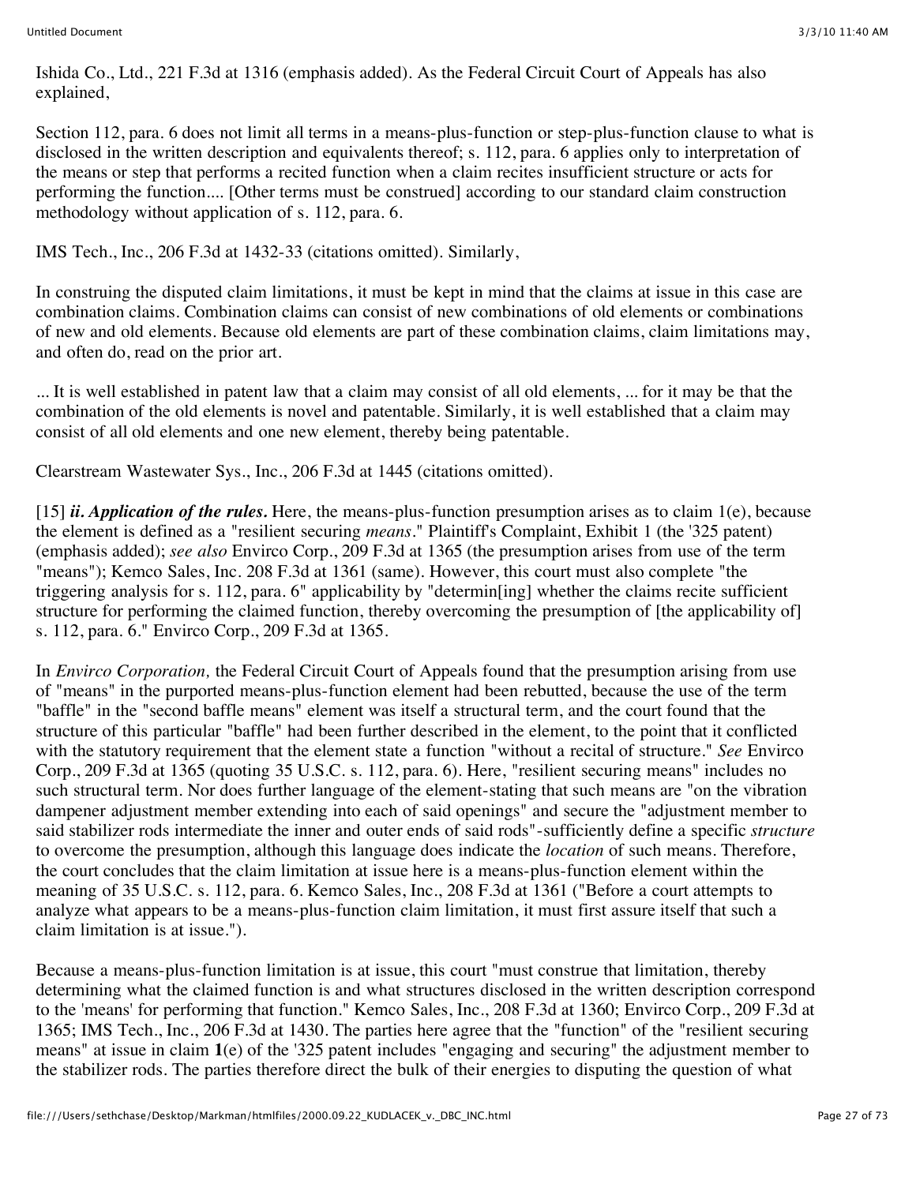Ishida Co., Ltd., 221 F.3d at 1316 (emphasis added). As the Federal Circuit Court of Appeals has also explained,

Section 112, para. 6 does not limit all terms in a means-plus-function or step-plus-function clause to what is disclosed in the written description and equivalents thereof; s. 112, para. 6 applies only to interpretation of the means or step that performs a recited function when a claim recites insufficient structure or acts for performing the function.... [Other terms must be construed] according to our standard claim construction methodology without application of s. 112, para. 6.

IMS Tech., Inc., 206 F.3d at 1432-33 (citations omitted). Similarly,

In construing the disputed claim limitations, it must be kept in mind that the claims at issue in this case are combination claims. Combination claims can consist of new combinations of old elements or combinations of new and old elements. Because old elements are part of these combination claims, claim limitations may, and often do, read on the prior art.

... It is well established in patent law that a claim may consist of all old elements, ... for it may be that the combination of the old elements is novel and patentable. Similarly, it is well established that a claim may consist of all old elements and one new element, thereby being patentable.

Clearstream Wastewater Sys., Inc., 206 F.3d at 1445 (citations omitted).

[15] ***ii. Application of the rules.*** Here, the means-plus-function presumption arises as to claim 1(e), because the element is defined as a "resilient securing *means*." Plaintiff's Complaint, Exhibit 1 (the '325 patent) (emphasis added); *see also* Envirco Corp., 209 F.3d at 1365 (the presumption arises from use of the term "means"); Kemco Sales, Inc. 208 F.3d at 1361 (same). However, this court must also complete "the triggering analysis for s. 112, para. 6" applicability by "determin[ing] whether the claims recite sufficient structure for performing the claimed function, thereby overcoming the presumption of [the applicability of] s. 112, para. 6." Envirco Corp., 209 F.3d at 1365.

In *Envirco Corporation,* the Federal Circuit Court of Appeals found that the presumption arising from use of "means" in the purported means-plus-function element had been rebutted, because the use of the term "baffle" in the "second baffle means" element was itself a structural term, and the court found that the structure of this particular "baffle" had been further described in the element, to the point that it conflicted with the statutory requirement that the element state a function "without a recital of structure." *See* Envirco Corp., 209 F.3d at 1365 (quoting 35 U.S.C. s. 112, para. 6). Here, "resilient securing means" includes no such structural term. Nor does further language of the element-stating that such means are "on the vibration dampener adjustment member extending into each of said openings" and secure the "adjustment member to said stabilizer rods intermediate the inner and outer ends of said rods"-sufficiently define a specific *structure* to overcome the presumption, although this language does indicate the *location* of such means. Therefore, the court concludes that the claim limitation at issue here is a means-plus-function element within the meaning of 35 U.S.C. s. 112, para. 6. Kemco Sales, Inc., 208 F.3d at 1361 ("Before a court attempts to analyze what appears to be a means-plus-function claim limitation, it must first assure itself that such a claim limitation is at issue.").

Because a means-plus-function limitation is at issue, this court "must construe that limitation, thereby determining what the claimed function is and what structures disclosed in the written description correspond to the 'means' for performing that function." Kemco Sales, Inc., 208 F.3d at 1360; Envirco Corp., 209 F.3d at 1365; IMS Tech., Inc., 206 F.3d at 1430. The parties here agree that the "function" of the "resilient securing means" at issue in claim **1**(e) of the '325 patent includes "engaging and securing" the adjustment member to the stabilizer rods. The parties therefore direct the bulk of their energies to disputing the question of what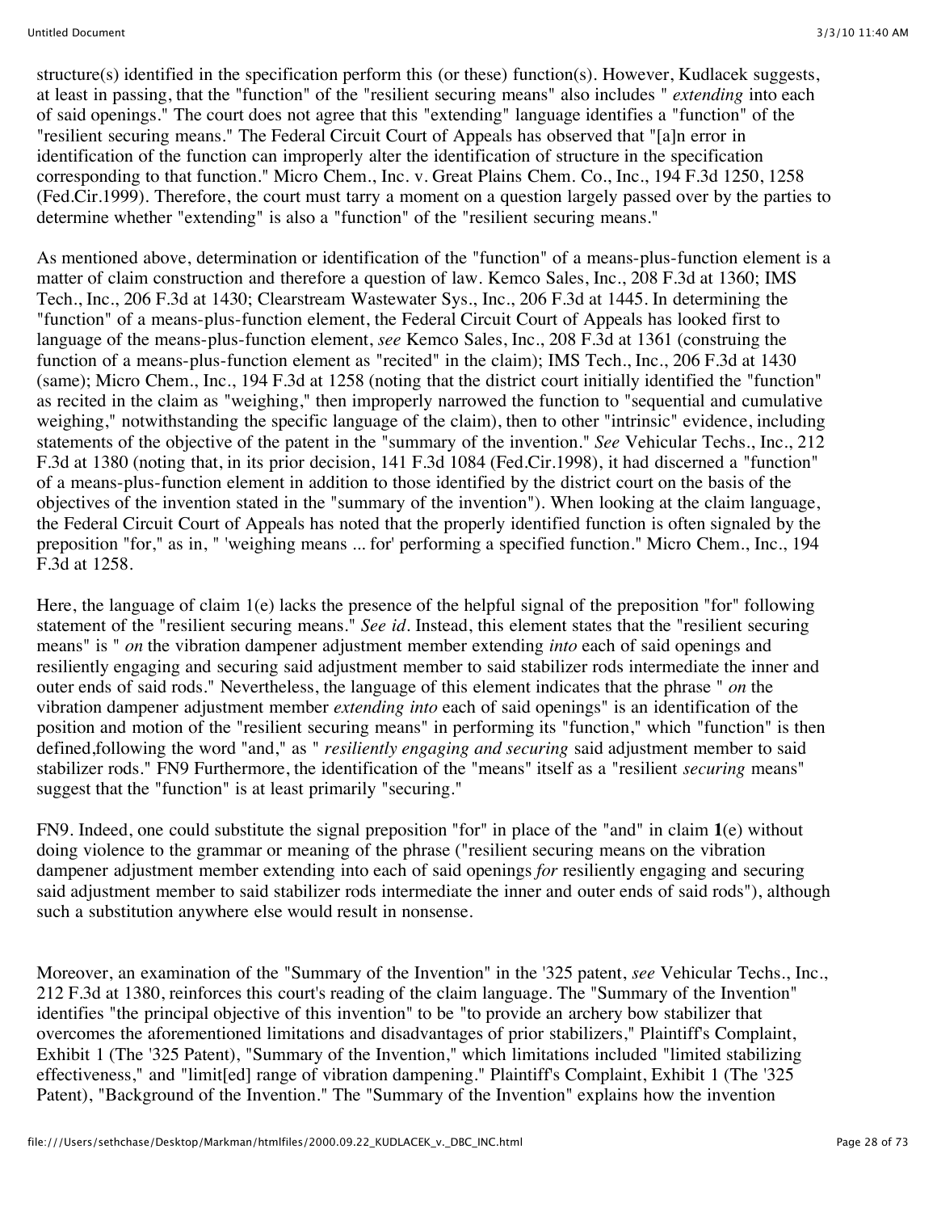structure(s) identified in the specification perform this (or these) function(s). However, Kudlacek suggests, at least in passing, that the "function" of the "resilient securing means" also includes " *extending* into each of said openings." The court does not agree that this "extending" language identifies a "function" of the "resilient securing means." The Federal Circuit Court of Appeals has observed that "[a]n error in identification of the function can improperly alter the identification of structure in the specification corresponding to that function." Micro Chem., Inc. v. Great Plains Chem. Co., Inc., 194 F.3d 1250, 1258 (Fed.Cir.1999). Therefore, the court must tarry a moment on a question largely passed over by the parties to determine whether "extending" is also a "function" of the "resilient securing means."

As mentioned above, determination or identification of the "function" of a means-plus-function element is a matter of claim construction and therefore a question of law. Kemco Sales, Inc., 208 F.3d at 1360; IMS Tech., Inc., 206 F.3d at 1430; Clearstream Wastewater Sys., Inc., 206 F.3d at 1445. In determining the "function" of a means-plus-function element, the Federal Circuit Court of Appeals has looked first to language of the means-plus-function element, *see* Kemco Sales, Inc., 208 F.3d at 1361 (construing the function of a means-plus-function element as "recited" in the claim); IMS Tech., Inc., 206 F.3d at 1430 (same); Micro Chem., Inc., 194 F.3d at 1258 (noting that the district court initially identified the "function" as recited in the claim as "weighing," then improperly narrowed the function to "sequential and cumulative weighing," notwithstanding the specific language of the claim), then to other "intrinsic" evidence, including statements of the objective of the patent in the "summary of the invention." *See* Vehicular Techs., Inc., 212 F.3d at 1380 (noting that, in its prior decision, 141 F.3d 1084 (Fed.Cir.1998), it had discerned a "function" of a means-plus-function element in addition to those identified by the district court on the basis of the objectives of the invention stated in the "summary of the invention"). When looking at the claim language, the Federal Circuit Court of Appeals has noted that the properly identified function is often signaled by the preposition "for," as in, " 'weighing means ... for' performing a specified function." Micro Chem., Inc., 194 F.3d at 1258.

Here, the language of claim 1(e) lacks the presence of the helpful signal of the preposition "for" following statement of the "resilient securing means." *See id*. Instead, this element states that the "resilient securing means" is " *on* the vibration dampener adjustment member extending *into* each of said openings and resiliently engaging and securing said adjustment member to said stabilizer rods intermediate the inner and outer ends of said rods." Nevertheless, the language of this element indicates that the phrase " *on* the vibration dampener adjustment member *extending into* each of said openings" is an identification of the position and motion of the "resilient securing means" in performing its "function," which "function" is then defined,following the word "and," as " *resiliently engaging and securing* said adjustment member to said stabilizer rods." FN9 Furthermore, the identification of the "means" itself as a "resilient *securing* means" suggest that the "function" is at least primarily "securing."

FN9. Indeed, one could substitute the signal preposition "for" in place of the "and" in claim **1**(e) without doing violence to the grammar or meaning of the phrase ("resilient securing means on the vibration dampener adjustment member extending into each of said openings *for* resiliently engaging and securing said adjustment member to said stabilizer rods intermediate the inner and outer ends of said rods"), although such a substitution anywhere else would result in nonsense.

Moreover, an examination of the "Summary of the Invention" in the '325 patent, *see* Vehicular Techs., Inc., 212 F.3d at 1380, reinforces this court's reading of the claim language. The "Summary of the Invention" identifies "the principal objective of this invention" to be "to provide an archery bow stabilizer that overcomes the aforementioned limitations and disadvantages of prior stabilizers," Plaintiff's Complaint, Exhibit 1 (The '325 Patent), "Summary of the Invention," which limitations included "limited stabilizing effectiveness," and "limit[ed] range of vibration dampening." Plaintiff's Complaint, Exhibit 1 (The '325 Patent), "Background of the Invention." The "Summary of the Invention" explains how the invention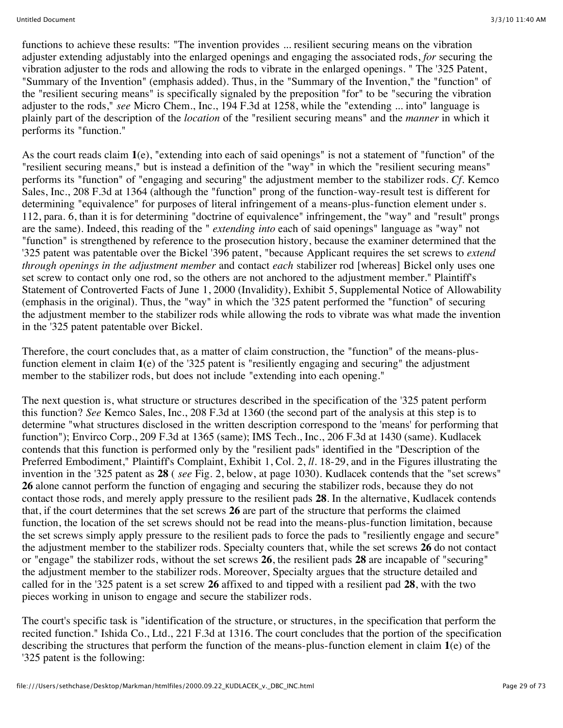functions to achieve these results: "The invention provides ... resilient securing means on the vibration adjuster extending adjustably into the enlarged openings and engaging the associated rods, *for* securing the vibration adjuster to the rods and allowing the rods to vibrate in the enlarged openings. " The '325 Patent, "Summary of the Invention" (emphasis added). Thus, in the "Summary of the Invention," the "function" of the "resilient securing means" is specifically signaled by the preposition "for" to be "securing the vibration adjuster to the rods," *see* Micro Chem., Inc., 194 F.3d at 1258, while the "extending ... into" language is plainly part of the description of the *location* of the "resilient securing means" and the *manner* in which it performs its "function."

As the court reads claim **1**(e), "extending into each of said openings" is not a statement of "function" of the "resilient securing means," but is instead a definition of the "way" in which the "resilient securing means" performs its "function" of "engaging and securing" the adjustment member to the stabilizer rods. *Cf.* Kemco Sales, Inc., 208 F.3d at 1364 (although the "function" prong of the function-way-result test is different for determining "equivalence" for purposes of literal infringement of a means-plus-function element under s. 112, para. 6, than it is for determining "doctrine of equivalence" infringement, the "way" and "result" prongs are the same). Indeed, this reading of the " *extending into* each of said openings" language as "way" not "function" is strengthened by reference to the prosecution history, because the examiner determined that the '325 patent was patentable over the Bickel '396 patent, "because Applicant requires the set screws to *extend through openings in the adjustment member* and contact *each* stabilizer rod [whereas] Bickel only uses one set screw to contact only one rod, so the others are not anchored to the adjustment member." Plaintiff's Statement of Controverted Facts of June 1, 2000 (Invalidity), Exhibit 5, Supplemental Notice of Allowability (emphasis in the original). Thus, the "way" in which the '325 patent performed the "function" of securing the adjustment member to the stabilizer rods while allowing the rods to vibrate was what made the invention in the '325 patent patentable over Bickel.

Therefore, the court concludes that, as a matter of claim construction, the "function" of the means-plus-function element in claim **1**(e) of the '325 patent is "resiliently engaging and securing" the adjustment member to the stabilizer rods, but does not include "extending into each opening."

The next question is, what structure or structures described in the specification of the '325 patent perform this function? *See* Kemco Sales, Inc., 208 F.3d at 1360 (the second part of the analysis at this step is to determine "what structures disclosed in the written description correspond to the 'means' for performing that function"); Envirco Corp., 209 F.3d at 1365 (same); IMS Tech., Inc., 206 F.3d at 1430 (same). Kudlacek contends that this function is performed only by the "resilient pads" identified in the "Description of the Preferred Embodiment," Plaintiff's Complaint, Exhibit 1, Col. 2, *ll*. 18-29, and in the Figures illustrating the invention in the '325 patent as **28** ( *see* Fig. 2, below, at page 1030). Kudlacek contends that the "set screws" **26** alone cannot perform the function of engaging and securing the stabilizer rods, because they do not contact those rods, and merely apply pressure to the resilient pads **28**. In the alternative, Kudlacek contends that, if the court determines that the set screws **26** are part of the structure that performs the claimed function, the location of the set screws should not be read into the means-plus-function limitation, because the set screws simply apply pressure to the resilient pads to force the pads to "resiliently engage and secure" the adjustment member to the stabilizer rods. Specialty counters that, while the set screws **26** do not contact or "engage" the stabilizer rods, without the set screws **26**, the resilient pads **28** are incapable of "securing" the adjustment member to the stabilizer rods. Moreover, Specialty argues that the structure detailed and called for in the '325 patent is a set screw **26** affixed to and tipped with a resilient pad **28**, with the two pieces working in unison to engage and secure the stabilizer rods.

The court's specific task is "identification of the structure, or structures, in the specification that perform the recited function." Ishida Co., Ltd., 221 F.3d at 1316. The court concludes that the portion of the specification describing the structures that perform the function of the means-plus-function element in claim **1**(e) of the '325 patent is the following: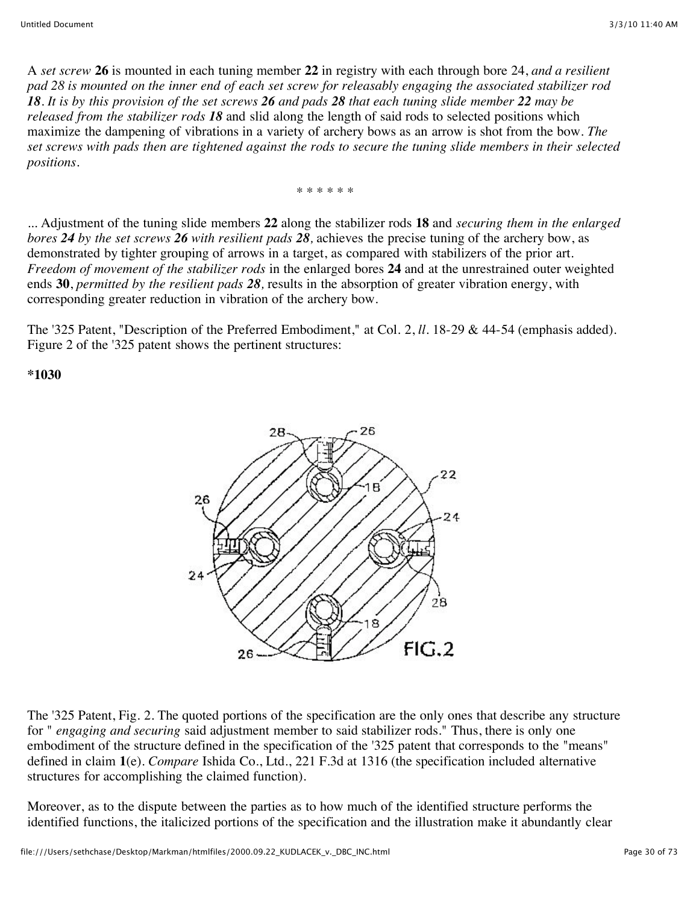A *set screw* **26** is mounted in each tuning member **22** in registry with each through bore 24, *and a resilient pad 28 is mounted on the inner end of each set screw for releasably engaging the associated stabilizer rod **18**. It is by this provision of the set screws **26** and pads **28** that each tuning slide member **22** may be released from the stabilizer rods **18*** and slid along the length of said rods to selected positions which maximize the dampening of vibrations in a variety of archery bows as an arrow is shot from the bow. *The set screws with pads then are tightened against the rods to secure the tuning slide members in their selected positions.*

\* \* \* \* \* \*

... Adjustment of the tuning slide members **22** along the stabilizer rods **18** and *securing them in the enlarged bores **24** by the set screws **26** with resilient pads **28**,* achieves the precise tuning of the archery bow, as demonstrated by tighter grouping of arrows in a target, as compared with stabilizers of the prior art. *Freedom of movement of the stabilizer rods* in the enlarged bores **24** and at the unrestrained outer weighted ends **30**, *permitted by the resilient pads **28**,* results in the absorption of greater vibration energy, with corresponding greater reduction in vibration of the archery bow.

The '325 Patent, "Description of the Preferred Embodiment," at Col. 2, *ll*. 18-29 & 44-54 (emphasis added). Figure 2 of the '325 patent shows the pertinent structures:

**\*1030**

The '325 Patent, Fig. 2. The quoted portions of the specification are the only ones that describe any structure for " *engaging and securing* said adjustment member to said stabilizer rods." Thus, there is only one embodiment of the structure defined in the specification of the '325 patent that corresponds to the "means" defined in claim **1**(e). *Compare* Ishida Co., Ltd., 221 F.3d at 1316 (the specification included alternative structures for accomplishing the claimed function).

Moreover, as to the dispute between the parties as to how much of the identified structure performs the identified functions, the italicized portions of the specification and the illustration make it abundantly clear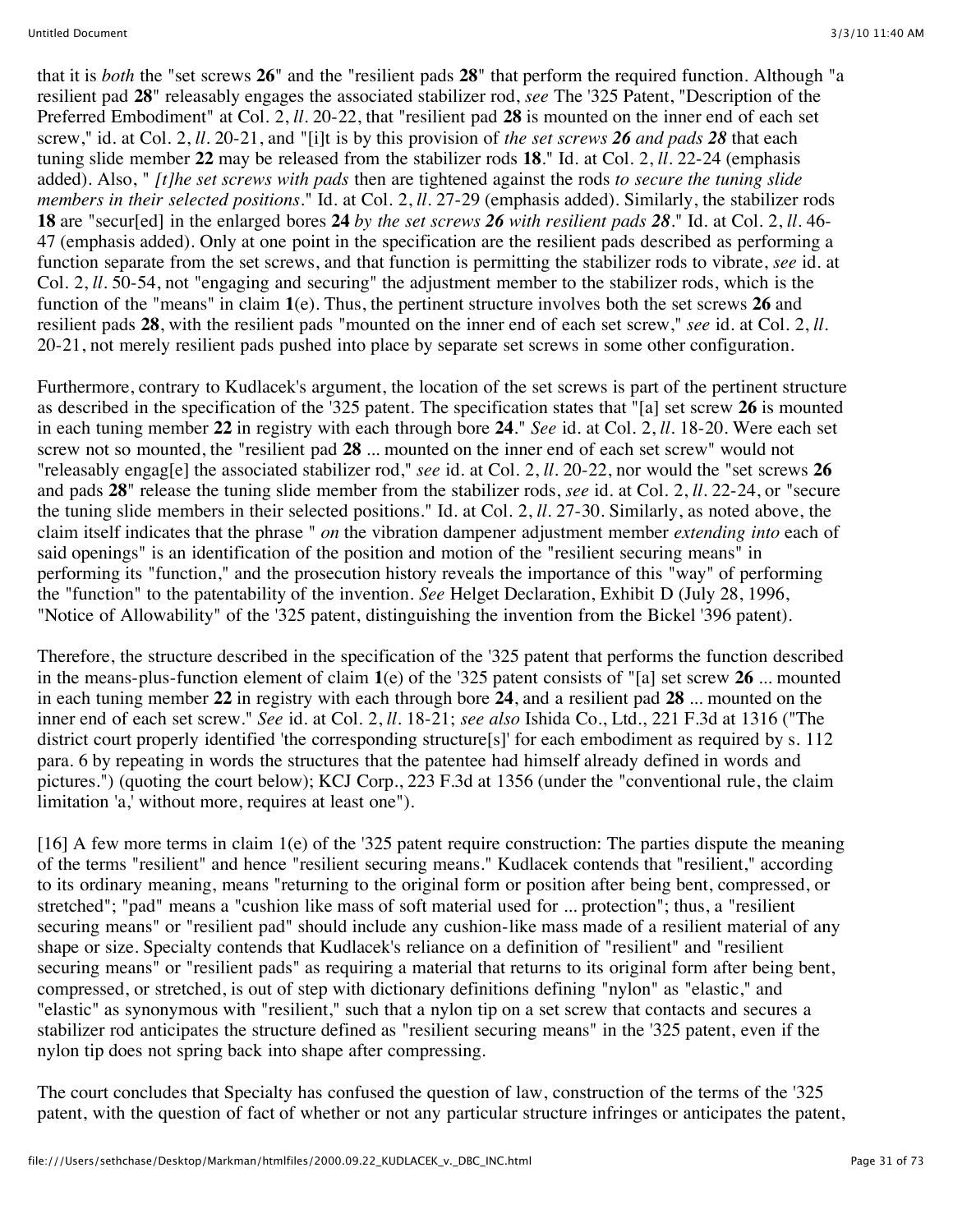that it is *both* the "set screws **26**" and the "resilient pads **28**" that perform the required function. Although "a resilient pad **28**" releasably engages the associated stabilizer rod, *see* The '325 Patent, "Description of the Preferred Embodiment" at Col. 2, *ll*. 20-22, that "resilient pad **28** is mounted on the inner end of each set screw," id. at Col. 2, *ll*. 20-21, and "[i]t is by this provision of *the set screws **26** and pads **28*** that each tuning slide member **22** may be released from the stabilizer rods **18**." Id. at Col. 2, *ll*. 22-24 (emphasis added). Also, " *[t]he set screws with pads* then are tightened against the rods *to secure the tuning slide members in their selected positions*." Id. at Col. 2, *ll*. 27-29 (emphasis added). Similarly, the stabilizer rods **18** are "secur[ed] in the enlarged bores **24** *by the set screws **26** with resilient pads **28***." Id. at Col. 2, *ll*. 46-47 (emphasis added). Only at one point in the specification are the resilient pads described as performing a function separate from the set screws, and that function is permitting the stabilizer rods to vibrate, *see* id. at Col. 2, *ll*. 50-54, not "engaging and securing" the adjustment member to the stabilizer rods, which is the function of the "means" in claim **1**(e). Thus, the pertinent structure involves both the set screws **26** and resilient pads **28**, with the resilient pads "mounted on the inner end of each set screw," *see* id. at Col. 2, *ll*. 20-21, not merely resilient pads pushed into place by separate set screws in some other configuration.

Furthermore, contrary to Kudlacek's argument, the location of the set screws is part of the pertinent structure as described in the specification of the '325 patent. The specification states that "[a] set screw **26** is mounted in each tuning member **22** in registry with each through bore **24**." *See* id. at Col. 2, *ll*. 18-20. Were each set screw not so mounted, the "resilient pad **28** ... mounted on the inner end of each set screw" would not "releasably engag[e] the associated stabilizer rod," *see* id. at Col. 2, *ll*. 20-22, nor would the "set screws **26** and pads **28**" release the tuning slide member from the stabilizer rods, *see* id. at Col. 2, *ll*. 22-24, or "secure the tuning slide members in their selected positions." Id. at Col. 2, *ll*. 27-30. Similarly, as noted above, the claim itself indicates that the phrase " *on* the vibration dampener adjustment member *extending into* each of said openings" is an identification of the position and motion of the "resilient securing means" in performing its "function," and the prosecution history reveals the importance of this "way" of performing the "function" to the patentability of the invention. *See* Helget Declaration, Exhibit D (July 28, 1996, "Notice of Allowability" of the '325 patent, distinguishing the invention from the Bickel '396 patent).

Therefore, the structure described in the specification of the '325 patent that performs the function described in the means-plus-function element of claim **1**(e) of the '325 patent consists of "[a] set screw **26** ... mounted in each tuning member **22** in registry with each through bore **24**, and a resilient pad **28** ... mounted on the inner end of each set screw." *See* id. at Col. 2, *ll*. 18-21; *see also* Ishida Co., Ltd., 221 F.3d at 1316 ("The district court properly identified 'the corresponding structure[s]' for each embodiment as required by s. 112 para. 6 by repeating in words the structures that the patentee had himself already defined in words and pictures.") (quoting the court below); KCJ Corp., 223 F.3d at 1356 (under the "conventional rule, the claim limitation 'a,' without more, requires at least one").

[16] A few more terms in claim 1(e) of the '325 patent require construction: The parties dispute the meaning of the terms "resilient" and hence "resilient securing means." Kudlacek contends that "resilient," according to its ordinary meaning, means "returning to the original form or position after being bent, compressed, or stretched"; "pad" means a "cushion like mass of soft material used for ... protection"; thus, a "resilient securing means" or "resilient pad" should include any cushion-like mass made of a resilient material of any shape or size. Specialty contends that Kudlacek's reliance on a definition of "resilient" and "resilient securing means" or "resilient pads" as requiring a material that returns to its original form after being bent, compressed, or stretched, is out of step with dictionary definitions defining "nylon" as "elastic," and "elastic" as synonymous with "resilient," such that a nylon tip on a set screw that contacts and secures a stabilizer rod anticipates the structure defined as "resilient securing means" in the '325 patent, even if the nylon tip does not spring back into shape after compressing.

The court concludes that Specialty has confused the question of law, construction of the terms of the '325 patent, with the question of fact of whether or not any particular structure infringes or anticipates the patent,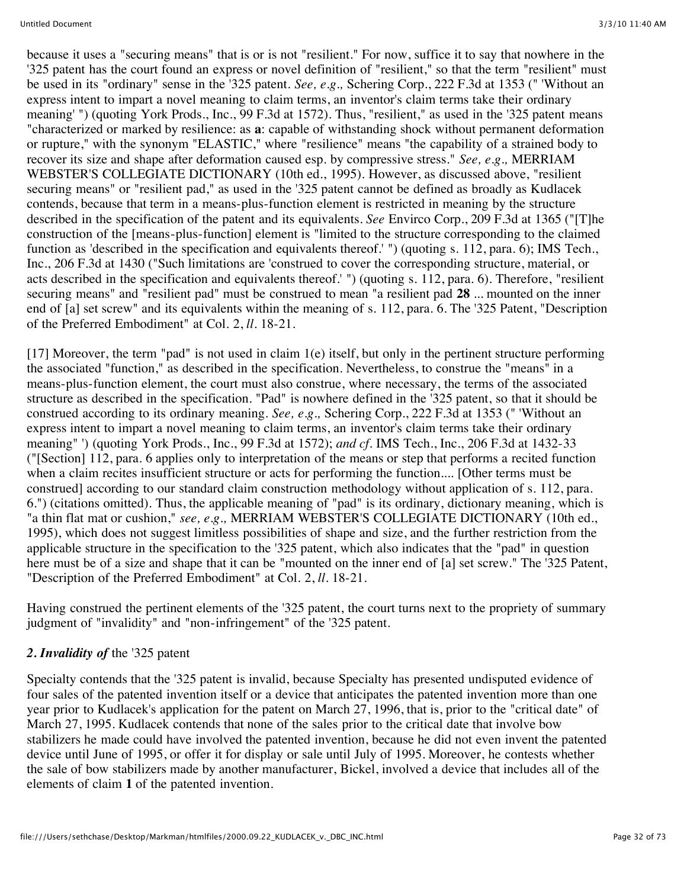because it uses a "securing means" that is or is not "resilient." For now, suffice it to say that nowhere in the '325 patent has the court found an express or novel definition of "resilient," so that the term "resilient" must be used in its "ordinary" sense in the '325 patent. *See, e.g.,* Schering Corp., 222 F.3d at 1353 (" 'Without an express intent to impart a novel meaning to claim terms, an inventor's claim terms take their ordinary meaning' ") (quoting York Prods., Inc., 99 F.3d at 1572). Thus, "resilient," as used in the '325 patent means "characterized or marked by resilience: as **a**: capable of withstanding shock without permanent deformation or rupture," with the synonym "ELASTIC," where "resilience" means "the capability of a strained body to recover its size and shape after deformation caused esp. by compressive stress." *See, e.g.,* MERRIAM WEBSTER'S COLLEGIATE DICTIONARY (10th ed., 1995). However, as discussed above, "resilient securing means" or "resilient pad," as used in the '325 patent cannot be defined as broadly as Kudlacek contends, because that term in a means-plus-function element is restricted in meaning by the structure described in the specification of the patent and its equivalents. *See* Envirco Corp., 209 F.3d at 1365 ("[T]he construction of the [means-plus-function] element is "limited to the structure corresponding to the claimed function as 'described in the specification and equivalents thereof.' ") (quoting s. 112, para. 6); IMS Tech., Inc., 206 F.3d at 1430 ("Such limitations are 'construed to cover the corresponding structure, material, or acts described in the specification and equivalents thereof.' ") (quoting s. 112, para. 6). Therefore, "resilient securing means" and "resilient pad" must be construed to mean "a resilient pad **28** ... mounted on the inner end of [a] set screw" and its equivalents within the meaning of s. 112, para. 6. The '325 Patent, "Description of the Preferred Embodiment" at Col. 2, *ll*. 18-21.

[17] Moreover, the term "pad" is not used in claim 1(e) itself, but only in the pertinent structure performing the associated "function," as described in the specification. Nevertheless, to construe the "means" in a means-plus-function element, the court must also construe, where necessary, the terms of the associated structure as described in the specification. "Pad" is nowhere defined in the '325 patent, so that it should be construed according to its ordinary meaning. *See, e.g.,* Schering Corp., 222 F.3d at 1353 (" 'Without an express intent to impart a novel meaning to claim terms, an inventor's claim terms take their ordinary meaning" ') (quoting York Prods., Inc., 99 F.3d at 1572); *and cf*. IMS Tech., Inc., 206 F.3d at 1432-33 ("[Section] 112, para. 6 applies only to interpretation of the means or step that performs a recited function when a claim recites insufficient structure or acts for performing the function.... [Other terms must be construed] according to our standard claim construction methodology without application of s. 112, para. 6.") (citations omitted). Thus, the applicable meaning of "pad" is its ordinary, dictionary meaning, which is "a thin flat mat or cushion," *see, e.g.,* MERRIAM WEBSTER'S COLLEGIATE DICTIONARY (10th ed., 1995), which does not suggest limitless possibilities of shape and size, and the further restriction from the applicable structure in the specification to the '325 patent, which also indicates that the "pad" in question here must be of a size and shape that it can be "mounted on the inner end of [a] set screw." The '325 Patent, "Description of the Preferred Embodiment" at Col. 2, *ll*. 18-21.

Having construed the pertinent elements of the '325 patent, the court turns next to the propriety of summary judgment of "invalidity" and "non-infringement" of the '325 patent.

***2. Invalidity of*** the '325 patent

Specialty contends that the '325 patent is invalid, because Specialty has presented undisputed evidence of four sales of the patented invention itself or a device that anticipates the patented invention more than one year prior to Kudlacek's application for the patent on March 27, 1996, that is, prior to the "critical date" of March 27, 1995. Kudlacek contends that none of the sales prior to the critical date that involve bow stabilizers he made could have involved the patented invention, because he did not even invent the patented device until June of 1995, or offer it for display or sale until July of 1995. Moreover, he contests whether the sale of bow stabilizers made by another manufacturer, Bickel, involved a device that includes all of the elements of claim **1** of the patented invention.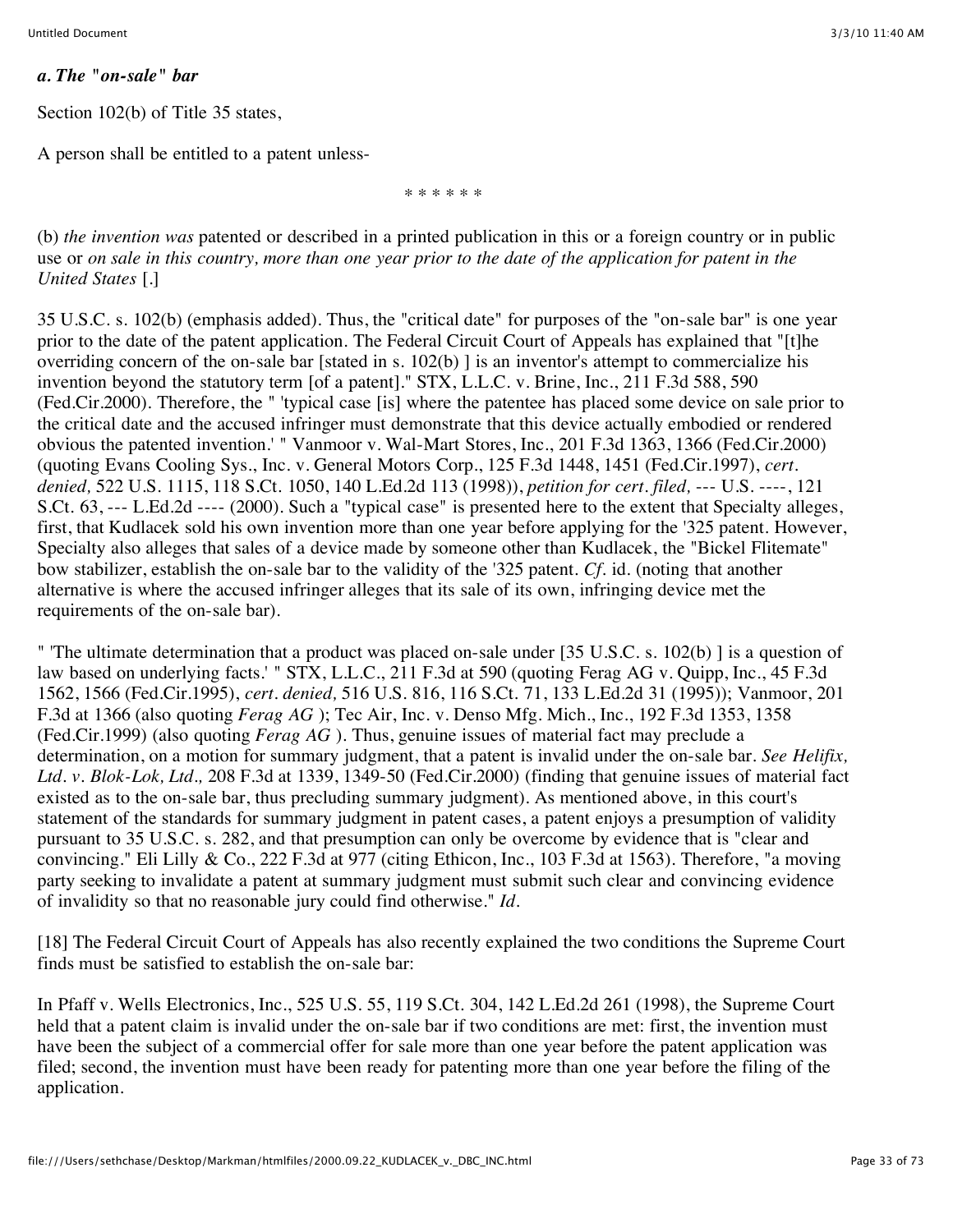***a. The "on-sale" bar***

Section 102(b) of Title 35 states,

A person shall be entitled to a patent unless-

\* \* \* \* \* \*

(b) *the invention was* patented or described in a printed publication in this or a foreign country or in public use or *on sale in this country, more than one year prior to the date of the application for patent in the United States* [.]

35 U.S.C. s. 102(b) (emphasis added). Thus, the "critical date" for purposes of the "on-sale bar" is one year prior to the date of the patent application. The Federal Circuit Court of Appeals has explained that "[t]he overriding concern of the on-sale bar [stated in s. 102(b) ] is an inventor's attempt to commercialize his invention beyond the statutory term [of a patent]." STX, L.L.C. v. Brine, Inc., 211 F.3d 588, 590 (Fed.Cir.2000). Therefore, the " 'typical case [is] where the patentee has placed some device on sale prior to the critical date and the accused infringer must demonstrate that this device actually embodied or rendered obvious the patented invention.' " Vanmoor v. Wal-Mart Stores, Inc., 201 F.3d 1363, 1366 (Fed.Cir.2000) (quoting Evans Cooling Sys., Inc. v. General Motors Corp., 125 F.3d 1448, 1451 (Fed.Cir.1997), *cert. denied,* 522 U.S. 1115, 118 S.Ct. 1050, 140 L.Ed.2d 113 (1998)), *petition for cert. filed,* --- U.S. ----, 121 S.Ct. 63, --- L.Ed.2d ---- (2000). Such a "typical case" is presented here to the extent that Specialty alleges, first, that Kudlacek sold his own invention more than one year before applying for the '325 patent. However, Specialty also alleges that sales of a device made by someone other than Kudlacek, the "Bickel Flitemate" bow stabilizer, establish the on-sale bar to the validity of the '325 patent. *Cf.* id. (noting that another alternative is where the accused infringer alleges that its sale of its own, infringing device met the requirements of the on-sale bar).

" 'The ultimate determination that a product was placed on-sale under [35 U.S.C. s. 102(b) ] is a question of law based on underlying facts.' " STX, L.L.C., 211 F.3d at 590 (quoting Ferag AG v. Quipp, Inc., 45 F.3d 1562, 1566 (Fed.Cir.1995), *cert. denied,* 516 U.S. 816, 116 S.Ct. 71, 133 L.Ed.2d 31 (1995)); Vanmoor, 201 F.3d at 1366 (also quoting *Ferag AG* ); Tec Air, Inc. v. Denso Mfg. Mich., Inc., 192 F.3d 1353, 1358 (Fed.Cir.1999) (also quoting *Ferag AG* ). Thus, genuine issues of material fact may preclude a determination, on a motion for summary judgment, that a patent is invalid under the on-sale bar. *See Helifix, Ltd. v. Blok-Lok, Ltd.,* 208 F.3d at 1339, 1349-50 (Fed.Cir.2000) (finding that genuine issues of material fact existed as to the on-sale bar, thus precluding summary judgment). As mentioned above, in this court's statement of the standards for summary judgment in patent cases, a patent enjoys a presumption of validity pursuant to 35 U.S.C. s. 282, and that presumption can only be overcome by evidence that is "clear and convincing." Eli Lilly & Co., 222 F.3d at 977 (citing Ethicon, Inc., 103 F.3d at 1563). Therefore, "a moving party seeking to invalidate a patent at summary judgment must submit such clear and convincing evidence of invalidity so that no reasonable jury could find otherwise." *Id.*

[18] The Federal Circuit Court of Appeals has also recently explained the two conditions the Supreme Court finds must be satisfied to establish the on-sale bar:

In Pfaff v. Wells Electronics, Inc., 525 U.S. 55, 119 S.Ct. 304, 142 L.Ed.2d 261 (1998), the Supreme Court held that a patent claim is invalid under the on-sale bar if two conditions are met: first, the invention must have been the subject of a commercial offer for sale more than one year before the patent application was filed; second, the invention must have been ready for patenting more than one year before the filing of the application.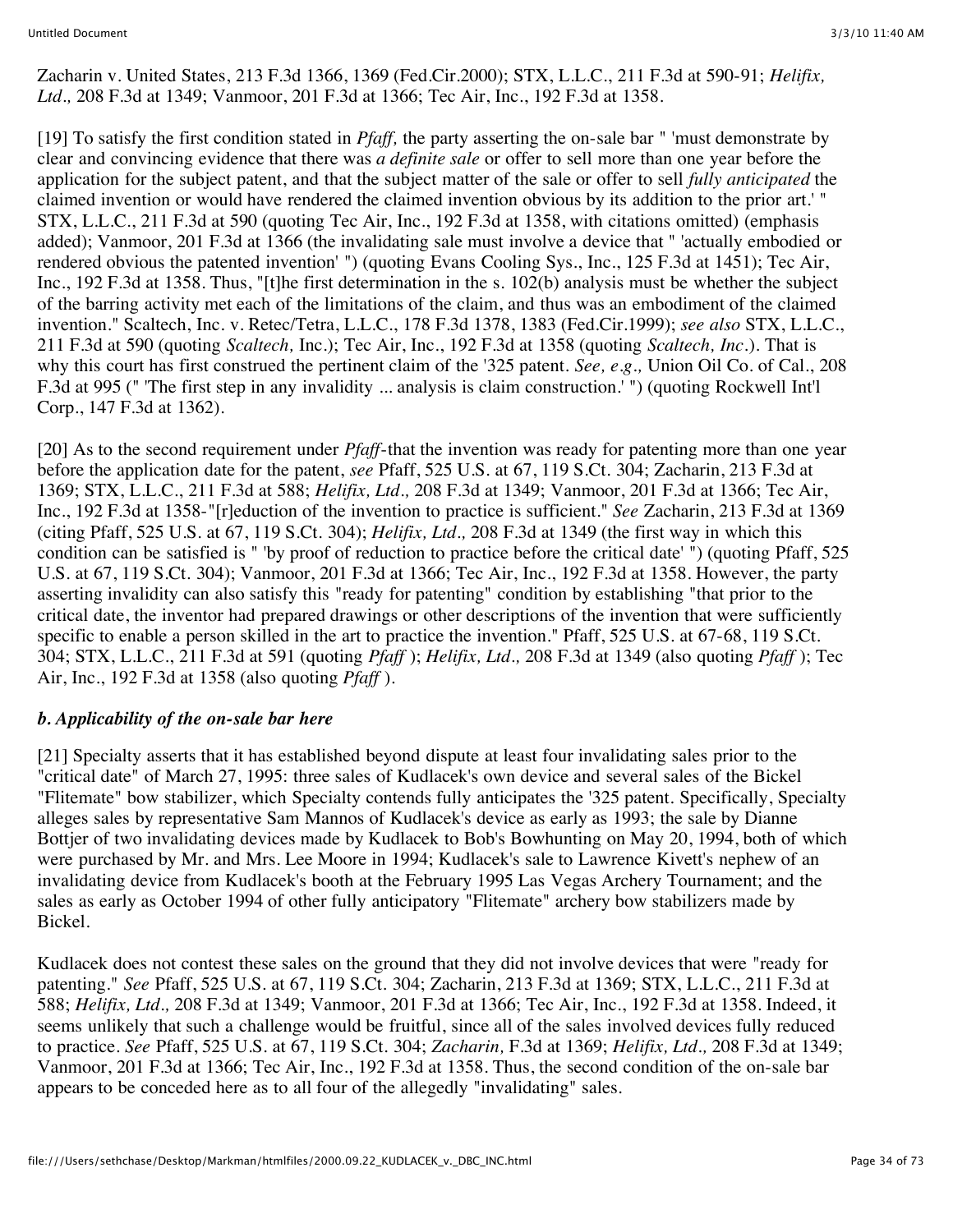Zacharin v. United States, 213 F.3d 1366, 1369 (Fed.Cir.2000); STX, L.L.C., 211 F.3d at 590-91; *Helifix, Ltd.,* 208 F.3d at 1349; Vanmoor, 201 F.3d at 1366; Tec Air, Inc., 192 F.3d at 1358.

[19] To satisfy the first condition stated in *Pfaff,* the party asserting the on-sale bar " 'must demonstrate by clear and convincing evidence that there was *a definite sale* or offer to sell more than one year before the application for the subject patent, and that the subject matter of the sale or offer to sell *fully anticipated* the claimed invention or would have rendered the claimed invention obvious by its addition to the prior art.' " STX, L.L.C., 211 F.3d at 590 (quoting Tec Air, Inc., 192 F.3d at 1358, with citations omitted) (emphasis added); Vanmoor, 201 F.3d at 1366 (the invalidating sale must involve a device that " 'actually embodied or rendered obvious the patented invention' ") (quoting Evans Cooling Sys., Inc., 125 F.3d at 1451); Tec Air, Inc., 192 F.3d at 1358. Thus, "[t]he first determination in the s. 102(b) analysis must be whether the subject of the barring activity met each of the limitations of the claim, and thus was an embodiment of the claimed invention." Scaltech, Inc. v. Retec/Tetra, L.L.C., 178 F.3d 1378, 1383 (Fed.Cir.1999); *see also* STX, L.L.C., 211 F.3d at 590 (quoting *Scaltech,* Inc.); Tec Air, Inc., 192 F.3d at 1358 (quoting *Scaltech, Inc.*). That is why this court has first construed the pertinent claim of the '325 patent. *See, e.g.,* Union Oil Co. of Cal., 208 F.3d at 995 (" 'The first step in any invalidity ... analysis is claim construction.' ") (quoting Rockwell Int'l Corp., 147 F.3d at 1362).

[20] As to the second requirement under *Pfaff*-that the invention was ready for patenting more than one year before the application date for the patent, *see* Pfaff, 525 U.S. at 67, 119 S.Ct. 304; Zacharin, 213 F.3d at 1369; STX, L.L.C., 211 F.3d at 588; *Helifix, Ltd.,* 208 F.3d at 1349; Vanmoor, 201 F.3d at 1366; Tec Air, Inc., 192 F.3d at 1358-"[r]eduction of the invention to practice is sufficient." *See* Zacharin, 213 F.3d at 1369 (citing Pfaff, 525 U.S. at 67, 119 S.Ct. 304); *Helifix, Ltd.,* 208 F.3d at 1349 (the first way in which this condition can be satisfied is " 'by proof of reduction to practice before the critical date' ") (quoting Pfaff, 525 U.S. at 67, 119 S.Ct. 304); Vanmoor, 201 F.3d at 1366; Tec Air, Inc., 192 F.3d at 1358. However, the party asserting invalidity can also satisfy this "ready for patenting" condition by establishing "that prior to the critical date, the inventor had prepared drawings or other descriptions of the invention that were sufficiently specific to enable a person skilled in the art to practice the invention." Pfaff, 525 U.S. at 67-68, 119 S.Ct. 304; STX, L.L.C., 211 F.3d at 591 (quoting *Pfaff* ); *Helifix, Ltd.,* 208 F.3d at 1349 (also quoting *Pfaff* ); Tec Air, Inc., 192 F.3d at 1358 (also quoting *Pfaff* ).

### *b. Applicability of the on-sale bar here*

[21] Specialty asserts that it has established beyond dispute at least four invalidating sales prior to the "critical date" of March 27, 1995: three sales of Kudlacek's own device and several sales of the Bickel "Flitemate" bow stabilizer, which Specialty contends fully anticipates the '325 patent. Specifically, Specialty alleges sales by representative Sam Mannos of Kudlacek's device as early as 1993; the sale by Dianne Bottjer of two invalidating devices made by Kudlacek to Bob's Bowhunting on May 20, 1994, both of which were purchased by Mr. and Mrs. Lee Moore in 1994; Kudlacek's sale to Lawrence Kivett's nephew of an invalidating device from Kudlacek's booth at the February 1995 Las Vegas Archery Tournament; and the sales as early as October 1994 of other fully anticipatory "Flitemate" archery bow stabilizers made by Bickel.

Kudlacek does not contest these sales on the ground that they did not involve devices that were "ready for patenting." *See* Pfaff, 525 U.S. at 67, 119 S.Ct. 304; Zacharin, 213 F.3d at 1369; STX, L.L.C., 211 F.3d at 588; *Helifix, Ltd.,* 208 F.3d at 1349; Vanmoor, 201 F.3d at 1366; Tec Air, Inc., 192 F.3d at 1358. Indeed, it seems unlikely that such a challenge would be fruitful, since all of the sales involved devices fully reduced to practice. *See* Pfaff, 525 U.S. at 67, 119 S.Ct. 304; *Zacharin,* F.3d at 1369; *Helifix, Ltd.,* 208 F.3d at 1349; Vanmoor, 201 F.3d at 1366; Tec Air, Inc., 192 F.3d at 1358. Thus, the second condition of the on-sale bar appears to be conceded here as to all four of the allegedly "invalidating" sales.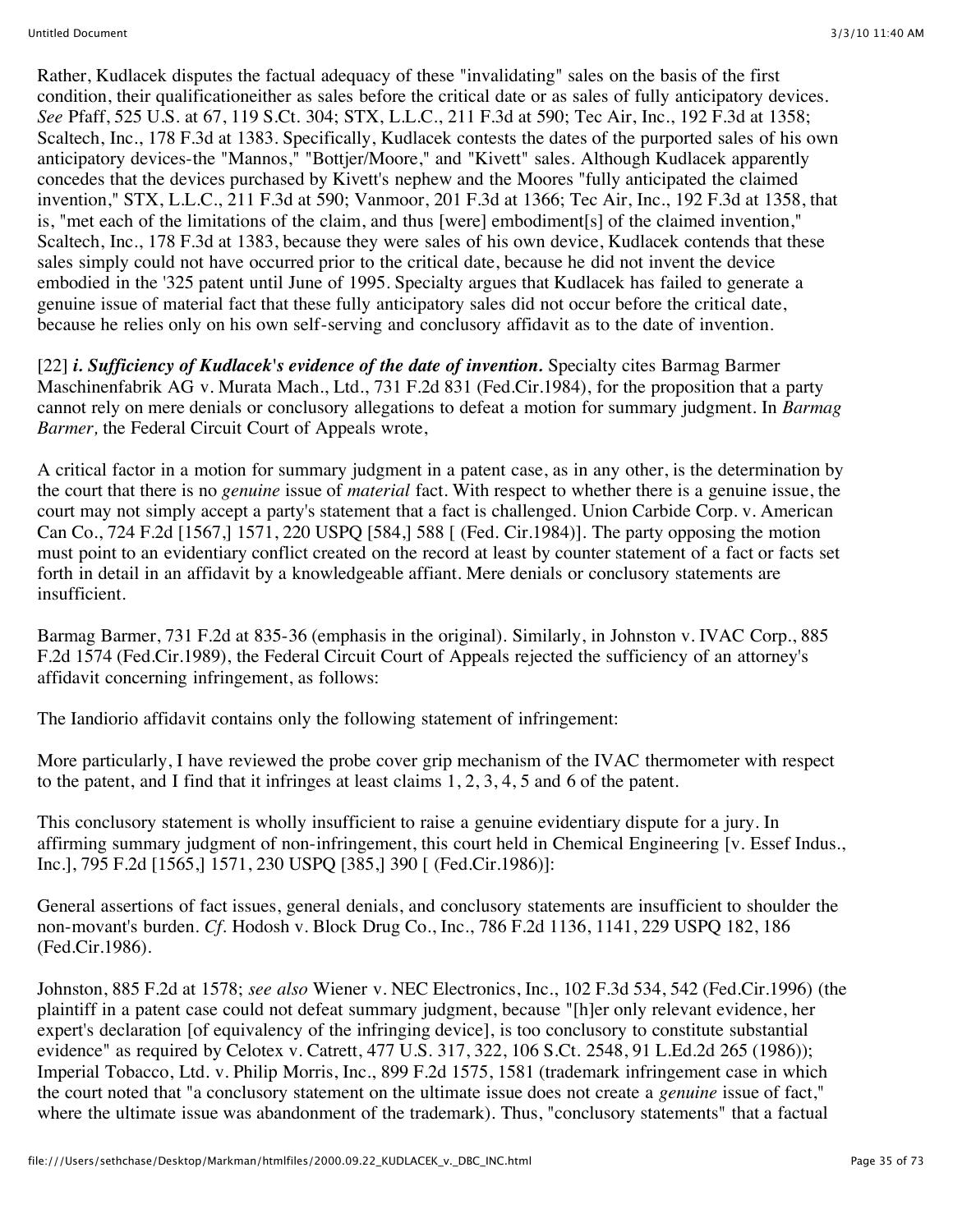Rather, Kudlacek disputes the factual adequacy of these "invalidating" sales on the basis of the first condition, their qualificationeither as sales before the critical date or as sales of fully anticipatory devices. *See* Pfaff, 525 U.S. at 67, 119 S.Ct. 304; STX, L.L.C., 211 F.3d at 590; Tec Air, Inc., 192 F.3d at 1358; Scaltech, Inc., 178 F.3d at 1383. Specifically, Kudlacek contests the dates of the purported sales of his own anticipatory devices-the "Mannos," "Bottjer/Moore," and "Kivett" sales. Although Kudlacek apparently concedes that the devices purchased by Kivett's nephew and the Moores "fully anticipated the claimed invention," STX, L.L.C., 211 F.3d at 590; Vanmoor, 201 F.3d at 1366; Tec Air, Inc., 192 F.3d at 1358, that is, "met each of the limitations of the claim, and thus [were] embodiment[s] of the claimed invention," Scaltech, Inc., 178 F.3d at 1383, because they were sales of his own device, Kudlacek contends that these sales simply could not have occurred prior to the critical date, because he did not invent the device embodied in the '325 patent until June of 1995. Specialty argues that Kudlacek has failed to generate a genuine issue of material fact that these fully anticipatory sales did not occur before the critical date, because he relies only on his own self-serving and conclusory affidavit as to the date of invention.

[22] ***i. Sufficiency of Kudlacek's evidence of the date of invention.*** Specialty cites Barmag Barmer Maschinenfabrik AG v. Murata Mach., Ltd., 731 F.2d 831 (Fed.Cir.1984), for the proposition that a party cannot rely on mere denials or conclusory allegations to defeat a motion for summary judgment. In *Barmag Barmer,* the Federal Circuit Court of Appeals wrote,

A critical factor in a motion for summary judgment in a patent case, as in any other, is the determination by the court that there is no *genuine* issue of *material* fact. With respect to whether there is a genuine issue, the court may not simply accept a party's statement that a fact is challenged. Union Carbide Corp. v. American Can Co., 724 F.2d [1567,] 1571, 220 USPQ [584,] 588 [ (Fed. Cir.1984)]. The party opposing the motion must point to an evidentiary conflict created on the record at least by counter statement of a fact or facts set forth in detail in an affidavit by a knowledgeable affiant. Mere denials or conclusory statements are insufficient.

Barmag Barmer, 731 F.2d at 835-36 (emphasis in the original). Similarly, in Johnston v. IVAC Corp., 885 F.2d 1574 (Fed.Cir.1989), the Federal Circuit Court of Appeals rejected the sufficiency of an attorney's affidavit concerning infringement, as follows:

The Iandiorio affidavit contains only the following statement of infringement:

More particularly, I have reviewed the probe cover grip mechanism of the IVAC thermometer with respect to the patent, and I find that it infringes at least claims 1, 2, 3, 4, 5 and 6 of the patent.

This conclusory statement is wholly insufficient to raise a genuine evidentiary dispute for a jury. In affirming summary judgment of non-infringement, this court held in Chemical Engineering [v. Essef Indus., Inc.], 795 F.2d [1565,] 1571, 230 USPQ [385,] 390 [ (Fed.Cir.1986)]:

General assertions of fact issues, general denials, and conclusory statements are insufficient to shoulder the non-movant's burden. *Cf.* Hodosh v. Block Drug Co., Inc., 786 F.2d 1136, 1141, 229 USPQ 182, 186 (Fed.Cir.1986).

Johnston, 885 F.2d at 1578; *see also* Wiener v. NEC Electronics, Inc., 102 F.3d 534, 542 (Fed.Cir.1996) (the plaintiff in a patent case could not defeat summary judgment, because "[h]er only relevant evidence, her expert's declaration [of equivalency of the infringing device], is too conclusory to constitute substantial evidence" as required by Celotex v. Catrett, 477 U.S. 317, 322, 106 S.Ct. 2548, 91 L.Ed.2d 265 (1986)); Imperial Tobacco, Ltd. v. Philip Morris, Inc., 899 F.2d 1575, 1581 (trademark infringement case in which the court noted that "a conclusory statement on the ultimate issue does not create a *genuine* issue of fact," where the ultimate issue was abandonment of the trademark). Thus, "conclusory statements" that a factual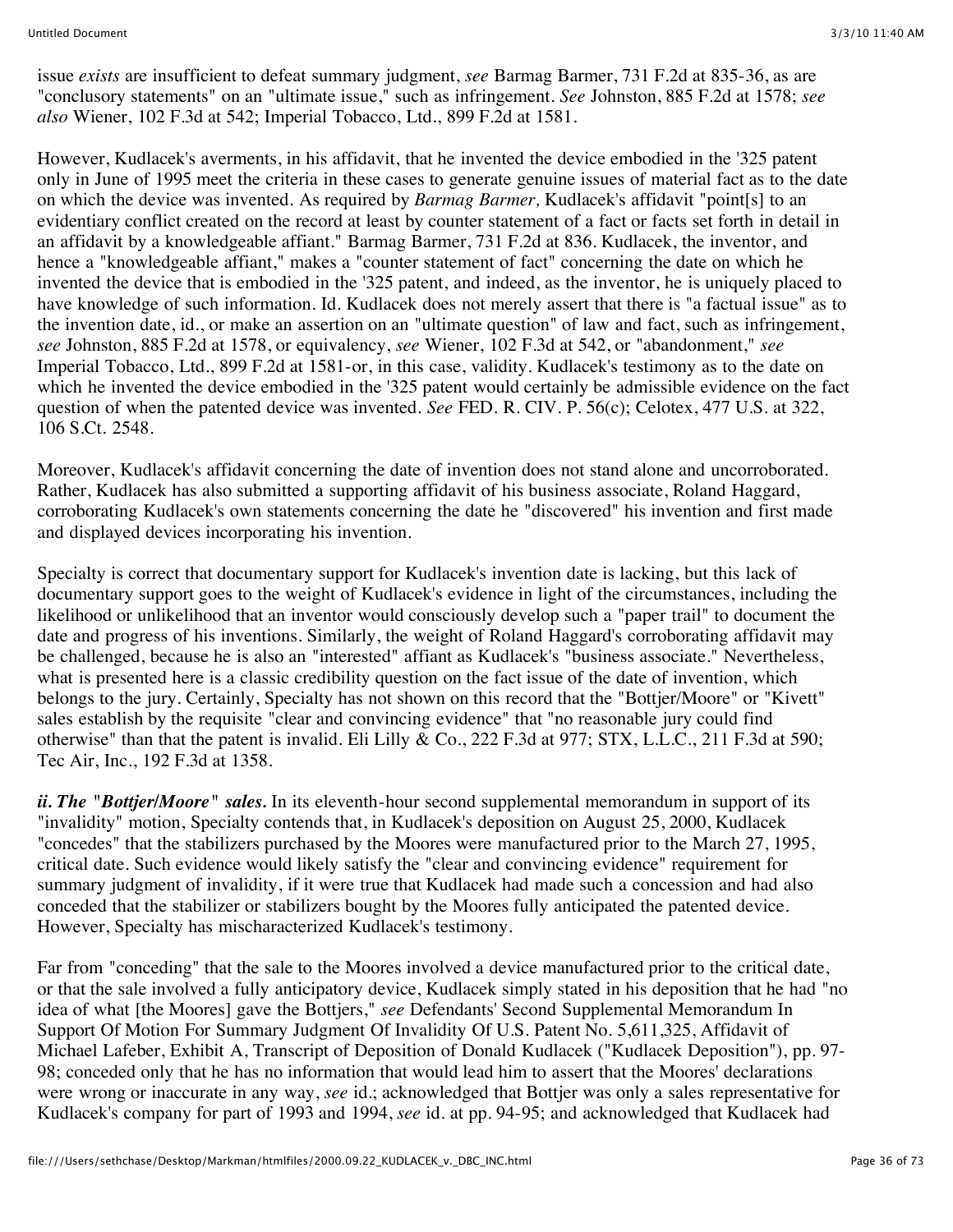issue *exists* are insufficient to defeat summary judgment, *see* Barmag Barmer, 731 F.2d at 835-36, as are "conclusory statements" on an "ultimate issue," such as infringement. *See* Johnston, 885 F.2d at 1578; *see also* Wiener, 102 F.3d at 542; Imperial Tobacco, Ltd., 899 F.2d at 1581.

However, Kudlacek's averments, in his affidavit, that he invented the device embodied in the '325 patent only in June of 1995 meet the criteria in these cases to generate genuine issues of material fact as to the date on which the device was invented. As required by *Barmag Barmer,* Kudlacek's affidavit "point[s] to an evidentiary conflict created on the record at least by counter statement of a fact or facts set forth in detail in an affidavit by a knowledgeable affiant." Barmag Barmer, 731 F.2d at 836. Kudlacek, the inventor, and hence a "knowledgeable affiant," makes a "counter statement of fact" concerning the date on which he invented the device that is embodied in the '325 patent, and indeed, as the inventor, he is uniquely placed to have knowledge of such information. Id. Kudlacek does not merely assert that there is "a factual issue" as to the invention date, id., or make an assertion on an "ultimate question" of law and fact, such as infringement, *see* Johnston, 885 F.2d at 1578, or equivalency, *see* Wiener, 102 F.3d at 542, or "abandonment," *see* Imperial Tobacco, Ltd., 899 F.2d at 1581-or, in this case, validity. Kudlacek's testimony as to the date on which he invented the device embodied in the '325 patent would certainly be admissible evidence on the fact question of when the patented device was invented. *See* FED. R. CIV. P. 56(c); Celotex, 477 U.S. at 322, 106 S.Ct. 2548.

Moreover, Kudlacek's affidavit concerning the date of invention does not stand alone and uncorroborated. Rather, Kudlacek has also submitted a supporting affidavit of his business associate, Roland Haggard, corroborating Kudlacek's own statements concerning the date he "discovered" his invention and first made and displayed devices incorporating his invention.

Specialty is correct that documentary support for Kudlacek's invention date is lacking, but this lack of documentary support goes to the weight of Kudlacek's evidence in light of the circumstances, including the likelihood or unlikelihood that an inventor would consciously develop such a "paper trail" to document the date and progress of his inventions. Similarly, the weight of Roland Haggard's corroborating affidavit may be challenged, because he is also an "interested" affiant as Kudlacek's "business associate." Nevertheless, what is presented here is a classic credibility question on the fact issue of the date of invention, which belongs to the jury. Certainly, Specialty has not shown on this record that the "Bottjer/Moore" or "Kivett" sales establish by the requisite "clear and convincing evidence" that "no reasonable jury could find otherwise" than that the patent is invalid. Eli Lilly & Co., 222 F.3d at 977; STX, L.L.C., 211 F.3d at 590; Tec Air, Inc., 192 F.3d at 1358.

***ii. The "Bottjer/Moore" sales.*** In its eleventh-hour second supplemental memorandum in support of its "invalidity" motion, Specialty contends that, in Kudlacek's deposition on August 25, 2000, Kudlacek "concedes" that the stabilizers purchased by the Moores were manufactured prior to the March 27, 1995, critical date. Such evidence would likely satisfy the "clear and convincing evidence" requirement for summary judgment of invalidity, if it were true that Kudlacek had made such a concession and had also conceded that the stabilizer or stabilizers bought by the Moores fully anticipated the patented device. However, Specialty has mischaracterized Kudlacek's testimony.

Far from "conceding" that the sale to the Moores involved a device manufactured prior to the critical date, or that the sale involved a fully anticipatory device, Kudlacek simply stated in his deposition that he had "no idea of what [the Moores] gave the Bottjers," *see* Defendants' Second Supplemental Memorandum In Support Of Motion For Summary Judgment Of Invalidity Of U.S. Patent No. 5,611,325, Affidavit of Michael Lafeber, Exhibit A, Transcript of Deposition of Donald Kudlacek ("Kudlacek Deposition"), pp. 97-98; conceded only that he has no information that would lead him to assert that the Moores' declarations were wrong or inaccurate in any way, *see* id.; acknowledged that Bottjer was only a sales representative for Kudlacek's company for part of 1993 and 1994, *see* id. at pp. 94-95; and acknowledged that Kudlacek had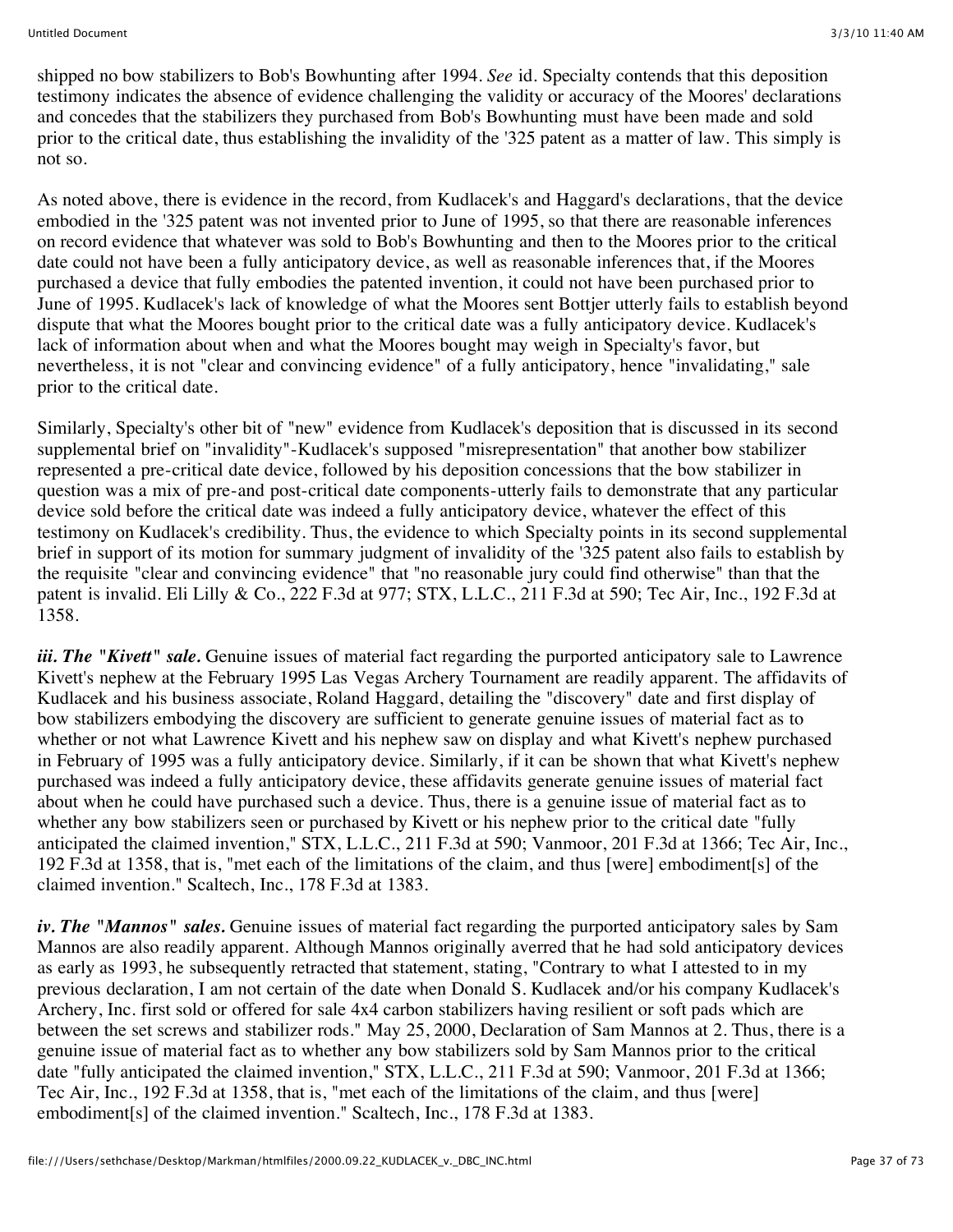shipped no bow stabilizers to Bob's Bowhunting after 1994. *See* id. Specialty contends that this deposition testimony indicates the absence of evidence challenging the validity or accuracy of the Moores' declarations and concedes that the stabilizers they purchased from Bob's Bowhunting must have been made and sold prior to the critical date, thus establishing the invalidity of the '325 patent as a matter of law. This simply is not so.

As noted above, there is evidence in the record, from Kudlacek's and Haggard's declarations, that the device embodied in the '325 patent was not invented prior to June of 1995, so that there are reasonable inferences on record evidence that whatever was sold to Bob's Bowhunting and then to the Moores prior to the critical date could not have been a fully anticipatory device, as well as reasonable inferences that, if the Moores purchased a device that fully embodies the patented invention, it could not have been purchased prior to June of 1995. Kudlacek's lack of knowledge of what the Moores sent Bottjer utterly fails to establish beyond dispute that what the Moores bought prior to the critical date was a fully anticipatory device. Kudlacek's lack of information about when and what the Moores bought may weigh in Specialty's favor, but nevertheless, it is not "clear and convincing evidence" of a fully anticipatory, hence "invalidating," sale prior to the critical date.

Similarly, Specialty's other bit of "new" evidence from Kudlacek's deposition that is discussed in its second supplemental brief on "invalidity"-Kudlacek's supposed "misrepresentation" that another bow stabilizer represented a pre-critical date device, followed by his deposition concessions that the bow stabilizer in question was a mix of pre-and post-critical date components-utterly fails to demonstrate that any particular device sold before the critical date was indeed a fully anticipatory device, whatever the effect of this testimony on Kudlacek's credibility. Thus, the evidence to which Specialty points in its second supplemental brief in support of its motion for summary judgment of invalidity of the '325 patent also fails to establish by the requisite "clear and convincing evidence" that "no reasonable jury could find otherwise" than that the patent is invalid. Eli Lilly & Co., 222 F.3d at 977; STX, L.L.C., 211 F.3d at 590; Tec Air, Inc., 192 F.3d at 1358.

***iii. The "Kivett" sale.*** Genuine issues of material fact regarding the purported anticipatory sale to Lawrence Kivett's nephew at the February 1995 Las Vegas Archery Tournament are readily apparent. The affidavits of Kudlacek and his business associate, Roland Haggard, detailing the "discovery" date and first display of bow stabilizers embodying the discovery are sufficient to generate genuine issues of material fact as to whether or not what Lawrence Kivett and his nephew saw on display and what Kivett's nephew purchased in February of 1995 was a fully anticipatory device. Similarly, if it can be shown that what Kivett's nephew purchased was indeed a fully anticipatory device, these affidavits generate genuine issues of material fact about when he could have purchased such a device. Thus, there is a genuine issue of material fact as to whether any bow stabilizers seen or purchased by Kivett or his nephew prior to the critical date "fully anticipated the claimed invention," STX, L.L.C., 211 F.3d at 590; Vanmoor, 201 F.3d at 1366; Tec Air, Inc., 192 F.3d at 1358, that is, "met each of the limitations of the claim, and thus [were] embodiment[s] of the claimed invention." Scaltech, Inc., 178 F.3d at 1383.

***iv. The "Mannos" sales.*** Genuine issues of material fact regarding the purported anticipatory sales by Sam Mannos are also readily apparent. Although Mannos originally averred that he had sold anticipatory devices as early as 1993, he subsequently retracted that statement, stating, "Contrary to what I attested to in my previous declaration, I am not certain of the date when Donald S. Kudlacek and/or his company Kudlacek's Archery, Inc. first sold or offered for sale 4x4 carbon stabilizers having resilient or soft pads which are between the set screws and stabilizer rods." May 25, 2000, Declaration of Sam Mannos at 2. Thus, there is a genuine issue of material fact as to whether any bow stabilizers sold by Sam Mannos prior to the critical date "fully anticipated the claimed invention," STX, L.L.C., 211 F.3d at 590; Vanmoor, 201 F.3d at 1366; Tec Air, Inc., 192 F.3d at 1358, that is, "met each of the limitations of the claim, and thus [were] embodiment[s] of the claimed invention." Scaltech, Inc., 178 F.3d at 1383.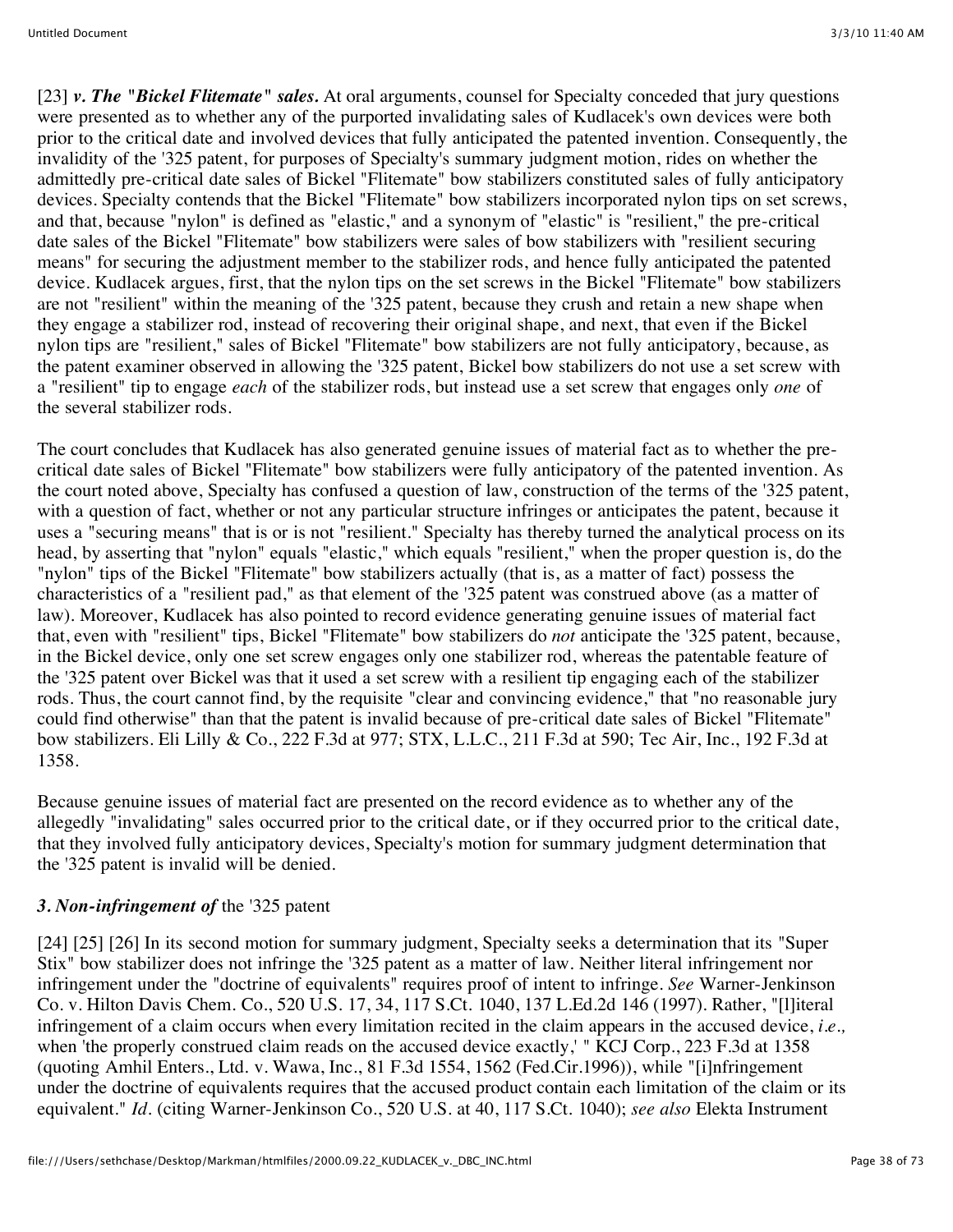[23] ***v. The "Bickel Flitemate" sales.*** At oral arguments, counsel for Specialty conceded that jury questions were presented as to whether any of the purported invalidating sales of Kudlacek's own devices were both prior to the critical date and involved devices that fully anticipated the patented invention. Consequently, the invalidity of the '325 patent, for purposes of Specialty's summary judgment motion, rides on whether the admittedly pre-critical date sales of Bickel "Flitemate" bow stabilizers constituted sales of fully anticipatory devices. Specialty contends that the Bickel "Flitemate" bow stabilizers incorporated nylon tips on set screws, and that, because "nylon" is defined as "elastic," and a synonym of "elastic" is "resilient," the pre-critical date sales of the Bickel "Flitemate" bow stabilizers were sales of bow stabilizers with "resilient securing means" for securing the adjustment member to the stabilizer rods, and hence fully anticipated the patented device. Kudlacek argues, first, that the nylon tips on the set screws in the Bickel "Flitemate" bow stabilizers are not "resilient" within the meaning of the '325 patent, because they crush and retain a new shape when they engage a stabilizer rod, instead of recovering their original shape, and next, that even if the Bickel nylon tips are "resilient," sales of Bickel "Flitemate" bow stabilizers are not fully anticipatory, because, as the patent examiner observed in allowing the '325 patent, Bickel bow stabilizers do not use a set screw with a "resilient" tip to engage *each* of the stabilizer rods, but instead use a set screw that engages only *one* of the several stabilizer rods.

The court concludes that Kudlacek has also generated genuine issues of material fact as to whether the pre-critical date sales of Bickel "Flitemate" bow stabilizers were fully anticipatory of the patented invention. As the court noted above, Specialty has confused a question of law, construction of the terms of the '325 patent, with a question of fact, whether or not any particular structure infringes or anticipates the patent, because it uses a "securing means" that is or is not "resilient." Specialty has thereby turned the analytical process on its head, by asserting that "nylon" equals "elastic," which equals "resilient," when the proper question is, do the "nylon" tips of the Bickel "Flitemate" bow stabilizers actually (that is, as a matter of fact) possess the characteristics of a "resilient pad," as that element of the '325 patent was construed above (as a matter of law). Moreover, Kudlacek has also pointed to record evidence generating genuine issues of material fact that, even with "resilient" tips, Bickel "Flitemate" bow stabilizers do *not* anticipate the '325 patent, because, in the Bickel device, only one set screw engages only one stabilizer rod, whereas the patentable feature of the '325 patent over Bickel was that it used a set screw with a resilient tip engaging each of the stabilizer rods. Thus, the court cannot find, by the requisite "clear and convincing evidence," that "no reasonable jury could find otherwise" than that the patent is invalid because of pre-critical date sales of Bickel "Flitemate" bow stabilizers. Eli Lilly & Co., 222 F.3d at 977; STX, L.L.C., 211 F.3d at 590; Tec Air, Inc., 192 F.3d at 1358.

Because genuine issues of material fact are presented on the record evidence as to whether any of the allegedly "invalidating" sales occurred prior to the critical date, or if they occurred prior to the critical date, that they involved fully anticipatory devices, Specialty's motion for summary judgment determination that the '325 patent is invalid will be denied.

### *3. Non-infringement of* the '325 patent

[24] [25] [26] In its second motion for summary judgment, Specialty seeks a determination that its "Super Stix" bow stabilizer does not infringe the '325 patent as a matter of law. Neither literal infringement nor infringement under the "doctrine of equivalents" requires proof of intent to infringe. *See* Warner-Jenkinson Co. v. Hilton Davis Chem. Co., 520 U.S. 17, 34, 117 S.Ct. 1040, 137 L.Ed.2d 146 (1997). Rather, "[l]iteral infringement of a claim occurs when every limitation recited in the claim appears in the accused device, *i.e.,* when 'the properly construed claim reads on the accused device exactly,' " KCJ Corp., 223 F.3d at 1358 (quoting Amhil Enters., Ltd. v. Wawa, Inc., 81 F.3d 1554, 1562 (Fed.Cir.1996)), while "[i]nfringement under the doctrine of equivalents requires that the accused product contain each limitation of the claim or its equivalent." *Id.* (citing Warner-Jenkinson Co., 520 U.S. at 40, 117 S.Ct. 1040); *see also* Elekta Instrument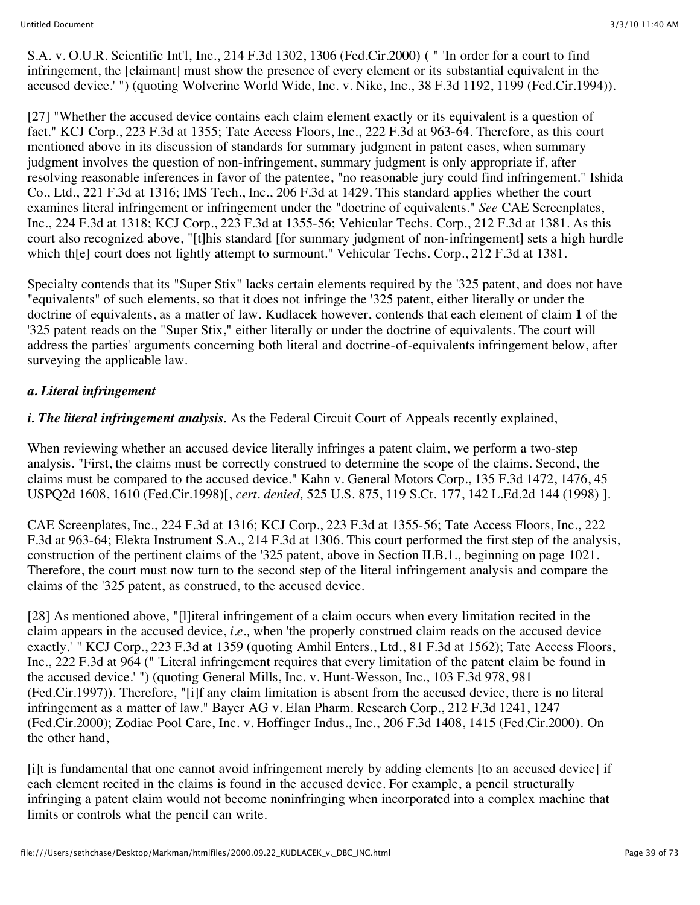S.A. v. O.U.R. Scientific Int'l, Inc., 214 F.3d 1302, 1306 (Fed.Cir.2000) ( " 'In order for a court to find infringement, the [claimant] must show the presence of every element or its substantial equivalent in the accused device.' ") (quoting Wolverine World Wide, Inc. v. Nike, Inc., 38 F.3d 1192, 1199 (Fed.Cir.1994)).

[27] "Whether the accused device contains each claim element exactly or its equivalent is a question of fact." KCJ Corp., 223 F.3d at 1355; Tate Access Floors, Inc., 222 F.3d at 963-64. Therefore, as this court mentioned above in its discussion of standards for summary judgment in patent cases, when summary judgment involves the question of non-infringement, summary judgment is only appropriate if, after resolving reasonable inferences in favor of the patentee, "no reasonable jury could find infringement." Ishida Co., Ltd., 221 F.3d at 1316; IMS Tech., Inc., 206 F.3d at 1429. This standard applies whether the court examines literal infringement or infringement under the "doctrine of equivalents." *See* CAE Screenplates, Inc., 224 F.3d at 1318; KCJ Corp., 223 F.3d at 1355-56; Vehicular Techs. Corp., 212 F.3d at 1381. As this court also recognized above, "[t]his standard [for summary judgment of non-infringement] sets a high hurdle which th[e] court does not lightly attempt to surmount." Vehicular Techs. Corp., 212 F.3d at 1381.

Specialty contends that its "Super Stix" lacks certain elements required by the '325 patent, and does not have "equivalents" of such elements, so that it does not infringe the '325 patent, either literally or under the doctrine of equivalents, as a matter of law. Kudlacek however, contends that each element of claim **1** of the '325 patent reads on the "Super Stix," either literally or under the doctrine of equivalents. The court will address the parties' arguments concerning both literal and doctrine-of-equivalents infringement below, after surveying the applicable law.

***a. Literal infringement***

***i. The literal infringement analysis.*** As the Federal Circuit Court of Appeals recently explained,

When reviewing whether an accused device literally infringes a patent claim, we perform a two-step analysis. "First, the claims must be correctly construed to determine the scope of the claims. Second, the claims must be compared to the accused device." Kahn v. General Motors Corp., 135 F.3d 1472, 1476, 45 USPQ2d 1608, 1610 (Fed.Cir.1998)[, *cert. denied,* 525 U.S. 875, 119 S.Ct. 177, 142 L.Ed.2d 144 (1998) ].

CAE Screenplates, Inc., 224 F.3d at 1316; KCJ Corp., 223 F.3d at 1355-56; Tate Access Floors, Inc., 222 F.3d at 963-64; Elekta Instrument S.A., 214 F.3d at 1306. This court performed the first step of the analysis, construction of the pertinent claims of the '325 patent, above in Section II.B.1., beginning on page 1021. Therefore, the court must now turn to the second step of the literal infringement analysis and compare the claims of the '325 patent, as construed, to the accused device.

[28] As mentioned above, "[l]iteral infringement of a claim occurs when every limitation recited in the claim appears in the accused device, *i.e.,* when 'the properly construed claim reads on the accused device exactly.' " KCJ Corp., 223 F.3d at 1359 (quoting Amhil Enters., Ltd., 81 F.3d at 1562); Tate Access Floors, Inc., 222 F.3d at 964 (" 'Literal infringement requires that every limitation of the patent claim be found in the accused device.' ") (quoting General Mills, Inc. v. Hunt-Wesson, Inc., 103 F.3d 978, 981 (Fed.Cir.1997)). Therefore, "[i]f any claim limitation is absent from the accused device, there is no literal infringement as a matter of law." Bayer AG v. Elan Pharm. Research Corp., 212 F.3d 1241, 1247 (Fed.Cir.2000); Zodiac Pool Care, Inc. v. Hoffinger Indus., Inc., 206 F.3d 1408, 1415 (Fed.Cir.2000). On the other hand,

[i]t is fundamental that one cannot avoid infringement merely by adding elements [to an accused device] if each element recited in the claims is found in the accused device. For example, a pencil structurally infringing a patent claim would not become noninfringing when incorporated into a complex machine that limits or controls what the pencil can write.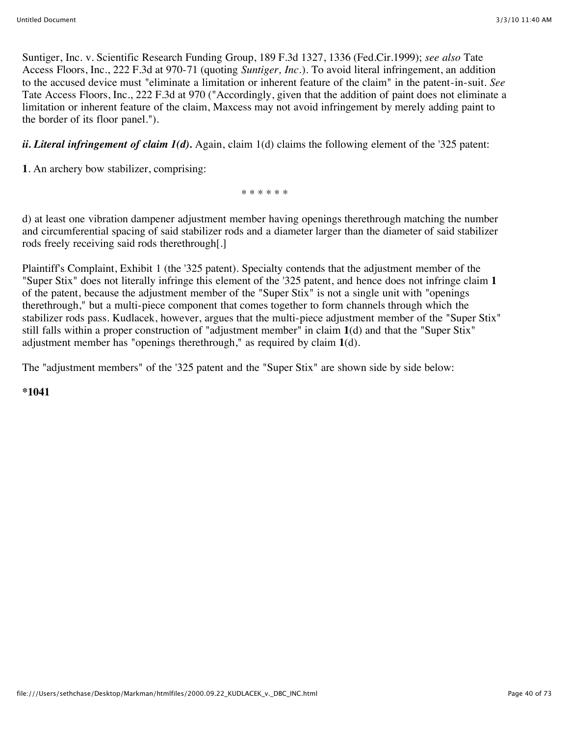Suntiger, Inc. v. Scientific Research Funding Group, 189 F.3d 1327, 1336 (Fed.Cir.1999); *see also* Tate Access Floors, Inc., 222 F.3d at 970-71 (quoting *Suntiger, Inc.*). To avoid literal infringement, an addition to the accused device must "eliminate a limitation or inherent feature of the claim" in the patent-in-suit. *See* Tate Access Floors, Inc., 222 F.3d at 970 ("Accordingly, given that the addition of paint does not eliminate a limitation or inherent feature of the claim, Maxcess may not avoid infringement by merely adding paint to the border of its floor panel.").

***ii. Literal infringement of claim 1(d).*** Again, claim 1(d) claims the following element of the '325 patent:

**1**. An archery bow stabilizer, comprising:

* * * * * *

d) at least one vibration dampener adjustment member having openings therethrough matching the number and circumferential spacing of said stabilizer rods and a diameter larger than the diameter of said stabilizer rods freely receiving said rods therethrough[.]

Plaintiff's Complaint, Exhibit 1 (the '325 patent). Specialty contends that the adjustment member of the "Super Stix" does not literally infringe this element of the '325 patent, and hence does not infringe claim **1** of the patent, because the adjustment member of the "Super Stix" is not a single unit with "openings therethrough," but a multi-piece component that comes together to form channels through which the stabilizer rods pass. Kudlacek, however, argues that the multi-piece adjustment member of the "Super Stix" still falls within a proper construction of "adjustment member" in claim **1**(d) and that the "Super Stix" adjustment member has "openings therethrough," as required by claim **1**(d).

The "adjustment members" of the '325 patent and the "Super Stix" are shown side by side below:

**\*1041**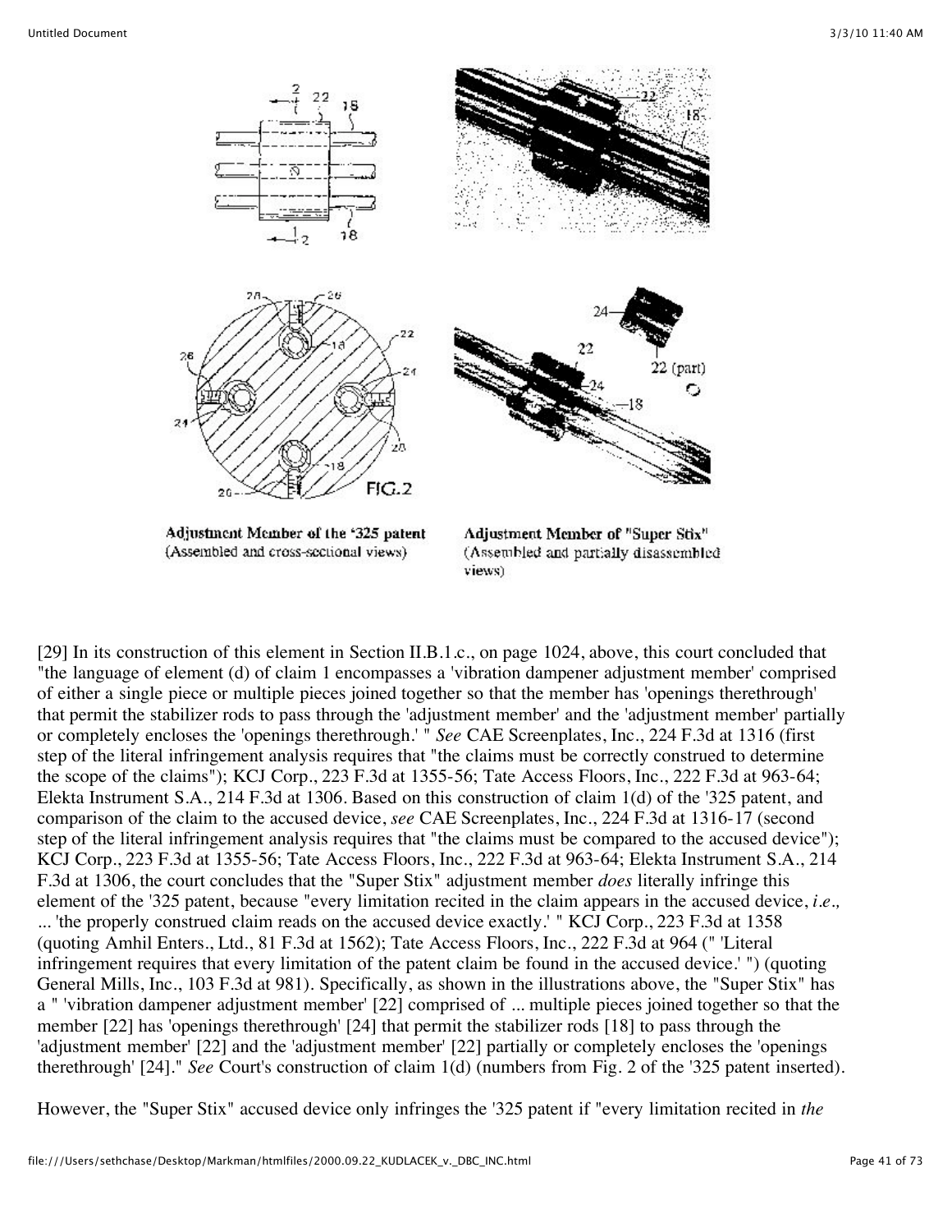Adjustment Member of the '325 patent (Assembled and cross-sectional views)

Adjustment Member of "Super Stix" (Assembled and partially disassembled views)

[29] In its construction of this element in Section II.B.1.c., on page 1024, above, this court concluded that "the language of element (d) of claim 1 encompasses a 'vibration dampener adjustment member' comprised of either a single piece or multiple pieces joined together so that the member has 'openings therethrough' that permit the stabilizer rods to pass through the 'adjustment member' and the 'adjustment member' partially or completely encloses the 'openings therethrough.' " *See* CAE Screenplates, Inc., 224 F.3d at 1316 (first step of the literal infringement analysis requires that "the claims must be correctly construed to determine the scope of the claims"); KCJ Corp., 223 F.3d at 1355-56; Tate Access Floors, Inc., 222 F.3d at 963-64; Elekta Instrument S.A., 214 F.3d at 1306. Based on this construction of claim 1(d) of the '325 patent, and comparison of the claim to the accused device, *see* CAE Screenplates, Inc., 224 F.3d at 1316-17 (second step of the literal infringement analysis requires that "the claims must be compared to the accused device"); KCJ Corp., 223 F.3d at 1355-56; Tate Access Floors, Inc., 222 F.3d at 963-64; Elekta Instrument S.A., 214 F.3d at 1306, the court concludes that the "Super Stix" adjustment member *does* literally infringe this element of the '325 patent, because "every limitation recited in the claim appears in the accused device, *i.e.,* ... 'the properly construed claim reads on the accused device exactly.' " KCJ Corp., 223 F.3d at 1358 (quoting Amhil Enters., Ltd., 81 F.3d at 1562); Tate Access Floors, Inc., 222 F.3d at 964 (" 'Literal infringement requires that every limitation of the patent claim be found in the accused device.' ") (quoting General Mills, Inc., 103 F.3d at 981). Specifically, as shown in the illustrations above, the "Super Stix" has a " 'vibration dampener adjustment member' [22] comprised of ... multiple pieces joined together so that the member [22] has 'openings therethrough' [24] that permit the stabilizer rods [18] to pass through the 'adjustment member' [22] and the 'adjustment member' [22] partially or completely encloses the 'openings therethrough' [24]." *See* Court's construction of claim 1(d) (numbers from Fig. 2 of the '325 patent inserted).

However, the "Super Stix" accused device only infringes the '325 patent if "every limitation recited in *the*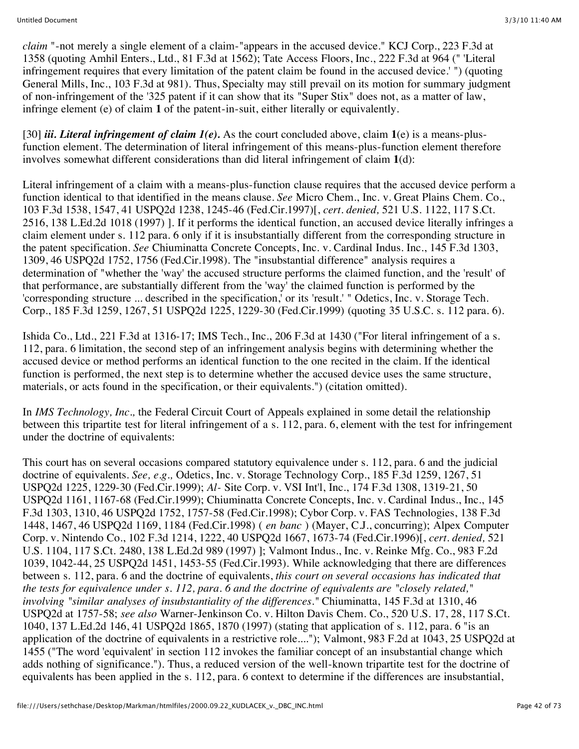*claim* "-not merely a single element of a claim-"appears in the accused device." KCJ Corp., 223 F.3d at 1358 (quoting Amhil Enters., Ltd., 81 F.3d at 1562); Tate Access Floors, Inc., 222 F.3d at 964 (" 'Literal infringement requires that every limitation of the patent claim be found in the accused device.' ") (quoting General Mills, Inc., 103 F.3d at 981). Thus, Specialty may still prevail on its motion for summary judgment of non-infringement of the '325 patent if it can show that its "Super Stix" does not, as a matter of law, infringe element (e) of claim **1** of the patent-in-suit, either literally or equivalently.

[30] ***iii. Literal infringement of claim 1(e).*** As the court concluded above, claim **1**(e) is a means-plus-function element. The determination of literal infringement of this means-plus-function element therefore involves somewhat different considerations than did literal infringement of claim **1**(d):

Literal infringement of a claim with a means-plus-function clause requires that the accused device perform a function identical to that identified in the means clause. *See* Micro Chem., Inc. v. Great Plains Chem. Co., 103 F.3d 1538, 1547, 41 USPQ2d 1238, 1245-46 (Fed.Cir.1997)[, *cert. denied,* 521 U.S. 1122, 117 S.Ct. 2516, 138 L.Ed.2d 1018 (1997) ]. If it performs the identical function, an accused device literally infringes a claim element under s. 112 para. 6 only if it is insubstantially different from the corresponding structure in the patent specification. *See* Chiuminatta Concrete Concepts, Inc. v. Cardinal Indus. Inc., 145 F.3d 1303, 1309, 46 USPQ2d 1752, 1756 (Fed.Cir.1998). The "insubstantial difference" analysis requires a determination of "whether the 'way' the accused structure performs the claimed function, and the 'result' of that performance, are substantially different from the 'way' the claimed function is performed by the 'corresponding structure ... described in the specification,' or its 'result.' " Odetics, Inc. v. Storage Tech. Corp., 185 F.3d 1259, 1267, 51 USPQ2d 1225, 1229-30 (Fed.Cir.1999) (quoting 35 U.S.C. s. 112 para. 6).

Ishida Co., Ltd., 221 F.3d at 1316-17; IMS Tech., Inc., 206 F.3d at 1430 ("For literal infringement of a s. 112, para. 6 limitation, the second step of an infringement analysis begins with determining whether the accused device or method performs an identical function to the one recited in the claim. If the identical function is performed, the next step is to determine whether the accused device uses the same structure, materials, or acts found in the specification, or their equivalents.") (citation omitted).

In *IMS Technology, Inc.,* the Federal Circuit Court of Appeals explained in some detail the relationship between this tripartite test for literal infringement of a s. 112, para. 6, element with the test for infringement under the doctrine of equivalents:

This court has on several occasions compared statutory equivalence under s. 112, para. 6 and the judicial doctrine of equivalents. *See, e.g.,* Odetics, Inc. v. Storage Technology Corp., 185 F.3d 1259, 1267, 51 USPQ2d 1225, 1229-30 (Fed.Cir.1999); *Al-* Site Corp. v. VSI Int'l, Inc., 174 F.3d 1308, 1319-21, 50 USPQ2d 1161, 1167-68 (Fed.Cir.1999); Chiuminatta Concrete Concepts, Inc. v. Cardinal Indus., Inc., 145 F.3d 1303, 1310, 46 USPQ2d 1752, 1757-58 (Fed.Cir.1998); Cybor Corp. v. FAS Technologies, 138 F.3d 1448, 1467, 46 USPQ2d 1169, 1184 (Fed.Cir.1998) ( *en banc* ) (Mayer, C.J., concurring); Alpex Computer Corp. v. Nintendo Co., 102 F.3d 1214, 1222, 40 USPQ2d 1667, 1673-74 (Fed.Cir.1996)[, *cert. denied,* 521 U.S. 1104, 117 S.Ct. 2480, 138 L.Ed.2d 989 (1997) ]; Valmont Indus., Inc. v. Reinke Mfg. Co., 983 F.2d 1039, 1042-44, 25 USPQ2d 1451, 1453-55 (Fed.Cir.1993). While acknowledging that there are differences between s. 112, para. 6 and the doctrine of equivalents, *this court on several occasions has indicated that the tests for equivalence under s. 112, para. 6 and the doctrine of equivalents are "closely related," involving "similar analyses of insubstantiality of the differences."* Chiuminatta, 145 F.3d at 1310, 46 USPQ2d at 1757-58; *see also* Warner-Jenkinson Co. v. Hilton Davis Chem. Co., 520 U.S. 17, 28, 117 S.Ct. 1040, 137 L.Ed.2d 146, 41 USPQ2d 1865, 1870 (1997) (stating that application of s. 112, para. 6 "is an application of the doctrine of equivalents in a restrictive role...."); Valmont, 983 F.2d at 1043, 25 USPQ2d at 1455 ("The word 'equivalent' in section 112 invokes the familiar concept of an insubstantial change which adds nothing of significance."). Thus, a reduced version of the well-known tripartite test for the doctrine of equivalents has been applied in the s. 112, para. 6 context to determine if the differences are insubstantial,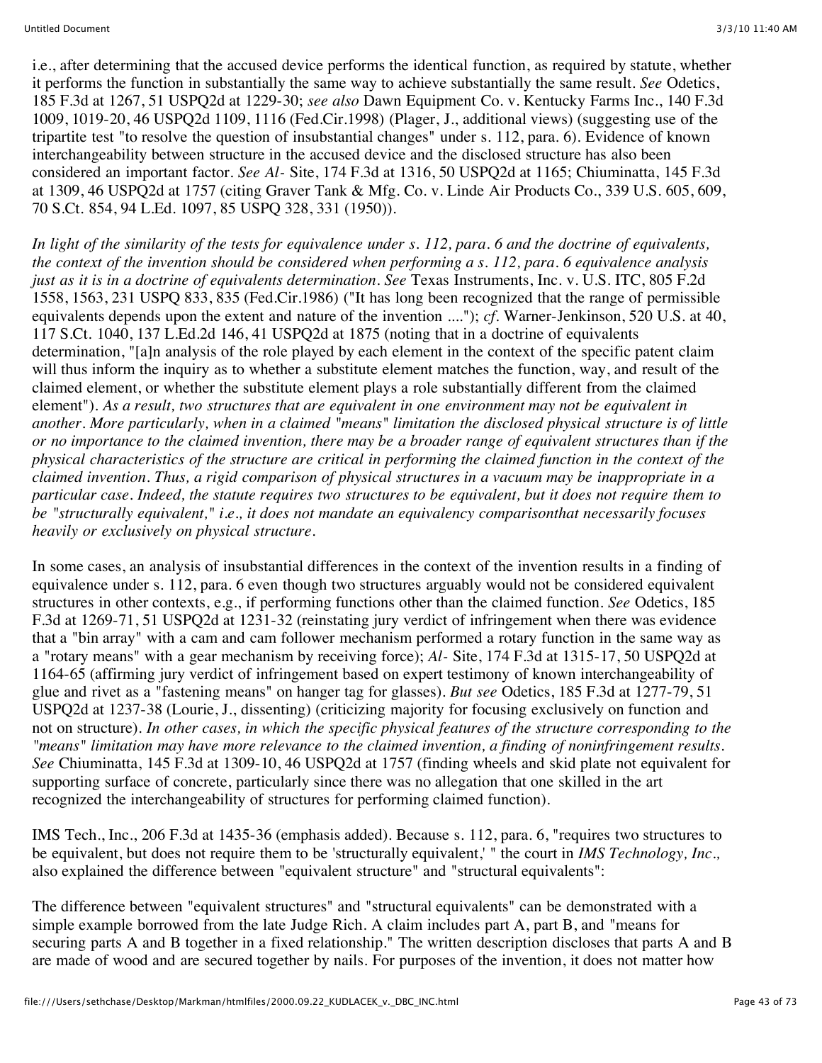i.e., after determining that the accused device performs the identical function, as required by statute, whether it performs the function in substantially the same way to achieve substantially the same result. *See* Odetics, 185 F.3d at 1267, 51 USPQ2d at 1229-30; *see also* Dawn Equipment Co. v. Kentucky Farms Inc., 140 F.3d 1009, 1019-20, 46 USPQ2d 1109, 1116 (Fed.Cir.1998) (Plager, J., additional views) (suggesting use of the tripartite test "to resolve the question of insubstantial changes" under s. 112, para. 6). Evidence of known interchangeability between structure in the accused device and the disclosed structure has also been considered an important factor. *See Al-* Site, 174 F.3d at 1316, 50 USPQ2d at 1165; Chiuminatta, 145 F.3d at 1309, 46 USPQ2d at 1757 (citing Graver Tank & Mfg. Co. v. Linde Air Products Co., 339 U.S. 605, 609, 70 S.Ct. 854, 94 L.Ed. 1097, 85 USPQ 328, 331 (1950)).

*In light of the similarity of the tests for equivalence under s. 112, para. 6 and the doctrine of equivalents, the context of the invention should be considered when performing a s. 112, para. 6 equivalence analysis just as it is in a doctrine of equivalents determination. See* Texas Instruments, Inc. v. U.S. ITC, 805 F.2d 1558, 1563, 231 USPQ 833, 835 (Fed.Cir.1986) ("It has long been recognized that the range of permissible equivalents depends upon the extent and nature of the invention ...."); *cf.* Warner-Jenkinson, 520 U.S. at 40, 117 S.Ct. 1040, 137 L.Ed.2d 146, 41 USPQ2d at 1875 (noting that in a doctrine of equivalents determination, "[a]n analysis of the role played by each element in the context of the specific patent claim will thus inform the inquiry as to whether a substitute element matches the function, way, and result of the claimed element, or whether the substitute element plays a role substantially different from the claimed element"). *As a result, two structures that are equivalent in one environment may not be equivalent in another. More particularly, when in a claimed "means" limitation the disclosed physical structure is of little or no importance to the claimed invention, there may be a broader range of equivalent structures than if the physical characteristics of the structure are critical in performing the claimed function in the context of the claimed invention. Thus, a rigid comparison of physical structures in a vacuum may be inappropriate in a particular case. Indeed, the statute requires two structures to be equivalent, but it does not require them to be "structurally equivalent," i.e., it does not mandate an equivalency comparisonthat necessarily focuses heavily or exclusively on physical structure.*

In some cases, an analysis of insubstantial differences in the context of the invention results in a finding of equivalence under s. 112, para. 6 even though two structures arguably would not be considered equivalent structures in other contexts, e.g., if performing functions other than the claimed function. *See* Odetics, 185 F.3d at 1269-71, 51 USPQ2d at 1231-32 (reinstating jury verdict of infringement when there was evidence that a "bin array" with a cam and cam follower mechanism performed a rotary function in the same way as a "rotary means" with a gear mechanism by receiving force); *Al-* Site, 174 F.3d at 1315-17, 50 USPQ2d at 1164-65 (affirming jury verdict of infringement based on expert testimony of known interchangeability of glue and rivet as a "fastening means" on hanger tag for glasses). *But see* Odetics, 185 F.3d at 1277-79, 51 USPQ2d at 1237-38 (Lourie, J., dissenting) (criticizing majority for focusing exclusively on function and not on structure). *In other cases, in which the specific physical features of the structure corresponding to the "means" limitation may have more relevance to the claimed invention, a finding of noninfringement results. See* Chiuminatta, 145 F.3d at 1309-10, 46 USPQ2d at 1757 (finding wheels and skid plate not equivalent for supporting surface of concrete, particularly since there was no allegation that one skilled in the art recognized the interchangeability of structures for performing claimed function).

IMS Tech., Inc., 206 F.3d at 1435-36 (emphasis added). Because s. 112, para. 6, "requires two structures to be equivalent, but does not require them to be 'structurally equivalent,' " the court in *IMS Technology, Inc.,* also explained the difference between "equivalent structure" and "structural equivalents":

The difference between "equivalent structures" and "structural equivalents" can be demonstrated with a simple example borrowed from the late Judge Rich. A claim includes part A, part B, and "means for securing parts A and B together in a fixed relationship." The written description discloses that parts A and B are made of wood and are secured together by nails. For purposes of the invention, it does not matter how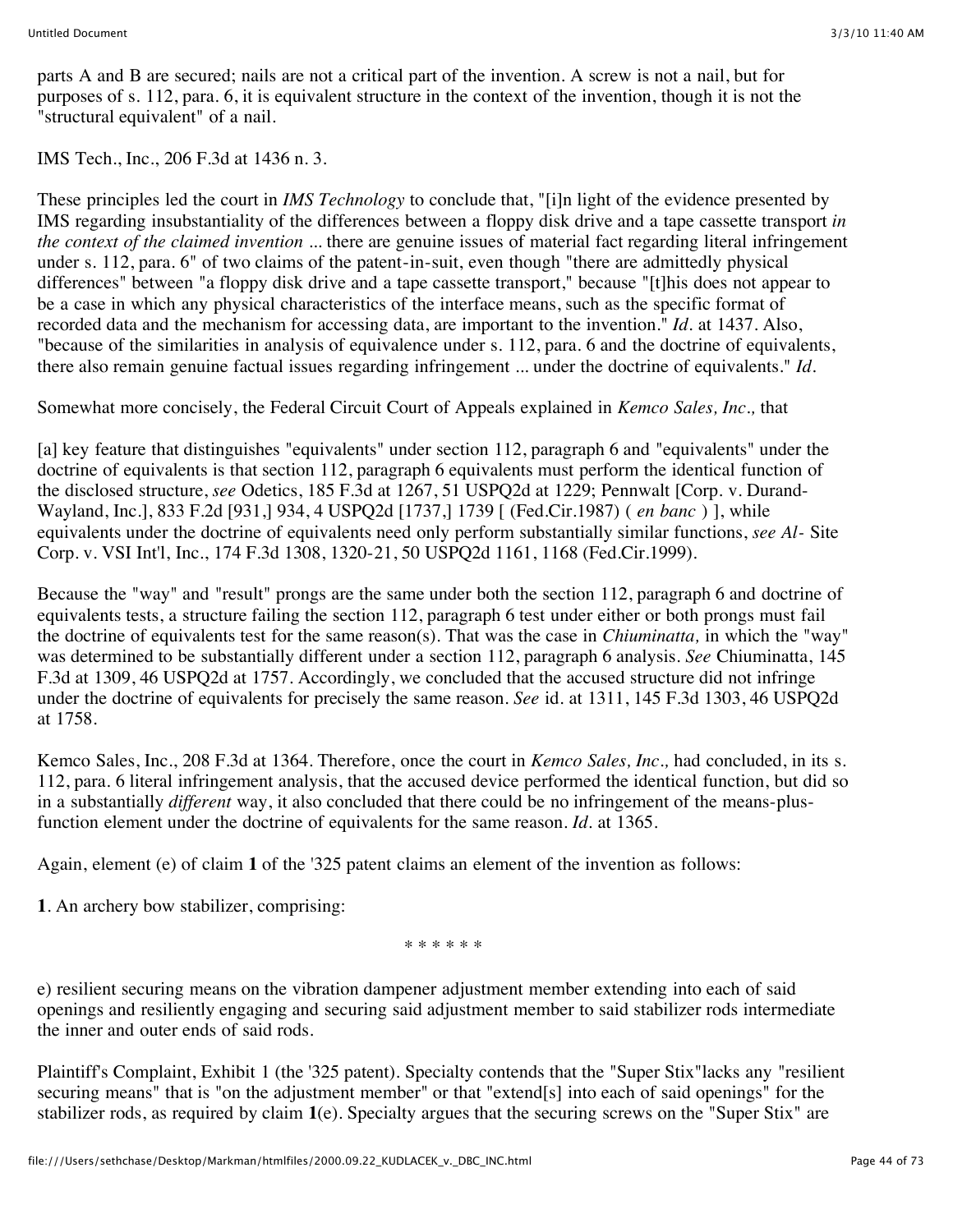parts A and B are secured; nails are not a critical part of the invention. A screw is not a nail, but for purposes of s. 112, para. 6, it is equivalent structure in the context of the invention, though it is not the "structural equivalent" of a nail.

IMS Tech., Inc., 206 F.3d at 1436 n. 3.

These principles led the court in *IMS Technology* to conclude that, "[i]n light of the evidence presented by IMS regarding insubstantiality of the differences between a floppy disk drive and a tape cassette transport *in the context of the claimed invention* ... there are genuine issues of material fact regarding literal infringement under s. 112, para. 6" of two claims of the patent-in-suit, even though "there are admittedly physical differences" between "a floppy disk drive and a tape cassette transport," because "[t]his does not appear to be a case in which any physical characteristics of the interface means, such as the specific format of recorded data and the mechanism for accessing data, are important to the invention." *Id.* at 1437. Also, "because of the similarities in analysis of equivalence under s. 112, para. 6 and the doctrine of equivalents, there also remain genuine factual issues regarding infringement ... under the doctrine of equivalents." *Id.*

Somewhat more concisely, the Federal Circuit Court of Appeals explained in *Kemco Sales, Inc.,* that

[a] key feature that distinguishes "equivalents" under section 112, paragraph 6 and "equivalents" under the doctrine of equivalents is that section 112, paragraph 6 equivalents must perform the identical function of the disclosed structure, *see* Odetics, 185 F.3d at 1267, 51 USPQ2d at 1229; Pennwalt [Corp. v. Durand-Wayland, Inc.], 833 F.2d [931,] 934, 4 USPQ2d [1737,] 1739 [ (Fed.Cir.1987) ( *en banc* ) ], while equivalents under the doctrine of equivalents need only perform substantially similar functions, *see Al-* Site Corp. v. VSI Int'l, Inc., 174 F.3d 1308, 1320-21, 50 USPQ2d 1161, 1168 (Fed.Cir.1999).

Because the "way" and "result" prongs are the same under both the section 112, paragraph 6 and doctrine of equivalents tests, a structure failing the section 112, paragraph 6 test under either or both prongs must fail the doctrine of equivalents test for the same reason(s). That was the case in *Chiuminatta,* in which the "way" was determined to be substantially different under a section 112, paragraph 6 analysis. *See* Chiuminatta, 145 F.3d at 1309, 46 USPQ2d at 1757. Accordingly, we concluded that the accused structure did not infringe under the doctrine of equivalents for precisely the same reason. *See* id. at 1311, 145 F.3d 1303, 46 USPQ2d at 1758.

Kemco Sales, Inc., 208 F.3d at 1364. Therefore, once the court in *Kemco Sales, Inc.,* had concluded, in its s. 112, para. 6 literal infringement analysis, that the accused device performed the identical function, but did so in a substantially *different* way, it also concluded that there could be no infringement of the means-plus-function element under the doctrine of equivalents for the same reason. *Id.* at 1365.

Again, element (e) of claim **1** of the '325 patent claims an element of the invention as follows:

**1**. An archery bow stabilizer, comprising:

\* \* \* \* \* \*

e) resilient securing means on the vibration dampener adjustment member extending into each of said openings and resiliently engaging and securing said adjustment member to said stabilizer rods intermediate the inner and outer ends of said rods.

Plaintiff's Complaint, Exhibit 1 (the '325 patent). Specialty contends that the "Super Stix"lacks any "resilient securing means" that is "on the adjustment member" or that "extend[s] into each of said openings" for the stabilizer rods, as required by claim **1**(e). Specialty argues that the securing screws on the "Super Stix" are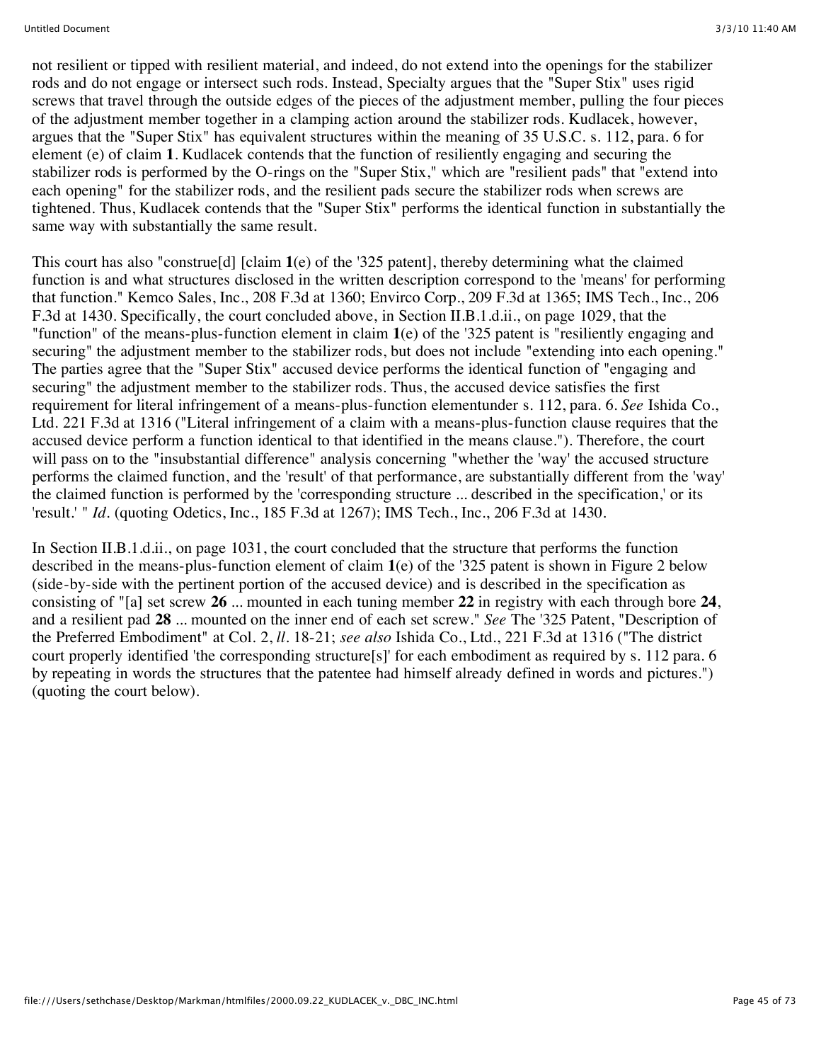not resilient or tipped with resilient material, and indeed, do not extend into the openings for the stabilizer rods and do not engage or intersect such rods. Instead, Specialty argues that the "Super Stix" uses rigid screws that travel through the outside edges of the pieces of the adjustment member, pulling the four pieces of the adjustment member together in a clamping action around the stabilizer rods. Kudlacek, however, argues that the "Super Stix" has equivalent structures within the meaning of 35 U.S.C. s. 112, para. 6 for element (e) of claim **1**. Kudlacek contends that the function of resiliently engaging and securing the stabilizer rods is performed by the O-rings on the "Super Stix," which are "resilient pads" that "extend into each opening" for the stabilizer rods, and the resilient pads secure the stabilizer rods when screws are tightened. Thus, Kudlacek contends that the "Super Stix" performs the identical function in substantially the same way with substantially the same result.

This court has also "construe[d] [claim **1**(e) of the '325 patent], thereby determining what the claimed function is and what structures disclosed in the written description correspond to the 'means' for performing that function." Kemco Sales, Inc., 208 F.3d at 1360; Envirco Corp., 209 F.3d at 1365; IMS Tech., Inc., 206 F.3d at 1430. Specifically, the court concluded above, in Section II.B.1.d.ii., on page 1029, that the "function" of the means-plus-function element in claim **1**(e) of the '325 patent is "resiliently engaging and securing" the adjustment member to the stabilizer rods, but does not include "extending into each opening." The parties agree that the "Super Stix" accused device performs the identical function of "engaging and securing" the adjustment member to the stabilizer rods. Thus, the accused device satisfies the first requirement for literal infringement of a means-plus-function elementunder s. 112, para. 6. *See* Ishida Co., Ltd. 221 F.3d at 1316 ("Literal infringement of a claim with a means-plus-function clause requires that the accused device perform a function identical to that identified in the means clause."). Therefore, the court will pass on to the "insubstantial difference" analysis concerning "whether the 'way' the accused structure performs the claimed function, and the 'result' of that performance, are substantially different from the 'way' the claimed function is performed by the 'corresponding structure ... described in the specification,' or its 'result.' " *Id*. (quoting Odetics, Inc., 185 F.3d at 1267); IMS Tech., Inc., 206 F.3d at 1430.

In Section II.B.1.d.ii., on page 1031, the court concluded that the structure that performs the function described in the means-plus-function element of claim **1**(e) of the '325 patent is shown in Figure 2 below (side-by-side with the pertinent portion of the accused device) and is described in the specification as consisting of "[a] set screw **26** ... mounted in each tuning member **22** in registry with each through bore **24**, and a resilient pad **28** ... mounted on the inner end of each set screw." *See* The '325 Patent, "Description of the Preferred Embodiment" at Col. 2, *ll*. 18-21; *see also* Ishida Co., Ltd., 221 F.3d at 1316 ("The district court properly identified 'the corresponding structure[s]' for each embodiment as required by s. 112 para. 6 by repeating in words the structures that the patentee had himself already defined in words and pictures.") (quoting the court below).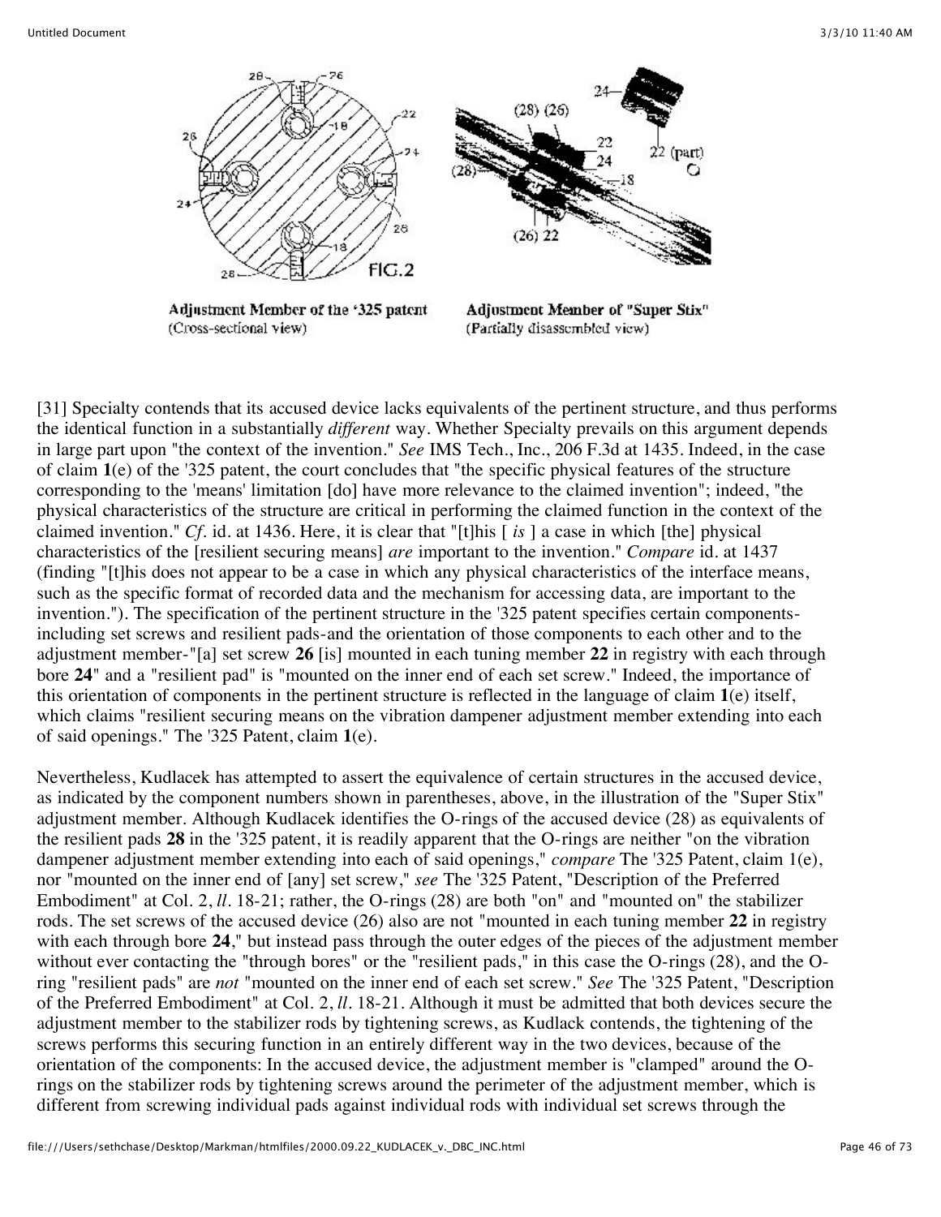Adjustment Member of the '325 patent
(Cross-sectional view)

Adjustment Member of "Super Stix"
(Partially disassembled view)

[31] Specialty contends that its accused device lacks equivalents of the pertinent structure, and thus performs the identical function in a substantially *different* way. Whether Specialty prevails on this argument depends in large part upon "the context of the invention." *See* IMS Tech., Inc., 206 F.3d at 1435. Indeed, in the case of claim **1**(e) of the '325 patent, the court concludes that "the specific physical features of the structure corresponding to the 'means' limitation [do] have more relevance to the claimed invention"; indeed, "the physical characteristics of the structure are critical in performing the claimed function in the context of the claimed invention." *Cf.* id. at 1436. Here, it is clear that "[t]his [ *is* ] a case in which [the] physical characteristics of the [resilient securing means] *are* important to the invention." *Compare* id. at 1437 (finding "[t]his does not appear to be a case in which any physical characteristics of the interface means, such as the specific format of recorded data and the mechanism for accessing data, are important to the invention."). The specification of the pertinent structure in the '325 patent specifies certain components-including set screws and resilient pads-and the orientation of those components to each other and to the adjustment member-"[a] set screw **26** [is] mounted in each tuning member **22** in registry with each through bore **24**" and a "resilient pad" is "mounted on the inner end of each set screw." Indeed, the importance of this orientation of components in the pertinent structure is reflected in the language of claim **1**(e) itself, which claims "resilient securing means on the vibration dampener adjustment member extending into each of said openings." The '325 Patent, claim **1**(e).

Nevertheless, Kudlacek has attempted to assert the equivalence of certain structures in the accused device, as indicated by the component numbers shown in parentheses, above, in the illustration of the "Super Stix" adjustment member. Although Kudlacek identifies the O-rings of the accused device (28) as equivalents of the resilient pads **28** in the '325 patent, it is readily apparent that the O-rings are neither "on the vibration dampener adjustment member extending into each of said openings," *compare* The '325 Patent, claim 1(e), nor "mounted on the inner end of [any] set screw," *see* The '325 Patent, "Description of the Preferred Embodiment" at Col. 2, *ll*. 18-21; rather, the O-rings (28) are both "on" and "mounted on" the stabilizer rods. The set screws of the accused device (26) also are not "mounted in each tuning member **22** in registry with each through bore **24**," but instead pass through the outer edges of the pieces of the adjustment member without ever contacting the "through bores" or the "resilient pads," in this case the O-rings (28), and the O-ring "resilient pads" are *not* "mounted on the inner end of each set screw." *See* The '325 Patent, "Description of the Preferred Embodiment" at Col. 2, *ll*. 18-21. Although it must be admitted that both devices secure the adjustment member to the stabilizer rods by tightening screws, as Kudlack contends, the tightening of the screws performs this securing function in an entirely different way in the two devices, because of the orientation of the components: In the accused device, the adjustment member is "clamped" around the O-rings on the stabilizer rods by tightening screws around the perimeter of the adjustment member, which is different from screwing individual pads against individual rods with individual set screws through the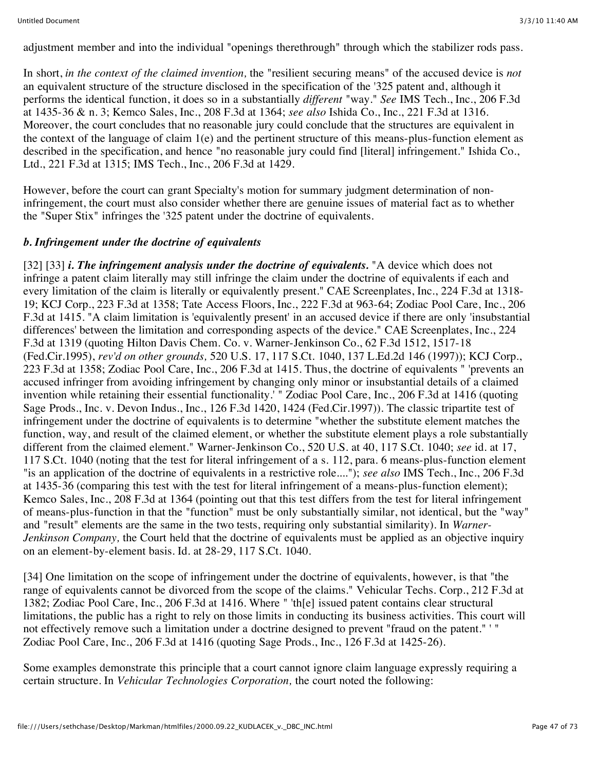adjustment member and into the individual "openings therethrough" through which the stabilizer rods pass.

In short, *in the context of the claimed invention,* the "resilient securing means" of the accused device is *not* an equivalent structure of the structure disclosed in the specification of the '325 patent and, although it performs the identical function, it does so in a substantially *different* "way." *See* IMS Tech., Inc., 206 F.3d at 1435-36 & n. 3; Kemco Sales, Inc., 208 F.3d at 1364; *see also* Ishida Co., Inc., 221 F.3d at 1316. Moreover, the court concludes that no reasonable jury could conclude that the structures are equivalent in the context of the language of claim 1(e) and the pertinent structure of this means-plus-function element as described in the specification, and hence "no reasonable jury could find [literal] infringement." Ishida Co., Ltd., 221 F.3d at 1315; IMS Tech., Inc., 206 F.3d at 1429.

However, before the court can grant Specialty's motion for summary judgment determination of non-infringement, the court must also consider whether there are genuine issues of material fact as to whether the "Super Stix" infringes the '325 patent under the doctrine of equivalents.

### *b. Infringement under the doctrine of equivalents*

[32] [33] ***i. The infringement analysis under the doctrine of equivalents.*** "A device which does not infringe a patent claim literally may still infringe the claim under the doctrine of equivalents if each and every limitation of the claim is literally or equivalently present." CAE Screenplates, Inc., 224 F.3d at 1318-19; KCJ Corp., 223 F.3d at 1358; Tate Access Floors, Inc., 222 F.3d at 963-64; Zodiac Pool Care, Inc., 206 F.3d at 1415. "A claim limitation is 'equivalently present' in an accused device if there are only 'insubstantial differences' between the limitation and corresponding aspects of the device." CAE Screenplates, Inc., 224 F.3d at 1319 (quoting Hilton Davis Chem. Co. v. Warner-Jenkinson Co., 62 F.3d 1512, 1517-18 (Fed.Cir.1995), *rev'd on other grounds,* 520 U.S. 17, 117 S.Ct. 1040, 137 L.Ed.2d 146 (1997)); KCJ Corp., 223 F.3d at 1358; Zodiac Pool Care, Inc., 206 F.3d at 1415. Thus, the doctrine of equivalents " 'prevents an accused infringer from avoiding infringement by changing only minor or insubstantial details of a claimed invention while retaining their essential functionality.' " Zodiac Pool Care, Inc., 206 F.3d at 1416 (quoting Sage Prods., Inc. v. Devon Indus., Inc., 126 F.3d 1420, 1424 (Fed.Cir.1997)). The classic tripartite test of infringement under the doctrine of equivalents is to determine "whether the substitute element matches the function, way, and result of the claimed element, or whether the substitute element plays a role substantially different from the claimed element." Warner-Jenkinson Co., 520 U.S. at 40, 117 S.Ct. 1040; *see* id. at 17, 117 S.Ct. 1040 (noting that the test for literal infringement of a s. 112, para. 6 means-plus-function element "is an application of the doctrine of equivalents in a restrictive role...."); *see also* IMS Tech., Inc., 206 F.3d at 1435-36 (comparing this test with the test for literal infringement of a means-plus-function element); Kemco Sales, Inc., 208 F.3d at 1364 (pointing out that this test differs from the test for literal infringement of means-plus-function in that the "function" must be only substantially similar, not identical, but the "way" and "result" elements are the same in the two tests, requiring only substantial similarity). In *Warner-Jenkinson Company,* the Court held that the doctrine of equivalents must be applied as an objective inquiry on an element-by-element basis. Id. at 28-29, 117 S.Ct. 1040.

[34] One limitation on the scope of infringement under the doctrine of equivalents, however, is that "the range of equivalents cannot be divorced from the scope of the claims." Vehicular Techs. Corp., 212 F.3d at 1382; Zodiac Pool Care, Inc., 206 F.3d at 1416. Where " 'th[e] issued patent contains clear structural limitations, the public has a right to rely on those limits in conducting its business activities. This court will not effectively remove such a limitation under a doctrine designed to prevent "fraud on the patent." ' " Zodiac Pool Care, Inc., 206 F.3d at 1416 (quoting Sage Prods., Inc., 126 F.3d at 1425-26).

Some examples demonstrate this principle that a court cannot ignore claim language expressly requiring a certain structure. In *Vehicular Technologies Corporation,* the court noted the following: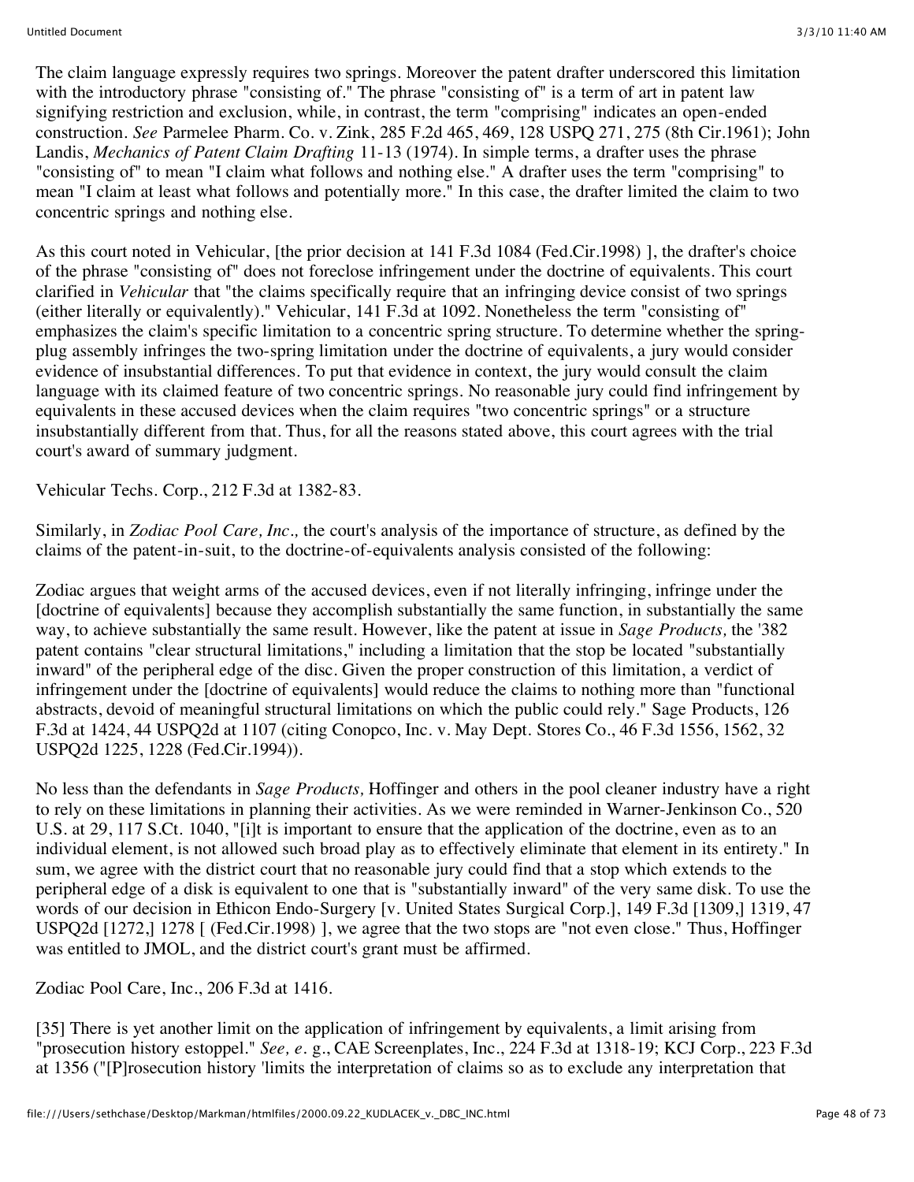The claim language expressly requires two springs. Moreover the patent drafter underscored this limitation with the introductory phrase "consisting of." The phrase "consisting of" is a term of art in patent law signifying restriction and exclusion, while, in contrast, the term "comprising" indicates an open-ended construction. *See* Parmelee Pharm. Co. v. Zink, 285 F.2d 465, 469, 128 USPQ 271, 275 (8th Cir.1961); John Landis, *Mechanics of Patent Claim Drafting* 11-13 (1974). In simple terms, a drafter uses the phrase "consisting of" to mean "I claim what follows and nothing else." A drafter uses the term "comprising" to mean "I claim at least what follows and potentially more." In this case, the drafter limited the claim to two concentric springs and nothing else.

As this court noted in Vehicular, [the prior decision at 141 F.3d 1084 (Fed.Cir.1998) ], the drafter's choice of the phrase "consisting of" does not foreclose infringement under the doctrine of equivalents. This court clarified in *Vehicular* that "the claims specifically require that an infringing device consist of two springs (either literally or equivalently)." Vehicular, 141 F.3d at 1092. Nonetheless the term "consisting of" emphasizes the claim's specific limitation to a concentric spring structure. To determine whether the spring-plug assembly infringes the two-spring limitation under the doctrine of equivalents, a jury would consider evidence of insubstantial differences. To put that evidence in context, the jury would consult the claim language with its claimed feature of two concentric springs. No reasonable jury could find infringement by equivalents in these accused devices when the claim requires "two concentric springs" or a structure insubstantially different from that. Thus, for all the reasons stated above, this court agrees with the trial court's award of summary judgment.

Vehicular Techs. Corp., 212 F.3d at 1382-83.

Similarly, in *Zodiac Pool Care, Inc.,* the court's analysis of the importance of structure, as defined by the claims of the patent-in-suit, to the doctrine-of-equivalents analysis consisted of the following:

Zodiac argues that weight arms of the accused devices, even if not literally infringing, infringe under the [doctrine of equivalents] because they accomplish substantially the same function, in substantially the same way, to achieve substantially the same result. However, like the patent at issue in *Sage Products,* the '382 patent contains "clear structural limitations," including a limitation that the stop be located "substantially inward" of the peripheral edge of the disc. Given the proper construction of this limitation, a verdict of infringement under the [doctrine of equivalents] would reduce the claims to nothing more than "functional abstracts, devoid of meaningful structural limitations on which the public could rely." Sage Products, 126 F.3d at 1424, 44 USPQ2d at 1107 (citing Conopco, Inc. v. May Dept. Stores Co., 46 F.3d 1556, 1562, 32 USPQ2d 1225, 1228 (Fed.Cir.1994)).

No less than the defendants in *Sage Products,* Hoffinger and others in the pool cleaner industry have a right to rely on these limitations in planning their activities. As we were reminded in Warner-Jenkinson Co., 520 U.S. at 29, 117 S.Ct. 1040, "[i]t is important to ensure that the application of the doctrine, even as to an individual element, is not allowed such broad play as to effectively eliminate that element in its entirety." In sum, we agree with the district court that no reasonable jury could find that a stop which extends to the peripheral edge of a disk is equivalent to one that is "substantially inward" of the very same disk. To use the words of our decision in Ethicon Endo-Surgery [v. United States Surgical Corp.], 149 F.3d [1309,] 1319, 47 USPQ2d [1272,] 1278 [ (Fed.Cir.1998) ], we agree that the two stops are "not even close." Thus, Hoffinger was entitled to JMOL, and the district court's grant must be affirmed.

Zodiac Pool Care, Inc., 206 F.3d at 1416.

[35] There is yet another limit on the application of infringement by equivalents, a limit arising from "prosecution history estoppel." *See, e.* g., CAE Screenplates, Inc., 224 F.3d at 1318-19; KCJ Corp., 223 F.3d at 1356 ("[P]rosecution history 'limits the interpretation of claims so as to exclude any interpretation that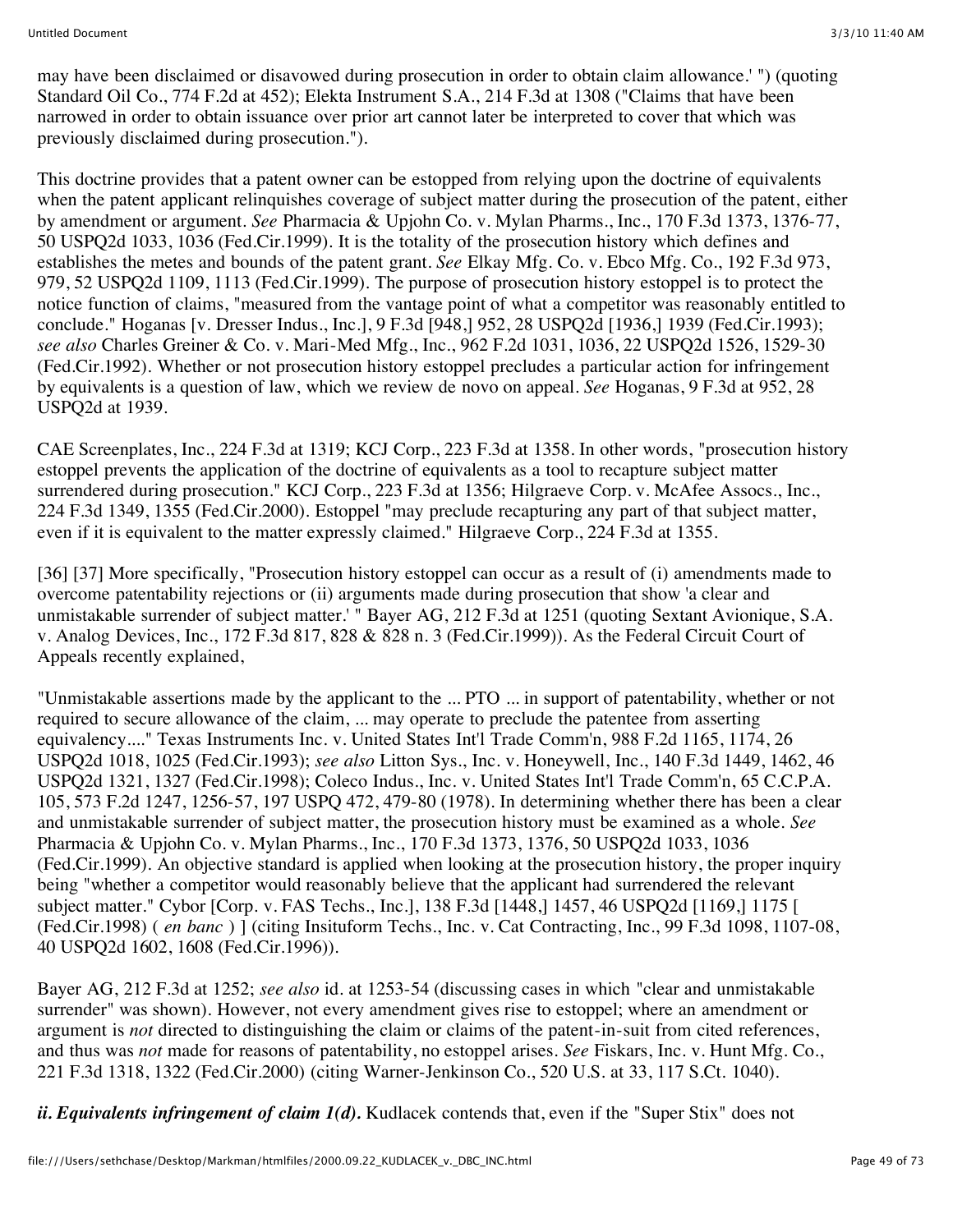may have been disclaimed or disavowed during prosecution in order to obtain claim allowance.' ") (quoting Standard Oil Co., 774 F.2d at 452); Elekta Instrument S.A., 214 F.3d at 1308 ("Claims that have been narrowed in order to obtain issuance over prior art cannot later be interpreted to cover that which was previously disclaimed during prosecution.").

This doctrine provides that a patent owner can be estopped from relying upon the doctrine of equivalents when the patent applicant relinquishes coverage of subject matter during the prosecution of the patent, either by amendment or argument. *See* Pharmacia & Upjohn Co. v. Mylan Pharms., Inc., 170 F.3d 1373, 1376-77, 50 USPQ2d 1033, 1036 (Fed.Cir.1999). It is the totality of the prosecution history which defines and establishes the metes and bounds of the patent grant. *See* Elkay Mfg. Co. v. Ebco Mfg. Co., 192 F.3d 973, 979, 52 USPQ2d 1109, 1113 (Fed.Cir.1999). The purpose of prosecution history estoppel is to protect the notice function of claims, "measured from the vantage point of what a competitor was reasonably entitled to conclude." Hoganas [v. Dresser Indus., Inc.], 9 F.3d [948,] 952, 28 USPQ2d [1936,] 1939 (Fed.Cir.1993); *see also* Charles Greiner & Co. v. Mari-Med Mfg., Inc., 962 F.2d 1031, 1036, 22 USPQ2d 1526, 1529-30 (Fed.Cir.1992). Whether or not prosecution history estoppel precludes a particular action for infringement by equivalents is a question of law, which we review de novo on appeal. *See* Hoganas, 9 F.3d at 952, 28 USPQ2d at 1939.

CAE Screenplates, Inc., 224 F.3d at 1319; KCJ Corp., 223 F.3d at 1358. In other words, "prosecution history estoppel prevents the application of the doctrine of equivalents as a tool to recapture subject matter surrendered during prosecution." KCJ Corp., 223 F.3d at 1356; Hilgraeve Corp. v. McAfee Assocs., Inc., 224 F.3d 1349, 1355 (Fed.Cir.2000). Estoppel "may preclude recapturing any part of that subject matter, even if it is equivalent to the matter expressly claimed." Hilgraeve Corp., 224 F.3d at 1355.

[36] [37] More specifically, "Prosecution history estoppel can occur as a result of (i) amendments made to overcome patentability rejections or (ii) arguments made during prosecution that show 'a clear and unmistakable surrender of subject matter.' " Bayer AG, 212 F.3d at 1251 (quoting Sextant Avionique, S.A. v. Analog Devices, Inc., 172 F.3d 817, 828 & 828 n. 3 (Fed.Cir.1999)). As the Federal Circuit Court of Appeals recently explained,

"Unmistakable assertions made by the applicant to the ... PTO ... in support of patentability, whether or not required to secure allowance of the claim, ... may operate to preclude the patentee from asserting equivalency...." Texas Instruments Inc. v. United States Int'l Trade Comm'n, 988 F.2d 1165, 1174, 26 USPQ2d 1018, 1025 (Fed.Cir.1993); *see also* Litton Sys., Inc. v. Honeywell, Inc., 140 F.3d 1449, 1462, 46 USPQ2d 1321, 1327 (Fed.Cir.1998); Coleco Indus., Inc. v. United States Int'l Trade Comm'n, 65 C.C.P.A. 105, 573 F.2d 1247, 1256-57, 197 USPQ 472, 479-80 (1978). In determining whether there has been a clear and unmistakable surrender of subject matter, the prosecution history must be examined as a whole. *See* Pharmacia & Upjohn Co. v. Mylan Pharms., Inc., 170 F.3d 1373, 1376, 50 USPQ2d 1033, 1036 (Fed.Cir.1999). An objective standard is applied when looking at the prosecution history, the proper inquiry being "whether a competitor would reasonably believe that the applicant had surrendered the relevant subject matter." Cybor [Corp. v. FAS Techs., Inc.], 138 F.3d [1448,] 1457, 46 USPQ2d [1169,] 1175 [ (Fed.Cir.1998) ( *en banc* ) ] (citing Insituform Techs., Inc. v. Cat Contracting, Inc., 99 F.3d 1098, 1107-08, 40 USPQ2d 1602, 1608 (Fed.Cir.1996)).

Bayer AG, 212 F.3d at 1252; *see also* id. at 1253-54 (discussing cases in which "clear and unmistakable surrender" was shown). However, not every amendment gives rise to estoppel; where an amendment or argument is *not* directed to distinguishing the claim or claims of the patent-in-suit from cited references, and thus was *not* made for reasons of patentability, no estoppel arises. *See* Fiskars, Inc. v. Hunt Mfg. Co., 221 F.3d 1318, 1322 (Fed.Cir.2000) (citing Warner-Jenkinson Co., 520 U.S. at 33, 117 S.Ct. 1040).

***ii. Equivalents infringement of claim 1(d).*** Kudlacek contends that, even if the "Super Stix" does not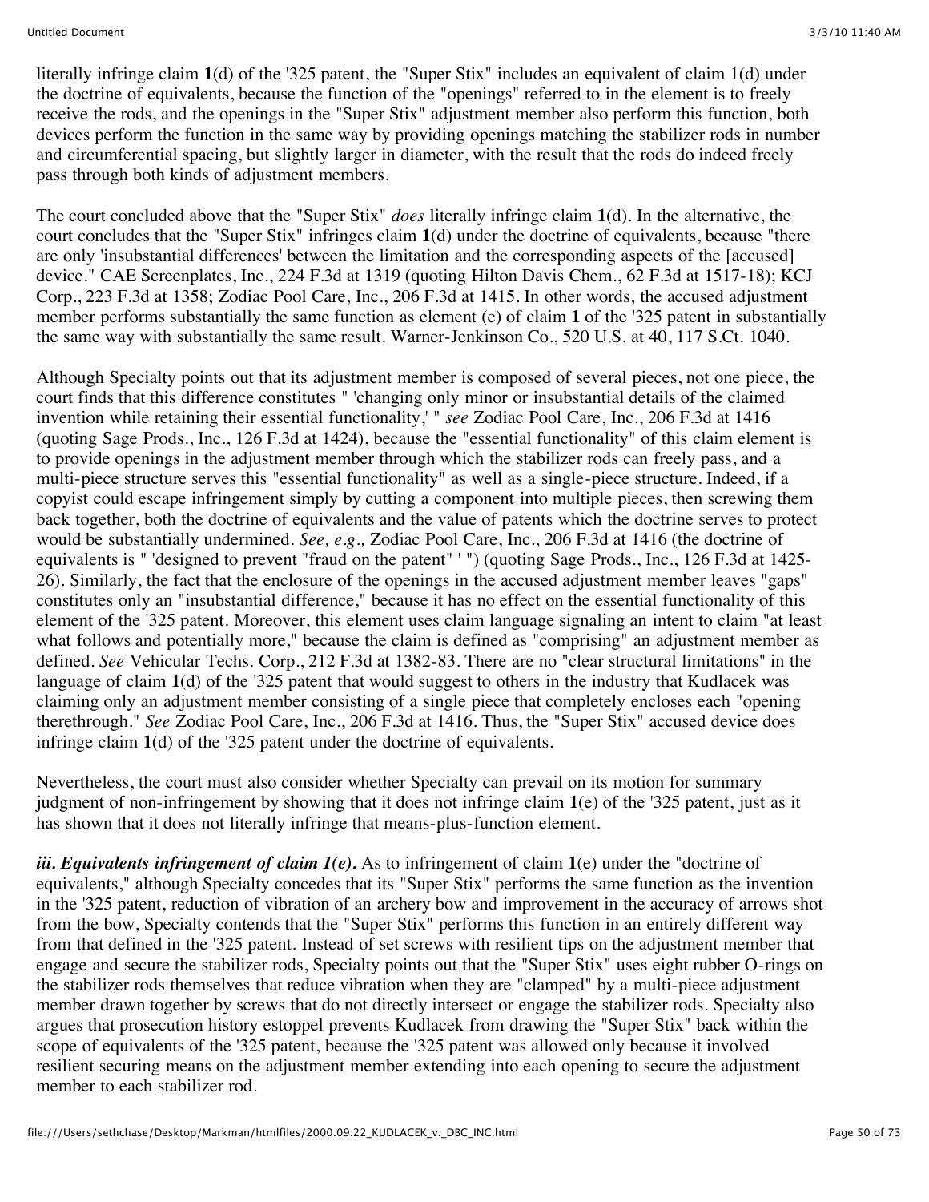literally infringe claim **1**(d) of the '325 patent, the "Super Stix" includes an equivalent of claim 1(d) under the doctrine of equivalents, because the function of the "openings" referred to in the element is to freely receive the rods, and the openings in the "Super Stix" adjustment member also perform this function, both devices perform the function in the same way by providing openings matching the stabilizer rods in number and circumferential spacing, but slightly larger in diameter, with the result that the rods do indeed freely pass through both kinds of adjustment members.

The court concluded above that the "Super Stix" *does* literally infringe claim **1**(d). In the alternative, the court concludes that the "Super Stix" infringes claim **1**(d) under the doctrine of equivalents, because "there are only 'insubstantial differences' between the limitation and the corresponding aspects of the [accused] device." CAE Screenplates, Inc., 224 F.3d at 1319 (quoting Hilton Davis Chem., 62 F.3d at 1517-18); KCJ Corp., 223 F.3d at 1358; Zodiac Pool Care, Inc., 206 F.3d at 1415. In other words, the accused adjustment member performs substantially the same function as element (e) of claim **1** of the '325 patent in substantially the same way with substantially the same result. Warner-Jenkinson Co., 520 U.S. at 40, 117 S.Ct. 1040.

Although Specialty points out that its adjustment member is composed of several pieces, not one piece, the court finds that this difference constitutes " 'changing only minor or insubstantial details of the claimed invention while retaining their essential functionality,' " *see* Zodiac Pool Care, Inc., 206 F.3d at 1416 (quoting Sage Prods., Inc., 126 F.3d at 1424), because the "essential functionality" of this claim element is to provide openings in the adjustment member through which the stabilizer rods can freely pass, and a multi-piece structure serves this "essential functionality" as well as a single-piece structure. Indeed, if a copyist could escape infringement simply by cutting a component into multiple pieces, then screwing them back together, both the doctrine of equivalents and the value of patents which the doctrine serves to protect would be substantially undermined. *See, e.g.,* Zodiac Pool Care, Inc., 206 F.3d at 1416 (the doctrine of equivalents is " 'designed to prevent "fraud on the patent" ' ") (quoting Sage Prods., Inc., 126 F.3d at 1425-26). Similarly, the fact that the enclosure of the openings in the accused adjustment member leaves "gaps" constitutes only an "insubstantial difference," because it has no effect on the essential functionality of this element of the '325 patent. Moreover, this element uses claim language signaling an intent to claim "at least what follows and potentially more," because the claim is defined as "comprising" an adjustment member as defined. *See* Vehicular Techs. Corp., 212 F.3d at 1382-83. There are no "clear structural limitations" in the language of claim **1**(d) of the '325 patent that would suggest to others in the industry that Kudlacek was claiming only an adjustment member consisting of a single piece that completely encloses each "opening therethrough." *See* Zodiac Pool Care, Inc., 206 F.3d at 1416. Thus, the "Super Stix" accused device does infringe claim **1**(d) of the '325 patent under the doctrine of equivalents.

Nevertheless, the court must also consider whether Specialty can prevail on its motion for summary judgment of non-infringement by showing that it does not infringe claim **1**(e) of the '325 patent, just as it has shown that it does not literally infringe that means-plus-function element.

***iii. Equivalents infringement of claim 1(e).*** As to infringement of claim **1**(e) under the "doctrine of equivalents," although Specialty concedes that its "Super Stix" performs the same function as the invention in the '325 patent, reduction of vibration of an archery bow and improvement in the accuracy of arrows shot from the bow, Specialty contends that the "Super Stix" performs this function in an entirely different way from that defined in the '325 patent. Instead of set screws with resilient tips on the adjustment member that engage and secure the stabilizer rods, Specialty points out that the "Super Stix" uses eight rubber O-rings on the stabilizer rods themselves that reduce vibration when they are "clamped" by a multi-piece adjustment member drawn together by screws that do not directly intersect or engage the stabilizer rods. Specialty also argues that prosecution history estoppel prevents Kudlacek from drawing the "Super Stix" back within the scope of equivalents of the '325 patent, because the '325 patent was allowed only because it involved resilient securing means on the adjustment member extending into each opening to secure the adjustment member to each stabilizer rod.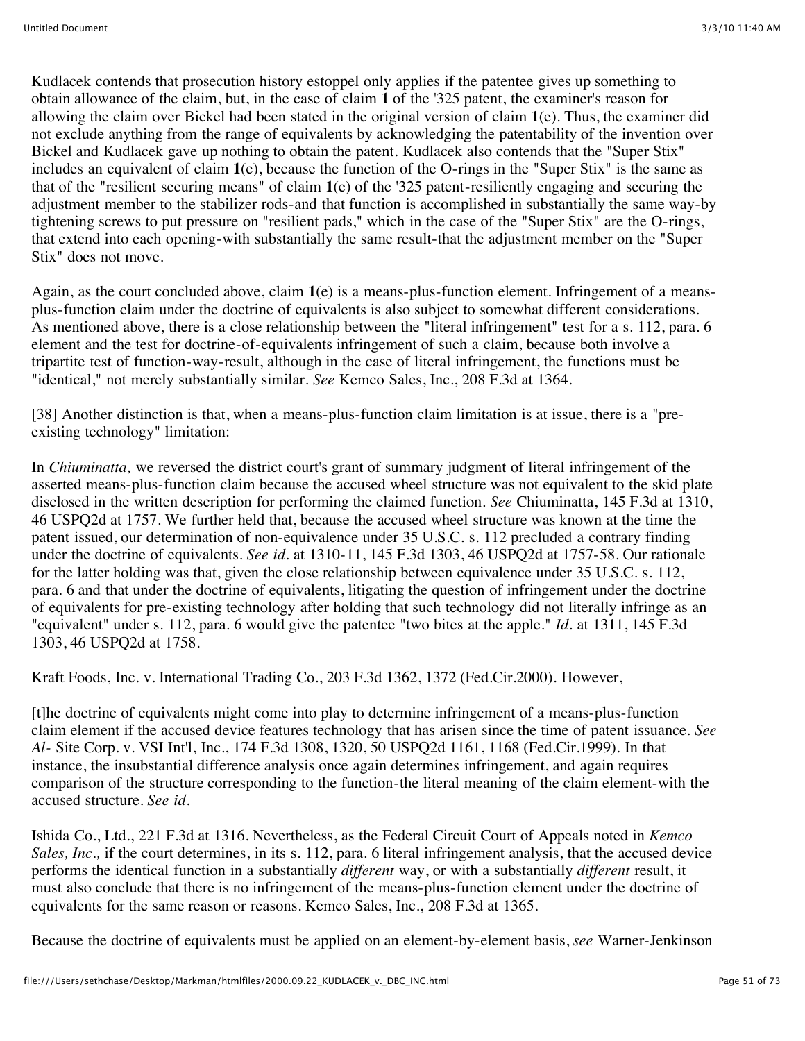Kudlacek contends that prosecution history estoppel only applies if the patentee gives up something to obtain allowance of the claim, but, in the case of claim **1** of the '325 patent, the examiner's reason for allowing the claim over Bickel had been stated in the original version of claim **1**(e). Thus, the examiner did not exclude anything from the range of equivalents by acknowledging the patentability of the invention over Bickel and Kudlacek gave up nothing to obtain the patent. Kudlacek also contends that the "Super Stix" includes an equivalent of claim **1**(e), because the function of the O-rings in the "Super Stix" is the same as that of the "resilient securing means" of claim **1**(e) of the '325 patent-resiliently engaging and securing the adjustment member to the stabilizer rods-and that function is accomplished in substantially the same way-by tightening screws to put pressure on "resilient pads," which in the case of the "Super Stix" are the O-rings, that extend into each opening-with substantially the same result-that the adjustment member on the "Super Stix" does not move.

Again, as the court concluded above, claim **1**(e) is a means-plus-function element. Infringement of a means-plus-function claim under the doctrine of equivalents is also subject to somewhat different considerations. As mentioned above, there is a close relationship between the "literal infringement" test for a s. 112, para. 6 element and the test for doctrine-of-equivalents infringement of such a claim, because both involve a tripartite test of function-way-result, although in the case of literal infringement, the functions must be "identical," not merely substantially similar. *See* Kemco Sales, Inc., 208 F.3d at 1364.

[38] Another distinction is that, when a means-plus-function claim limitation is at issue, there is a "pre-existing technology" limitation:

In *Chiuminatta,* we reversed the district court's grant of summary judgment of literal infringement of the asserted means-plus-function claim because the accused wheel structure was not equivalent to the skid plate disclosed in the written description for performing the claimed function. *See* Chiuminatta, 145 F.3d at 1310, 46 USPQ2d at 1757. We further held that, because the accused wheel structure was known at the time the patent issued, our determination of non-equivalence under 35 U.S.C. s. 112 precluded a contrary finding under the doctrine of equivalents. *See id.* at 1310-11, 145 F.3d 1303, 46 USPQ2d at 1757-58. Our rationale for the latter holding was that, given the close relationship between equivalence under 35 U.S.C. s. 112, para. 6 and that under the doctrine of equivalents, litigating the question of infringement under the doctrine of equivalents for pre-existing technology after holding that such technology did not literally infringe as an "equivalent" under s. 112, para. 6 would give the patentee "two bites at the apple." *Id.* at 1311, 145 F.3d 1303, 46 USPQ2d at 1758.

Kraft Foods, Inc. v. International Trading Co., 203 F.3d 1362, 1372 (Fed.Cir.2000). However,

[t]he doctrine of equivalents might come into play to determine infringement of a means-plus-function claim element if the accused device features technology that has arisen since the time of patent issuance. *See Al-* Site Corp. v. VSI Int'l, Inc., 174 F.3d 1308, 1320, 50 USPQ2d 1161, 1168 (Fed.Cir.1999). In that instance, the insubstantial difference analysis once again determines infringement, and again requires comparison of the structure corresponding to the function-the literal meaning of the claim element-with the accused structure. *See id.*

Ishida Co., Ltd., 221 F.3d at 1316. Nevertheless, as the Federal Circuit Court of Appeals noted in *Kemco Sales, Inc.,* if the court determines, in its s. 112, para. 6 literal infringement analysis, that the accused device performs the identical function in a substantially *different* way, or with a substantially *different* result, it must also conclude that there is no infringement of the means-plus-function element under the doctrine of equivalents for the same reason or reasons. Kemco Sales, Inc., 208 F.3d at 1365.

Because the doctrine of equivalents must be applied on an element-by-element basis, *see* Warner-Jenkinson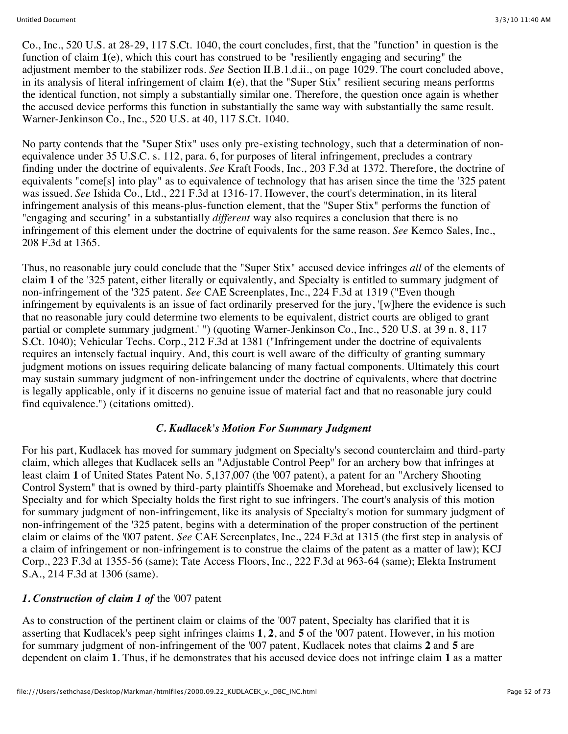Co., Inc., 520 U.S. at 28-29, 117 S.Ct. 1040, the court concludes, first, that the "function" in question is the function of claim **1**(e), which this court has construed to be "resiliently engaging and securing" the adjustment member to the stabilizer rods. *See* Section II.B.1.d.ii., on page 1029. The court concluded above, in its analysis of literal infringement of claim **1**(e), that the "Super Stix" resilient securing means performs the identical function, not simply a substantially similar one. Therefore, the question once again is whether the accused device performs this function in substantially the same way with substantially the same result. Warner-Jenkinson Co., Inc., 520 U.S. at 40, 117 S.Ct. 1040.

No party contends that the "Super Stix" uses only pre-existing technology, such that a determination of non-equivalence under 35 U.S.C. s. 112, para. 6, for purposes of literal infringement, precludes a contrary finding under the doctrine of equivalents. *See* Kraft Foods, Inc., 203 F.3d at 1372. Therefore, the doctrine of equivalents "come[s] into play" as to equivalence of technology that has arisen since the time the '325 patent was issued. *See* Ishida Co., Ltd., 221 F.3d at 1316-17. However, the court's determination, in its literal infringement analysis of this means-plus-function element, that the "Super Stix" performs the function of "engaging and securing" in a substantially *different* way also requires a conclusion that there is no infringement of this element under the doctrine of equivalents for the same reason. *See* Kemco Sales, Inc., 208 F.3d at 1365.

Thus, no reasonable jury could conclude that the "Super Stix" accused device infringes *all* of the elements of claim **1** of the '325 patent, either literally or equivalently, and Specialty is entitled to summary judgment of non-infringement of the '325 patent. *See* CAE Screenplates, Inc., 224 F.3d at 1319 ("Even though infringement by equivalents is an issue of fact ordinarily preserved for the jury, '[w]here the evidence is such that no reasonable jury could determine two elements to be equivalent, district courts are obliged to grant partial or complete summary judgment.' ") (quoting Warner-Jenkinson Co., Inc., 520 U.S. at 39 n. 8, 117 S.Ct. 1040); Vehicular Techs. Corp., 212 F.3d at 1381 ("Infringement under the doctrine of equivalents requires an intensely factual inquiry. And, this court is well aware of the difficulty of granting summary judgment motions on issues requiring delicate balancing of many factual components. Ultimately this court may sustain summary judgment of non-infringement under the doctrine of equivalents, where that doctrine is legally applicable, only if it discerns no genuine issue of material fact and that no reasonable jury could find equivalence.") (citations omitted).

### *C. Kudlacek's Motion For Summary Judgment*

For his part, Kudlacek has moved for summary judgment on Specialty's second counterclaim and third-party claim, which alleges that Kudlacek sells an "Adjustable Control Peep" for an archery bow that infringes at least claim **1** of United States Patent No. 5,137,007 (the '007 patent), a patent for an "Archery Shooting Control System" that is owned by third-party plaintiffs Shoemake and Morehead, but exclusively licensed to Specialty and for which Specialty holds the first right to sue infringers. The court's analysis of this motion for summary judgment of non-infringement, like its analysis of Specialty's motion for summary judgment of non-infringement of the '325 patent, begins with a determination of the proper construction of the pertinent claim or claims of the '007 patent. *See* CAE Screenplates, Inc., 224 F.3d at 1315 (the first step in analysis of a claim of infringement or non-infringement is to construe the claims of the patent as a matter of law); KCJ Corp., 223 F.3d at 1355-56 (same); Tate Access Floors, Inc., 222 F.3d at 963-64 (same); Elekta Instrument S.A., 214 F.3d at 1306 (same).

#### *1. Construction of claim 1 of* the '007 patent

As to construction of the pertinent claim or claims of the '007 patent, Specialty has clarified that it is asserting that Kudlacek's peep sight infringes claims **1**, **2**, and **5** of the '007 patent. However, in his motion for summary judgment of non-infringement of the '007 patent, Kudlacek notes that claims **2** and **5** are dependent on claim **1**. Thus, if he demonstrates that his accused device does not infringe claim **1** as a matter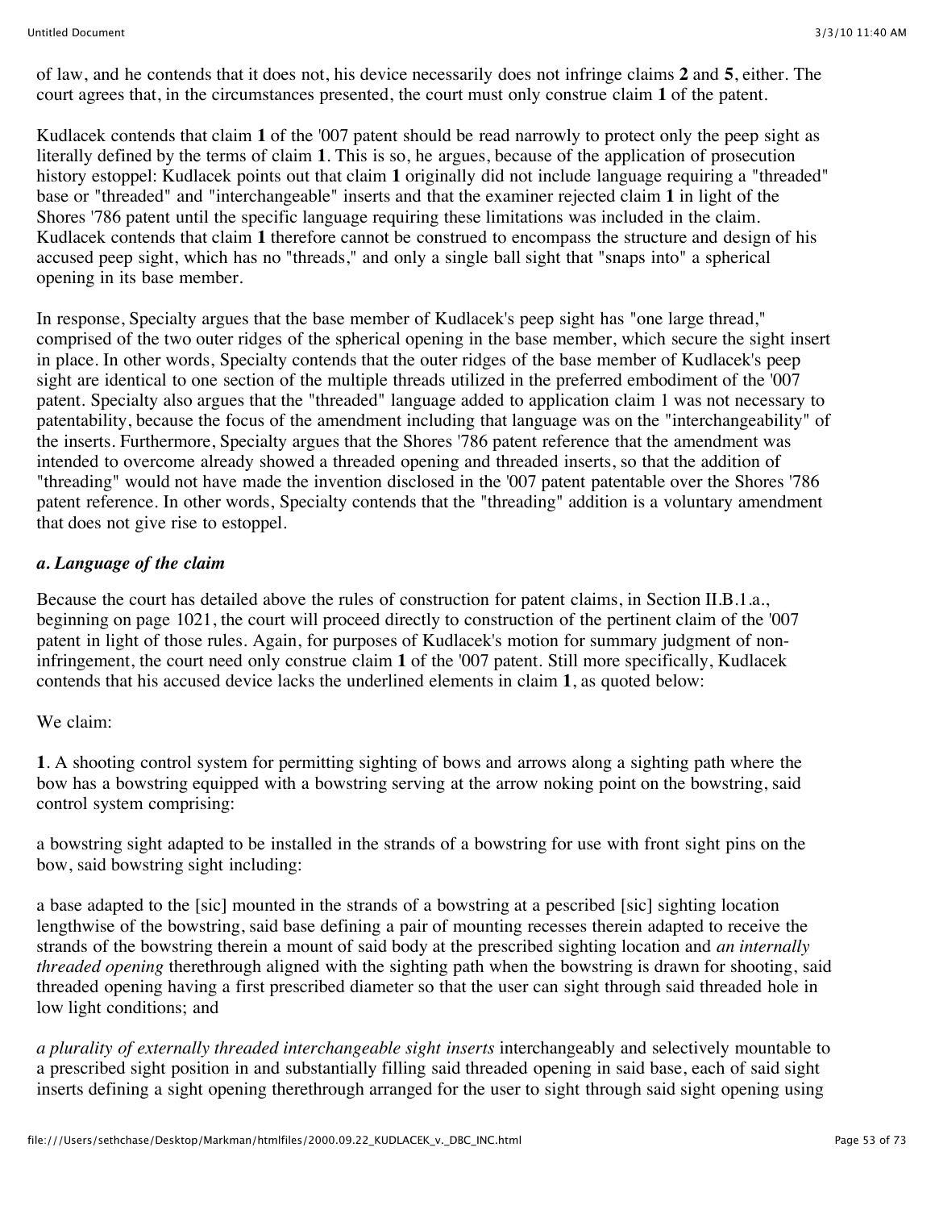of law, and he contends that it does not, his device necessarily does not infringe claims **2** and **5**, either. The court agrees that, in the circumstances presented, the court must only construe claim **1** of the patent.

Kudlacek contends that claim **1** of the '007 patent should be read narrowly to protect only the peep sight as literally defined by the terms of claim **1**. This is so, he argues, because of the application of prosecution history estoppel: Kudlacek points out that claim **1** originally did not include language requiring a "threaded" base or "threaded" and "interchangeable" inserts and that the examiner rejected claim **1** in light of the Shores '786 patent until the specific language requiring these limitations was included in the claim. Kudlacek contends that claim **1** therefore cannot be construed to encompass the structure and design of his accused peep sight, which has no "threads," and only a single ball sight that "snaps into" a spherical opening in its base member.

In response, Specialty argues that the base member of Kudlacek's peep sight has "one large thread," comprised of the two outer ridges of the spherical opening in the base member, which secure the sight insert in place. In other words, Specialty contends that the outer ridges of the base member of Kudlacek's peep sight are identical to one section of the multiple threads utilized in the preferred embodiment of the '007 patent. Specialty also argues that the "threaded" language added to application claim 1 was not necessary to patentability, because the focus of the amendment including that language was on the "interchangeability" of the inserts. Furthermore, Specialty argues that the Shores '786 patent reference that the amendment was intended to overcome already showed a threaded opening and threaded inserts, so that the addition of "threading" would not have made the invention disclosed in the '007 patent patentable over the Shores '786 patent reference. In other words, Specialty contends that the "threading" addition is a voluntary amendment that does not give rise to estoppel.

***a. Language of the claim***

Because the court has detailed above the rules of construction for patent claims, in Section II.B.1.a., beginning on page 1021, the court will proceed directly to construction of the pertinent claim of the '007 patent in light of those rules. Again, for purposes of Kudlacek's motion for summary judgment of non-infringement, the court need only construe claim **1** of the '007 patent. Still more specifically, Kudlacek contends that his accused device lacks the underlined elements in claim **1**, as quoted below:

We claim:

**1**. A shooting control system for permitting sighting of bows and arrows along a sighting path where the bow has a bowstring equipped with a bowstring serving at the arrow noking point on the bowstring, said control system comprising:

a bowstring sight adapted to be installed in the strands of a bowstring for use with front sight pins on the bow, said bowstring sight including:

a base adapted to the [sic] mounted in the strands of a bowstring at a pescribed [sic] sighting location lengthwise of the bowstring, said base defining a pair of mounting recesses therein adapted to receive the strands of the bowstring therein a mount of said body at the prescribed sighting location and *an internally threaded opening* therethrough aligned with the sighting path when the bowstring is drawn for shooting, said threaded opening having a first prescribed diameter so that the user can sight through said threaded hole in low light conditions; and

*a plurality of externally threaded interchangeable sight inserts* interchangeably and selectively mountable to a prescribed sight position in and substantially filling said threaded opening in said base, each of said sight inserts defining a sight opening therethrough arranged for the user to sight through said sight opening using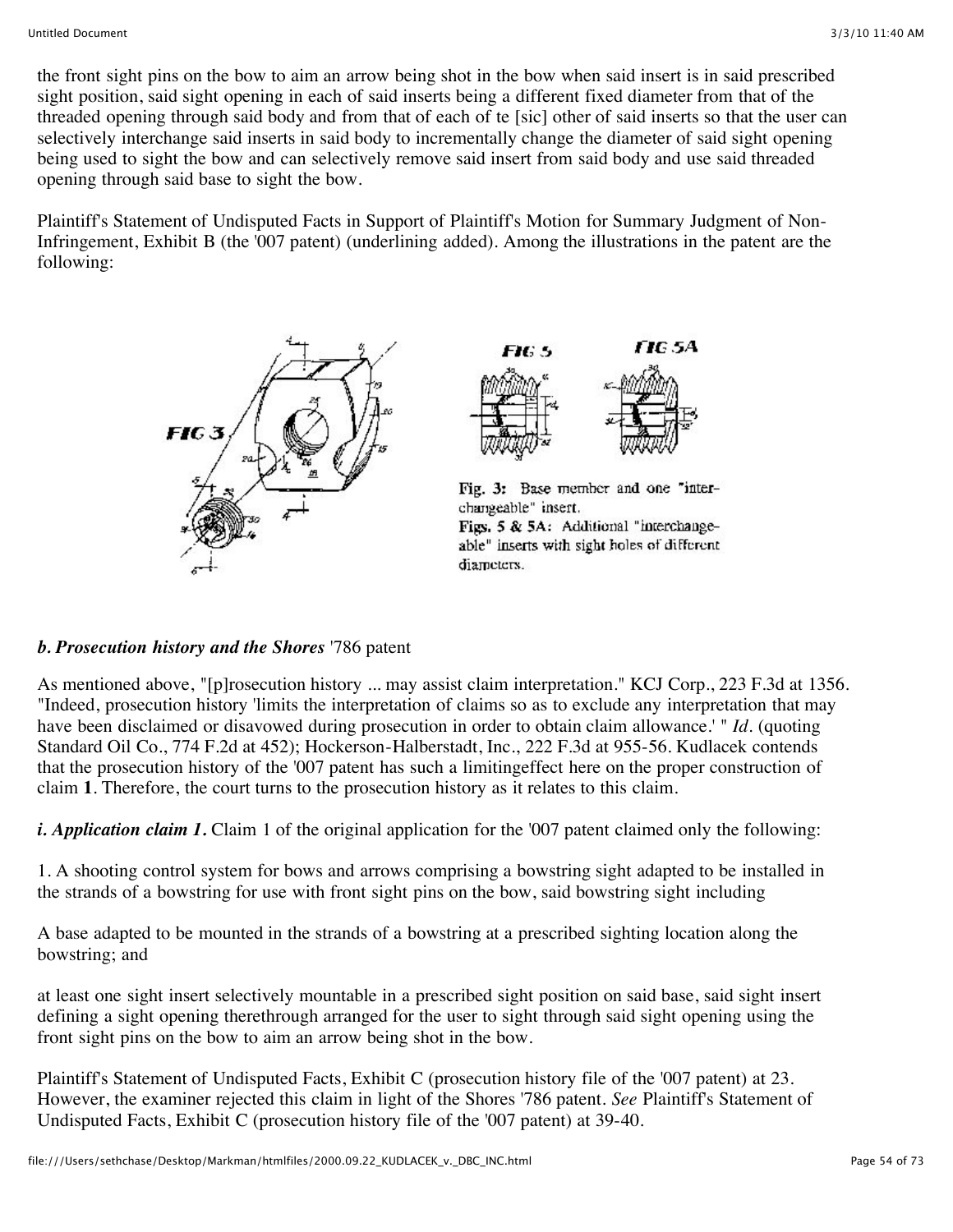the front sight pins on the bow to aim an arrow being shot in the bow when said insert is in said prescribed sight position, said sight opening in each of said inserts being a different fixed diameter from that of the threaded opening through said body and from that of each of te [sic] other of said inserts so that the user can selectively interchange said inserts in said body to incrementally change the diameter of said sight opening being used to sight the bow and can selectively remove said insert from said body and use said threaded opening through said base to sight the bow.

Plaintiff's Statement of Undisputed Facts in Support of Plaintiff's Motion for Summary Judgment of Non-Infringement, Exhibit B (the '007 patent) (underlining added). Among the illustrations in the patent are the following:

Fig. 3: Base member and one "interchangeable" insert.
Figs. 5 & 5A: Additional "interchangeable" inserts with sight holes of different diameters.

***b. Prosecution history and the Shores*** '786 patent

As mentioned above, "[p]rosecution history ... may assist claim interpretation." KCJ Corp., 223 F.3d at 1356. "Indeed, prosecution history 'limits the interpretation of claims so as to exclude any interpretation that may have been disclaimed or disavowed during prosecution in order to obtain claim allowance.' " *Id*. (quoting Standard Oil Co., 774 F.2d at 452); Hockerson-Halberstadt, Inc., 222 F.3d at 955-56. Kudlacek contends that the prosecution history of the '007 patent has such a limitingeffect here on the proper construction of claim **1**. Therefore, the court turns to the prosecution history as it relates to this claim.

***i. Application claim 1.*** Claim 1 of the original application for the '007 patent claimed only the following:

1. A shooting control system for bows and arrows comprising a bowstring sight adapted to be installed in the strands of a bowstring for use with front sight pins on the bow, said bowstring sight including

A base adapted to be mounted in the strands of a bowstring at a prescribed sighting location along the bowstring; and

at least one sight insert selectively mountable in a prescribed sight position on said base, said sight insert defining a sight opening therethrough arranged for the user to sight through said sight opening using the front sight pins on the bow to aim an arrow being shot in the bow.

Plaintiff's Statement of Undisputed Facts, Exhibit C (prosecution history file of the '007 patent) at 23. However, the examiner rejected this claim in light of the Shores '786 patent. *See* Plaintiff's Statement of Undisputed Facts, Exhibit C (prosecution history file of the '007 patent) at 39-40.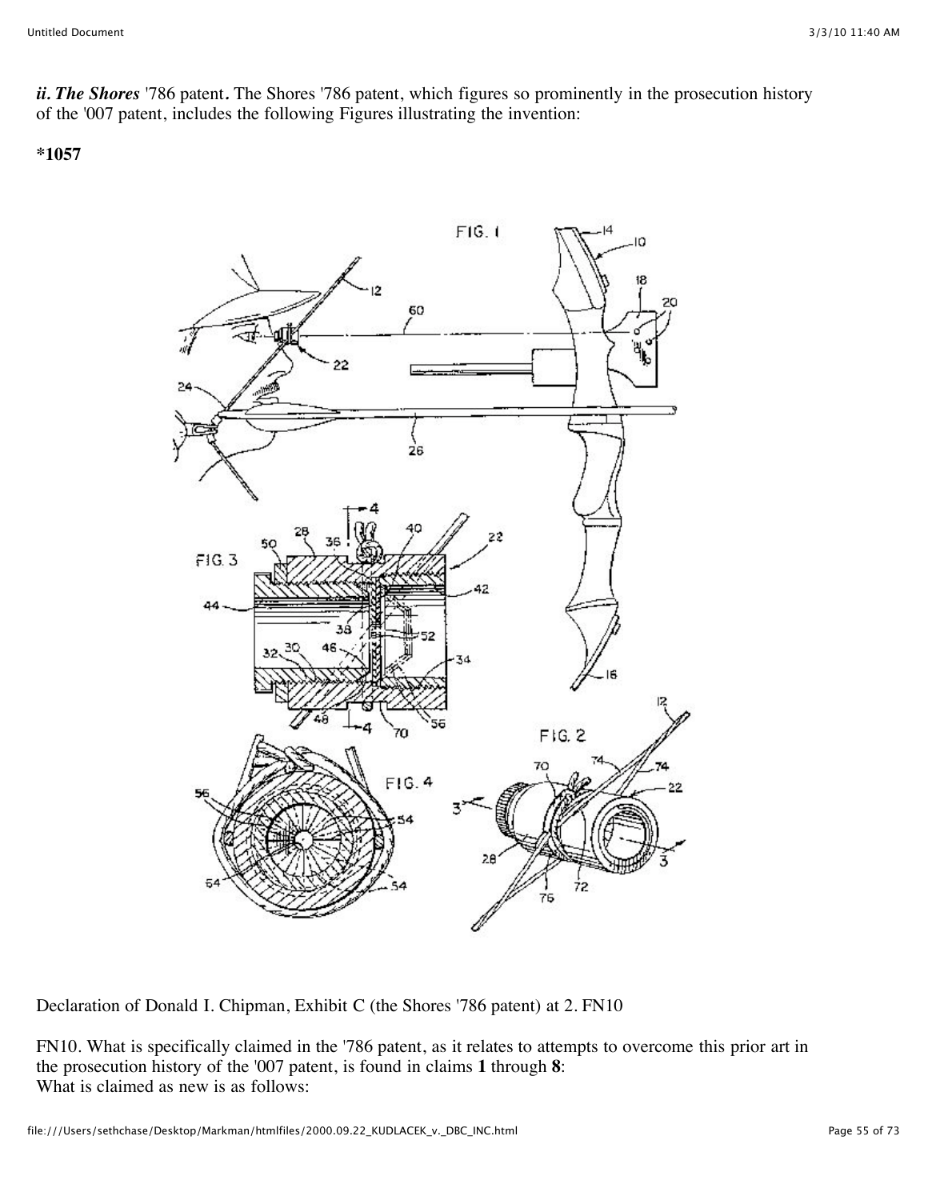***ii. The Shores*** '786 patent**.** The Shores '786 patent, which figures so prominently in the prosecution history of the '007 patent, includes the following Figures illustrating the invention:

**\*1057**

Declaration of Donald I. Chipman, Exhibit C (the Shores '786 patent) at 2. FN10

FN10. What is specifically claimed in the '786 patent, as it relates to attempts to overcome this prior art in the prosecution history of the '007 patent, is found in claims **1** through **8**:
What is claimed as new is as follows: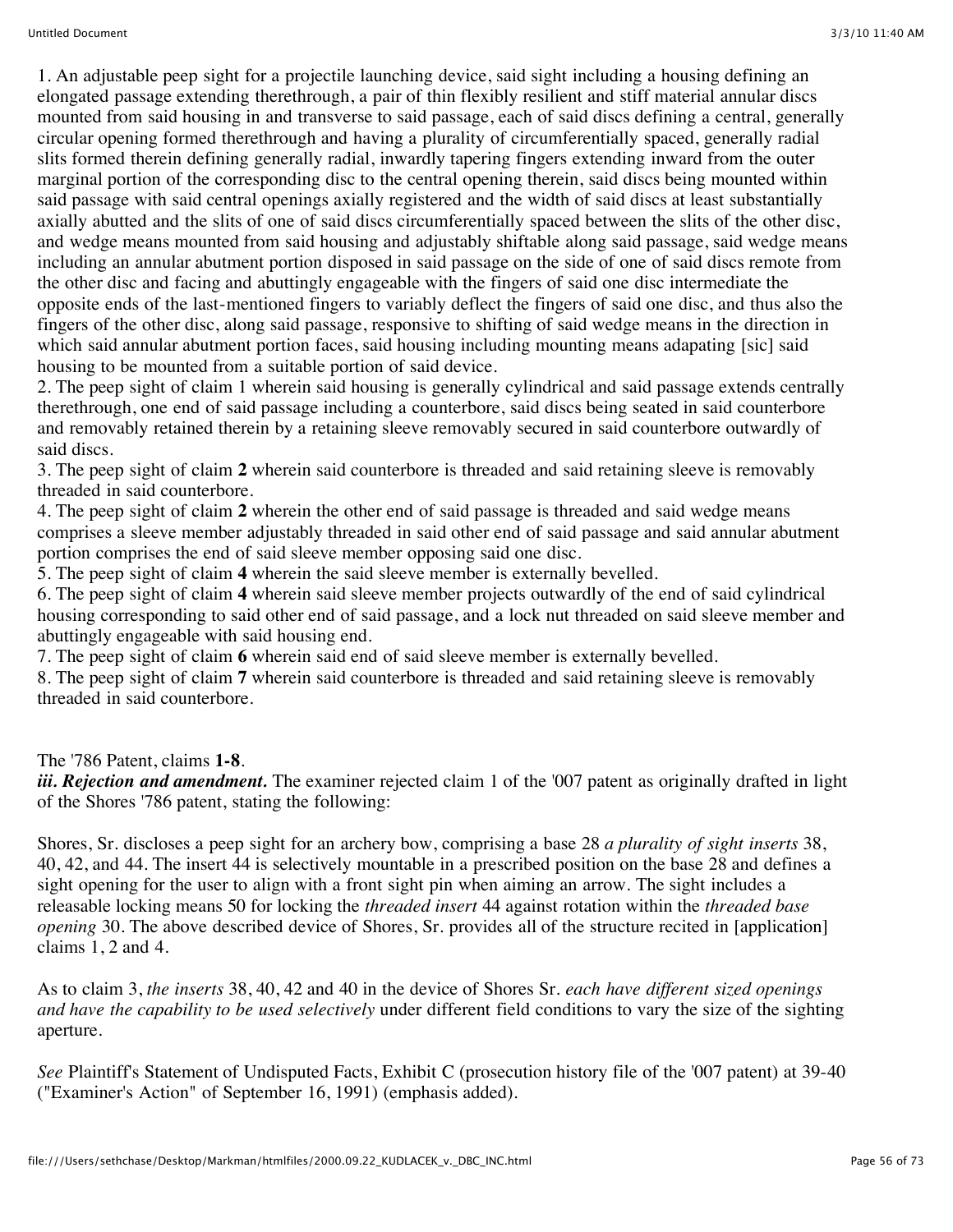1. An adjustable peep sight for a projectile launching device, said sight including a housing defining an elongated passage extending therethrough, a pair of thin flexibly resilient and stiff material annular discs mounted from said housing in and transverse to said passage, each of said discs defining a central, generally circular opening formed therethrough and having a plurality of circumferentially spaced, generally radial slits formed therein defining generally radial, inwardly tapering fingers extending inward from the outer marginal portion of the corresponding disc to the central opening therein, said discs being mounted within said passage with said central openings axially registered and the width of said discs at least substantially axially abutted and the slits of one of said discs circumferentially spaced between the slits of the other disc, and wedge means mounted from said housing and adjustably shiftable along said passage, said wedge means including an annular abutment portion disposed in said passage on the side of one of said discs remote from the other disc and facing and abuttingly engageable with the fingers of said one disc intermediate the opposite ends of the last-mentioned fingers to variably deflect the fingers of said one disc, and thus also the fingers of the other disc, along said passage, responsive to shifting of said wedge means in the direction in which said annular abutment portion faces, said housing including mounting means adapating [sic] said housing to be mounted from a suitable portion of said device.
2. The peep sight of claim 1 wherein said housing is generally cylindrical and said passage extends centrally therethrough, one end of said passage including a counterbore, said discs being seated in said counterbore and removably retained therein by a retaining sleeve removably secured in said counterbore outwardly of said discs.
3. The peep sight of claim **2** wherein said counterbore is threaded and said retaining sleeve is removably threaded in said counterbore.
4. The peep sight of claim **2** wherein the other end of said passage is threaded and said wedge means comprises a sleeve member adjustably threaded in said other end of said passage and said annular abutment portion comprises the end of said sleeve member opposing said one disc.
5. The peep sight of claim **4** wherein the said sleeve member is externally bevelled.
6. The peep sight of claim **4** wherein said sleeve member projects outwardly of the end of said cylindrical housing corresponding to said other end of said passage, and a lock nut threaded on said sleeve member and abuttingly engageable with said housing end.
7. The peep sight of claim **6** wherein said end of said sleeve member is externally bevelled.
8. The peep sight of claim **7** wherein said counterbore is threaded and said retaining sleeve is removably threaded in said counterbore.

The '786 Patent, claims **1-8**.

***iii. Rejection and amendment.*** The examiner rejected claim 1 of the '007 patent as originally drafted in light of the Shores '786 patent, stating the following:

Shores, Sr. discloses a peep sight for an archery bow, comprising a base 28 *a plurality of sight inserts* 38, 40, 42, and 44. The insert 44 is selectively mountable in a prescribed position on the base 28 and defines a sight opening for the user to align with a front sight pin when aiming an arrow. The sight includes a releasable locking means 50 for locking the *threaded insert* 44 against rotation within the *threaded base opening* 30. The above described device of Shores, Sr. provides all of the structure recited in [application] claims 1, 2 and 4.

As to claim 3, *the inserts* 38, 40, 42 and 40 in the device of Shores Sr. *each have different sized openings and have the capability to be used selectively* under different field conditions to vary the size of the sighting aperture.

*See* Plaintiff's Statement of Undisputed Facts, Exhibit C (prosecution history file of the '007 patent) at 39-40 ("Examiner's Action" of September 16, 1991) (emphasis added).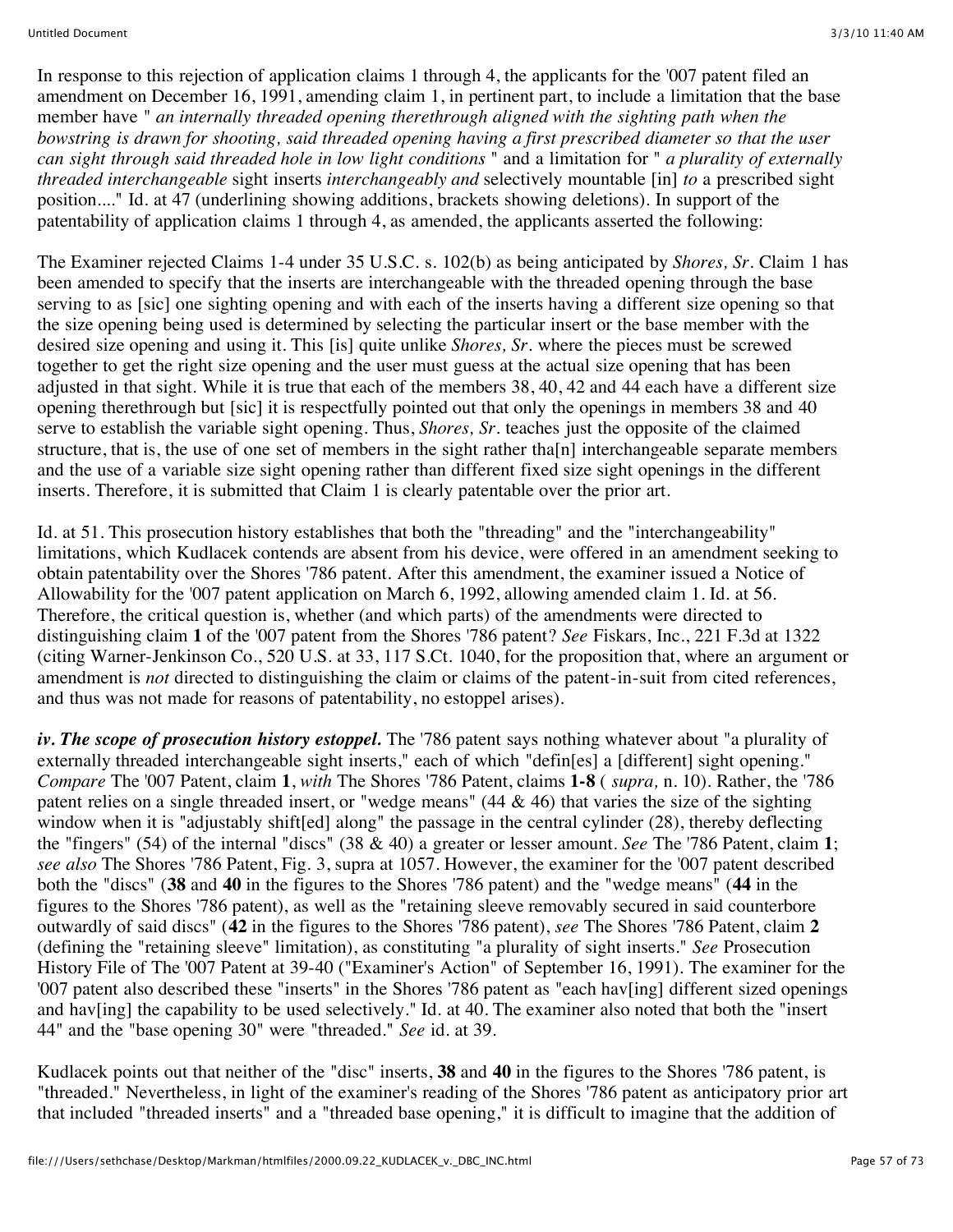In response to this rejection of application claims 1 through 4, the applicants for the '007 patent filed an amendment on December 16, 1991, amending claim 1, in pertinent part, to include a limitation that the base member have " *an internally threaded opening therethrough aligned with the sighting path when the bowstring is drawn for shooting, said threaded opening having a first prescribed diameter so that the user can sight through said threaded hole in low light conditions* " and a limitation for " *a plurality of externally threaded interchangeable* sight inserts *interchangeably and* selectively mountable [in] *to* a prescribed sight position...." Id. at 47 (underlining showing additions, brackets showing deletions). In support of the patentability of application claims 1 through 4, as amended, the applicants asserted the following:

The Examiner rejected Claims 1-4 under 35 U.S.C. s. 102(b) as being anticipated by *Shores, Sr.* Claim 1 has been amended to specify that the inserts are interchangeable with the threaded opening through the base serving to as [sic] one sighting opening and with each of the inserts having a different size opening so that the size opening being used is determined by selecting the particular insert or the base member with the desired size opening and using it. This [is] quite unlike *Shores, Sr.* where the pieces must be screwed together to get the right size opening and the user must guess at the actual size opening that has been adjusted in that sight. While it is true that each of the members 38, 40, 42 and 44 each have a different size opening therethrough but [sic] it is respectfully pointed out that only the openings in members 38 and 40 serve to establish the variable sight opening. Thus, *Shores, Sr.* teaches just the opposite of the claimed structure, that is, the use of one set of members in the sight rather tha[n] interchangeable separate members and the use of a variable size sight opening rather than different fixed size sight openings in the different inserts. Therefore, it is submitted that Claim 1 is clearly patentable over the prior art.

Id. at 51. This prosecution history establishes that both the "threading" and the "interchangeability" limitations, which Kudlacek contends are absent from his device, were offered in an amendment seeking to obtain patentability over the Shores '786 patent. After this amendment, the examiner issued a Notice of Allowability for the '007 patent application on March 6, 1992, allowing amended claim 1. Id. at 56. Therefore, the critical question is, whether (and which parts) of the amendments were directed to distinguishing claim **1** of the '007 patent from the Shores '786 patent? *See* Fiskars, Inc., 221 F.3d at 1322 (citing Warner-Jenkinson Co., 520 U.S. at 33, 117 S.Ct. 1040, for the proposition that, where an argument or amendment is *not* directed to distinguishing the claim or claims of the patent-in-suit from cited references, and thus was not made for reasons of patentability, no estoppel arises).

***iv. The scope of prosecution history estoppel.*** The '786 patent says nothing whatever about "a plurality of externally threaded interchangeable sight inserts," each of which "defin[es] a [different] sight opening." *Compare* The '007 Patent, claim **1**, *with* The Shores '786 Patent, claims **1-8** ( *supra,* n. 10). Rather, the '786 patent relies on a single threaded insert, or "wedge means" (44 & 46) that varies the size of the sighting window when it is "adjustably shift[ed] along" the passage in the central cylinder (28), thereby deflecting the "fingers" (54) of the internal "discs" (38 & 40) a greater or lesser amount. *See* The '786 Patent, claim **1**; *see also* The Shores '786 Patent, Fig. 3, supra at 1057. However, the examiner for the '007 patent described both the "discs" (**38** and **40** in the figures to the Shores '786 patent) and the "wedge means" (**44** in the figures to the Shores '786 patent), as well as the "retaining sleeve removably secured in said counterbore outwardly of said discs" (**42** in the figures to the Shores '786 patent), *see* The Shores '786 Patent, claim **2** (defining the "retaining sleeve" limitation), as constituting "a plurality of sight inserts." *See* Prosecution History File of The '007 Patent at 39-40 ("Examiner's Action" of September 16, 1991). The examiner for the '007 patent also described these "inserts" in the Shores '786 patent as "each hav[ing] different sized openings and hav[ing] the capability to be used selectively." Id. at 40. The examiner also noted that both the "insert 44" and the "base opening 30" were "threaded." *See* id. at 39.

Kudlacek points out that neither of the "disc" inserts, **38** and **40** in the figures to the Shores '786 patent, is "threaded." Nevertheless, in light of the examiner's reading of the Shores '786 patent as anticipatory prior art that included "threaded inserts" and a "threaded base opening," it is difficult to imagine that the addition of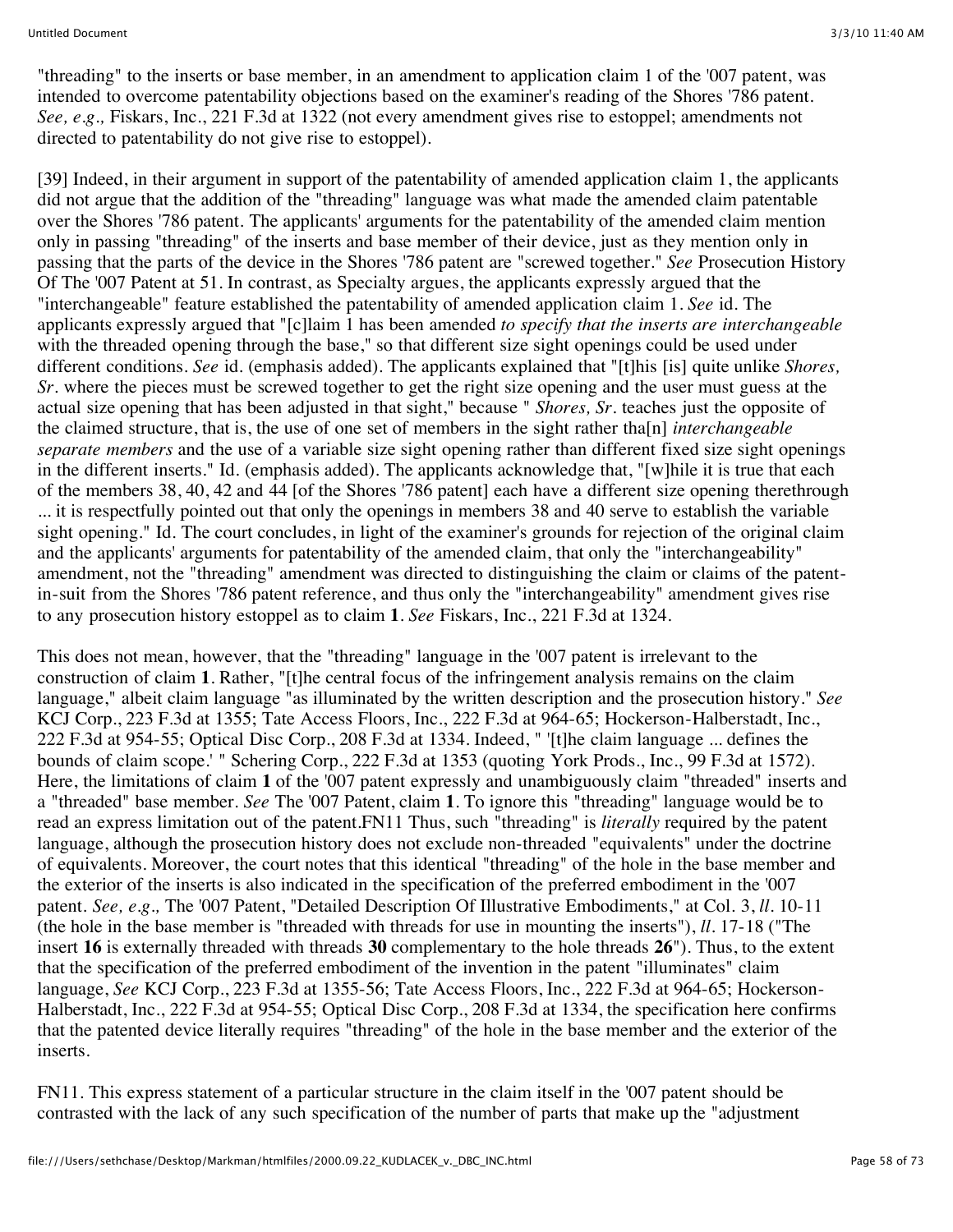"threading" to the inserts or base member, in an amendment to application claim 1 of the '007 patent, was intended to overcome patentability objections based on the examiner's reading of the Shores '786 patent. *See, e.g.,* Fiskars, Inc., 221 F.3d at 1322 (not every amendment gives rise to estoppel; amendments not directed to patentability do not give rise to estoppel).

[39] Indeed, in their argument in support of the patentability of amended application claim 1, the applicants did not argue that the addition of the "threading" language was what made the amended claim patentable over the Shores '786 patent. The applicants' arguments for the patentability of the amended claim mention only in passing "threading" of the inserts and base member of their device, just as they mention only in passing that the parts of the device in the Shores '786 patent are "screwed together." *See* Prosecution History Of The '007 Patent at 51. In contrast, as Specialty argues, the applicants expressly argued that the "interchangeable" feature established the patentability of amended application claim 1. *See* id. The applicants expressly argued that "[c]laim 1 has been amended *to specify that the inserts are interchangeable* with the threaded opening through the base," so that different size sight openings could be used under different conditions. *See* id. (emphasis added). The applicants explained that "[t]his [is] quite unlike *Shores, Sr.* where the pieces must be screwed together to get the right size opening and the user must guess at the actual size opening that has been adjusted in that sight," because " *Shores, Sr.* teaches just the opposite of the claimed structure, that is, the use of one set of members in the sight rather tha[n] *interchangeable separate members* and the use of a variable size sight opening rather than different fixed size sight openings in the different inserts." Id. (emphasis added). The applicants acknowledge that, "[w]hile it is true that each of the members 38, 40, 42 and 44 [of the Shores '786 patent] each have a different size opening therethrough ... it is respectfully pointed out that only the openings in members 38 and 40 serve to establish the variable sight opening." Id. The court concludes, in light of the examiner's grounds for rejection of the original claim and the applicants' arguments for patentability of the amended claim, that only the "interchangeability" amendment, not the "threading" amendment was directed to distinguishing the claim or claims of the patent-in-suit from the Shores '786 patent reference, and thus only the "interchangeability" amendment gives rise to any prosecution history estoppel as to claim **1**. *See* Fiskars, Inc., 221 F.3d at 1324.

This does not mean, however, that the "threading" language in the '007 patent is irrelevant to the construction of claim **1**. Rather, "[t]he central focus of the infringement analysis remains on the claim language," albeit claim language "as illuminated by the written description and the prosecution history." *See* KCJ Corp., 223 F.3d at 1355; Tate Access Floors, Inc., 222 F.3d at 964-65; Hockerson-Halberstadt, Inc., 222 F.3d at 954-55; Optical Disc Corp., 208 F.3d at 1334. Indeed, " '[t]he claim language ... defines the bounds of claim scope.' " Schering Corp., 222 F.3d at 1353 (quoting York Prods., Inc., 99 F.3d at 1572). Here, the limitations of claim **1** of the '007 patent expressly and unambiguously claim "threaded" inserts and a "threaded" base member. *See* The '007 Patent, claim **1**. To ignore this "threading" language would be to read an express limitation out of the patent.FN11 Thus, such "threading" is *literally* required by the patent language, although the prosecution history does not exclude non-threaded "equivalents" under the doctrine of equivalents. Moreover, the court notes that this identical "threading" of the hole in the base member and the exterior of the inserts is also indicated in the specification of the preferred embodiment in the '007 patent. *See, e.g.,* The '007 Patent, "Detailed Description Of Illustrative Embodiments," at Col. 3, *ll.* 10-11 (the hole in the base member is "threaded with threads for use in mounting the inserts"), *ll.* 17-18 ("The insert **16** is externally threaded with threads **30** complementary to the hole threads **26**"). Thus, to the extent that the specification of the preferred embodiment of the invention in the patent "illuminates" claim language, *See* KCJ Corp., 223 F.3d at 1355-56; Tate Access Floors, Inc., 222 F.3d at 964-65; Hockerson-Halberstadt, Inc., 222 F.3d at 954-55; Optical Disc Corp., 208 F.3d at 1334, the specification here confirms that the patented device literally requires "threading" of the hole in the base member and the exterior of the inserts.

FN11. This express statement of a particular structure in the claim itself in the '007 patent should be contrasted with the lack of any such specification of the number of parts that make up the "adjustment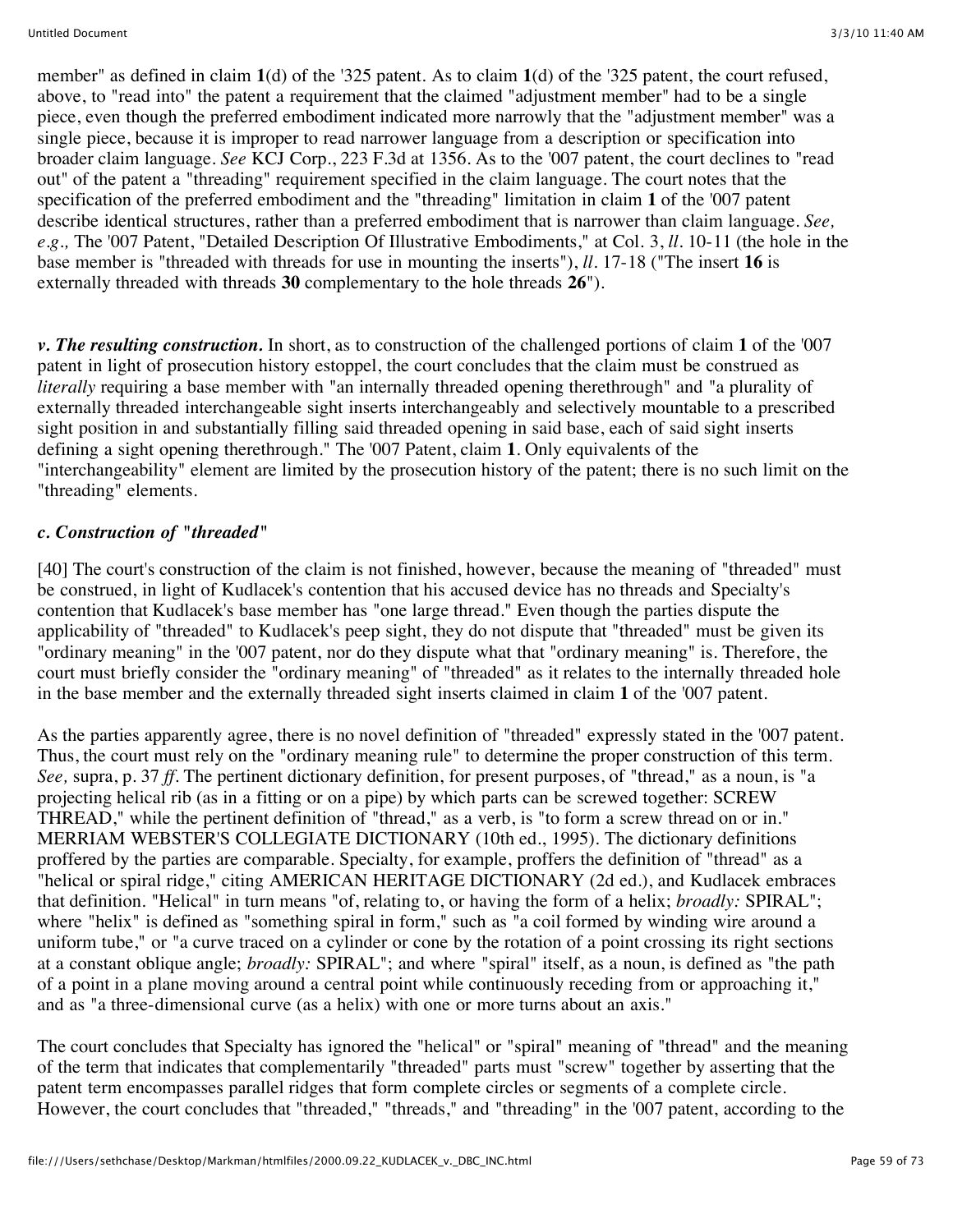member" as defined in claim **1**(d) of the '325 patent. As to claim **1**(d) of the '325 patent, the court refused, above, to "read into" the patent a requirement that the claimed "adjustment member" had to be a single piece, even though the preferred embodiment indicated more narrowly that the "adjustment member" was a single piece, because it is improper to read narrower language from a description or specification into broader claim language. *See* KCJ Corp., 223 F.3d at 1356. As to the '007 patent, the court declines to "read out" of the patent a "threading" requirement specified in the claim language. The court notes that the specification of the preferred embodiment and the "threading" limitation in claim **1** of the '007 patent describe identical structures, rather than a preferred embodiment that is narrower than claim language. *See, e.g.,* The '007 Patent, "Detailed Description Of Illustrative Embodiments," at Col. 3, *ll.* 10-11 (the hole in the base member is "threaded with threads for use in mounting the inserts"), *ll.* 17-18 ("The insert **16** is externally threaded with threads **30** complementary to the hole threads **26**").

***v. The resulting construction.*** In short, as to construction of the challenged portions of claim **1** of the '007 patent in light of prosecution history estoppel, the court concludes that the claim must be construed as *literally* requiring a base member with "an internally threaded opening therethrough" and "a plurality of externally threaded interchangeable sight inserts interchangeably and selectively mountable to a prescribed sight position in and substantially filling said threaded opening in said base, each of said sight inserts defining a sight opening therethrough." The '007 Patent, claim **1**. Only equivalents of the "interchangeability" element are limited by the prosecution history of the patent; there is no such limit on the "threading" elements.

***c. Construction of "threaded"***

[40] The court's construction of the claim is not finished, however, because the meaning of "threaded" must be construed, in light of Kudlacek's contention that his accused device has no threads and Specialty's contention that Kudlacek's base member has "one large thread." Even though the parties dispute the applicability of "threaded" to Kudlacek's peep sight, they do not dispute that "threaded" must be given its "ordinary meaning" in the '007 patent, nor do they dispute what that "ordinary meaning" is. Therefore, the court must briefly consider the "ordinary meaning" of "threaded" as it relates to the internally threaded hole in the base member and the externally threaded sight inserts claimed in claim **1** of the '007 patent.

As the parties apparently agree, there is no novel definition of "threaded" expressly stated in the '007 patent. Thus, the court must rely on the "ordinary meaning rule" to determine the proper construction of this term. *See,* supra, p. 37 *ff.* The pertinent dictionary definition, for present purposes, of "thread," as a noun, is "a projecting helical rib (as in a fitting or on a pipe) by which parts can be screwed together: SCREW THREAD," while the pertinent definition of "thread," as a verb, is "to form a screw thread on or in." MERRIAM WEBSTER'S COLLEGIATE DICTIONARY (10th ed., 1995). The dictionary definitions proffered by the parties are comparable. Specialty, for example, proffers the definition of "thread" as a "helical or spiral ridge," citing AMERICAN HERITAGE DICTIONARY (2d ed.), and Kudlacek embraces that definition. "Helical" in turn means "of, relating to, or having the form of a helix; *broadly:* SPIRAL"; where "helix" is defined as "something spiral in form," such as "a coil formed by winding wire around a uniform tube," or "a curve traced on a cylinder or cone by the rotation of a point crossing its right sections at a constant oblique angle; *broadly:* SPIRAL"; and where "spiral" itself, as a noun, is defined as "the path of a point in a plane moving around a central point while continuously receding from or approaching it," and as "a three-dimensional curve (as a helix) with one or more turns about an axis."

The court concludes that Specialty has ignored the "helical" or "spiral" meaning of "thread" and the meaning of the term that indicates that complementarily "threaded" parts must "screw" together by asserting that the patent term encompasses parallel ridges that form complete circles or segments of a complete circle. However, the court concludes that "threaded," "threads," and "threading" in the '007 patent, according to the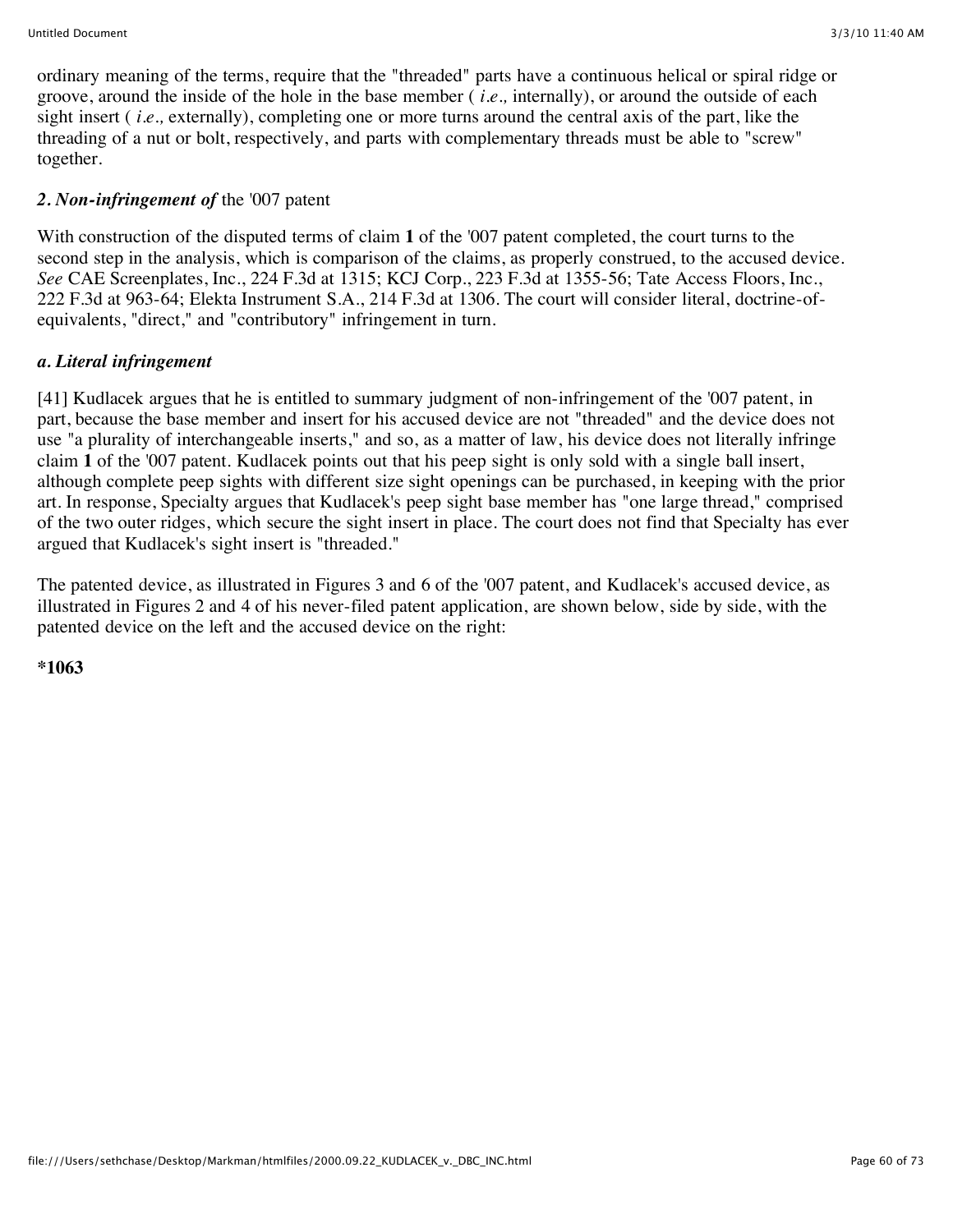ordinary meaning of the terms, require that the "threaded" parts have a continuous helical or spiral ridge or groove, around the inside of the hole in the base member ( *i.e.,* internally), or around the outside of each sight insert ( *i.e.,* externally), completing one or more turns around the central axis of the part, like the threading of a nut or bolt, respectively, and parts with complementary threads must be able to "screw" together.

### *2. Non-infringement of* the '007 patent

With construction of the disputed terms of claim **1** of the '007 patent completed, the court turns to the second step in the analysis, which is comparison of the claims, as properly construed, to the accused device. *See* CAE Screenplates, Inc., 224 F.3d at 1315; KCJ Corp., 223 F.3d at 1355-56; Tate Access Floors, Inc., 222 F.3d at 963-64; Elekta Instrument S.A., 214 F.3d at 1306. The court will consider literal, doctrine-of-equivalents, "direct," and "contributory" infringement in turn.

### *a. Literal infringement*

[41] Kudlacek argues that he is entitled to summary judgment of non-infringement of the '007 patent, in part, because the base member and insert for his accused device are not "threaded" and the device does not use "a plurality of interchangeable inserts," and so, as a matter of law, his device does not literally infringe claim **1** of the '007 patent. Kudlacek points out that his peep sight is only sold with a single ball insert, although complete peep sights with different size sight openings can be purchased, in keeping with the prior art. In response, Specialty argues that Kudlacek's peep sight base member has "one large thread," comprised of the two outer ridges, which secure the sight insert in place. The court does not find that Specialty has ever argued that Kudlacek's sight insert is "threaded."

The patented device, as illustrated in Figures 3 and 6 of the '007 patent, and Kudlacek's accused device, as illustrated in Figures 2 and 4 of his never-filed patent application, are shown below, side by side, with the patented device on the left and the accused device on the right:

**\*1063**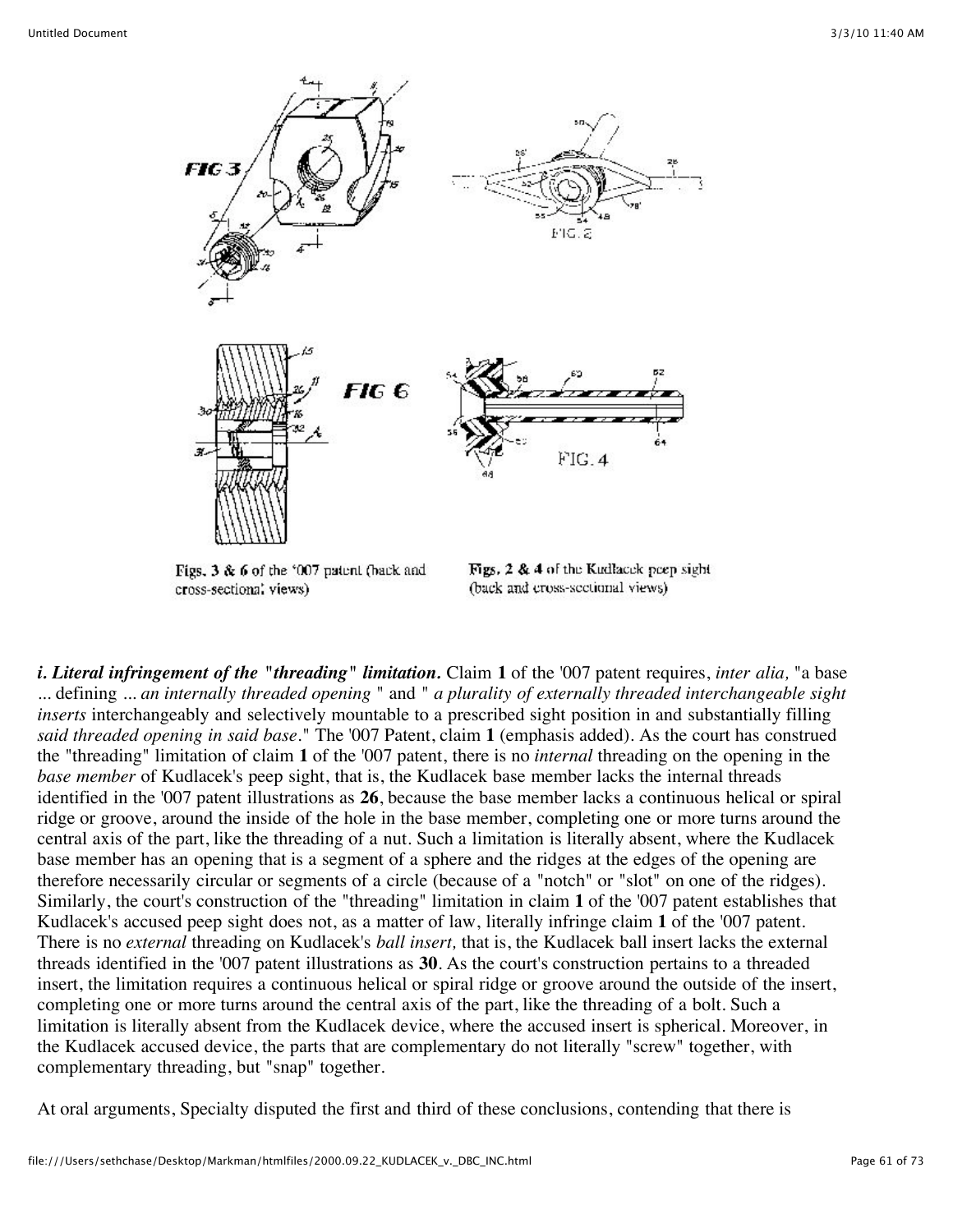Figs. 3 & 6 of the '007 patent (back and cross-sectional views)

Figs. 2 & 4 of the Kudlacek peep sight (back and cross-sectional views)

***i. Literal infringement of the "threading" limitation.*** Claim **1** of the '007 patent requires, *inter alia,* "a base ... defining ... *an internally threaded opening* " and " *a plurality of externally threaded interchangeable sight inserts* interchangeably and selectively mountable to a prescribed sight position in and substantially filling *said threaded opening in said base*." The '007 Patent, claim **1** (emphasis added). As the court has construed the "threading" limitation of claim **1** of the '007 patent, there is no *internal* threading on the opening in the *base member* of Kudlacek's peep sight, that is, the Kudlacek base member lacks the internal threads identified in the '007 patent illustrations as **26**, because the base member lacks a continuous helical or spiral ridge or groove, around the inside of the hole in the base member, completing one or more turns around the central axis of the part, like the threading of a nut. Such a limitation is literally absent, where the Kudlacek base member has an opening that is a segment of a sphere and the ridges at the edges of the opening are therefore necessarily circular or segments of a circle (because of a "notch" or "slot" on one of the ridges). Similarly, the court's construction of the "threading" limitation in claim **1** of the '007 patent establishes that Kudlacek's accused peep sight does not, as a matter of law, literally infringe claim **1** of the '007 patent. There is no *external* threading on Kudlacek's *ball insert,* that is, the Kudlacek ball insert lacks the external threads identified in the '007 patent illustrations as **30**. As the court's construction pertains to a threaded insert, the limitation requires a continuous helical or spiral ridge or groove around the outside of the insert, completing one or more turns around the central axis of the part, like the threading of a bolt. Such a limitation is literally absent from the Kudlacek device, where the accused insert is spherical. Moreover, in the Kudlacek accused device, the parts that are complementary do not literally "screw" together, with complementary threading, but "snap" together.

At oral arguments, Specialty disputed the first and third of these conclusions, contending that there is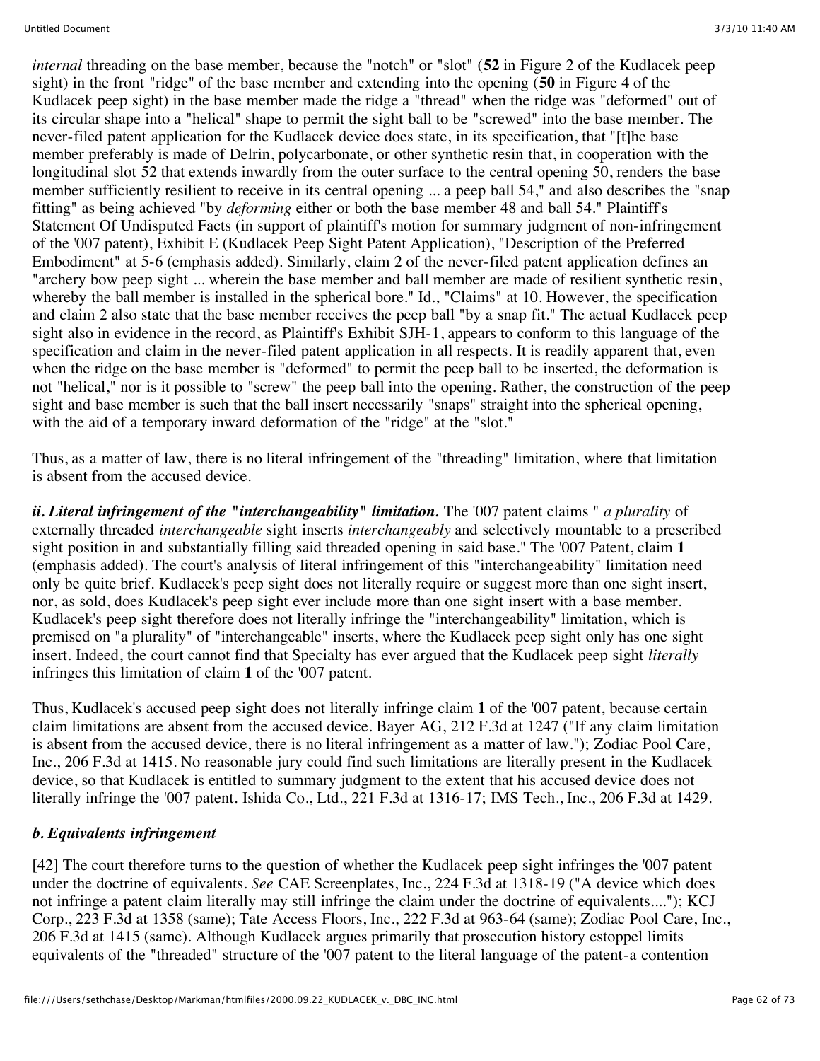*internal* threading on the base member, because the "notch" or "slot" (**52** in Figure 2 of the Kudlacek peep sight) in the front "ridge" of the base member and extending into the opening (**50** in Figure 4 of the Kudlacek peep sight) in the base member made the ridge a "thread" when the ridge was "deformed" out of its circular shape into a "helical" shape to permit the sight ball to be "screwed" into the base member. The never-filed patent application for the Kudlacek device does state, in its specification, that "[t]he base member preferably is made of Delrin, polycarbonate, or other synthetic resin that, in cooperation with the longitudinal slot 52 that extends inwardly from the outer surface to the central opening 50, renders the base member sufficiently resilient to receive in its central opening ... a peep ball 54," and also describes the "snap fitting" as being achieved "by *deforming* either or both the base member 48 and ball 54." Plaintiff's Statement Of Undisputed Facts (in support of plaintiff's motion for summary judgment of non-infringement of the '007 patent), Exhibit E (Kudlacek Peep Sight Patent Application), "Description of the Preferred Embodiment" at 5-6 (emphasis added). Similarly, claim 2 of the never-filed patent application defines an "archery bow peep sight ... wherein the base member and ball member are made of resilient synthetic resin, whereby the ball member is installed in the spherical bore." Id., "Claims" at 10. However, the specification and claim 2 also state that the base member receives the peep ball "by a snap fit." The actual Kudlacek peep sight also in evidence in the record, as Plaintiff's Exhibit SJH-1, appears to conform to this language of the specification and claim in the never-filed patent application in all respects. It is readily apparent that, even when the ridge on the base member is "deformed" to permit the peep ball to be inserted, the deformation is not "helical," nor is it possible to "screw" the peep ball into the opening. Rather, the construction of the peep sight and base member is such that the ball insert necessarily "snaps" straight into the spherical opening, with the aid of a temporary inward deformation of the "ridge" at the "slot."

Thus, as a matter of law, there is no literal infringement of the "threading" limitation, where that limitation is absent from the accused device.

***ii. Literal infringement of the "interchangeability" limitation.*** The '007 patent claims " *a plurality* of externally threaded *interchangeable* sight inserts *interchangeably* and selectively mountable to a prescribed sight position in and substantially filling said threaded opening in said base." The '007 Patent, claim **1** (emphasis added). The court's analysis of literal infringement of this "interchangeability" limitation need only be quite brief. Kudlacek's peep sight does not literally require or suggest more than one sight insert, nor, as sold, does Kudlacek's peep sight ever include more than one sight insert with a base member. Kudlacek's peep sight therefore does not literally infringe the "interchangeability" limitation, which is premised on "a plurality" of "interchangeable" inserts, where the Kudlacek peep sight only has one sight insert. Indeed, the court cannot find that Specialty has ever argued that the Kudlacek peep sight *literally* infringes this limitation of claim **1** of the '007 patent.

Thus, Kudlacek's accused peep sight does not literally infringe claim **1** of the '007 patent, because certain claim limitations are absent from the accused device. Bayer AG, 212 F.3d at 1247 ("If any claim limitation is absent from the accused device, there is no literal infringement as a matter of law."); Zodiac Pool Care, Inc., 206 F.3d at 1415. No reasonable jury could find such limitations are literally present in the Kudlacek device, so that Kudlacek is entitled to summary judgment to the extent that his accused device does not literally infringe the '007 patent. Ishida Co., Ltd., 221 F.3d at 1316-17; IMS Tech., Inc., 206 F.3d at 1429.

### *b. Equivalents infringement*

[42] The court therefore turns to the question of whether the Kudlacek peep sight infringes the '007 patent under the doctrine of equivalents. *See* CAE Screenplates, Inc., 224 F.3d at 1318-19 ("A device which does not infringe a patent claim literally may still infringe the claim under the doctrine of equivalents...."); KCJ Corp., 223 F.3d at 1358 (same); Tate Access Floors, Inc., 222 F.3d at 963-64 (same); Zodiac Pool Care, Inc., 206 F.3d at 1415 (same). Although Kudlacek argues primarily that prosecution history estoppel limits equivalents of the "threaded" structure of the '007 patent to the literal language of the patent-a contention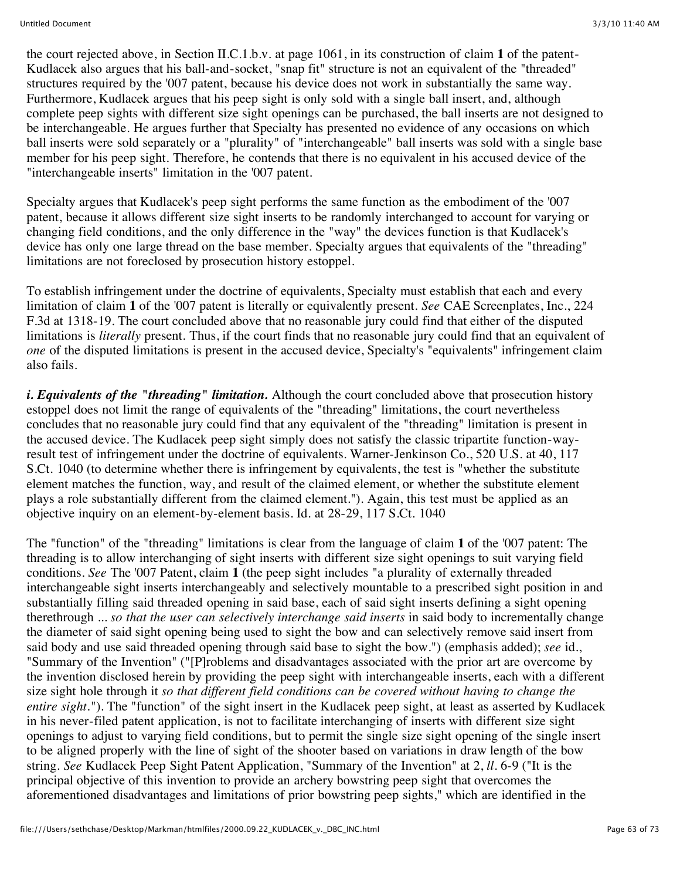the court rejected above, in Section II.C.1.b.v. at page 1061, in its construction of claim **1** of the patent-Kudlacek also argues that his ball-and-socket, "snap fit" structure is not an equivalent of the "threaded" structures required by the '007 patent, because his device does not work in substantially the same way. Furthermore, Kudlacek argues that his peep sight is only sold with a single ball insert, and, although complete peep sights with different size sight openings can be purchased, the ball inserts are not designed to be interchangeable. He argues further that Specialty has presented no evidence of any occasions on which ball inserts were sold separately or a "plurality" of "interchangeable" ball inserts was sold with a single base member for his peep sight. Therefore, he contends that there is no equivalent in his accused device of the "interchangeable inserts" limitation in the '007 patent.

Specialty argues that Kudlacek's peep sight performs the same function as the embodiment of the '007 patent, because it allows different size sight inserts to be randomly interchanged to account for varying or changing field conditions, and the only difference in the "way" the devices function is that Kudlacek's device has only one large thread on the base member. Specialty argues that equivalents of the "threading" limitations are not foreclosed by prosecution history estoppel.

To establish infringement under the doctrine of equivalents, Specialty must establish that each and every limitation of claim **1** of the '007 patent is literally or equivalently present. *See* CAE Screenplates, Inc., 224 F.3d at 1318-19. The court concluded above that no reasonable jury could find that either of the disputed limitations is *literally* present. Thus, if the court finds that no reasonable jury could find that an equivalent of *one* of the disputed limitations is present in the accused device, Specialty's "equivalents" infringement claim also fails.

***i. Equivalents of the "threading" limitation.*** Although the court concluded above that prosecution history estoppel does not limit the range of equivalents of the "threading" limitations, the court nevertheless concludes that no reasonable jury could find that any equivalent of the "threading" limitation is present in the accused device. The Kudlacek peep sight simply does not satisfy the classic tripartite function-way-result test of infringement under the doctrine of equivalents. Warner-Jenkinson Co., 520 U.S. at 40, 117 S.Ct. 1040 (to determine whether there is infringement by equivalents, the test is "whether the substitute element matches the function, way, and result of the claimed element, or whether the substitute element plays a role substantially different from the claimed element."). Again, this test must be applied as an objective inquiry on an element-by-element basis. Id. at 28-29, 117 S.Ct. 1040

The "function" of the "threading" limitations is clear from the language of claim **1** of the '007 patent: The threading is to allow interchanging of sight inserts with different size sight openings to suit varying field conditions. *See* The '007 Patent, claim **1** (the peep sight includes "a plurality of externally threaded interchangeable sight inserts interchangeably and selectively mountable to a prescribed sight position in and substantially filling said threaded opening in said base, each of said sight inserts defining a sight opening therethrough ... *so that the user can selectively interchange said inserts* in said body to incrementally change the diameter of said sight opening being used to sight the bow and can selectively remove said insert from said body and use said threaded opening through said base to sight the bow.") (emphasis added); *see* id., "Summary of the Invention" ("[P]roblems and disadvantages associated with the prior art are overcome by the invention disclosed herein by providing the peep sight with interchangeable inserts, each with a different size sight hole through it *so that different field conditions can be covered without having to change the entire sight*."). The "function" of the sight insert in the Kudlacek peep sight, at least as asserted by Kudlacek in his never-filed patent application, is not to facilitate interchanging of inserts with different size sight openings to adjust to varying field conditions, but to permit the single size sight opening of the single insert to be aligned properly with the line of sight of the shooter based on variations in draw length of the bow string. *See* Kudlacek Peep Sight Patent Application, "Summary of the Invention" at 2, *ll*. 6-9 ("It is the principal objective of this invention to provide an archery bowstring peep sight that overcomes the aforementioned disadvantages and limitations of prior bowstring peep sights," which are identified in the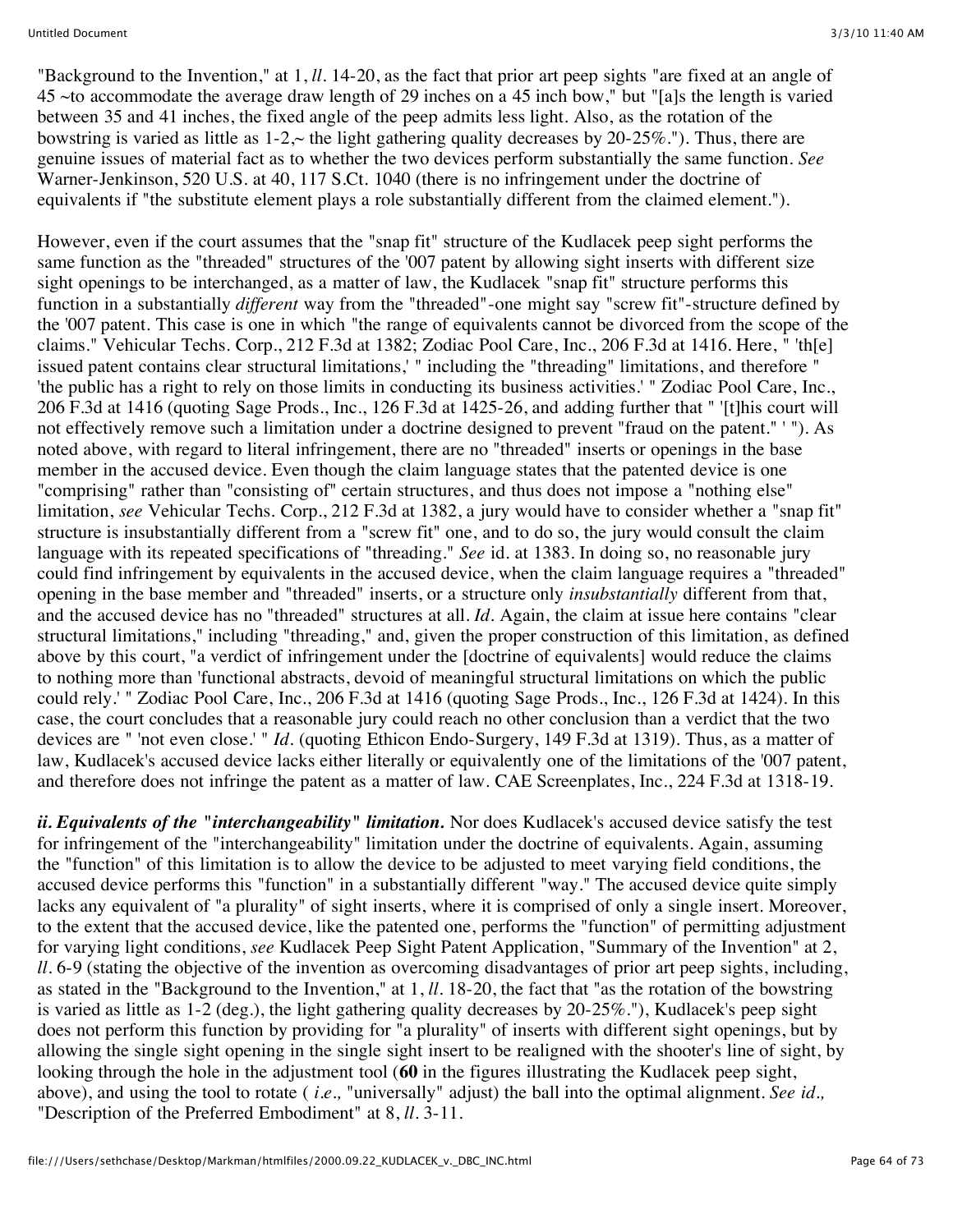"Background to the Invention," at 1, *ll*. 14-20, as the fact that prior art peep sights "are fixed at an angle of 45 ~to accommodate the average draw length of 29 inches on a 45 inch bow," but "[a]s the length is varied between 35 and 41 inches, the fixed angle of the peep admits less light. Also, as the rotation of the bowstring is varied as little as 1-2,~ the light gathering quality decreases by 20-25%."). Thus, there are genuine issues of material fact as to whether the two devices perform substantially the same function. *See* Warner-Jenkinson, 520 U.S. at 40, 117 S.Ct. 1040 (there is no infringement under the doctrine of equivalents if "the substitute element plays a role substantially different from the claimed element.").

However, even if the court assumes that the "snap fit" structure of the Kudlacek peep sight performs the same function as the "threaded" structures of the '007 patent by allowing sight inserts with different size sight openings to be interchanged, as a matter of law, the Kudlacek "snap fit" structure performs this function in a substantially *different* way from the "threaded"-one might say "screw fit"-structure defined by the '007 patent. This case is one in which "the range of equivalents cannot be divorced from the scope of the claims." Vehicular Techs. Corp., 212 F.3d at 1382; Zodiac Pool Care, Inc., 206 F.3d at 1416. Here, " 'th[e] issued patent contains clear structural limitations,' " including the "threading" limitations, and therefore " 'the public has a right to rely on those limits in conducting its business activities.' " Zodiac Pool Care, Inc., 206 F.3d at 1416 (quoting Sage Prods., Inc., 126 F.3d at 1425-26, and adding further that " '[t]his court will not effectively remove such a limitation under a doctrine designed to prevent "fraud on the patent." ' "). As noted above, with regard to literal infringement, there are no "threaded" inserts or openings in the base member in the accused device. Even though the claim language states that the patented device is one "comprising" rather than "consisting of" certain structures, and thus does not impose a "nothing else" limitation, *see* Vehicular Techs. Corp., 212 F.3d at 1382, a jury would have to consider whether a "snap fit" structure is insubstantially different from a "screw fit" one, and to do so, the jury would consult the claim language with its repeated specifications of "threading." *See* id. at 1383. In doing so, no reasonable jury could find infringement by equivalents in the accused device, when the claim language requires a "threaded" opening in the base member and "threaded" inserts, or a structure only *insubstantially* different from that, and the accused device has no "threaded" structures at all. *Id*. Again, the claim at issue here contains "clear structural limitations," including "threading," and, given the proper construction of this limitation, as defined above by this court, "a verdict of infringement under the [doctrine of equivalents] would reduce the claims to nothing more than 'functional abstracts, devoid of meaningful structural limitations on which the public could rely.' " Zodiac Pool Care, Inc., 206 F.3d at 1416 (quoting Sage Prods., Inc., 126 F.3d at 1424). In this case, the court concludes that a reasonable jury could reach no other conclusion than a verdict that the two devices are " 'not even close.' " *Id*. (quoting Ethicon Endo-Surgery, 149 F.3d at 1319). Thus, as a matter of law, Kudlacek's accused device lacks either literally or equivalently one of the limitations of the '007 patent, and therefore does not infringe the patent as a matter of law. CAE Screenplates, Inc., 224 F.3d at 1318-19.

***ii. Equivalents of the "interchangeability" limitation.*** Nor does Kudlacek's accused device satisfy the test for infringement of the "interchangeability" limitation under the doctrine of equivalents. Again, assuming the "function" of this limitation is to allow the device to be adjusted to meet varying field conditions, the accused device performs this "function" in a substantially different "way." The accused device quite simply lacks any equivalent of "a plurality" of sight inserts, where it is comprised of only a single insert. Moreover, to the extent that the accused device, like the patented one, performs the "function" of permitting adjustment for varying light conditions, *see* Kudlacek Peep Sight Patent Application, "Summary of the Invention" at 2, *ll*. 6-9 (stating the objective of the invention as overcoming disadvantages of prior art peep sights, including, as stated in the "Background to the Invention," at 1, *ll*. 18-20, the fact that "as the rotation of the bowstring is varied as little as 1-2 (deg.), the light gathering quality decreases by 20-25%."), Kudlacek's peep sight does not perform this function by providing for "a plurality" of inserts with different sight openings, but by allowing the single sight opening in the single sight insert to be realigned with the shooter's line of sight, by looking through the hole in the adjustment tool (**60** in the figures illustrating the Kudlacek peep sight, above), and using the tool to rotate ( *i.e.,* "universally" adjust) the ball into the optimal alignment. *See id.,* "Description of the Preferred Embodiment" at 8, *ll*. 3-11.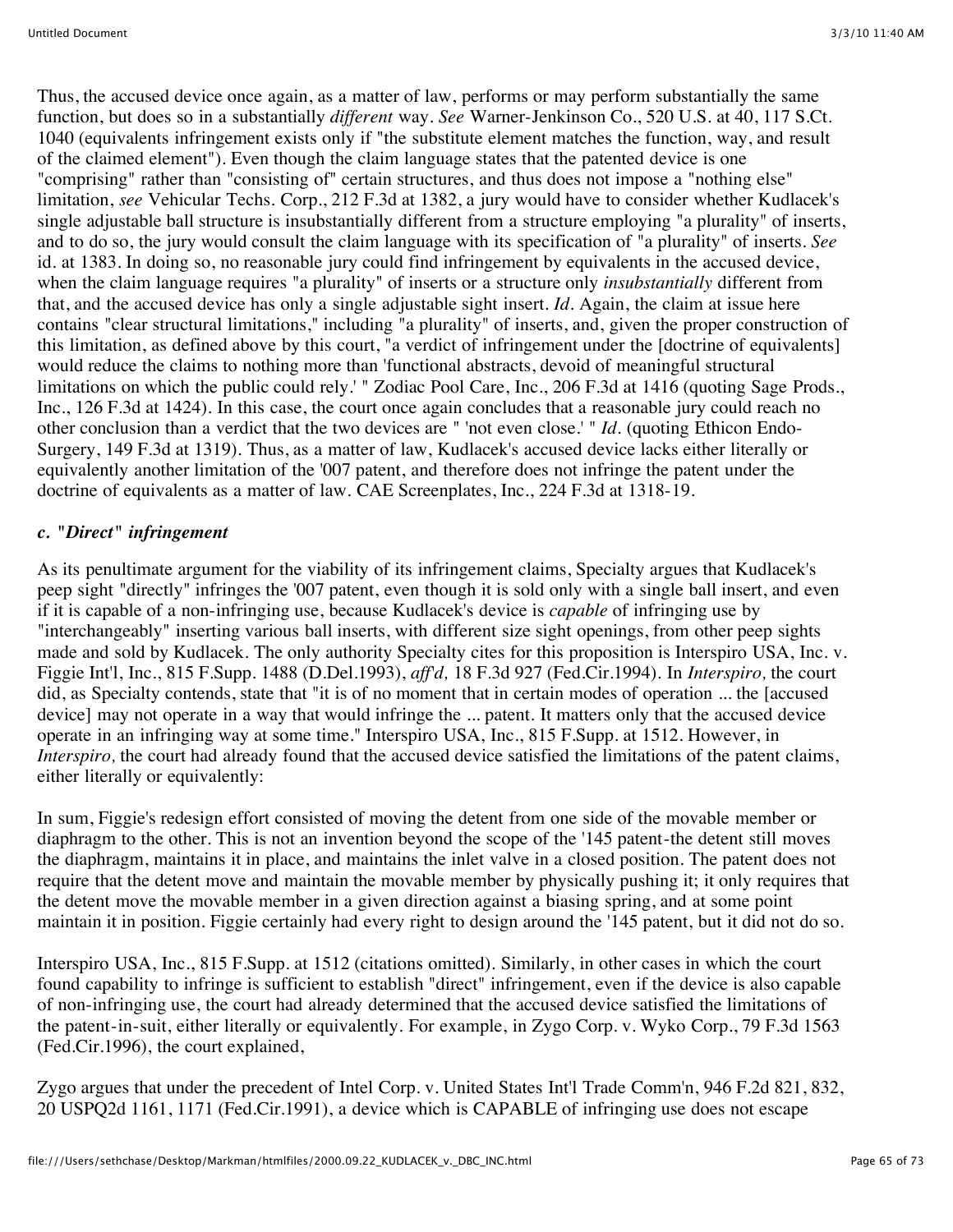Thus, the accused device once again, as a matter of law, performs or may perform substantially the same function, but does so in a substantially *different* way. *See* Warner-Jenkinson Co., 520 U.S. at 40, 117 S.Ct. 1040 (equivalents infringement exists only if "the substitute element matches the function, way, and result of the claimed element"). Even though the claim language states that the patented device is one "comprising" rather than "consisting of" certain structures, and thus does not impose a "nothing else" limitation, *see* Vehicular Techs. Corp., 212 F.3d at 1382, a jury would have to consider whether Kudlacek's single adjustable ball structure is insubstantially different from a structure employing "a plurality" of inserts, and to do so, the jury would consult the claim language with its specification of "a plurality" of inserts. *See* id. at 1383. In doing so, no reasonable jury could find infringement by equivalents in the accused device, when the claim language requires "a plurality" of inserts or a structure only *insubstantially* different from that, and the accused device has only a single adjustable sight insert. *Id*. Again, the claim at issue here contains "clear structural limitations," including "a plurality" of inserts, and, given the proper construction of this limitation, as defined above by this court, "a verdict of infringement under the [doctrine of equivalents] would reduce the claims to nothing more than 'functional abstracts, devoid of meaningful structural limitations on which the public could rely.' " Zodiac Pool Care, Inc., 206 F.3d at 1416 (quoting Sage Prods., Inc., 126 F.3d at 1424). In this case, the court once again concludes that a reasonable jury could reach no other conclusion than a verdict that the two devices are " 'not even close.' " *Id*. (quoting Ethicon Endo-Surgery, 149 F.3d at 1319). Thus, as a matter of law, Kudlacek's accused device lacks either literally or equivalently another limitation of the '007 patent, and therefore does not infringe the patent under the doctrine of equivalents as a matter of law. CAE Screenplates, Inc., 224 F.3d at 1318-19.

#### *c. "Direct" infringement*

As its penultimate argument for the viability of its infringement claims, Specialty argues that Kudlacek's peep sight "directly" infringes the '007 patent, even though it is sold only with a single ball insert, and even if it is capable of a non-infringing use, because Kudlacek's device is *capable* of infringing use by "interchangeably" inserting various ball inserts, with different size sight openings, from other peep sights made and sold by Kudlacek. The only authority Specialty cites for this proposition is Interspiro USA, Inc. v. Figgie Int'l, Inc., 815 F.Supp. 1488 (D.Del.1993), *aff'd,* 18 F.3d 927 (Fed.Cir.1994). In *Interspiro,* the court did, as Specialty contends, state that "it is of no moment that in certain modes of operation ... the [accused device] may not operate in a way that would infringe the ... patent. It matters only that the accused device operate in an infringing way at some time." Interspiro USA, Inc., 815 F.Supp. at 1512. However, in *Interspiro,* the court had already found that the accused device satisfied the limitations of the patent claims, either literally or equivalently:

In sum, Figgie's redesign effort consisted of moving the detent from one side of the movable member or diaphragm to the other. This is not an invention beyond the scope of the '145 patent-the detent still moves the diaphragm, maintains it in place, and maintains the inlet valve in a closed position. The patent does not require that the detent move and maintain the movable member by physically pushing it; it only requires that the detent move the movable member in a given direction against a biasing spring, and at some point maintain it in position. Figgie certainly had every right to design around the '145 patent, but it did not do so.

Interspiro USA, Inc., 815 F.Supp. at 1512 (citations omitted). Similarly, in other cases in which the court found capability to infringe is sufficient to establish "direct" infringement, even if the device is also capable of non-infringing use, the court had already determined that the accused device satisfied the limitations of the patent-in-suit, either literally or equivalently. For example, in Zygo Corp. v. Wyko Corp., 79 F.3d 1563 (Fed.Cir.1996), the court explained,

Zygo argues that under the precedent of Intel Corp. v. United States Int'l Trade Comm'n, 946 F.2d 821, 832, 20 USPQ2d 1161, 1171 (Fed.Cir.1991), a device which is CAPABLE of infringing use does not escape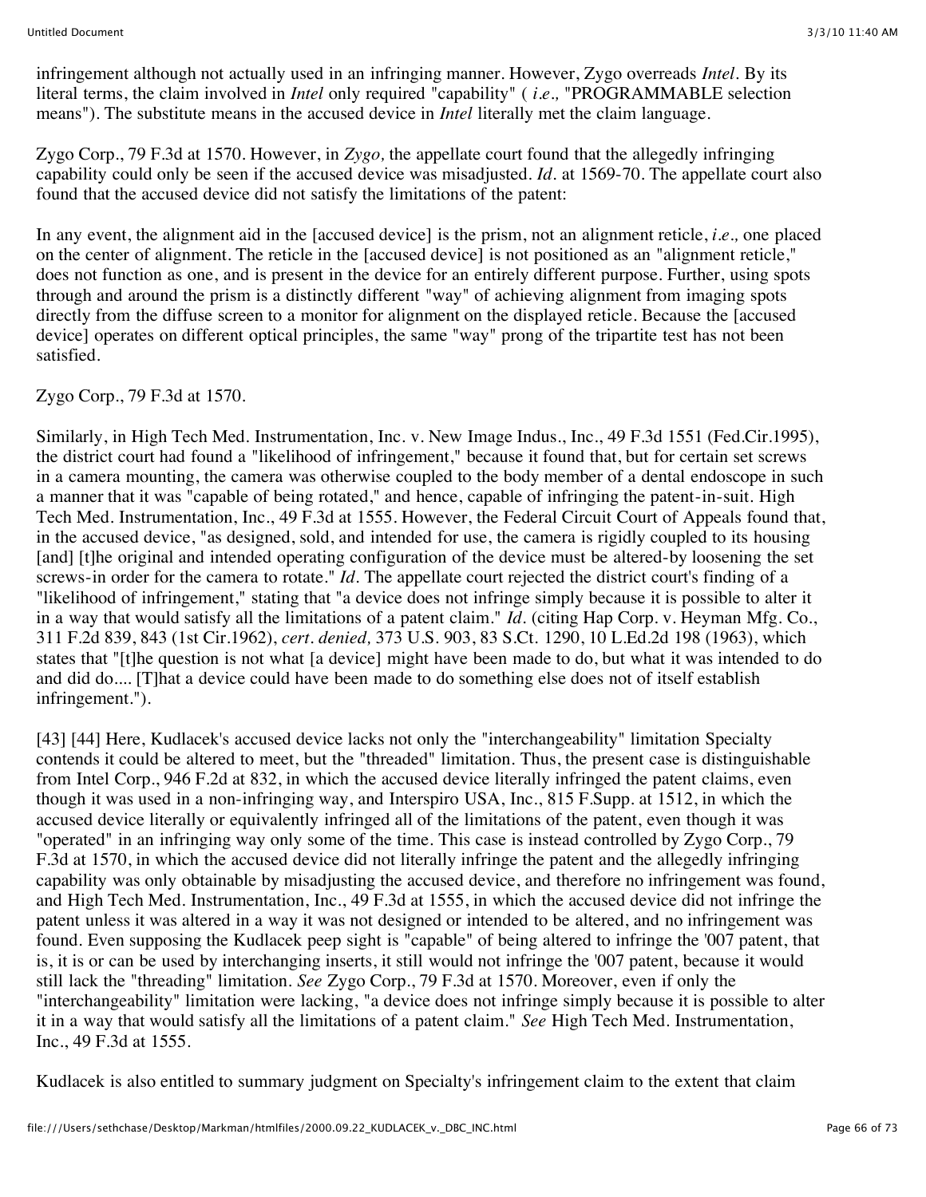infringement although not actually used in an infringing manner. However, Zygo overreads *Intel*. By its literal terms, the claim involved in *Intel* only required "capability" ( *i.e.,* "PROGRAMMABLE selection means"). The substitute means in the accused device in *Intel* literally met the claim language.

Zygo Corp., 79 F.3d at 1570. However, in *Zygo,* the appellate court found that the allegedly infringing capability could only be seen if the accused device was misadjusted. *Id.* at 1569-70. The appellate court also found that the accused device did not satisfy the limitations of the patent:

In any event, the alignment aid in the [accused device] is the prism, not an alignment reticle, *i.e.,* one placed on the center of alignment. The reticle in the [accused device] is not positioned as an "alignment reticle," does not function as one, and is present in the device for an entirely different purpose. Further, using spots through and around the prism is a distinctly different "way" of achieving alignment from imaging spots directly from the diffuse screen to a monitor for alignment on the displayed reticle. Because the [accused device] operates on different optical principles, the same "way" prong of the tripartite test has not been satisfied.

Zygo Corp., 79 F.3d at 1570.

Similarly, in High Tech Med. Instrumentation, Inc. v. New Image Indus., Inc., 49 F.3d 1551 (Fed.Cir.1995), the district court had found a "likelihood of infringement," because it found that, but for certain set screws in a camera mounting, the camera was otherwise coupled to the body member of a dental endoscope in such a manner that it was "capable of being rotated," and hence, capable of infringing the patent-in-suit. High Tech Med. Instrumentation, Inc., 49 F.3d at 1555. However, the Federal Circuit Court of Appeals found that, in the accused device, "as designed, sold, and intended for use, the camera is rigidly coupled to its housing [and] [t]he original and intended operating configuration of the device must be altered-by loosening the set screws-in order for the camera to rotate." *Id.* The appellate court rejected the district court's finding of a "likelihood of infringement," stating that "a device does not infringe simply because it is possible to alter it in a way that would satisfy all the limitations of a patent claim." *Id.* (citing Hap Corp. v. Heyman Mfg. Co., 311 F.2d 839, 843 (1st Cir.1962), *cert. denied,* 373 U.S. 903, 83 S.Ct. 1290, 10 L.Ed.2d 198 (1963), which states that "[t]he question is not what [a device] might have been made to do, but what it was intended to do and did do.... [T]hat a device could have been made to do something else does not of itself establish infringement.").

[43] [44] Here, Kudlacek's accused device lacks not only the "interchangeability" limitation Specialty contends it could be altered to meet, but the "threaded" limitation. Thus, the present case is distinguishable from Intel Corp., 946 F.2d at 832, in which the accused device literally infringed the patent claims, even though it was used in a non-infringing way, and Interspiro USA, Inc., 815 F.Supp. at 1512, in which the accused device literally or equivalently infringed all of the limitations of the patent, even though it was "operated" in an infringing way only some of the time. This case is instead controlled by Zygo Corp., 79 F.3d at 1570, in which the accused device did not literally infringe the patent and the allegedly infringing capability was only obtainable by misadjusting the accused device, and therefore no infringement was found, and High Tech Med. Instrumentation, Inc., 49 F.3d at 1555, in which the accused device did not infringe the patent unless it was altered in a way it was not designed or intended to be altered, and no infringement was found. Even supposing the Kudlacek peep sight is "capable" of being altered to infringe the '007 patent, that is, it is or can be used by interchanging inserts, it still would not infringe the '007 patent, because it would still lack the "threading" limitation. *See* Zygo Corp., 79 F.3d at 1570. Moreover, even if only the "interchangeability" limitation were lacking, "a device does not infringe simply because it is possible to alter it in a way that would satisfy all the limitations of a patent claim." *See* High Tech Med. Instrumentation, Inc., 49 F.3d at 1555.

Kudlacek is also entitled to summary judgment on Specialty's infringement claim to the extent that claim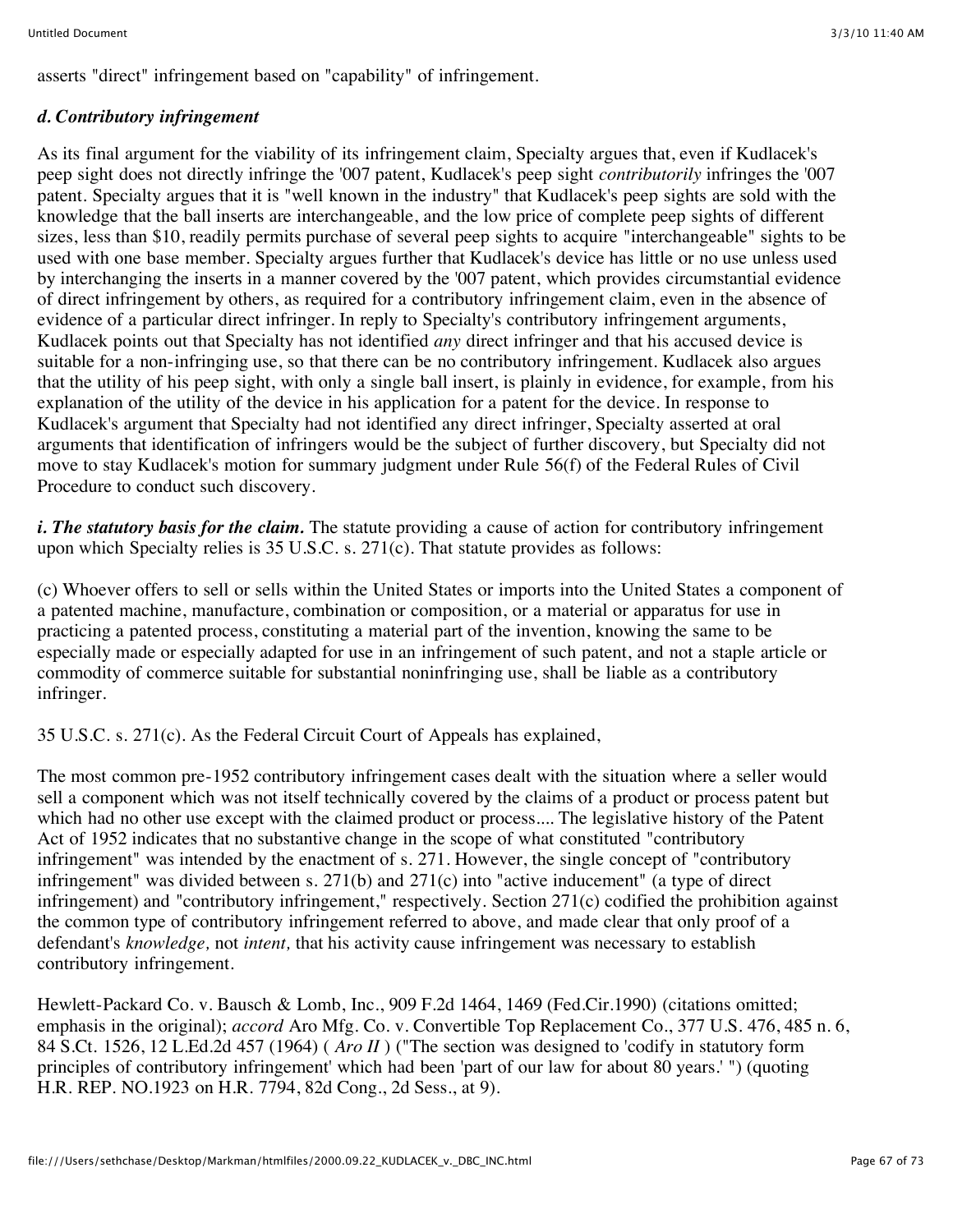asserts "direct" infringement based on "capability" of infringement.

***d. Contributory infringement***

As its final argument for the viability of its infringement claim, Specialty argues that, even if Kudlacek's peep sight does not directly infringe the '007 patent, Kudlacek's peep sight *contributorily* infringes the '007 patent. Specialty argues that it is "well known in the industry" that Kudlacek's peep sights are sold with the knowledge that the ball inserts are interchangeable, and the low price of complete peep sights of different sizes, less than $10, readily permits purchase of several peep sights to acquire "interchangeable" sights to be used with one base member. Specialty argues further that Kudlacek's device has little or no use unless used by interchanging the inserts in a manner covered by the '007 patent, which provides circumstantial evidence of direct infringement by others, as required for a contributory infringement claim, even in the absence of evidence of a particular direct infringer. In reply to Specialty's contributory infringement arguments, Kudlacek points out that Specialty has not identified *any* direct infringer and that his accused device is suitable for a non-infringing use, so that there can be no contributory infringement. Kudlacek also argues that the utility of his peep sight, with only a single ball insert, is plainly in evidence, for example, from his explanation of the utility of the device in his application for a patent for the device. In response to Kudlacek's argument that Specialty had not identified any direct infringer, Specialty asserted at oral arguments that identification of infringers would be the subject of further discovery, but Specialty did not move to stay Kudlacek's motion for summary judgment under Rule 56(f) of the Federal Rules of Civil Procedure to conduct such discovery.

***i. The statutory basis for the claim.*** The statute providing a cause of action for contributory infringement upon which Specialty relies is 35 U.S.C. s. 271(c). That statute provides as follows:

(c) Whoever offers to sell or sells within the United States or imports into the United States a component of a patented machine, manufacture, combination or composition, or a material or apparatus for use in practicing a patented process, constituting a material part of the invention, knowing the same to be especially made or especially adapted for use in an infringement of such patent, and not a staple article or commodity of commerce suitable for substantial noninfringing use, shall be liable as a contributory infringer.

35 U.S.C. s. 271(c). As the Federal Circuit Court of Appeals has explained,

The most common pre-1952 contributory infringement cases dealt with the situation where a seller would sell a component which was not itself technically covered by the claims of a product or process patent but which had no other use except with the claimed product or process.... The legislative history of the Patent Act of 1952 indicates that no substantive change in the scope of what constituted "contributory infringement" was intended by the enactment of s. 271. However, the single concept of "contributory infringement" was divided between s. 271(b) and 271(c) into "active inducement" (a type of direct infringement) and "contributory infringement," respectively. Section 271(c) codified the prohibition against the common type of contributory infringement referred to above, and made clear that only proof of a defendant's *knowledge,* not *intent,* that his activity cause infringement was necessary to establish contributory infringement.

Hewlett-Packard Co. v. Bausch & Lomb, Inc., 909 F.2d 1464, 1469 (Fed.Cir.1990) (citations omitted; emphasis in the original); *accord* Aro Mfg. Co. v. Convertible Top Replacement Co., 377 U.S. 476, 485 n. 6, 84 S.Ct. 1526, 12 L.Ed.2d 457 (1964) ( *Aro II* ) ("The section was designed to 'codify in statutory form principles of contributory infringement' which had been 'part of our law for about 80 years.' ") (quoting H.R. REP. NO.1923 on H.R. 7794, 82d Cong., 2d Sess., at 9).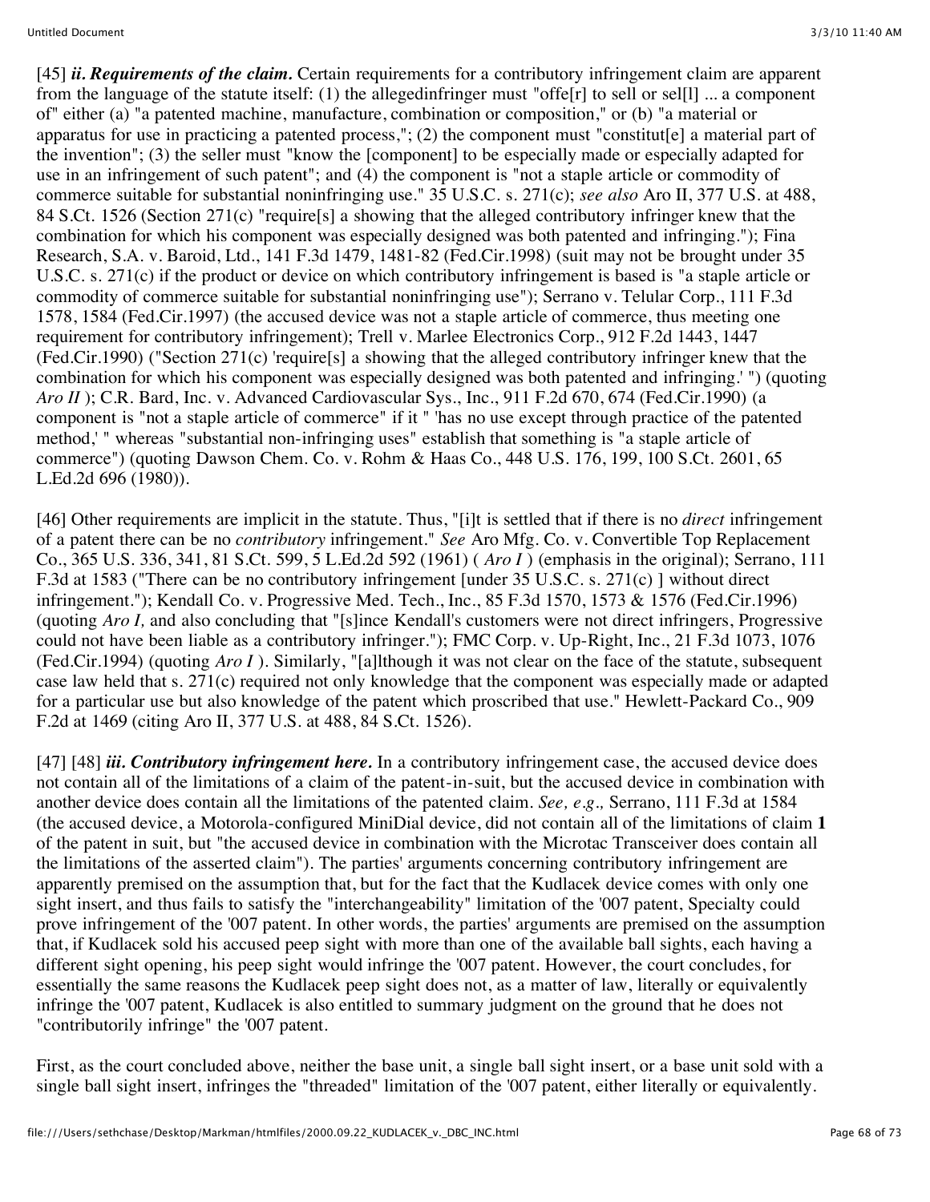[45] ***ii. Requirements of the claim.*** Certain requirements for a contributory infringement claim are apparent from the language of the statute itself: (1) the allegedinfringer must "offe[r] to sell or sel[l] ... a component of" either (a) "a patented machine, manufacture, combination or composition," or (b) "a material or apparatus for use in practicing a patented process,"; (2) the component must "constitut[e] a material part of the invention"; (3) the seller must "know the [component] to be especially made or especially adapted for use in an infringement of such patent"; and (4) the component is "not a staple article or commodity of commerce suitable for substantial noninfringing use." 35 U.S.C. s. 271(c); *see also* Aro II, 377 U.S. at 488, 84 S.Ct. 1526 (Section 271(c) "require[s] a showing that the alleged contributory infringer knew that the combination for which his component was especially designed was both patented and infringing."); Fina Research, S.A. v. Baroid, Ltd., 141 F.3d 1479, 1481-82 (Fed.Cir.1998) (suit may not be brought under 35 U.S.C. s. 271(c) if the product or device on which contributory infringement is based is "a staple article or commodity of commerce suitable for substantial noninfringing use"); Serrano v. Telular Corp., 111 F.3d 1578, 1584 (Fed.Cir.1997) (the accused device was not a staple article of commerce, thus meeting one requirement for contributory infringement); Trell v. Marlee Electronics Corp., 912 F.2d 1443, 1447 (Fed.Cir.1990) ("Section 271(c) 'require[s] a showing that the alleged contributory infringer knew that the combination for which his component was especially designed was both patented and infringing.' ") (quoting *Aro II* ); C.R. Bard, Inc. v. Advanced Cardiovascular Sys., Inc., 911 F.2d 670, 674 (Fed.Cir.1990) (a component is "not a staple article of commerce" if it " 'has no use except through practice of the patented method,' " whereas "substantial non-infringing uses" establish that something is "a staple article of commerce") (quoting Dawson Chem. Co. v. Rohm & Haas Co., 448 U.S. 176, 199, 100 S.Ct. 2601, 65 L.Ed.2d 696 (1980)).

[46] Other requirements are implicit in the statute. Thus, "[i]t is settled that if there is no *direct* infringement of a patent there can be no *contributory* infringement." *See* Aro Mfg. Co. v. Convertible Top Replacement Co., 365 U.S. 336, 341, 81 S.Ct. 599, 5 L.Ed.2d 592 (1961) ( *Aro I* ) (emphasis in the original); Serrano, 111 F.3d at 1583 ("There can be no contributory infringement [under 35 U.S.C. s. 271(c) ] without direct infringement."); Kendall Co. v. Progressive Med. Tech., Inc., 85 F.3d 1570, 1573 & 1576 (Fed.Cir.1996) (quoting *Aro I,* and also concluding that "[s]ince Kendall's customers were not direct infringers, Progressive could not have been liable as a contributory infringer."); FMC Corp. v. Up-Right, Inc., 21 F.3d 1073, 1076 (Fed.Cir.1994) (quoting *Aro I* ). Similarly, "[a]lthough it was not clear on the face of the statute, subsequent case law held that s. 271(c) required not only knowledge that the component was especially made or adapted for a particular use but also knowledge of the patent which proscribed that use." Hewlett-Packard Co., 909 F.2d at 1469 (citing Aro II, 377 U.S. at 488, 84 S.Ct. 1526).

[47] [48] ***iii. Contributory infringement here.*** In a contributory infringement case, the accused device does not contain all of the limitations of a claim of the patent-in-suit, but the accused device in combination with another device does contain all the limitations of the patented claim. *See, e.g.,* Serrano, 111 F.3d at 1584 (the accused device, a Motorola-configured MiniDial device, did not contain all of the limitations of claim **1** of the patent in suit, but "the accused device in combination with the Microtac Transceiver does contain all the limitations of the asserted claim"). The parties' arguments concerning contributory infringement are apparently premised on the assumption that, but for the fact that the Kudlacek device comes with only one sight insert, and thus fails to satisfy the "interchangeability" limitation of the '007 patent, Specialty could prove infringement of the '007 patent. In other words, the parties' arguments are premised on the assumption that, if Kudlacek sold his accused peep sight with more than one of the available ball sights, each having a different sight opening, his peep sight would infringe the '007 patent. However, the court concludes, for essentially the same reasons the Kudlacek peep sight does not, as a matter of law, literally or equivalently infringe the '007 patent, Kudlacek is also entitled to summary judgment on the ground that he does not "contributorily infringe" the '007 patent.

First, as the court concluded above, neither the base unit, a single ball sight insert, or a base unit sold with a single ball sight insert, infringes the "threaded" limitation of the '007 patent, either literally or equivalently.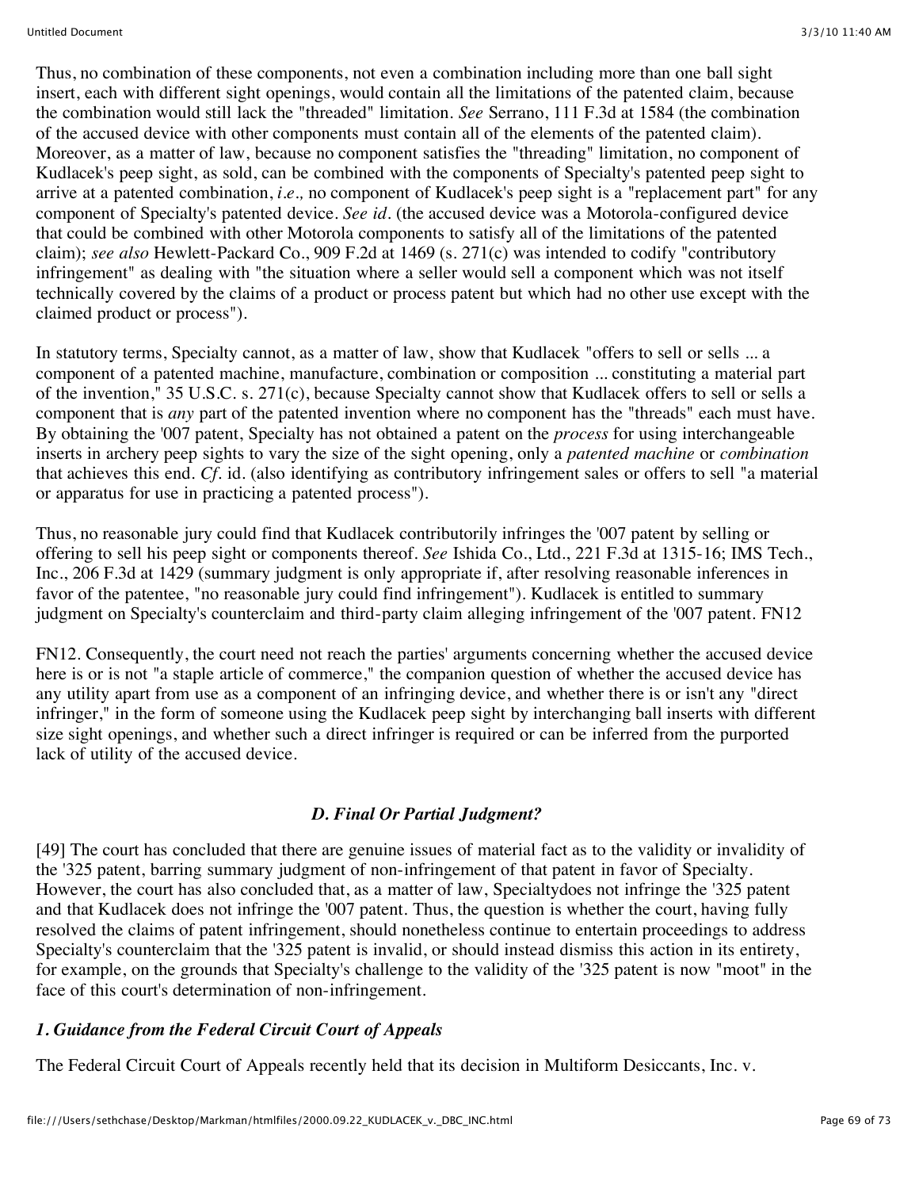Thus, no combination of these components, not even a combination including more than one ball sight insert, each with different sight openings, would contain all the limitations of the patented claim, because the combination would still lack the "threaded" limitation. *See* Serrano, 111 F.3d at 1584 (the combination of the accused device with other components must contain all of the elements of the patented claim). Moreover, as a matter of law, because no component satisfies the "threading" limitation, no component of Kudlacek's peep sight, as sold, can be combined with the components of Specialty's patented peep sight to arrive at a patented combination, *i.e.,* no component of Kudlacek's peep sight is a "replacement part" for any component of Specialty's patented device. *See id.* (the accused device was a Motorola-configured device that could be combined with other Motorola components to satisfy all of the limitations of the patented claim); *see also* Hewlett-Packard Co., 909 F.2d at 1469 (s. 271(c) was intended to codify "contributory infringement" as dealing with "the situation where a seller would sell a component which was not itself technically covered by the claims of a product or process patent but which had no other use except with the claimed product or process").

In statutory terms, Specialty cannot, as a matter of law, show that Kudlacek "offers to sell or sells ... a component of a patented machine, manufacture, combination or composition ... constituting a material part of the invention," 35 U.S.C. s. 271(c), because Specialty cannot show that Kudlacek offers to sell or sells a component that is *any* part of the patented invention where no component has the "threads" each must have. By obtaining the '007 patent, Specialty has not obtained a patent on the *process* for using interchangeable inserts in archery peep sights to vary the size of the sight opening, only a *patented machine* or *combination* that achieves this end. *Cf.* id. (also identifying as contributory infringement sales or offers to sell "a material or apparatus for use in practicing a patented process").

Thus, no reasonable jury could find that Kudlacek contributorily infringes the '007 patent by selling or offering to sell his peep sight or components thereof. *See* Ishida Co., Ltd., 221 F.3d at 1315-16; IMS Tech., Inc., 206 F.3d at 1429 (summary judgment is only appropriate if, after resolving reasonable inferences in favor of the patentee, "no reasonable jury could find infringement"). Kudlacek is entitled to summary judgment on Specialty's counterclaim and third-party claim alleging infringement of the '007 patent. FN12

FN12. Consequently, the court need not reach the parties' arguments concerning whether the accused device here is or is not "a staple article of commerce," the companion question of whether the accused device has any utility apart from use as a component of an infringing device, and whether there is or isn't any "direct infringer," in the form of someone using the Kudlacek peep sight by interchanging ball inserts with different size sight openings, and whether such a direct infringer is required or can be inferred from the purported lack of utility of the accused device.

### *D. Final Or Partial Judgment?*

[49] The court has concluded that there are genuine issues of material fact as to the validity or invalidity of the '325 patent, barring summary judgment of non-infringement of that patent in favor of Specialty. However, the court has also concluded that, as a matter of law, Specialtydoes not infringe the '325 patent and that Kudlacek does not infringe the '007 patent. Thus, the question is whether the court, having fully resolved the claims of patent infringement, should nonetheless continue to entertain proceedings to address Specialty's counterclaim that the '325 patent is invalid, or should instead dismiss this action in its entirety, for example, on the grounds that Specialty's challenge to the validity of the '325 patent is now "moot" in the face of this court's determination of non-infringement.

#### *1. Guidance from the Federal Circuit Court of Appeals*

The Federal Circuit Court of Appeals recently held that its decision in Multiform Desiccants, Inc. v.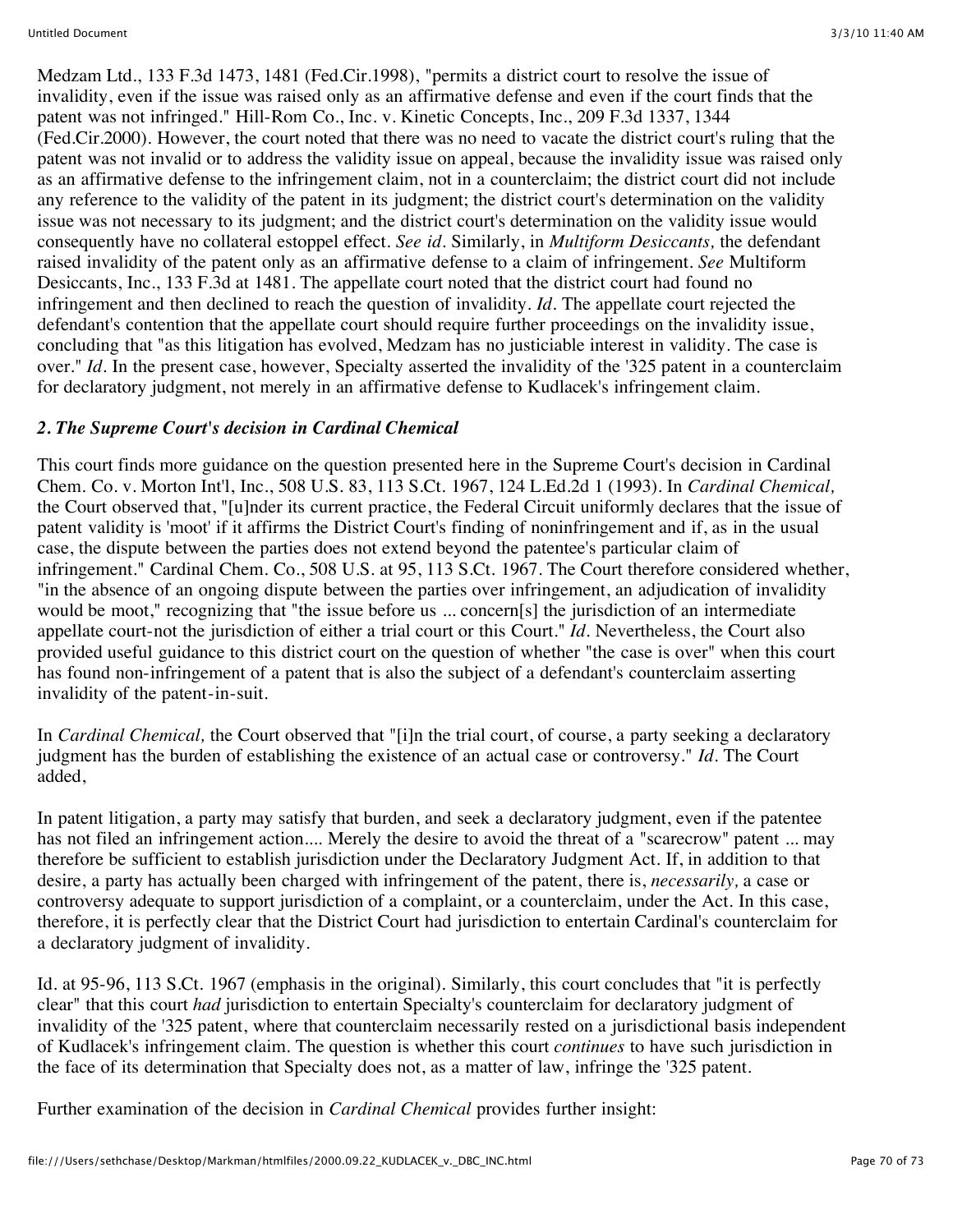Medzam Ltd., 133 F.3d 1473, 1481 (Fed.Cir.1998), "permits a district court to resolve the issue of invalidity, even if the issue was raised only as an affirmative defense and even if the court finds that the patent was not infringed." Hill-Rom Co., Inc. v. Kinetic Concepts, Inc., 209 F.3d 1337, 1344 (Fed.Cir.2000). However, the court noted that there was no need to vacate the district court's ruling that the patent was not invalid or to address the validity issue on appeal, because the invalidity issue was raised only as an affirmative defense to the infringement claim, not in a counterclaim; the district court did not include any reference to the validity of the patent in its judgment; the district court's determination on the validity issue was not necessary to its judgment; and the district court's determination on the validity issue would consequently have no collateral estoppel effect. *See id.* Similarly, in *Multiform Desiccants,* the defendant raised invalidity of the patent only as an affirmative defense to a claim of infringement. *See* Multiform Desiccants, Inc., 133 F.3d at 1481. The appellate court noted that the district court had found no infringement and then declined to reach the question of invalidity. *Id.* The appellate court rejected the defendant's contention that the appellate court should require further proceedings on the invalidity issue, concluding that "as this litigation has evolved, Medzam has no justiciable interest in validity. The case is over." *Id.* In the present case, however, Specialty asserted the invalidity of the '325 patent in a counterclaim for declaratory judgment, not merely in an affirmative defense to Kudlacek's infringement claim.

### *2. The Supreme Court's decision in Cardinal Chemical*

This court finds more guidance on the question presented here in the Supreme Court's decision in Cardinal Chem. Co. v. Morton Int'l, Inc., 508 U.S. 83, 113 S.Ct. 1967, 124 L.Ed.2d 1 (1993). In *Cardinal Chemical,* the Court observed that, "[u]nder its current practice, the Federal Circuit uniformly declares that the issue of patent validity is 'moot' if it affirms the District Court's finding of noninfringement and if, as in the usual case, the dispute between the parties does not extend beyond the patentee's particular claim of infringement." Cardinal Chem. Co., 508 U.S. at 95, 113 S.Ct. 1967. The Court therefore considered whether, "in the absence of an ongoing dispute between the parties over infringement, an adjudication of invalidity would be moot," recognizing that "the issue before us ... concern[s] the jurisdiction of an intermediate appellate court-not the jurisdiction of either a trial court or this Court." *Id.* Nevertheless, the Court also provided useful guidance to this district court on the question of whether "the case is over" when this court has found non-infringement of a patent that is also the subject of a defendant's counterclaim asserting invalidity of the patent-in-suit.

In *Cardinal Chemical,* the Court observed that "[i]n the trial court, of course, a party seeking a declaratory judgment has the burden of establishing the existence of an actual case or controversy." *Id.* The Court added,

In patent litigation, a party may satisfy that burden, and seek a declaratory judgment, even if the patentee has not filed an infringement action.... Merely the desire to avoid the threat of a "scarecrow" patent ... may therefore be sufficient to establish jurisdiction under the Declaratory Judgment Act. If, in addition to that desire, a party has actually been charged with infringement of the patent, there is, *necessarily,* a case or controversy adequate to support jurisdiction of a complaint, or a counterclaim, under the Act. In this case, therefore, it is perfectly clear that the District Court had jurisdiction to entertain Cardinal's counterclaim for a declaratory judgment of invalidity.

Id. at 95-96, 113 S.Ct. 1967 (emphasis in the original). Similarly, this court concludes that "it is perfectly clear" that this court *had* jurisdiction to entertain Specialty's counterclaim for declaratory judgment of invalidity of the '325 patent, where that counterclaim necessarily rested on a jurisdictional basis independent of Kudlacek's infringement claim. The question is whether this court *continues* to have such jurisdiction in the face of its determination that Specialty does not, as a matter of law, infringe the '325 patent.

Further examination of the decision in *Cardinal Chemical* provides further insight: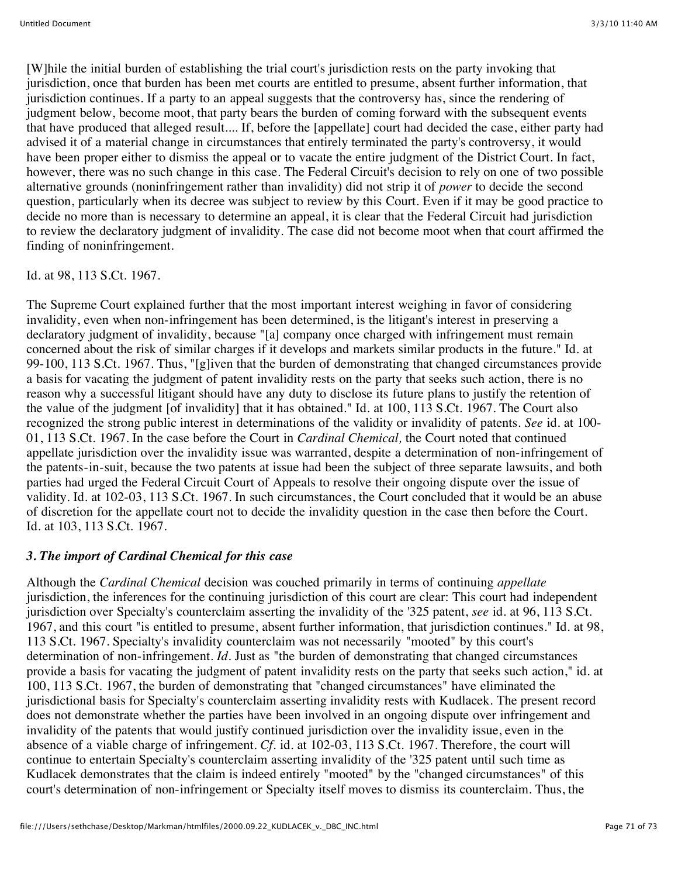[W]hile the initial burden of establishing the trial court's jurisdiction rests on the party invoking that jurisdiction, once that burden has been met courts are entitled to presume, absent further information, that jurisdiction continues. If a party to an appeal suggests that the controversy has, since the rendering of judgment below, become moot, that party bears the burden of coming forward with the subsequent events that have produced that alleged result.... If, before the [appellate] court had decided the case, either party had advised it of a material change in circumstances that entirely terminated the party's controversy, it would have been proper either to dismiss the appeal or to vacate the entire judgment of the District Court. In fact, however, there was no such change in this case. The Federal Circuit's decision to rely on one of two possible alternative grounds (noninfringement rather than invalidity) did not strip it of *power* to decide the second question, particularly when its decree was subject to review by this Court. Even if it may be good practice to decide no more than is necessary to determine an appeal, it is clear that the Federal Circuit had jurisdiction to review the declaratory judgment of invalidity. The case did not become moot when that court affirmed the finding of noninfringement.

Id. at 98, 113 S.Ct. 1967.

The Supreme Court explained further that the most important interest weighing in favor of considering invalidity, even when non-infringement has been determined, is the litigant's interest in preserving a declaratory judgment of invalidity, because "[a] company once charged with infringement must remain concerned about the risk of similar charges if it develops and markets similar products in the future." Id. at 99-100, 113 S.Ct. 1967. Thus, "[g]iven that the burden of demonstrating that changed circumstances provide a basis for vacating the judgment of patent invalidity rests on the party that seeks such action, there is no reason why a successful litigant should have any duty to disclose its future plans to justify the retention of the value of the judgment [of invalidity] that it has obtained." Id. at 100, 113 S.Ct. 1967. The Court also recognized the strong public interest in determinations of the validity or invalidity of patents. *See* id. at 100-01, 113 S.Ct. 1967. In the case before the Court in *Cardinal Chemical,* the Court noted that continued appellate jurisdiction over the invalidity issue was warranted, despite a determination of non-infringement of the patents-in-suit, because the two patents at issue had been the subject of three separate lawsuits, and both parties had urged the Federal Circuit Court of Appeals to resolve their ongoing dispute over the issue of validity. Id. at 102-03, 113 S.Ct. 1967. In such circumstances, the Court concluded that it would be an abuse of discretion for the appellate court not to decide the invalidity question in the case then before the Court. Id. at 103, 113 S.Ct. 1967.

### *3. The import of Cardinal Chemical for this case*

Although the *Cardinal Chemical* decision was couched primarily in terms of continuing *appellate* jurisdiction, the inferences for the continuing jurisdiction of this court are clear: This court had independent jurisdiction over Specialty's counterclaim asserting the invalidity of the '325 patent, *see* id. at 96, 113 S.Ct. 1967, and this court "is entitled to presume, absent further information, that jurisdiction continues." Id. at 98, 113 S.Ct. 1967. Specialty's invalidity counterclaim was not necessarily "mooted" by this court's determination of non-infringement. *Id*. Just as "the burden of demonstrating that changed circumstances provide a basis for vacating the judgment of patent invalidity rests on the party that seeks such action," id. at 100, 113 S.Ct. 1967, the burden of demonstrating that "changed circumstances" have eliminated the jurisdictional basis for Specialty's counterclaim asserting invalidity rests with Kudlacek. The present record does not demonstrate whether the parties have been involved in an ongoing dispute over infringement and invalidity of the patents that would justify continued jurisdiction over the invalidity issue, even in the absence of a viable charge of infringement. *Cf.* id. at 102-03, 113 S.Ct. 1967. Therefore, the court will continue to entertain Specialty's counterclaim asserting invalidity of the '325 patent until such time as Kudlacek demonstrates that the claim is indeed entirely "mooted" by the "changed circumstances" of this court's determination of non-infringement or Specialty itself moves to dismiss its counterclaim. Thus, the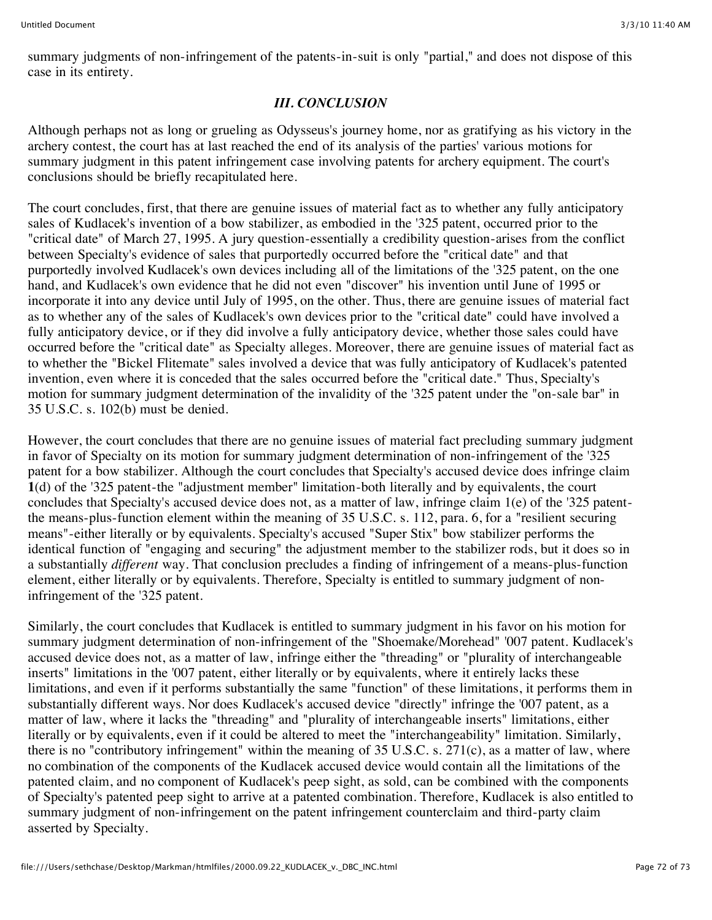summary judgments of non-infringement of the patents-in-suit is only "partial," and does not dispose of this case in its entirety.

### *III. CONCLUSION*

Although perhaps not as long or grueling as Odysseus's journey home, nor as gratifying as his victory in the archery contest, the court has at last reached the end of its analysis of the parties' various motions for summary judgment in this patent infringement case involving patents for archery equipment. The court's conclusions should be briefly recapitulated here.

The court concludes, first, that there are genuine issues of material fact as to whether any fully anticipatory sales of Kudlacek's invention of a bow stabilizer, as embodied in the '325 patent, occurred prior to the "critical date" of March 27, 1995. A jury question-essentially a credibility question-arises from the conflict between Specialty's evidence of sales that purportedly occurred before the "critical date" and that purportedly involved Kudlacek's own devices including all of the limitations of the '325 patent, on the one hand, and Kudlacek's own evidence that he did not even "discover" his invention until June of 1995 or incorporate it into any device until July of 1995, on the other. Thus, there are genuine issues of material fact as to whether any of the sales of Kudlacek's own devices prior to the "critical date" could have involved a fully anticipatory device, or if they did involve a fully anticipatory device, whether those sales could have occurred before the "critical date" as Specialty alleges. Moreover, there are genuine issues of material fact as to whether the "Bickel Flitemate" sales involved a device that was fully anticipatory of Kudlacek's patented invention, even where it is conceded that the sales occurred before the "critical date." Thus, Specialty's motion for summary judgment determination of the invalidity of the '325 patent under the "on-sale bar" in 35 U.S.C. s. 102(b) must be denied.

However, the court concludes that there are no genuine issues of material fact precluding summary judgment in favor of Specialty on its motion for summary judgment determination of non-infringement of the '325 patent for a bow stabilizer. Although the court concludes that Specialty's accused device does infringe claim **1**(d) of the '325 patent-the "adjustment member" limitation-both literally and by equivalents, the court concludes that Specialty's accused device does not, as a matter of law, infringe claim 1(e) of the '325 patent-the means-plus-function element within the meaning of 35 U.S.C. s. 112, para. 6, for a "resilient securing means"-either literally or by equivalents. Specialty's accused "Super Stix" bow stabilizer performs the identical function of "engaging and securing" the adjustment member to the stabilizer rods, but it does so in a substantially *different* way. That conclusion precludes a finding of infringement of a means-plus-function element, either literally or by equivalents. Therefore, Specialty is entitled to summary judgment of non-infringement of the '325 patent.

Similarly, the court concludes that Kudlacek is entitled to summary judgment in his favor on his motion for summary judgment determination of non-infringement of the "Shoemake/Morehead" '007 patent. Kudlacek's accused device does not, as a matter of law, infringe either the "threading" or "plurality of interchangeable inserts" limitations in the '007 patent, either literally or by equivalents, where it entirely lacks these limitations, and even if it performs substantially the same "function" of these limitations, it performs them in substantially different ways. Nor does Kudlacek's accused device "directly" infringe the '007 patent, as a matter of law, where it lacks the "threading" and "plurality of interchangeable inserts" limitations, either literally or by equivalents, even if it could be altered to meet the "interchangeability" limitation. Similarly, there is no "contributory infringement" within the meaning of 35 U.S.C. s. 271(c), as a matter of law, where no combination of the components of the Kudlacek accused device would contain all the limitations of the patented claim, and no component of Kudlacek's peep sight, as sold, can be combined with the components of Specialty's patented peep sight to arrive at a patented combination. Therefore, Kudlacek is also entitled to summary judgment of non-infringement on the patent infringement counterclaim and third-party claim asserted by Specialty.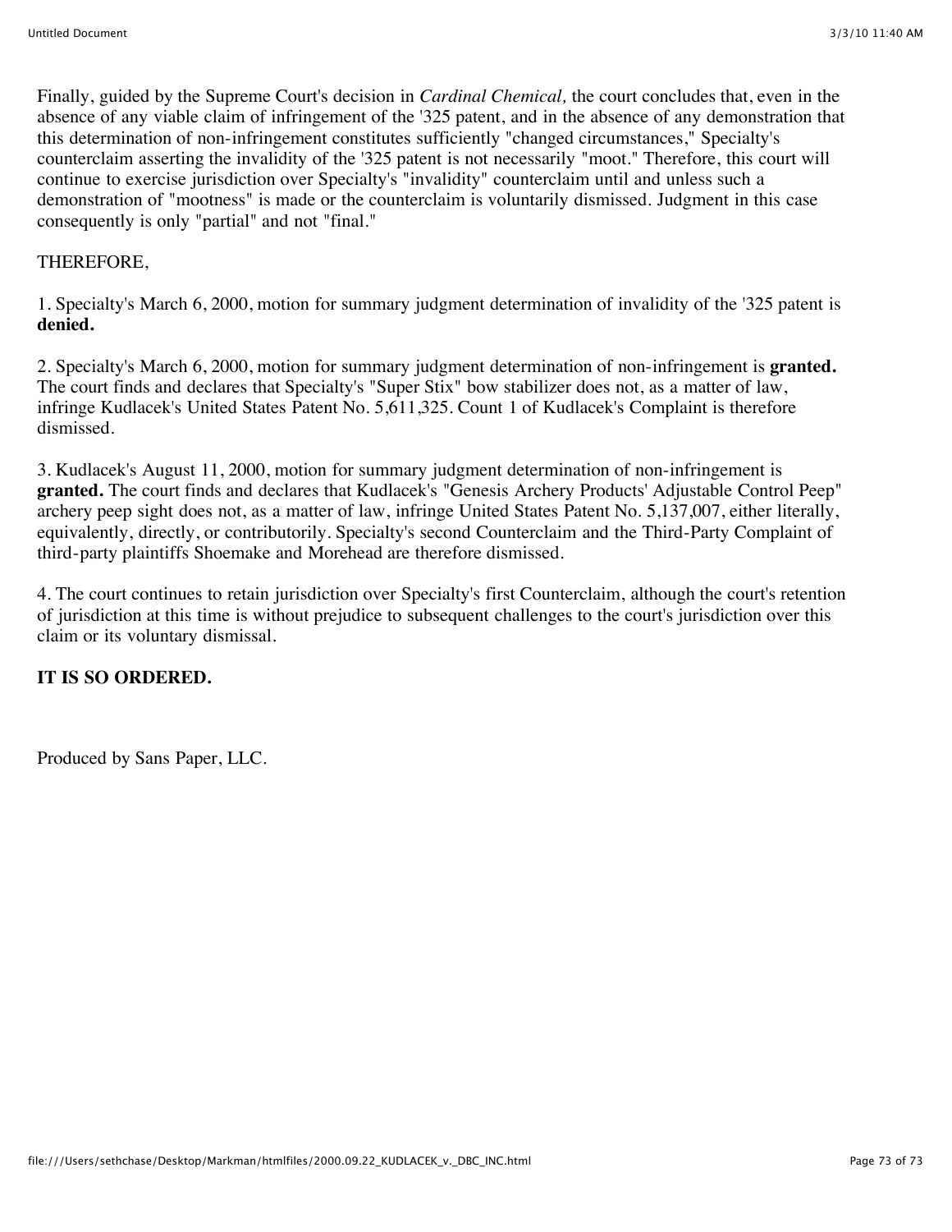Finally, guided by the Supreme Court's decision in *Cardinal Chemical,* the court concludes that, even in the absence of any viable claim of infringement of the '325 patent, and in the absence of any demonstration that this determination of non-infringement constitutes sufficiently "changed circumstances," Specialty's counterclaim asserting the invalidity of the '325 patent is not necessarily "moot." Therefore, this court will continue to exercise jurisdiction over Specialty's "invalidity" counterclaim until and unless such a demonstration of "mootness" is made or the counterclaim is voluntarily dismissed. Judgment in this case consequently is only "partial" and not "final."

THEREFORE,

1. Specialty's March 6, 2000, motion for summary judgment determination of invalidity of the '325 patent is **denied.**

2. Specialty's March 6, 2000, motion for summary judgment determination of non-infringement is **granted.** The court finds and declares that Specialty's "Super Stix" bow stabilizer does not, as a matter of law, infringe Kudlacek's United States Patent No. 5,611,325. Count 1 of Kudlacek's Complaint is therefore dismissed.

3. Kudlacek's August 11, 2000, motion for summary judgment determination of non-infringement is **granted.** The court finds and declares that Kudlacek's "Genesis Archery Products' Adjustable Control Peep" archery peep sight does not, as a matter of law, infringe United States Patent No. 5,137,007, either literally, equivalently, directly, or contributorily. Specialty's second Counterclaim and the Third-Party Complaint of third-party plaintiffs Shoemake and Morehead are therefore dismissed.

4. The court continues to retain jurisdiction over Specialty's first Counterclaim, although the court's retention of jurisdiction at this time is without prejudice to subsequent challenges to the court's jurisdiction over this claim or its voluntary dismissal.

**IT IS SO ORDERED.**

Produced by Sans Paper, LLC.